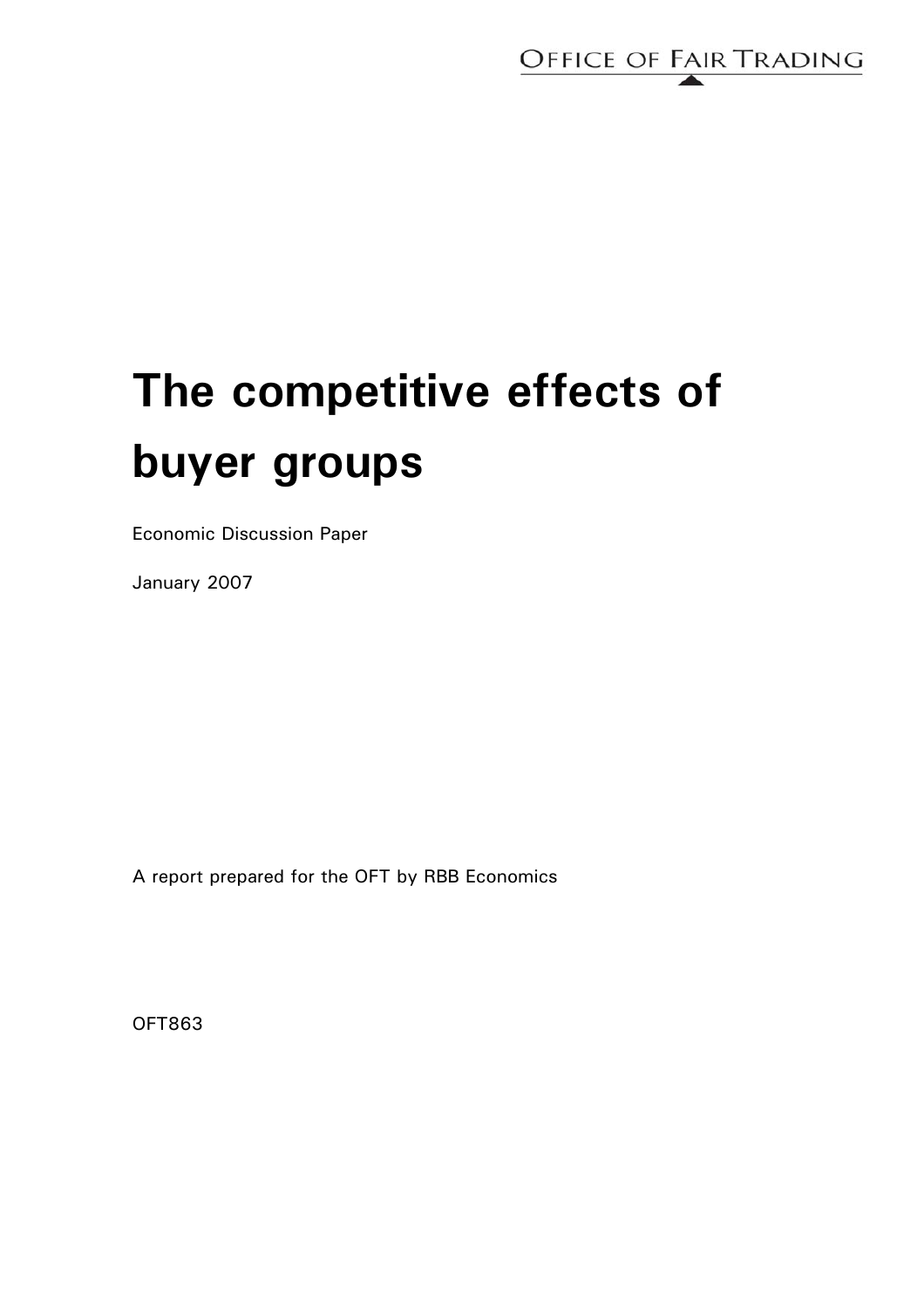OFFICE OF FAIR TRADING

# The competitive effects of buyer groups

Economic Discussion Paper

January 2007

A report prepared for the OFT by RBB Economics

OFT863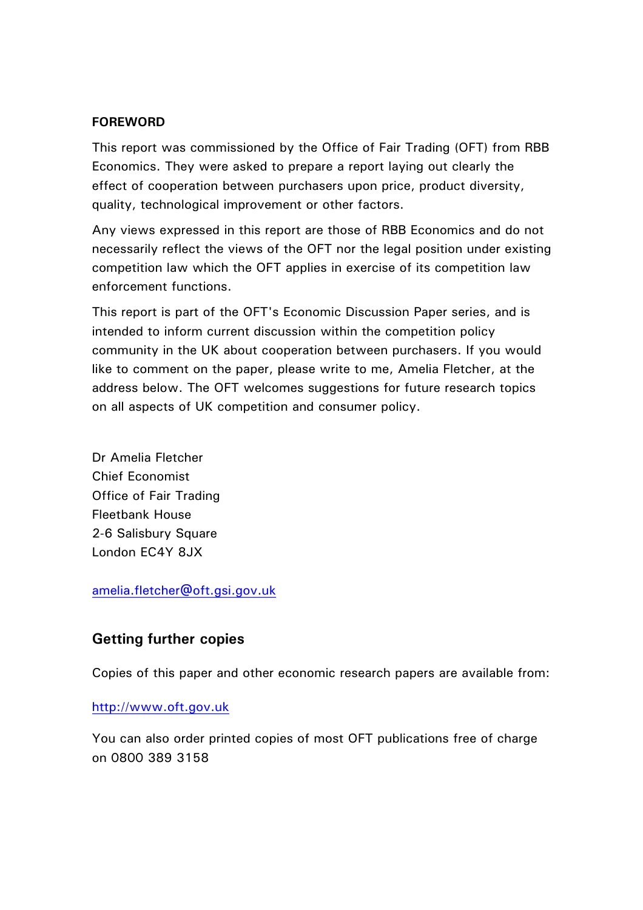**FOREWORD**

This report was commissioned by the Office of Fair Trading (OFT) from RBB Economics. They were asked to prepare a report laying out clearly the effect of cooperation between purchasers upon price, product diversity, quality, technological improvement or other factors.

Any views expressed in this report are those of RBB Economics and do not necessarily reflect the views of the OFT nor the legal position under existing competition law which the OFT applies in exercise of its competition law enforcement functions.

This report is part of the OFT's Economic Discussion Paper series, and is intended to inform current discussion within the competition policy community in the UK about cooperation between purchasers. If you would like to comment on the paper, please write to me, Amelia Fletcher, at the address below. The OFT welcomes suggestions for future research topics on all aspects of UK competition and consumer policy.

Dr Amelia Fletcher
Chief Economist
Office of Fair Trading
Fleetbank House
2-6 Salisbury Square
London EC4Y 8JX

amelia.fletcher@oft.gsi.gov.uk

## Getting further copies

Copies of this paper and other economic research papers are available from:

http://www.oft.gov.uk

You can also order printed copies of most OFT publications free of charge on 0800 389 3158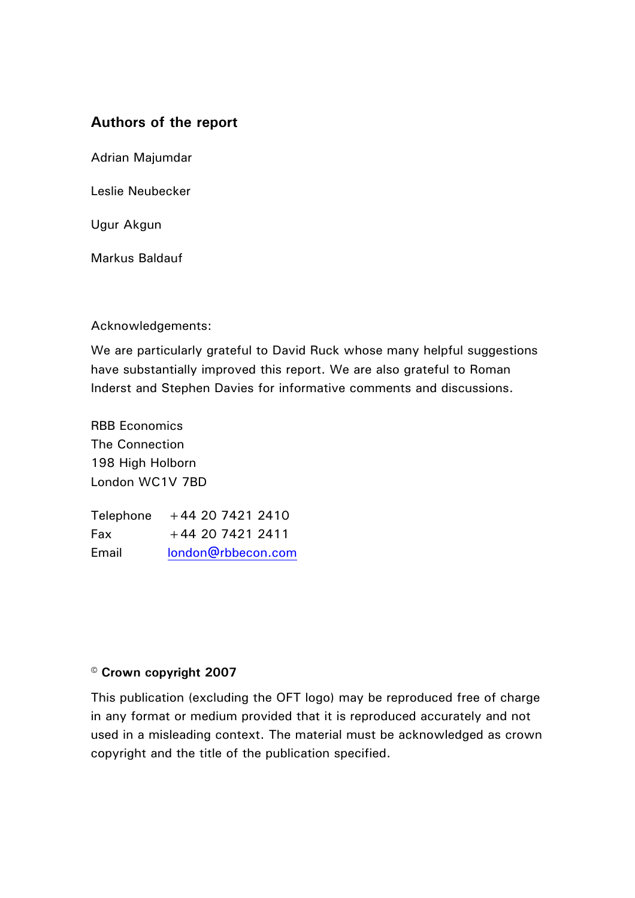## Authors of the report

Adrian Majumdar

Leslie Neubecker

Ugur Akgun

Markus Baldauf

Acknowledgements:

We are particularly grateful to David Ruck whose many helpful suggestions have substantially improved this report. We are also grateful to Roman Inderst and Stephen Davies for informative comments and discussions.

RBB Economics
The Connection
198 High Holborn
London WC1V 7BD

| | |
|---|---|
| Telephone | +44 20 7421 2410 |
| Fax | +44 20 7421 2411 |
| Email | london@rbbecon.com |

**© Crown copyright 2007**

This publication (excluding the OFT logo) may be reproduced free of charge in any format or medium provided that it is reproduced accurately and not used in a misleading context. The material must be acknowledged as crown copyright and the title of the publication specified.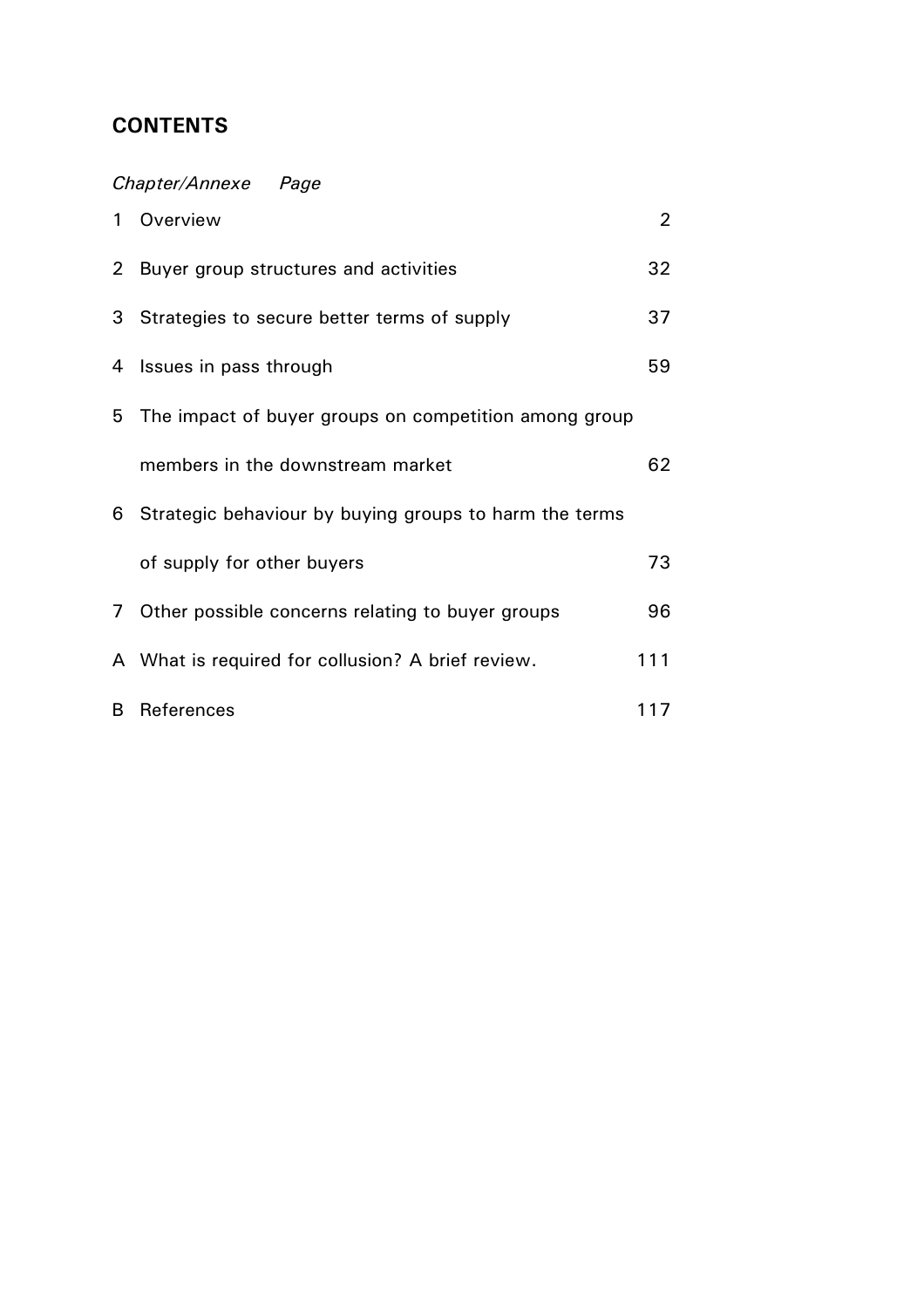## CONTENTS

| *Chapter/Annexe* | | *Page* |
|---|---|---|
| 1 | Overview | 2 |
| 2 | Buyer group structures and activities | 32 |
| 3 | Strategies to secure better terms of supply | 37 |
| 4 | Issues in pass through | 59 |
| 5 | The impact of buyer groups on competition among group members in the downstream market | 62 |
| 6 | Strategic behaviour by buying groups to harm the terms of supply for other buyers | 73 |
| 7 | Other possible concerns relating to buyer groups | 96 |
| A | What is required for collusion? A brief review. | 111 |
| B | References | 117 |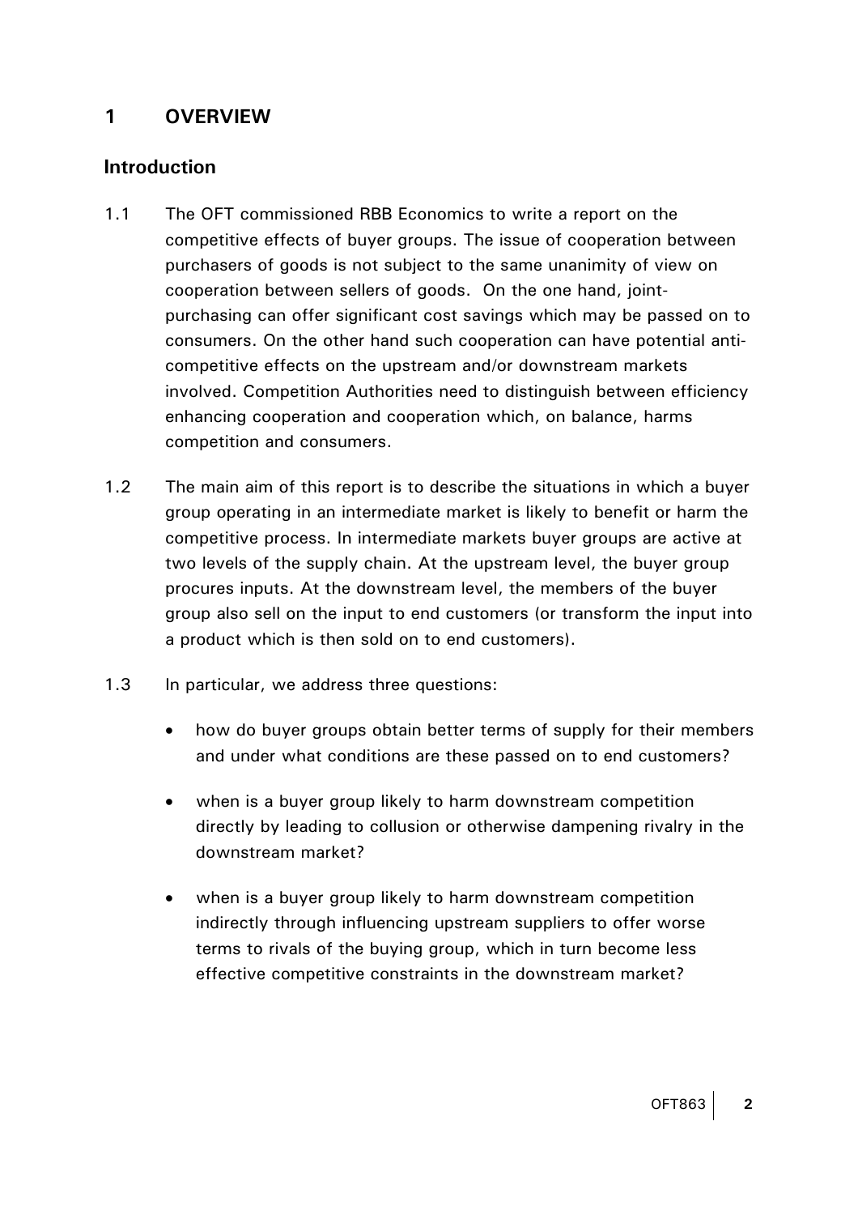# 1 OVERVIEW

## Introduction

1.1 The OFT commissioned RBB Economics to write a report on the competitive effects of buyer groups. The issue of cooperation between purchasers of goods is not subject to the same unanimity of view on cooperation between sellers of goods. On the one hand, joint-purchasing can offer significant cost savings which may be passed on to consumers. On the other hand such cooperation can have potential anti-competitive effects on the upstream and/or downstream markets involved. Competition Authorities need to distinguish between efficiency enhancing cooperation and cooperation which, on balance, harms competition and consumers.

1.2 The main aim of this report is to describe the situations in which a buyer group operating in an intermediate market is likely to benefit or harm the competitive process. In intermediate markets buyer groups are active at two levels of the supply chain. At the upstream level, the buyer group procures inputs. At the downstream level, the members of the buyer group also sell on the input to end customers (or transform the input into a product which is then sold on to end customers).

1.3 In particular, we address three questions:

- how do buyer groups obtain better terms of supply for their members and under what conditions are these passed on to end customers?
- when is a buyer group likely to harm downstream competition directly by leading to collusion or otherwise dampening rivalry in the downstream market?
- when is a buyer group likely to harm downstream competition indirectly through influencing upstream suppliers to offer worse terms to rivals of the buying group, which in turn become less effective competitive constraints in the downstream market?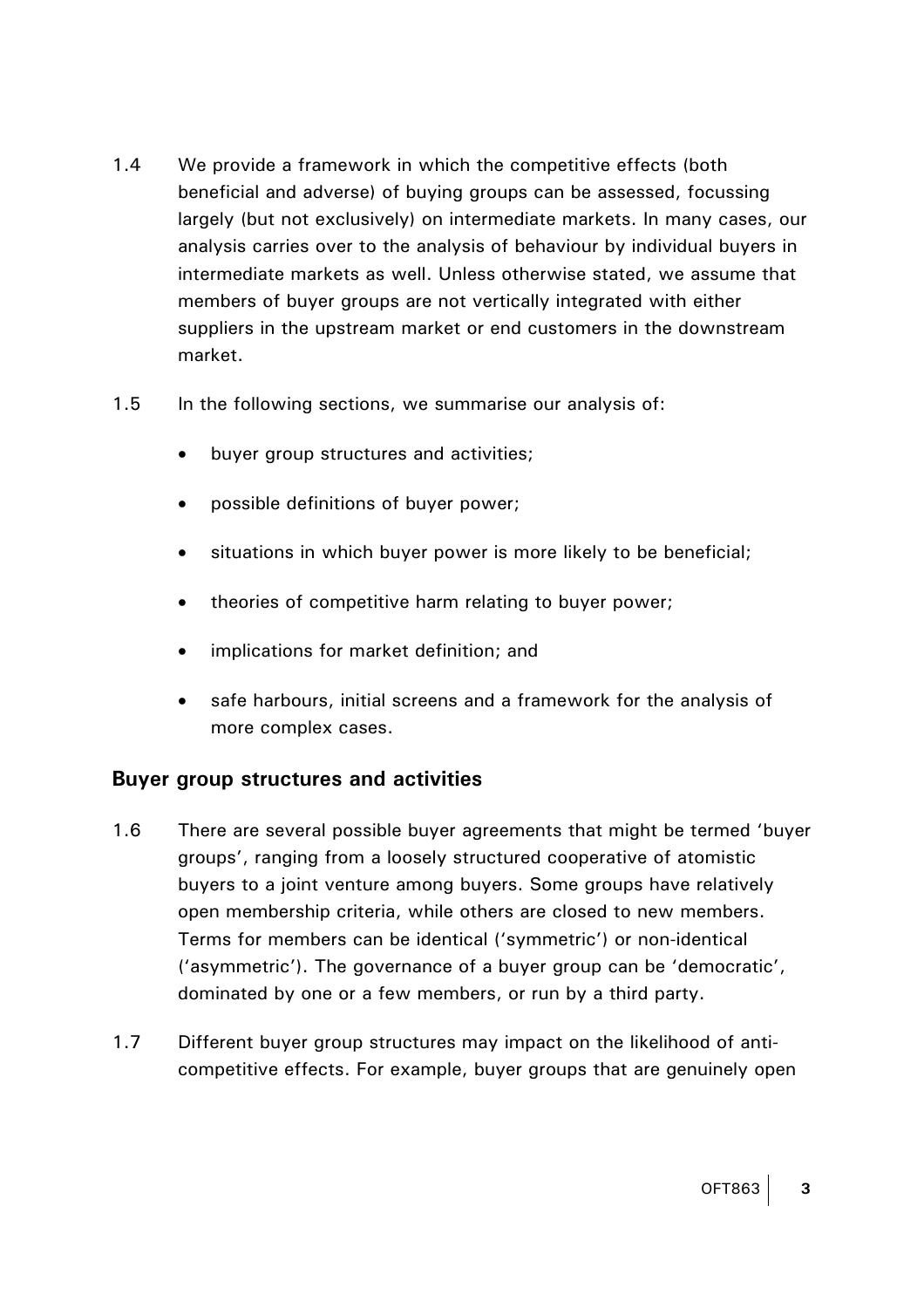1.4 We provide a framework in which the competitive effects (both beneficial and adverse) of buying groups can be assessed, focussing largely (but not exclusively) on intermediate markets. In many cases, our analysis carries over to the analysis of behaviour by individual buyers in intermediate markets as well. Unless otherwise stated, we assume that members of buyer groups are not vertically integrated with either suppliers in the upstream market or end customers in the downstream market.

1.5 In the following sections, we summarise our analysis of:

- buyer group structures and activities;
- possible definitions of buyer power;
- situations in which buyer power is more likely to be beneficial;
- theories of competitive harm relating to buyer power;
- implications for market definition; and
- safe harbours, initial screens and a framework for the analysis of more complex cases.

## Buyer group structures and activities

1.6 There are several possible buyer agreements that might be termed 'buyer groups', ranging from a loosely structured cooperative of atomistic buyers to a joint venture among buyers. Some groups have relatively open membership criteria, while others are closed to new members. Terms for members can be identical ('symmetric') or non-identical ('asymmetric'). The governance of a buyer group can be 'democratic', dominated by one or a few members, or run by a third party.

1.7 Different buyer group structures may impact on the likelihood of anti-competitive effects. For example, buyer groups that are genuinely open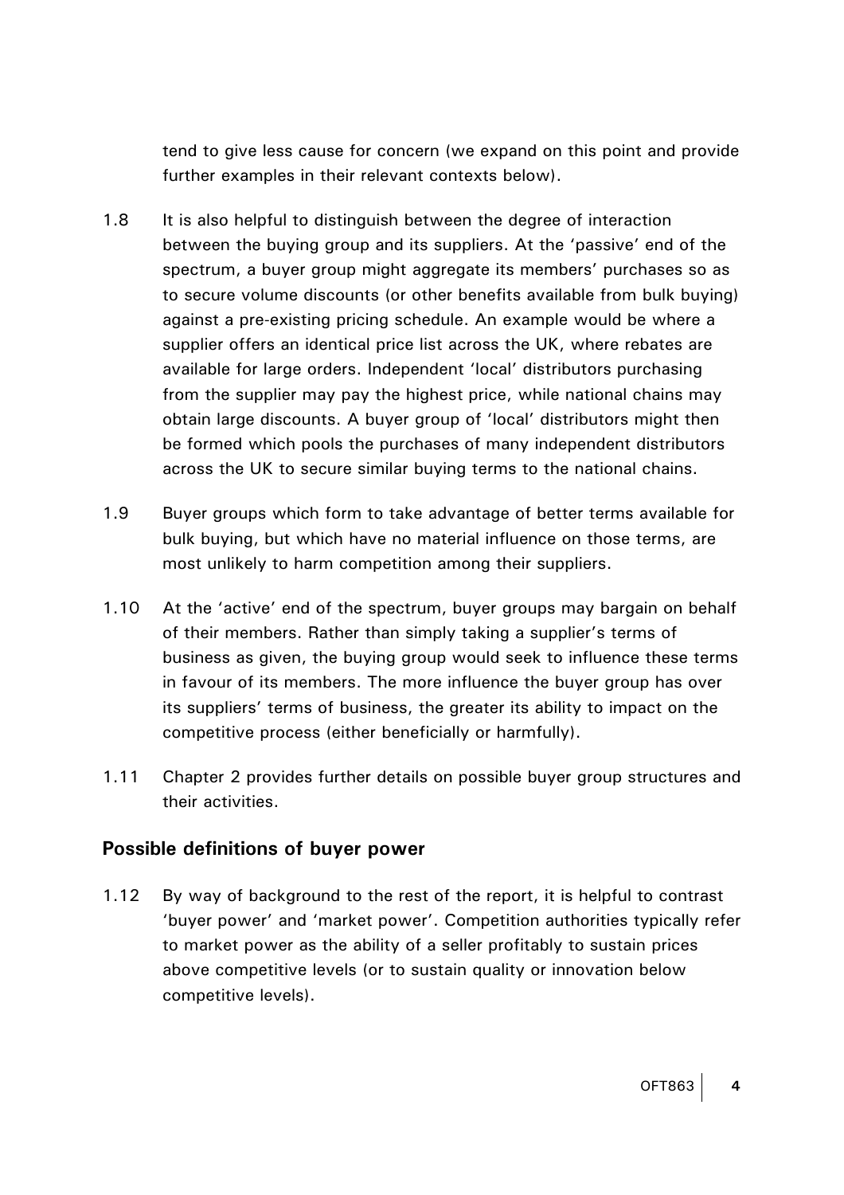tend to give less cause for concern (we expand on this point and provide further examples in their relevant contexts below).

1.8 It is also helpful to distinguish between the degree of interaction between the buying group and its suppliers. At the 'passive' end of the spectrum, a buyer group might aggregate its members' purchases so as to secure volume discounts (or other benefits available from bulk buying) against a pre-existing pricing schedule. An example would be where a supplier offers an identical price list across the UK, where rebates are available for large orders. Independent 'local' distributors purchasing from the supplier may pay the highest price, while national chains may obtain large discounts. A buyer group of 'local' distributors might then be formed which pools the purchases of many independent distributors across the UK to secure similar buying terms to the national chains.

1.9 Buyer groups which form to take advantage of better terms available for bulk buying, but which have no material influence on those terms, are most unlikely to harm competition among their suppliers.

1.10 At the 'active' end of the spectrum, buyer groups may bargain on behalf of their members. Rather than simply taking a supplier's terms of business as given, the buying group would seek to influence these terms in favour of its members. The more influence the buyer group has over its suppliers' terms of business, the greater its ability to impact on the competitive process (either beneficially or harmfully).

1.11 Chapter 2 provides further details on possible buyer group structures and their activities.

## Possible definitions of buyer power

1.12 By way of background to the rest of the report, it is helpful to contrast 'buyer power' and 'market power'. Competition authorities typically refer to market power as the ability of a seller profitably to sustain prices above competitive levels (or to sustain quality or innovation below competitive levels).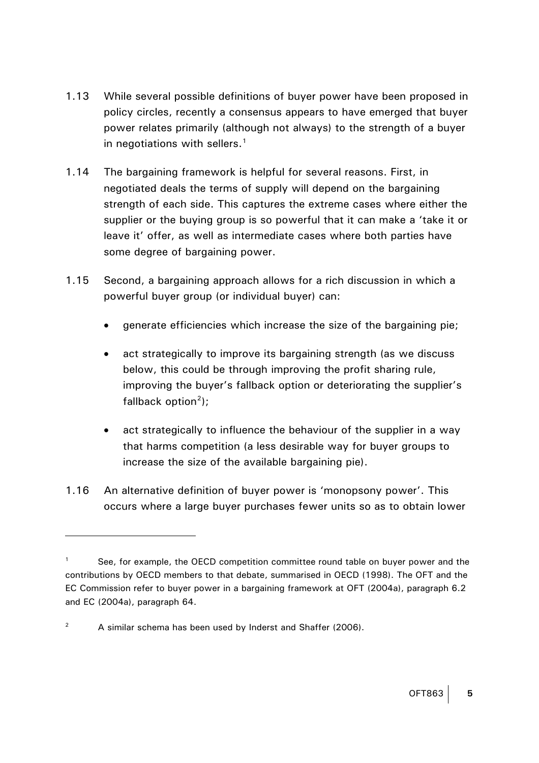1.13 While several possible definitions of buyer power have been proposed in policy circles, recently a consensus appears to have emerged that buyer power relates primarily (although not always) to the strength of a buyer in negotiations with sellers.[1]

1.14 The bargaining framework is helpful for several reasons. First, in negotiated deals the terms of supply will depend on the bargaining strength of each side. This captures the extreme cases where either the supplier or the buying group is so powerful that it can make a 'take it or leave it' offer, as well as intermediate cases where both parties have some degree of bargaining power.

1.15 Second, a bargaining approach allows for a rich discussion in which a powerful buyer group (or individual buyer) can:

- generate efficiencies which increase the size of the bargaining pie;
- act strategically to improve its bargaining strength (as we discuss below, this could be through improving the profit sharing rule, improving the buyer's fallback option or deteriorating the supplier's fallback option[2]);
- act strategically to influence the behaviour of the supplier in a way that harms competition (a less desirable way for buyer groups to increase the size of the available bargaining pie).

1.16 An alternative definition of buyer power is 'monopsony power'. This occurs where a large buyer purchases fewer units so as to obtain lower

---

[1] See, for example, the OECD competition committee round table on buyer power and the contributions by OECD members to that debate, summarised in OECD (1998). The OFT and the EC Commission refer to buyer power in a bargaining framework at OFT (2004a), paragraph 6.2 and EC (2004a), paragraph 64.

[2] A similar schema has been used by Inderst and Shaffer (2006).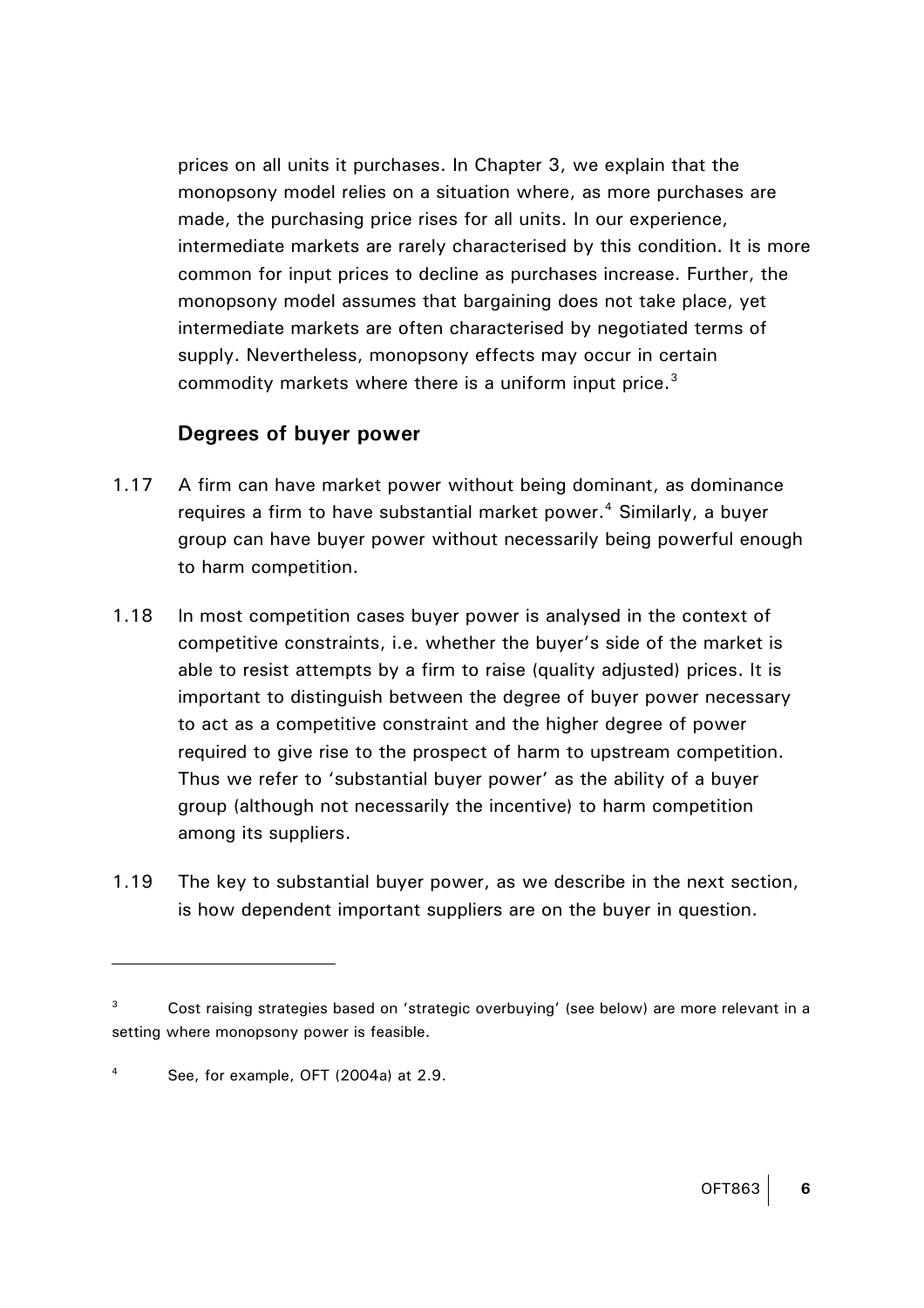prices on all units it purchases. In Chapter 3, we explain that the monopsony model relies on a situation where, as more purchases are made, the purchasing price rises for all units. In our experience, intermediate markets are rarely characterised by this condition. It is more common for input prices to decline as purchases increase. Further, the monopsony model assumes that bargaining does not take place, yet intermediate markets are often characterised by negotiated terms of supply. Nevertheless, monopsony effects may occur in certain commodity markets where there is a uniform input price.[3]

### Degrees of buyer power

1.17 A firm can have market power without being dominant, as dominance requires a firm to have substantial market power.[4] Similarly, a buyer group can have buyer power without necessarily being powerful enough to harm competition.

1.18 In most competition cases buyer power is analysed in the context of competitive constraints, i.e. whether the buyer's side of the market is able to resist attempts by a firm to raise (quality adjusted) prices. It is important to distinguish between the degree of buyer power necessary to act as a competitive constraint and the higher degree of power required to give rise to the prospect of harm to upstream competition. Thus we refer to 'substantial buyer power' as the ability of a buyer group (although not necessarily the incentive) to harm competition among its suppliers.

1.19 The key to substantial buyer power, as we describe in the next section, is how dependent important suppliers are on the buyer in question.

---

[3] Cost raising strategies based on 'strategic overbuying' (see below) are more relevant in a setting where monopsony power is feasible.

[4] See, for example, OFT (2004a) at 2.9.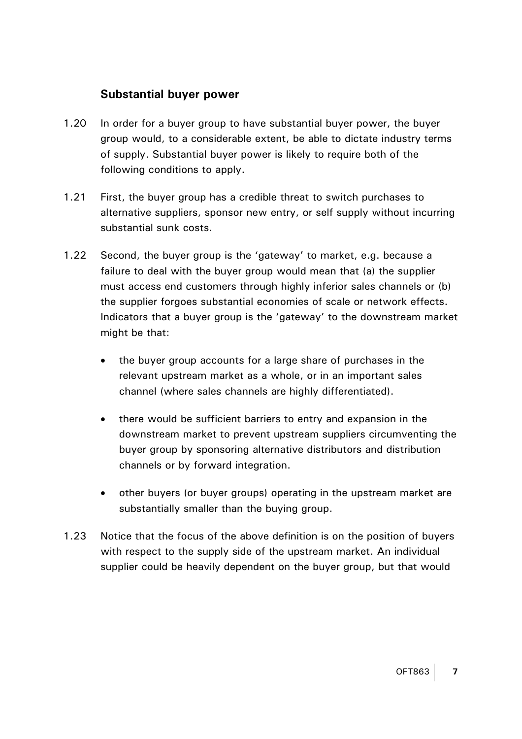## Substantial buyer power

1.20 In order for a buyer group to have substantial buyer power, the buyer group would, to a considerable extent, be able to dictate industry terms of supply. Substantial buyer power is likely to require both of the following conditions to apply.

1.21 First, the buyer group has a credible threat to switch purchases to alternative suppliers, sponsor new entry, or self supply without incurring substantial sunk costs.

1.22 Second, the buyer group is the 'gateway' to market, e.g. because a failure to deal with the buyer group would mean that (a) the supplier must access end customers through highly inferior sales channels or (b) the supplier forgoes substantial economies of scale or network effects. Indicators that a buyer group is the 'gateway' to the downstream market might be that:

- the buyer group accounts for a large share of purchases in the relevant upstream market as a whole, or in an important sales channel (where sales channels are highly differentiated).
- there would be sufficient barriers to entry and expansion in the downstream market to prevent upstream suppliers circumventing the buyer group by sponsoring alternative distributors and distribution channels or by forward integration.
- other buyers (or buyer groups) operating in the upstream market are substantially smaller than the buying group.

1.23 Notice that the focus of the above definition is on the position of buyers with respect to the supply side of the upstream market. An individual supplier could be heavily dependent on the buyer group, but that would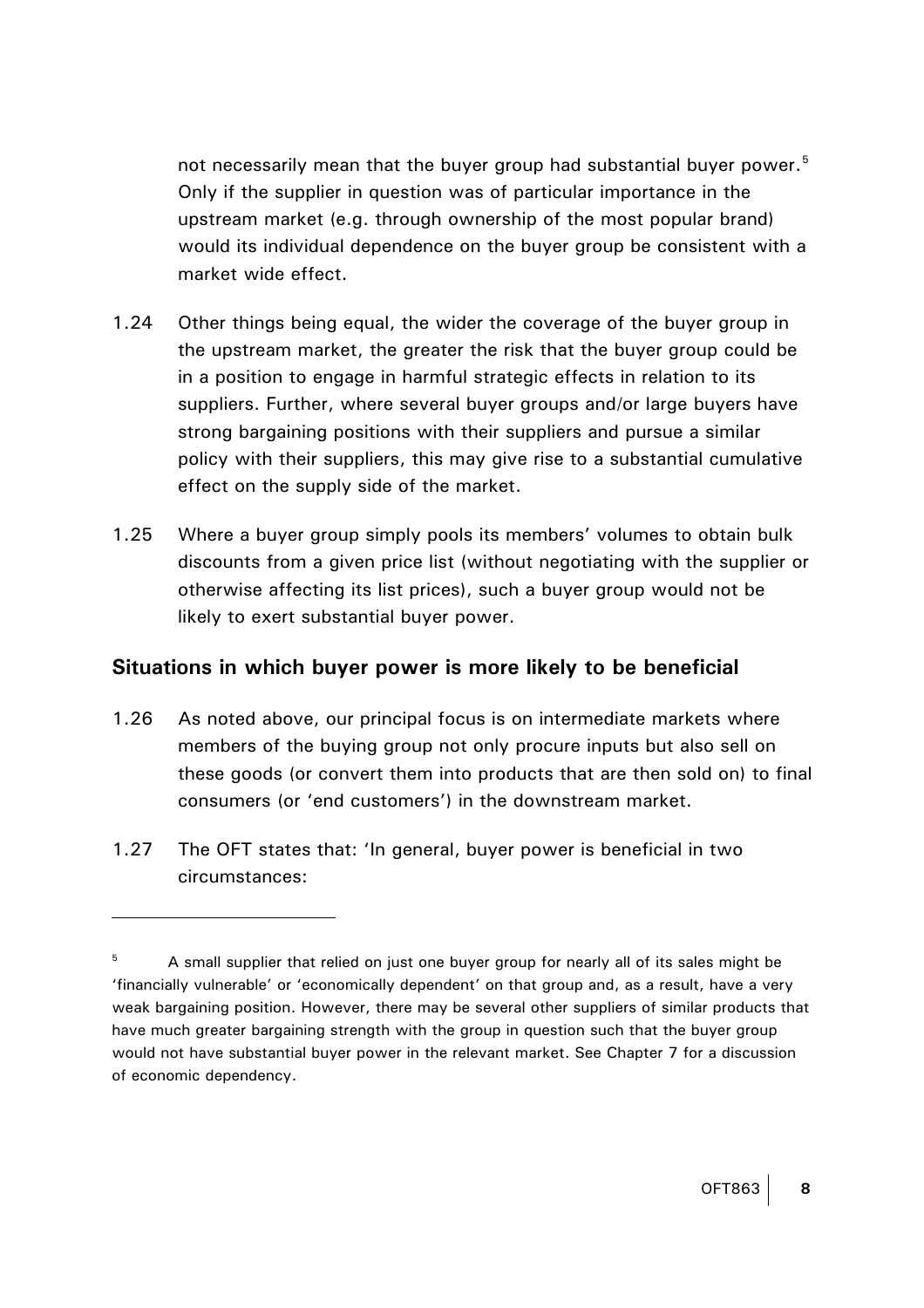not necessarily mean that the buyer group had substantial buyer power.[5] Only if the supplier in question was of particular importance in the upstream market (e.g. through ownership of the most popular brand) would its individual dependence on the buyer group be consistent with a market wide effect.

1.24 Other things being equal, the wider the coverage of the buyer group in the upstream market, the greater the risk that the buyer group could be in a position to engage in harmful strategic effects in relation to its suppliers. Further, where several buyer groups and/or large buyers have strong bargaining positions with their suppliers and pursue a similar policy with their suppliers, this may give rise to a substantial cumulative effect on the supply side of the market.

1.25 Where a buyer group simply pools its members' volumes to obtain bulk discounts from a given price list (without negotiating with the supplier or otherwise affecting its list prices), such a buyer group would not be likely to exert substantial buyer power.

## Situations in which buyer power is more likely to be beneficial

1.26 As noted above, our principal focus is on intermediate markets where members of the buying group not only procure inputs but also sell on these goods (or convert them into products that are then sold on) to final consumers (or 'end customers') in the downstream market.

1.27 The OFT states that: 'In general, buyer power is beneficial in two circumstances:

---

[5] A small supplier that relied on just one buyer group for nearly all of its sales might be 'financially vulnerable' or 'economically dependent' on that group and, as a result, have a very weak bargaining position. However, there may be several other suppliers of similar products that have much greater bargaining strength with the group in question such that the buyer group would not have substantial buyer power in the relevant market. See Chapter 7 for a discussion of economic dependency.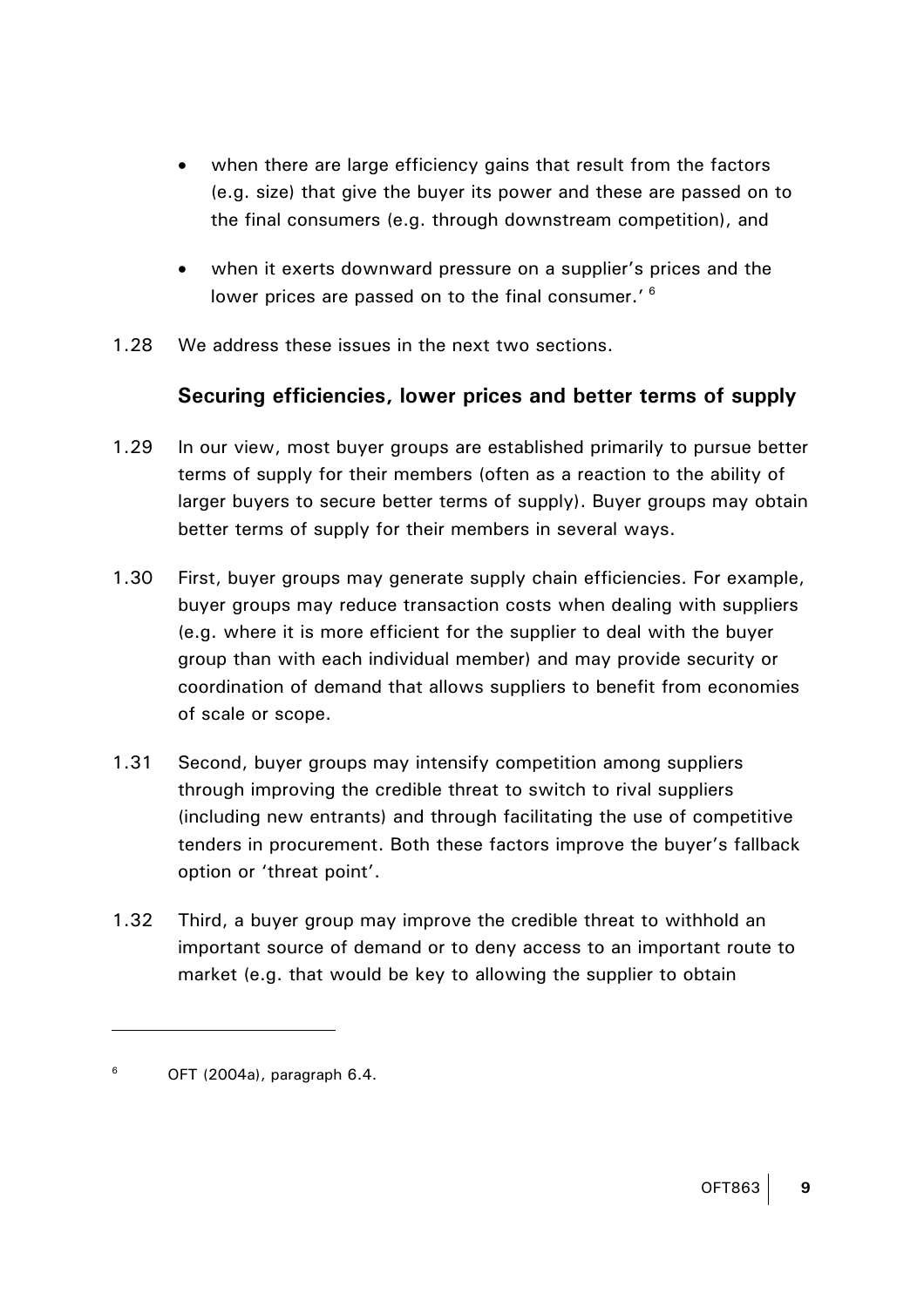- when there are large efficiency gains that result from the factors (e.g. size) that give the buyer its power and these are passed on to the final consumers (e.g. through downstream competition), and

- when it exerts downward pressure on a supplier's prices and the lower prices are passed on to the final consumer.' [6]

1.28 We address these issues in the next two sections.

### Securing efficiencies, lower prices and better terms of supply

1.29 In our view, most buyer groups are established primarily to pursue better terms of supply for their members (often as a reaction to the ability of larger buyers to secure better terms of supply). Buyer groups may obtain better terms of supply for their members in several ways.

1.30 First, buyer groups may generate supply chain efficiencies. For example, buyer groups may reduce transaction costs when dealing with suppliers (e.g. where it is more efficient for the supplier to deal with the buyer group than with each individual member) and may provide security or coordination of demand that allows suppliers to benefit from economies of scale or scope.

1.31 Second, buyer groups may intensify competition among suppliers through improving the credible threat to switch to rival suppliers (including new entrants) and through facilitating the use of competitive tenders in procurement. Both these factors improve the buyer's fallback option or 'threat point'.

1.32 Third, a buyer group may improve the credible threat to withhold an important source of demand or to deny access to an important route to market (e.g. that would be key to allowing the supplier to obtain

---

[6] OFT (2004a), paragraph 6.4.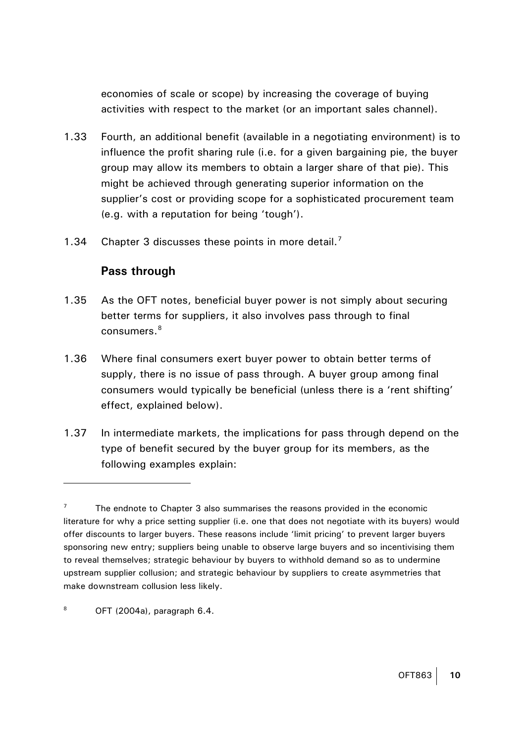economies of scale or scope) by increasing the coverage of buying activities with respect to the market (or an important sales channel).

1.33 Fourth, an additional benefit (available in a negotiating environment) is to influence the profit sharing rule (i.e. for a given bargaining pie, the buyer group may allow its members to obtain a larger share of that pie). This might be achieved through generating superior information on the supplier's cost or providing scope for a sophisticated procurement team (e.g. with a reputation for being 'tough').

1.34 Chapter 3 discusses these points in more detail.[7]

### Pass through

1.35 As the OFT notes, beneficial buyer power is not simply about securing better terms for suppliers, it also involves pass through to final consumers.[8]

1.36 Where final consumers exert buyer power to obtain better terms of supply, there is no issue of pass through. A buyer group among final consumers would typically be beneficial (unless there is a 'rent shifting' effect, explained below).

1.37 In intermediate markets, the implications for pass through depend on the type of benefit secured by the buyer group for its members, as the following examples explain:

---

[7] The endnote to Chapter 3 also summarises the reasons provided in the economic literature for why a price setting supplier (i.e. one that does not negotiate with its buyers) would offer discounts to larger buyers. These reasons include 'limit pricing' to prevent larger buyers sponsoring new entry; suppliers being unable to observe large buyers and so incentivising them to reveal themselves; strategic behaviour by buyers to withhold demand so as to undermine upstream supplier collusion; and strategic behaviour by suppliers to create asymmetries that make downstream collusion less likely.

[8] OFT (2004a), paragraph 6.4.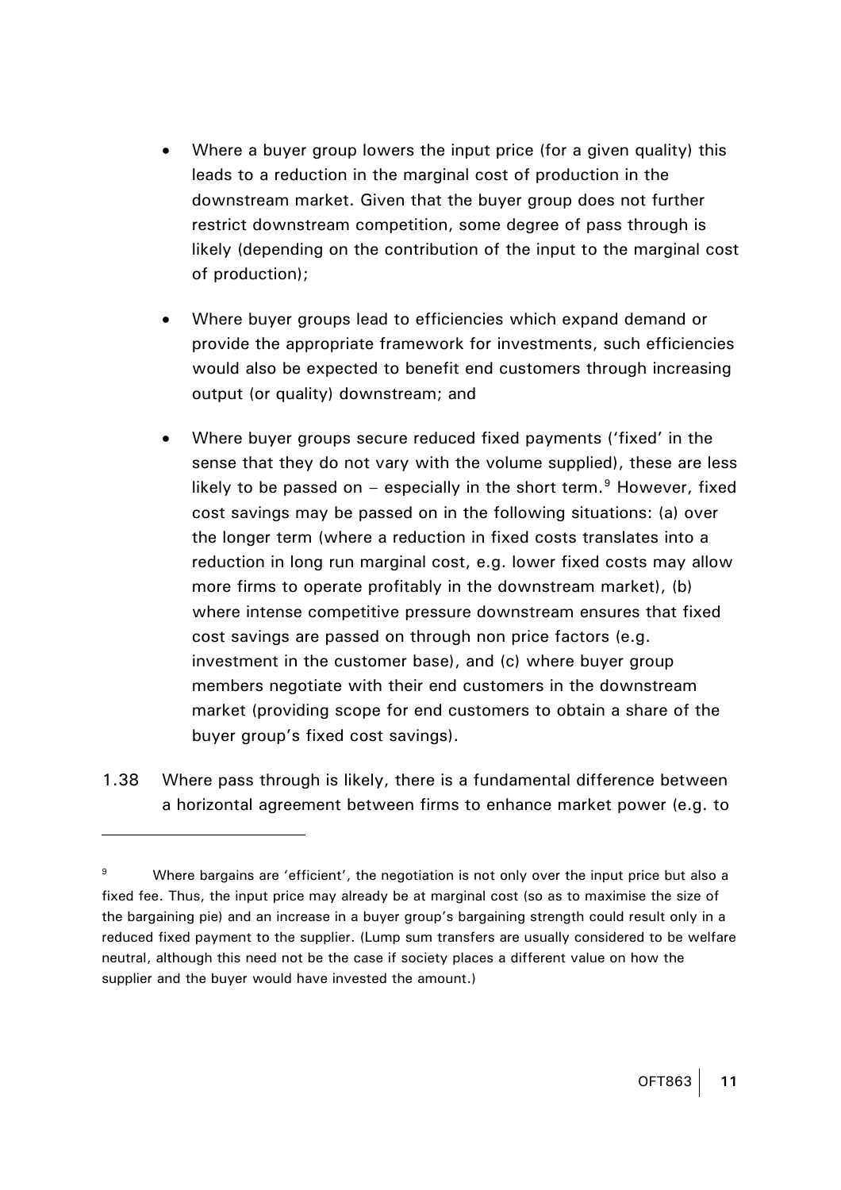- Where a buyer group lowers the input price (for a given quality) this leads to a reduction in the marginal cost of production in the downstream market. Given that the buyer group does not further restrict downstream competition, some degree of pass through is likely (depending on the contribution of the input to the marginal cost of production);

- Where buyer groups lead to efficiencies which expand demand or provide the appropriate framework for investments, such efficiencies would also be expected to benefit end customers through increasing output (or quality) downstream; and

- Where buyer groups secure reduced fixed payments ('fixed' in the sense that they do not vary with the volume supplied), these are less likely to be passed on – especially in the short term.[9] However, fixed cost savings may be passed on in the following situations: (a) over the longer term (where a reduction in fixed costs translates into a reduction in long run marginal cost, e.g. lower fixed costs may allow more firms to operate profitably in the downstream market), (b) where intense competitive pressure downstream ensures that fixed cost savings are passed on through non price factors (e.g. investment in the customer base), and (c) where buyer group members negotiate with their end customers in the downstream market (providing scope for end customers to obtain a share of the buyer group's fixed cost savings).

1.38 Where pass through is likely, there is a fundamental difference between a horizontal agreement between firms to enhance market power (e.g. to

---

[9] Where bargains are 'efficient', the negotiation is not only over the input price but also a fixed fee. Thus, the input price may already be at marginal cost (so as to maximise the size of the bargaining pie) and an increase in a buyer group's bargaining strength could result only in a reduced fixed payment to the supplier. (Lump sum transfers are usually considered to be welfare neutral, although this need not be the case if society places a different value on how the supplier and the buyer would have invested the amount.)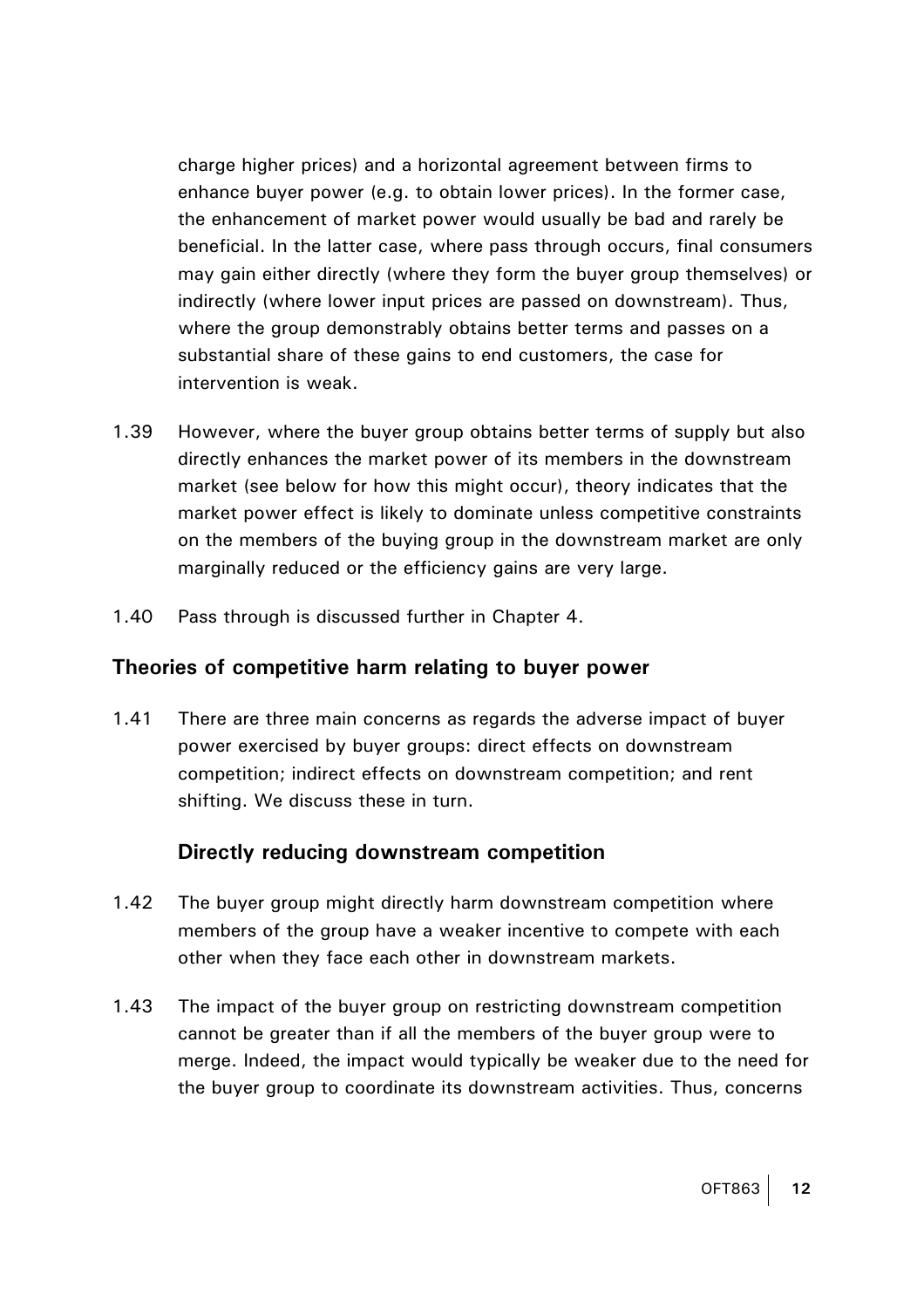charge higher prices) and a horizontal agreement between firms to enhance buyer power (e.g. to obtain lower prices). In the former case, the enhancement of market power would usually be bad and rarely be beneficial. In the latter case, where pass through occurs, final consumers may gain either directly (where they form the buyer group themselves) or indirectly (where lower input prices are passed on downstream). Thus, where the group demonstrably obtains better terms and passes on a substantial share of these gains to end customers, the case for intervention is weak.

1.39 However, where the buyer group obtains better terms of supply but also directly enhances the market power of its members in the downstream market (see below for how this might occur), theory indicates that the market power effect is likely to dominate unless competitive constraints on the members of the buying group in the downstream market are only marginally reduced or the efficiency gains are very large.

1.40 Pass through is discussed further in Chapter 4.

## Theories of competitive harm relating to buyer power

1.41 There are three main concerns as regards the adverse impact of buyer power exercised by buyer groups: direct effects on downstream competition; indirect effects on downstream competition; and rent shifting. We discuss these in turn.

### Directly reducing downstream competition

1.42 The buyer group might directly harm downstream competition where members of the group have a weaker incentive to compete with each other when they face each other in downstream markets.

1.43 The impact of the buyer group on restricting downstream competition cannot be greater than if all the members of the buyer group were to merge. Indeed, the impact would typically be weaker due to the need for the buyer group to coordinate its downstream activities. Thus, concerns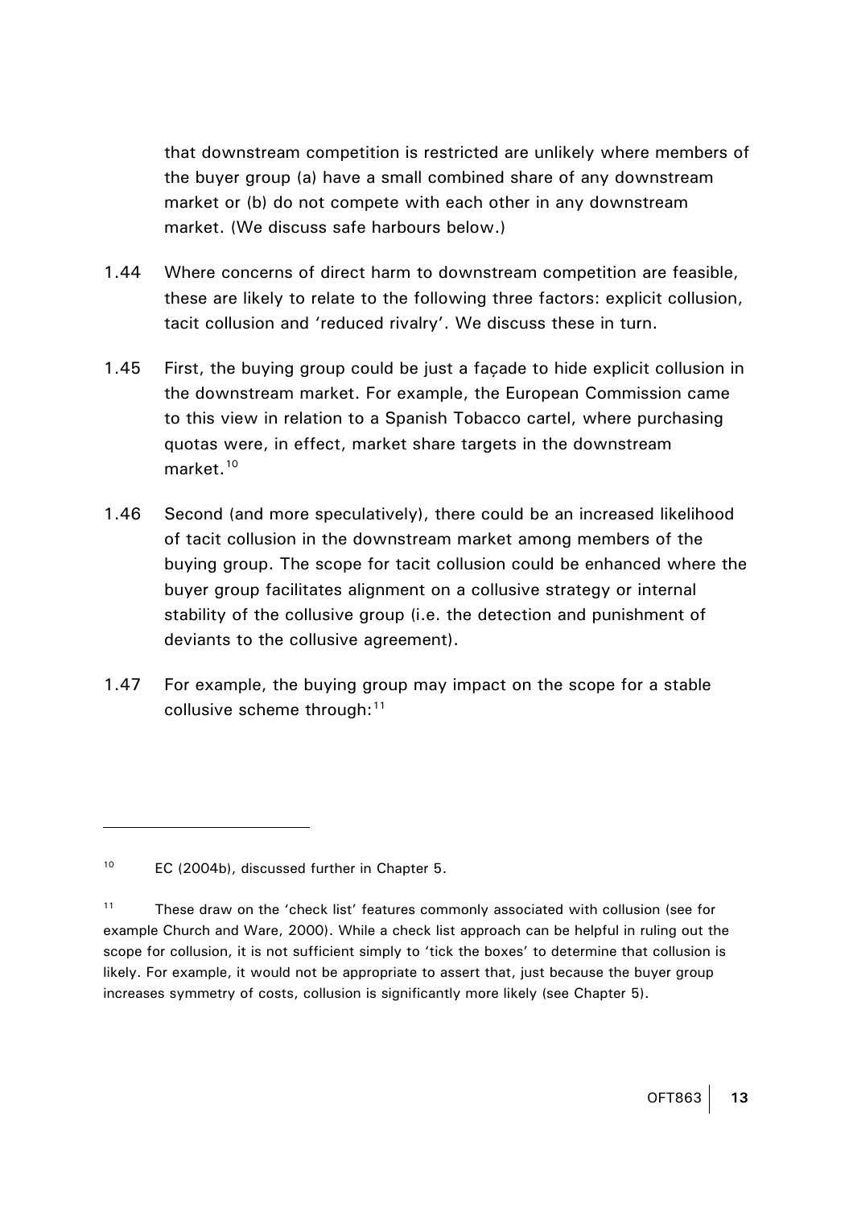that downstream competition is restricted are unlikely where members of the buyer group (a) have a small combined share of any downstream market or (b) do not compete with each other in any downstream market. (We discuss safe harbours below.)

1.44 Where concerns of direct harm to downstream competition are feasible, these are likely to relate to the following three factors: explicit collusion, tacit collusion and 'reduced rivalry'. We discuss these in turn.

1.45 First, the buying group could be just a façade to hide explicit collusion in the downstream market. For example, the European Commission came to this view in relation to a Spanish Tobacco cartel, where purchasing quotas were, in effect, market share targets in the downstream market.[10]

1.46 Second (and more speculatively), there could be an increased likelihood of tacit collusion in the downstream market among members of the buying group. The scope for tacit collusion could be enhanced where the buyer group facilitates alignment on a collusive strategy or internal stability of the collusive group (i.e. the detection and punishment of deviants to the collusive agreement).

1.47 For example, the buying group may impact on the scope for a stable collusive scheme through:[11]

---

[10] EC (2004b), discussed further in Chapter 5.

[11] These draw on the 'check list' features commonly associated with collusion (see for example Church and Ware, 2000). While a check list approach can be helpful in ruling out the scope for collusion, it is not sufficient simply to 'tick the boxes' to determine that collusion is likely. For example, it would not be appropriate to assert that, just because the buyer group increases symmetry of costs, collusion is significantly more likely (see Chapter 5).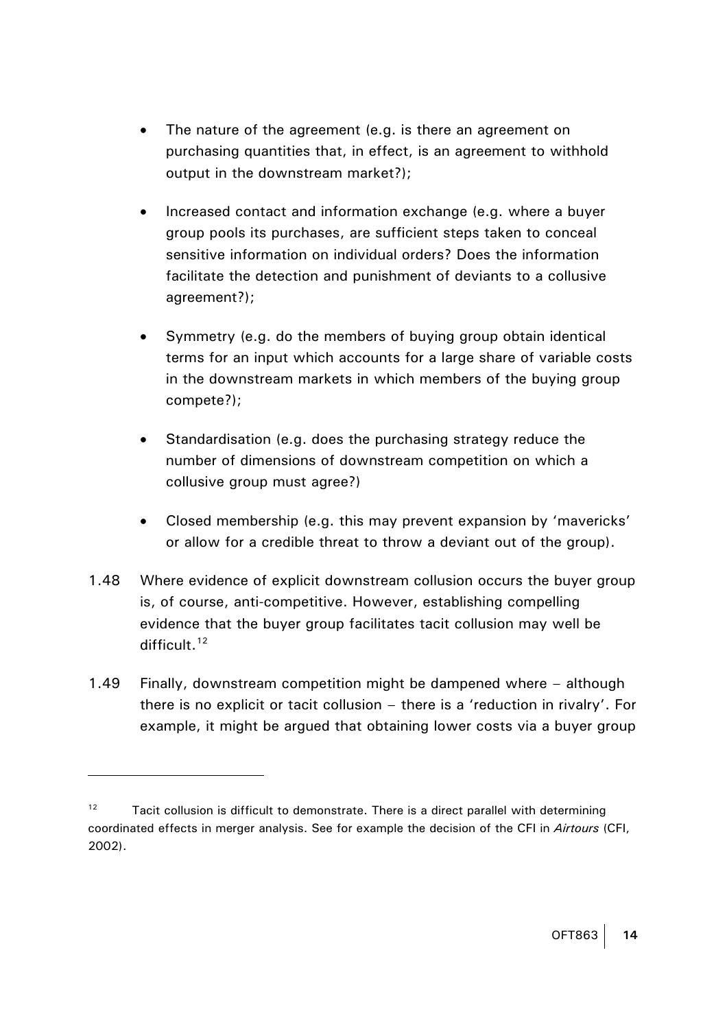- The nature of the agreement (e.g. is there an agreement on purchasing quantities that, in effect, is an agreement to withhold output in the downstream market?);

- Increased contact and information exchange (e.g. where a buyer group pools its purchases, are sufficient steps taken to conceal sensitive information on individual orders? Does the information facilitate the detection and punishment of deviants to a collusive agreement?);

- Symmetry (e.g. do the members of buying group obtain identical terms for an input which accounts for a large share of variable costs in the downstream markets in which members of the buying group compete?);

- Standardisation (e.g. does the purchasing strategy reduce the number of dimensions of downstream competition on which a collusive group must agree?)

- Closed membership (e.g. this may prevent expansion by 'mavericks' or allow for a credible threat to throw a deviant out of the group).

1.48 Where evidence of explicit downstream collusion occurs the buyer group is, of course, anti-competitive. However, establishing compelling evidence that the buyer group facilitates tacit collusion may well be difficult.[12]

1.49 Finally, downstream competition might be dampened where – although there is no explicit or tacit collusion – there is a 'reduction in rivalry'. For example, it might be argued that obtaining lower costs via a buyer group

[12] Tacit collusion is difficult to demonstrate. There is a direct parallel with determining coordinated effects in merger analysis. See for example the decision of the CFI in *Airtours* (CFI, 2002).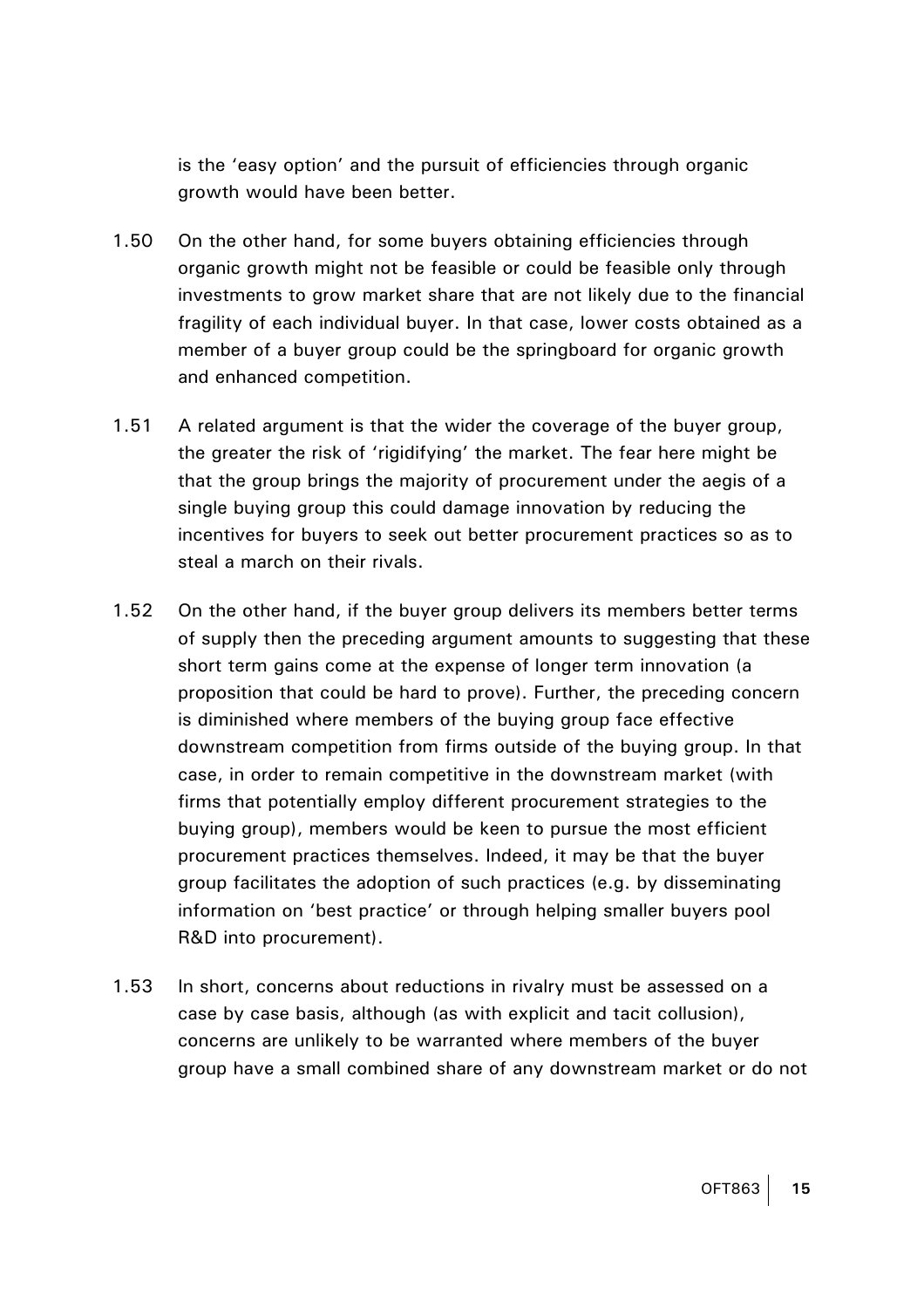is the 'easy option' and the pursuit of efficiencies through organic growth would have been better.

1.50 On the other hand, for some buyers obtaining efficiencies through organic growth might not be feasible or could be feasible only through investments to grow market share that are not likely due to the financial fragility of each individual buyer. In that case, lower costs obtained as a member of a buyer group could be the springboard for organic growth and enhanced competition.

1.51 A related argument is that the wider the coverage of the buyer group, the greater the risk of 'rigidifying' the market. The fear here might be that the group brings the majority of procurement under the aegis of a single buying group this could damage innovation by reducing the incentives for buyers to seek out better procurement practices so as to steal a march on their rivals.

1.52 On the other hand, if the buyer group delivers its members better terms of supply then the preceding argument amounts to suggesting that these short term gains come at the expense of longer term innovation (a proposition that could be hard to prove). Further, the preceding concern is diminished where members of the buying group face effective downstream competition from firms outside of the buying group. In that case, in order to remain competitive in the downstream market (with firms that potentially employ different procurement strategies to the buying group), members would be keen to pursue the most efficient procurement practices themselves. Indeed, it may be that the buyer group facilitates the adoption of such practices (e.g. by disseminating information on 'best practice' or through helping smaller buyers pool R&D into procurement).

1.53 In short, concerns about reductions in rivalry must be assessed on a case by case basis, although (as with explicit and tacit collusion), concerns are unlikely to be warranted where members of the buyer group have a small combined share of any downstream market or do not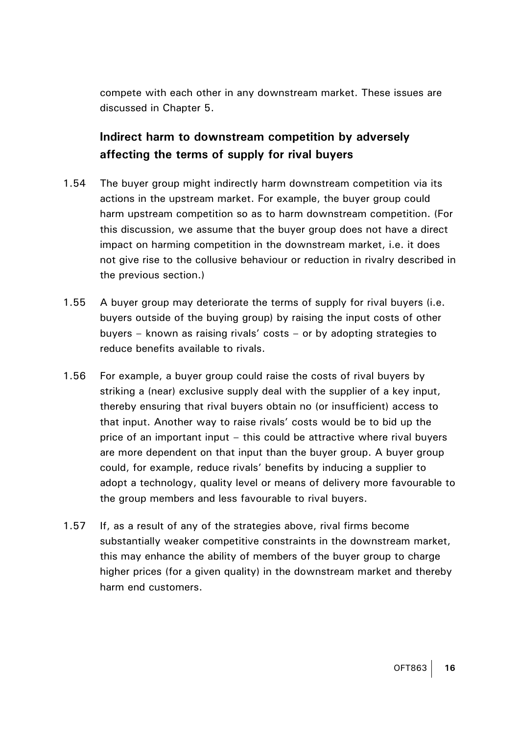compete with each other in any downstream market. These issues are discussed in Chapter 5.

### Indirect harm to downstream competition by adversely affecting the terms of supply for rival buyers

1.54 The buyer group might indirectly harm downstream competition via its actions in the upstream market. For example, the buyer group could harm upstream competition so as to harm downstream competition. (For this discussion, we assume that the buyer group does not have a direct impact on harming competition in the downstream market, i.e. it does not give rise to the collusive behaviour or reduction in rivalry described in the previous section.)

1.55 A buyer group may deteriorate the terms of supply for rival buyers (i.e. buyers outside of the buying group) by raising the input costs of other buyers – known as raising rivals' costs – or by adopting strategies to reduce benefits available to rivals.

1.56 For example, a buyer group could raise the costs of rival buyers by striking a (near) exclusive supply deal with the supplier of a key input, thereby ensuring that rival buyers obtain no (or insufficient) access to that input. Another way to raise rivals' costs would be to bid up the price of an important input – this could be attractive where rival buyers are more dependent on that input than the buyer group. A buyer group could, for example, reduce rivals' benefits by inducing a supplier to adopt a technology, quality level or means of delivery more favourable to the group members and less favourable to rival buyers.

1.57 If, as a result of any of the strategies above, rival firms become substantially weaker competitive constraints in the downstream market, this may enhance the ability of members of the buyer group to charge higher prices (for a given quality) in the downstream market and thereby harm end customers.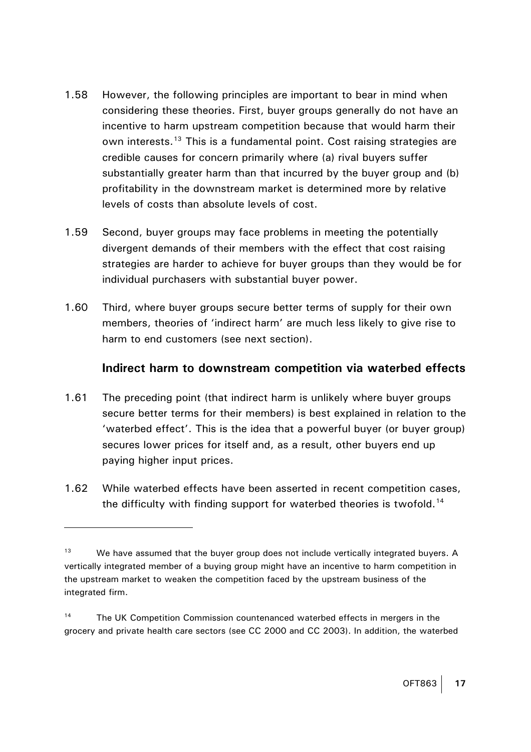1.58 However, the following principles are important to bear in mind when considering these theories. First, buyer groups generally do not have an incentive to harm upstream competition because that would harm their own interests.[13] This is a fundamental point. Cost raising strategies are credible causes for concern primarily where (a) rival buyers suffer substantially greater harm than that incurred by the buyer group and (b) profitability in the downstream market is determined more by relative levels of costs than absolute levels of cost.

1.59 Second, buyer groups may face problems in meeting the potentially divergent demands of their members with the effect that cost raising strategies are harder to achieve for buyer groups than they would be for individual purchasers with substantial buyer power.

1.60 Third, where buyer groups secure better terms of supply for their own members, theories of 'indirect harm' are much less likely to give rise to harm to end customers (see next section).

### Indirect harm to downstream competition via waterbed effects

1.61 The preceding point (that indirect harm is unlikely where buyer groups secure better terms for their members) is best explained in relation to the 'waterbed effect'. This is the idea that a powerful buyer (or buyer group) secures lower prices for itself and, as a result, other buyers end up paying higher input prices.

1.62 While waterbed effects have been asserted in recent competition cases, the difficulty with finding support for waterbed theories is twofold.[14]

---

[13] We have assumed that the buyer group does not include vertically integrated buyers. A vertically integrated member of a buying group might have an incentive to harm competition in the upstream market to weaken the competition faced by the upstream business of the integrated firm.

[14] The UK Competition Commission countenanced waterbed effects in mergers in the grocery and private health care sectors (see CC 2000 and CC 2003). In addition, the waterbed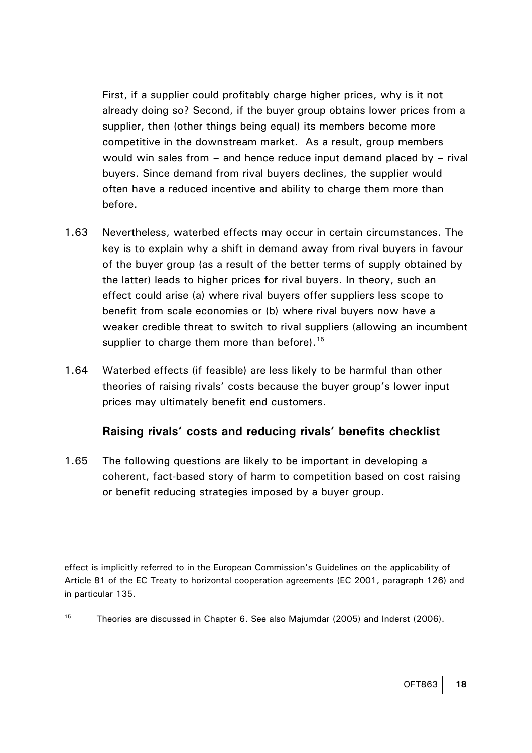First, if a supplier could profitably charge higher prices, why is it not already doing so? Second, if the buyer group obtains lower prices from a supplier, then (other things being equal) its members become more competitive in the downstream market. As a result, group members would win sales from – and hence reduce input demand placed by – rival buyers. Since demand from rival buyers declines, the supplier would often have a reduced incentive and ability to charge them more than before.

1.63 Nevertheless, waterbed effects may occur in certain circumstances. The key is to explain why a shift in demand away from rival buyers in favour of the buyer group (as a result of the better terms of supply obtained by the latter) leads to higher prices for rival buyers. In theory, such an effect could arise (a) where rival buyers offer suppliers less scope to benefit from scale economies or (b) where rival buyers now have a weaker credible threat to switch to rival suppliers (allowing an incumbent supplier to charge them more than before).[15]

1.64 Waterbed effects (if feasible) are less likely to be harmful than other theories of raising rivals' costs because the buyer group's lower input prices may ultimately benefit end customers.

### Raising rivals' costs and reducing rivals' benefits checklist

1.65 The following questions are likely to be important in developing a coherent, fact-based story of harm to competition based on cost raising or benefit reducing strategies imposed by a buyer group.

---

effect is implicitly referred to in the European Commission's Guidelines on the applicability of Article 81 of the EC Treaty to horizontal cooperation agreements (EC 2001, paragraph 126) and in particular 135.

[15] Theories are discussed in Chapter 6. See also Majumdar (2005) and Inderst (2006).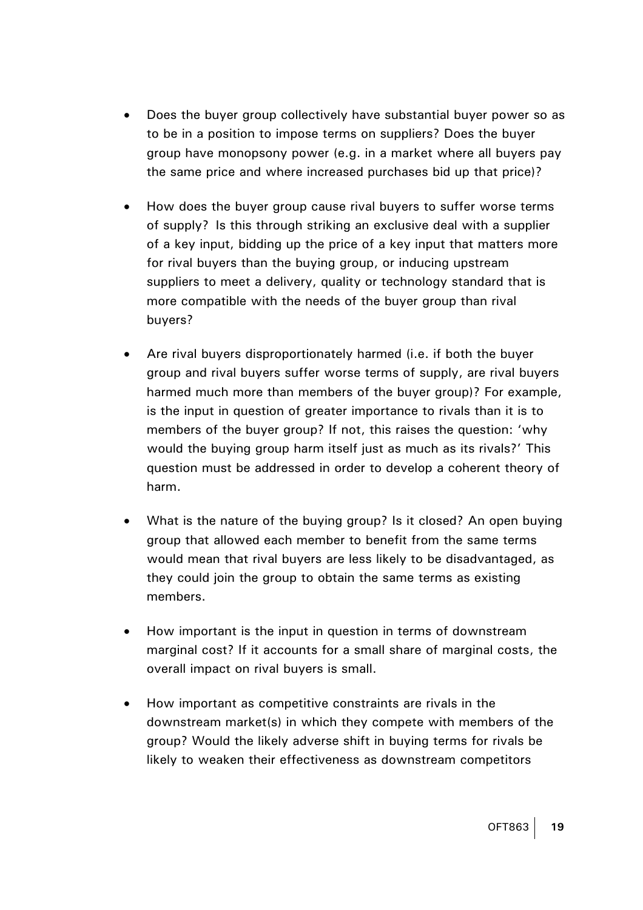- Does the buyer group collectively have substantial buyer power so as to be in a position to impose terms on suppliers? Does the buyer group have monopsony power (e.g. in a market where all buyers pay the same price and where increased purchases bid up that price)?

- How does the buyer group cause rival buyers to suffer worse terms of supply? Is this through striking an exclusive deal with a supplier of a key input, bidding up the price of a key input that matters more for rival buyers than the buying group, or inducing upstream suppliers to meet a delivery, quality or technology standard that is more compatible with the needs of the buyer group than rival buyers?

- Are rival buyers disproportionately harmed (i.e. if both the buyer group and rival buyers suffer worse terms of supply, are rival buyers harmed much more than members of the buyer group)? For example, is the input in question of greater importance to rivals than it is to members of the buyer group? If not, this raises the question: 'why would the buying group harm itself just as much as its rivals?' This question must be addressed in order to develop a coherent theory of harm.

- What is the nature of the buying group? Is it closed? An open buying group that allowed each member to benefit from the same terms would mean that rival buyers are less likely to be disadvantaged, as they could join the group to obtain the same terms as existing members.

- How important is the input in question in terms of downstream marginal cost? If it accounts for a small share of marginal costs, the overall impact on rival buyers is small.

- How important as competitive constraints are rivals in the downstream market(s) in which they compete with members of the group? Would the likely adverse shift in buying terms for rivals be likely to weaken their effectiveness as downstream competitors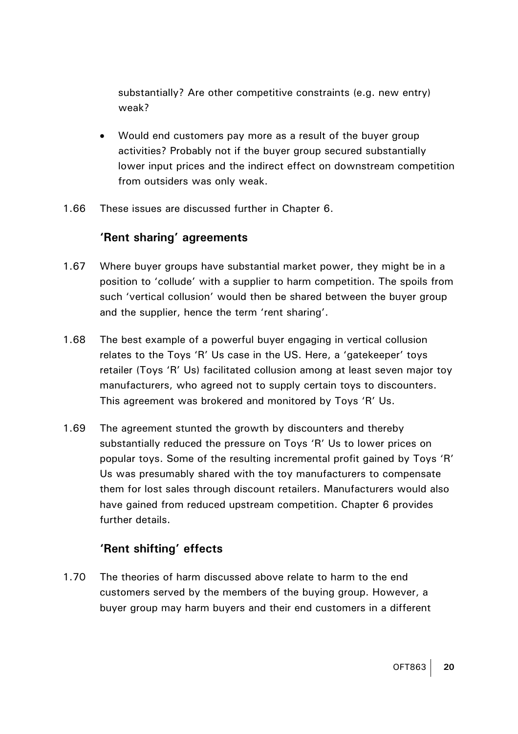substantially? Are other competitive constraints (e.g. new entry) weak?

- Would end customers pay more as a result of the buyer group activities? Probably not if the buyer group secured substantially lower input prices and the indirect effect on downstream competition from outsiders was only weak.

1.66 These issues are discussed further in Chapter 6.

### 'Rent sharing' agreements

1.67 Where buyer groups have substantial market power, they might be in a position to 'collude' with a supplier to harm competition. The spoils from such 'vertical collusion' would then be shared between the buyer group and the supplier, hence the term 'rent sharing'.

1.68 The best example of a powerful buyer engaging in vertical collusion relates to the Toys 'R' Us case in the US. Here, a 'gatekeeper' toys retailer (Toys 'R' Us) facilitated collusion among at least seven major toy manufacturers, who agreed not to supply certain toys to discounters. This agreement was brokered and monitored by Toys 'R' Us.

1.69 The agreement stunted the growth by discounters and thereby substantially reduced the pressure on Toys 'R' Us to lower prices on popular toys. Some of the resulting incremental profit gained by Toys 'R' Us was presumably shared with the toy manufacturers to compensate them for lost sales through discount retailers. Manufacturers would also have gained from reduced upstream competition. Chapter 6 provides further details.

### 'Rent shifting' effects

1.70 The theories of harm discussed above relate to harm to the end customers served by the members of the buying group. However, a buyer group may harm buyers and their end customers in a different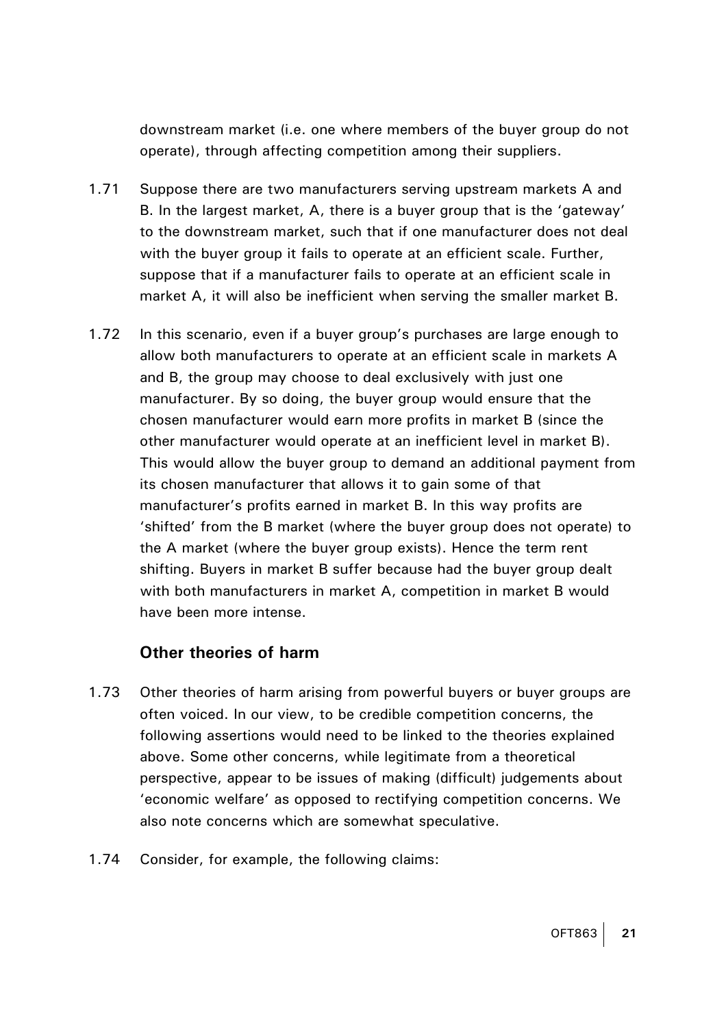downstream market (i.e. one where members of the buyer group do not operate), through affecting competition among their suppliers.

1.71 Suppose there are two manufacturers serving upstream markets A and B. In the largest market, A, there is a buyer group that is the 'gateway' to the downstream market, such that if one manufacturer does not deal with the buyer group it fails to operate at an efficient scale. Further, suppose that if a manufacturer fails to operate at an efficient scale in market A, it will also be inefficient when serving the smaller market B.

1.72 In this scenario, even if a buyer group's purchases are large enough to allow both manufacturers to operate at an efficient scale in markets A and B, the group may choose to deal exclusively with just one manufacturer. By so doing, the buyer group would ensure that the chosen manufacturer would earn more profits in market B (since the other manufacturer would operate at an inefficient level in market B). This would allow the buyer group to demand an additional payment from its chosen manufacturer that allows it to gain some of that manufacturer's profits earned in market B. In this way profits are 'shifted' from the B market (where the buyer group does not operate) to the A market (where the buyer group exists). Hence the term rent shifting. Buyers in market B suffer because had the buyer group dealt with both manufacturers in market A, competition in market B would have been more intense.

### Other theories of harm

1.73 Other theories of harm arising from powerful buyers or buyer groups are often voiced. In our view, to be credible competition concerns, the following assertions would need to be linked to the theories explained above. Some other concerns, while legitimate from a theoretical perspective, appear to be issues of making (difficult) judgements about 'economic welfare' as opposed to rectifying competition concerns. We also note concerns which are somewhat speculative.

1.74 Consider, for example, the following claims: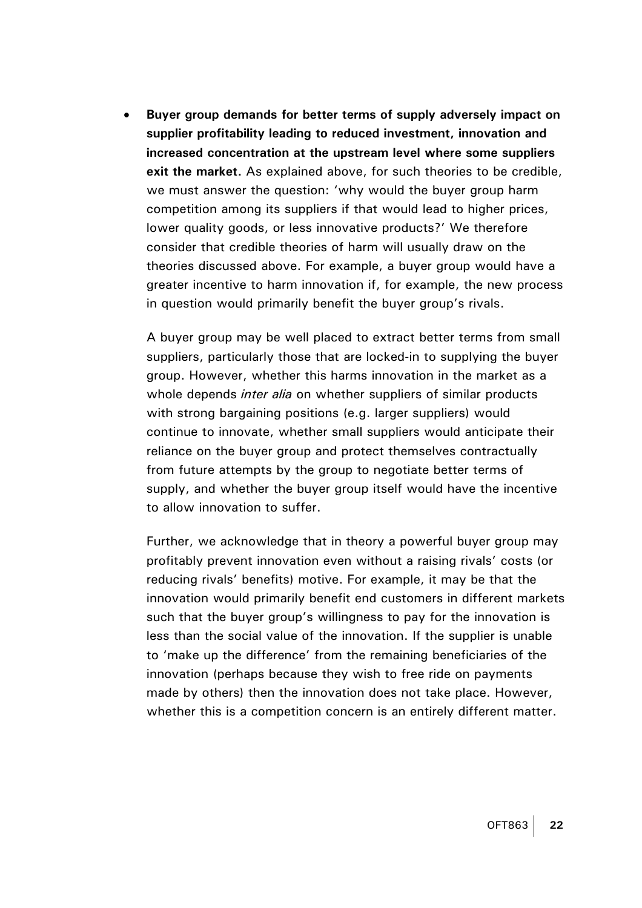- **Buyer group demands for better terms of supply adversely impact on supplier profitability leading to reduced investment, innovation and increased concentration at the upstream level where some suppliers exit the market.** As explained above, for such theories to be credible, we must answer the question: 'why would the buyer group harm competition among its suppliers if that would lead to higher prices, lower quality goods, or less innovative products?' We therefore consider that credible theories of harm will usually draw on the theories discussed above. For example, a buyer group would have a greater incentive to harm innovation if, for example, the new process in question would primarily benefit the buyer group's rivals.

  A buyer group may be well placed to extract better terms from small suppliers, particularly those that are locked-in to supplying the buyer group. However, whether this harms innovation in the market as a whole depends *inter alia* on whether suppliers of similar products with strong bargaining positions (e.g. larger suppliers) would continue to innovate, whether small suppliers would anticipate their reliance on the buyer group and protect themselves contractually from future attempts by the group to negotiate better terms of supply, and whether the buyer group itself would have the incentive to allow innovation to suffer.

  Further, we acknowledge that in theory a powerful buyer group may profitably prevent innovation even without a raising rivals' costs (or reducing rivals' benefits) motive. For example, it may be that the innovation would primarily benefit end customers in different markets such that the buyer group's willingness to pay for the innovation is less than the social value of the innovation. If the supplier is unable to 'make up the difference' from the remaining beneficiaries of the innovation (perhaps because they wish to free ride on payments made by others) then the innovation does not take place. However, whether this is a competition concern is an entirely different matter.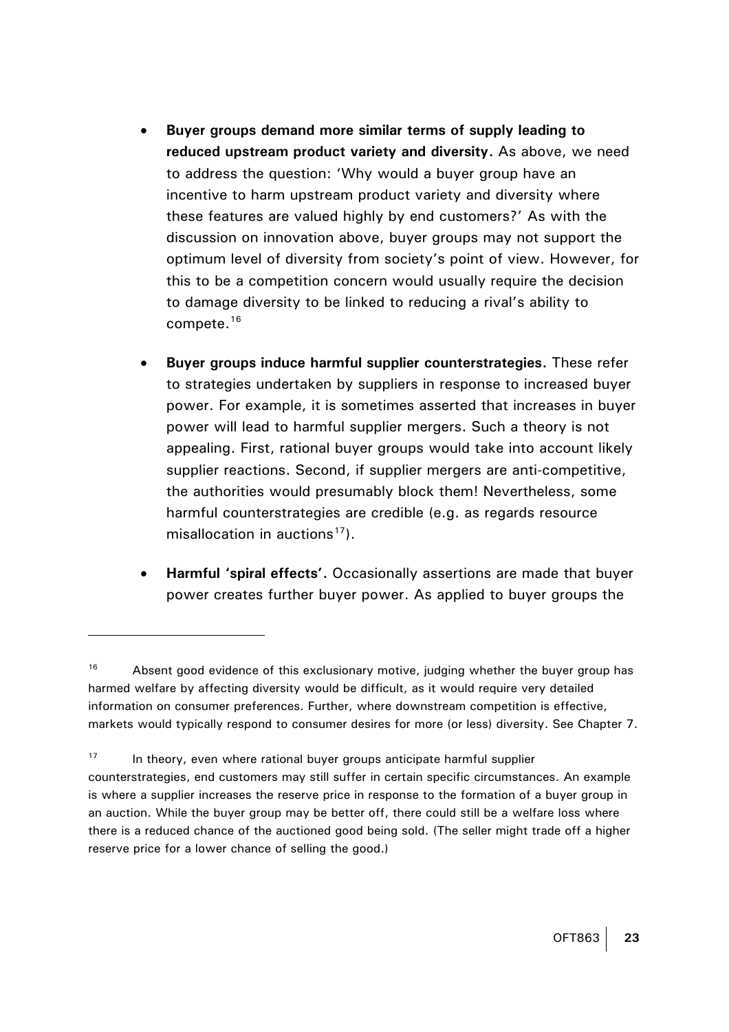- **Buyer groups demand more similar terms of supply leading to reduced upstream product variety and diversity.** As above, we need to address the question: 'Why would a buyer group have an incentive to harm upstream product variety and diversity where these features are valued highly by end customers?' As with the discussion on innovation above, buyer groups may not support the optimum level of diversity from society's point of view. However, for this to be a competition concern would usually require the decision to damage diversity to be linked to reducing a rival's ability to compete.[16]

- **Buyer groups induce harmful supplier counterstrategies.** These refer to strategies undertaken by suppliers in response to increased buyer power. For example, it is sometimes asserted that increases in buyer power will lead to harmful supplier mergers. Such a theory is not appealing. First, rational buyer groups would take into account likely supplier reactions. Second, if supplier mergers are anti-competitive, the authorities would presumably block them! Nevertheless, some harmful counterstrategies are credible (e.g. as regards resource misallocation in auctions[17]).

- **Harmful 'spiral effects'.** Occasionally assertions are made that buyer power creates further buyer power. As applied to buyer groups the

[16] Absent good evidence of this exclusionary motive, judging whether the buyer group has harmed welfare by affecting diversity would be difficult, as it would require very detailed information on consumer preferences. Further, where downstream competition is effective, markets would typically respond to consumer desires for more (or less) diversity. See Chapter 7.

[17] In theory, even where rational buyer groups anticipate harmful supplier counterstrategies, end customers may still suffer in certain specific circumstances. An example is where a supplier increases the reserve price in response to the formation of a buyer group in an auction. While the buyer group may be better off, there could still be a welfare loss where there is a reduced chance of the auctioned good being sold. (The seller might trade off a higher reserve price for a lower chance of selling the good.)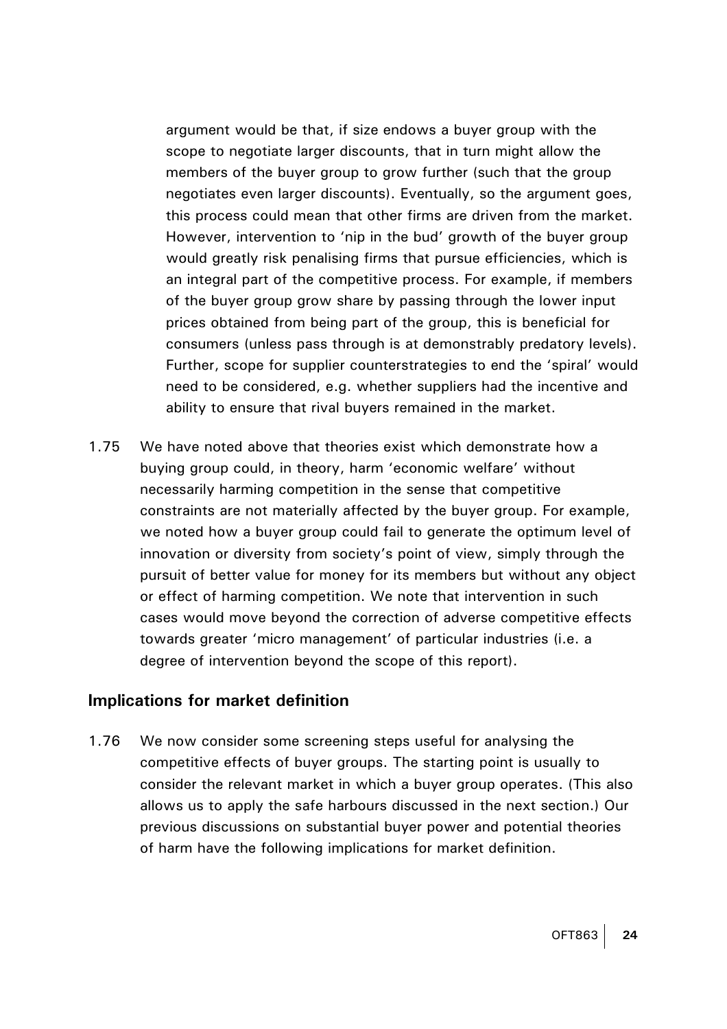argument would be that, if size endows a buyer group with the scope to negotiate larger discounts, that in turn might allow the members of the buyer group to grow further (such that the group negotiates even larger discounts). Eventually, so the argument goes, this process could mean that other firms are driven from the market. However, intervention to 'nip in the bud' growth of the buyer group would greatly risk penalising firms that pursue efficiencies, which is an integral part of the competitive process. For example, if members of the buyer group grow share by passing through the lower input prices obtained from being part of the group, this is beneficial for consumers (unless pass through is at demonstrably predatory levels). Further, scope for supplier counterstrategies to end the 'spiral' would need to be considered, e.g. whether suppliers had the incentive and ability to ensure that rival buyers remained in the market.

1.75 We have noted above that theories exist which demonstrate how a buying group could, in theory, harm 'economic welfare' without necessarily harming competition in the sense that competitive constraints are not materially affected by the buyer group. For example, we noted how a buyer group could fail to generate the optimum level of innovation or diversity from society's point of view, simply through the pursuit of better value for money for its members but without any object or effect of harming competition. We note that intervention in such cases would move beyond the correction of adverse competitive effects towards greater 'micro management' of particular industries (i.e. a degree of intervention beyond the scope of this report).

### Implications for market definition

1.76 We now consider some screening steps useful for analysing the competitive effects of buyer groups. The starting point is usually to consider the relevant market in which a buyer group operates. (This also allows us to apply the safe harbours discussed in the next section.) Our previous discussions on substantial buyer power and potential theories of harm have the following implications for market definition.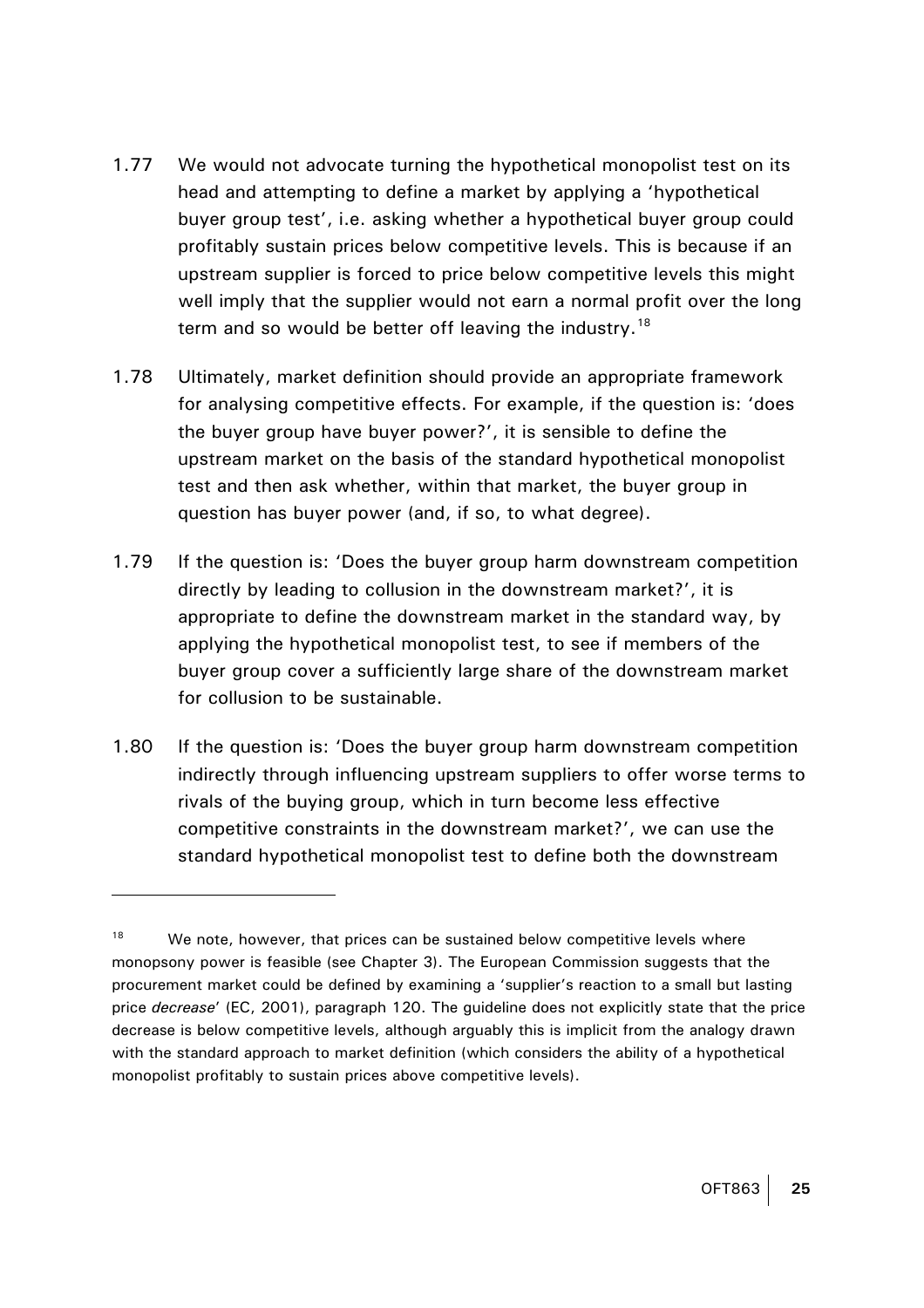1.77 We would not advocate turning the hypothetical monopolist test on its head and attempting to define a market by applying a 'hypothetical buyer group test', i.e. asking whether a hypothetical buyer group could profitably sustain prices below competitive levels. This is because if an upstream supplier is forced to price below competitive levels this might well imply that the supplier would not earn a normal profit over the long term and so would be better off leaving the industry.[18]

1.78 Ultimately, market definition should provide an appropriate framework for analysing competitive effects. For example, if the question is: 'does the buyer group have buyer power?', it is sensible to define the upstream market on the basis of the standard hypothetical monopolist test and then ask whether, within that market, the buyer group in question has buyer power (and, if so, to what degree).

1.79 If the question is: 'Does the buyer group harm downstream competition directly by leading to collusion in the downstream market?', it is appropriate to define the downstream market in the standard way, by applying the hypothetical monopolist test, to see if members of the buyer group cover a sufficiently large share of the downstream market for collusion to be sustainable.

1.80 If the question is: 'Does the buyer group harm downstream competition indirectly through influencing upstream suppliers to offer worse terms to rivals of the buying group, which in turn become less effective competitive constraints in the downstream market?', we can use the standard hypothetical monopolist test to define both the downstream

---

[18] We note, however, that prices can be sustained below competitive levels where monopsony power is feasible (see Chapter 3). The European Commission suggests that the procurement market could be defined by examining a 'supplier's reaction to a small but lasting price *decrease*' (EC, 2001), paragraph 120. The guideline does not explicitly state that the price decrease is below competitive levels, although arguably this is implicit from the analogy drawn with the standard approach to market definition (which considers the ability of a hypothetical monopolist profitably to sustain prices above competitive levels).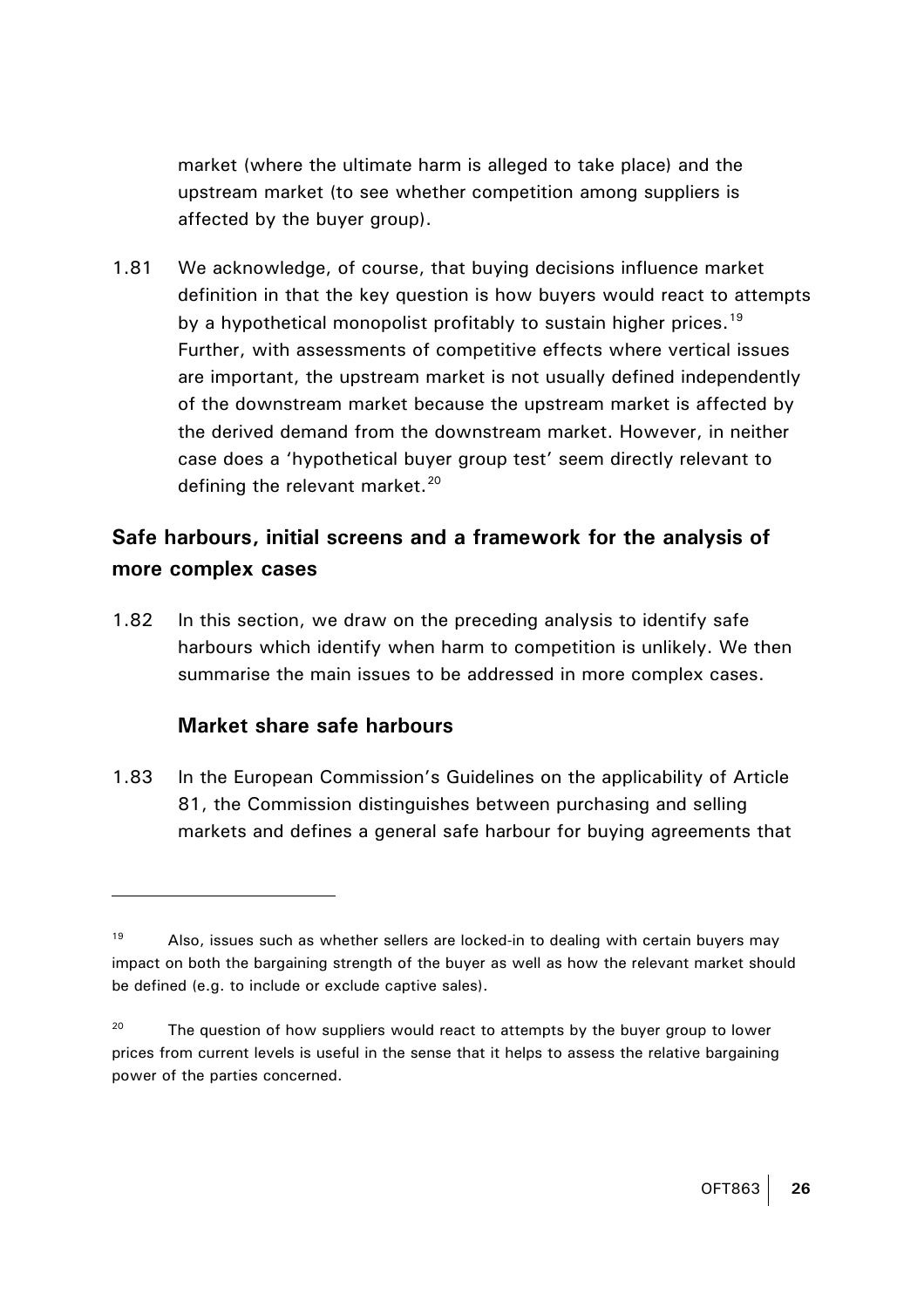market (where the ultimate harm is alleged to take place) and the upstream market (to see whether competition among suppliers is affected by the buyer group).

1.81 We acknowledge, of course, that buying decisions influence market definition in that the key question is how buyers would react to attempts by a hypothetical monopolist profitably to sustain higher prices.[19] Further, with assessments of competitive effects where vertical issues are important, the upstream market is not usually defined independently of the downstream market because the upstream market is affected by the derived demand from the downstream market. However, in neither case does a 'hypothetical buyer group test' seem directly relevant to defining the relevant market.[20]

## Safe harbours, initial screens and a framework for the analysis of more complex cases

1.82 In this section, we draw on the preceding analysis to identify safe harbours which identify when harm to competition is unlikely. We then summarise the main issues to be addressed in more complex cases.

### Market share safe harbours

1.83 In the European Commission's Guidelines on the applicability of Article 81, the Commission distinguishes between purchasing and selling markets and defines a general safe harbour for buying agreements that

---

[19] Also, issues such as whether sellers are locked-in to dealing with certain buyers may impact on both the bargaining strength of the buyer as well as how the relevant market should be defined (e.g. to include or exclude captive sales).

[20] The question of how suppliers would react to attempts by the buyer group to lower prices from current levels is useful in the sense that it helps to assess the relative bargaining power of the parties concerned.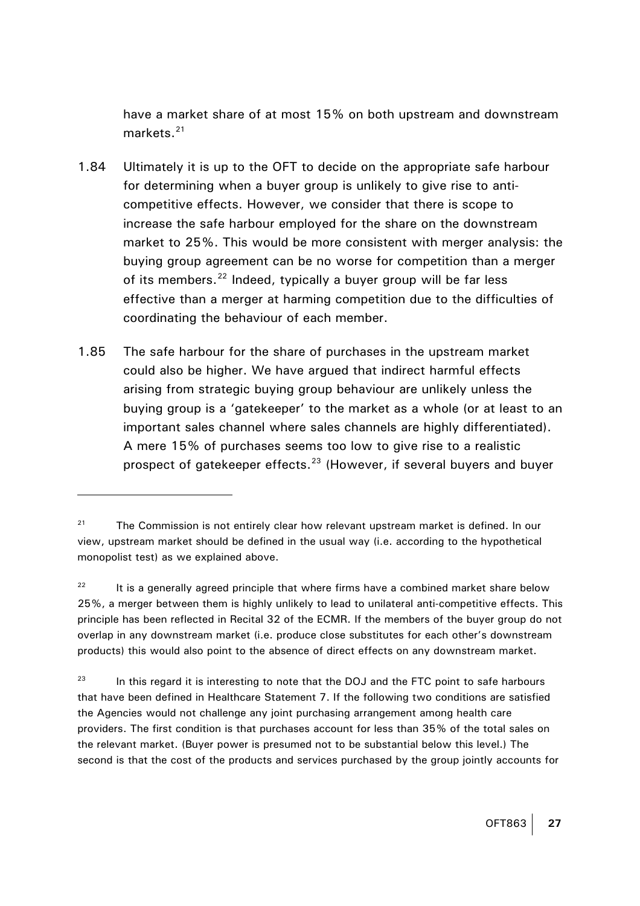have a market share of at most 15% on both upstream and downstream markets.[21]

1.84 Ultimately it is up to the OFT to decide on the appropriate safe harbour for determining when a buyer group is unlikely to give rise to anti-competitive effects. However, we consider that there is scope to increase the safe harbour employed for the share on the downstream market to 25%. This would be more consistent with merger analysis: the buying group agreement can be no worse for competition than a merger of its members.[22] Indeed, typically a buyer group will be far less effective than a merger at harming competition due to the difficulties of coordinating the behaviour of each member.

1.85 The safe harbour for the share of purchases in the upstream market could also be higher. We have argued that indirect harmful effects arising from strategic buying group behaviour are unlikely unless the buying group is a 'gatekeeper' to the market as a whole (or at least to an important sales channel where sales channels are highly differentiated). A mere 15% of purchases seems too low to give rise to a realistic prospect of gatekeeper effects.[23] (However, if several buyers and buyer

---

[21] The Commission is not entirely clear how relevant upstream market is defined. In our view, upstream market should be defined in the usual way (i.e. according to the hypothetical monopolist test) as we explained above.

[22] It is a generally agreed principle that where firms have a combined market share below 25%, a merger between them is highly unlikely to lead to unilateral anti-competitive effects. This principle has been reflected in Recital 32 of the ECMR. If the members of the buyer group do not overlap in any downstream market (i.e. produce close substitutes for each other's downstream products) this would also point to the absence of direct effects on any downstream market.

[23] In this regard it is interesting to note that the DOJ and the FTC point to safe harbours that have been defined in Healthcare Statement 7. If the following two conditions are satisfied the Agencies would not challenge any joint purchasing arrangement among health care providers. The first condition is that purchases account for less than 35% of the total sales on the relevant market. (Buyer power is presumed not to be substantial below this level.) The second is that the cost of the products and services purchased by the group jointly accounts for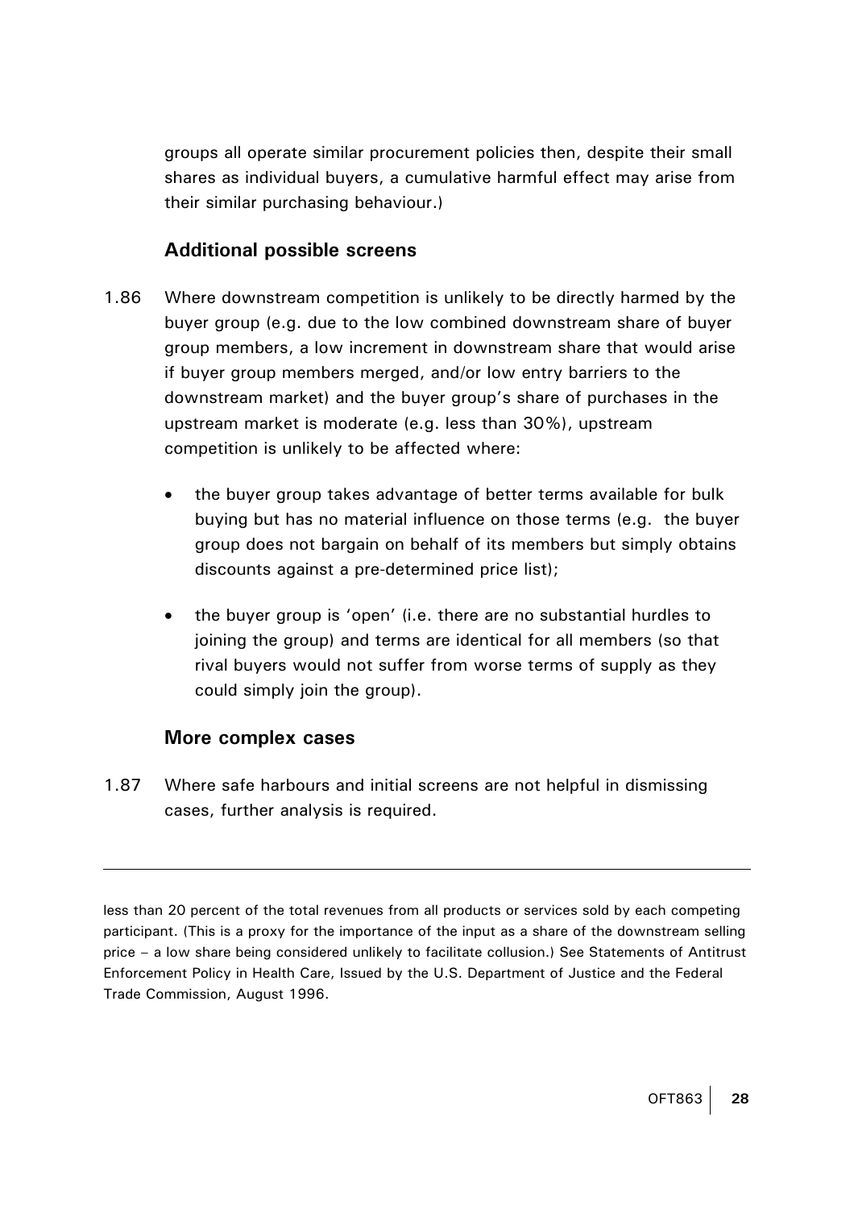groups all operate similar procurement policies then, despite their small shares as individual buyers, a cumulative harmful effect may arise from their similar purchasing behaviour.)

### Additional possible screens

1.86 Where downstream competition is unlikely to be directly harmed by the buyer group (e.g. due to the low combined downstream share of buyer group members, a low increment in downstream share that would arise if buyer group members merged, and/or low entry barriers to the downstream market) and the buyer group's share of purchases in the upstream market is moderate (e.g. less than 30%), upstream competition is unlikely to be affected where:

- the buyer group takes advantage of better terms available for bulk buying but has no material influence on those terms (e.g. the buyer group does not bargain on behalf of its members but simply obtains discounts against a pre-determined price list);
- the buyer group is 'open' (i.e. there are no substantial hurdles to joining the group) and terms are identical for all members (so that rival buyers would not suffer from worse terms of supply as they could simply join the group).

### More complex cases

1.87 Where safe harbours and initial screens are not helpful in dismissing cases, further analysis is required.

---

less than 20 percent of the total revenues from all products or services sold by each competing participant. (This is a proxy for the importance of the input as a share of the downstream selling price – a low share being considered unlikely to facilitate collusion.) See Statements of Antitrust Enforcement Policy in Health Care, Issued by the U.S. Department of Justice and the Federal Trade Commission, August 1996.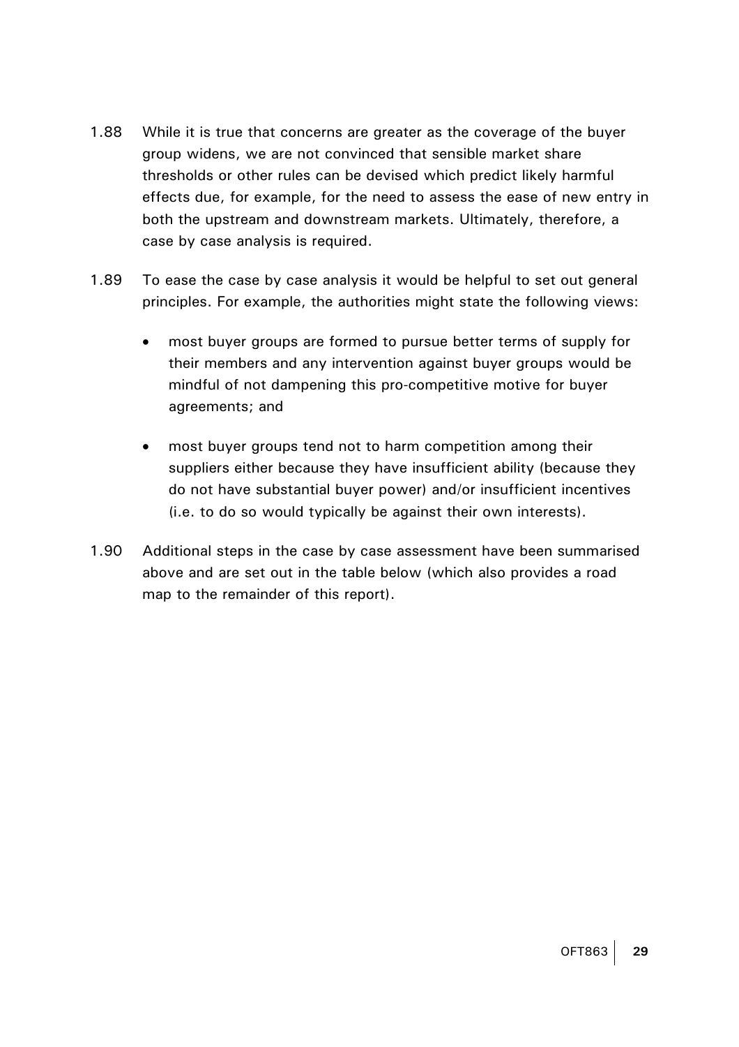1.88 While it is true that concerns are greater as the coverage of the buyer group widens, we are not convinced that sensible market share thresholds or other rules can be devised which predict likely harmful effects due, for example, for the need to assess the ease of new entry in both the upstream and downstream markets. Ultimately, therefore, a case by case analysis is required.

1.89 To ease the case by case analysis it would be helpful to set out general principles. For example, the authorities might state the following views:

- most buyer groups are formed to pursue better terms of supply for their members and any intervention against buyer groups would be mindful of not dampening this pro-competitive motive for buyer agreements; and

- most buyer groups tend not to harm competition among their suppliers either because they have insufficient ability (because they do not have substantial buyer power) and/or insufficient incentives (i.e. to do so would typically be against their own interests).

1.90 Additional steps in the case by case assessment have been summarised above and are set out in the table below (which also provides a road map to the remainder of this report).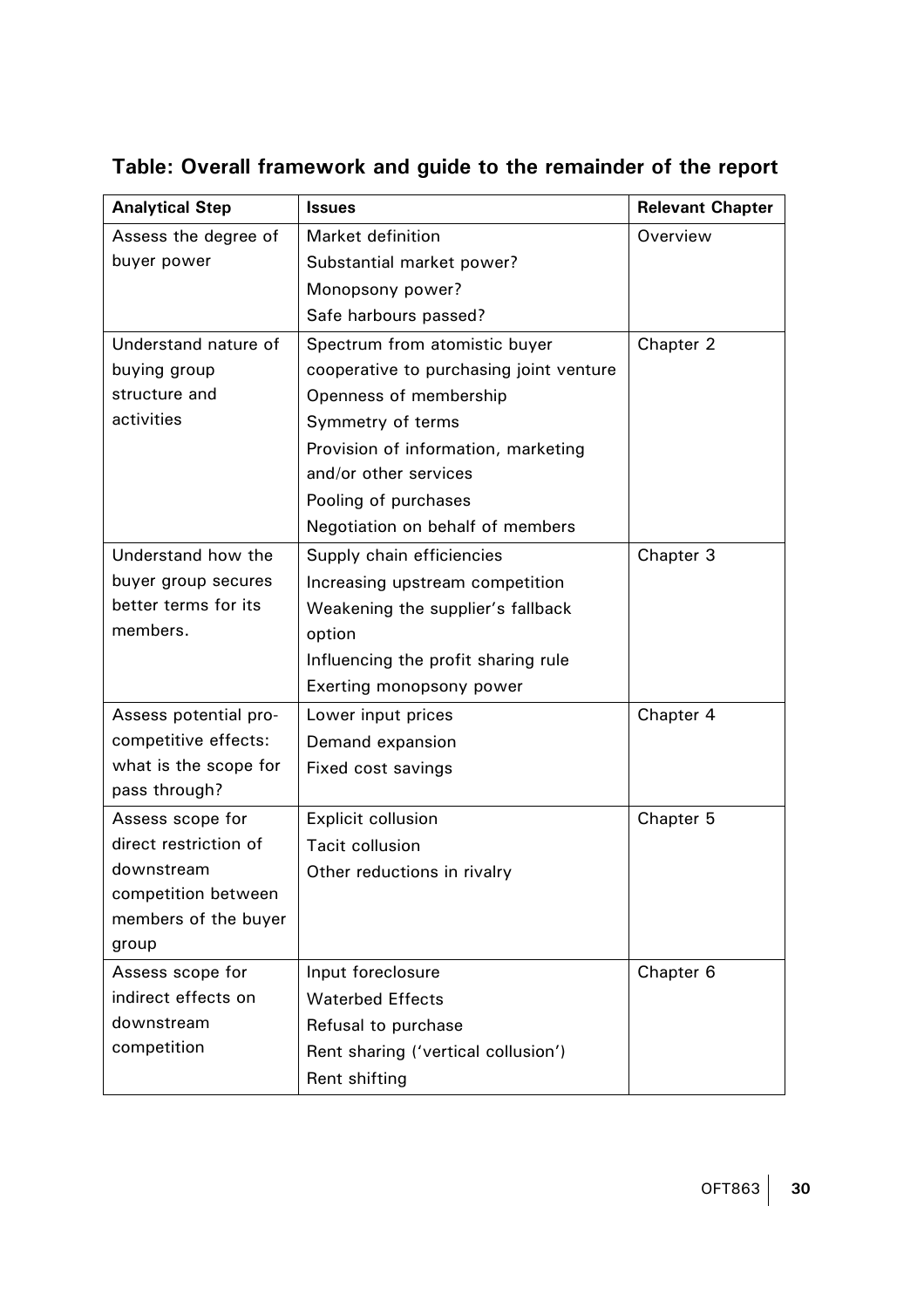**Table: Overall framework and guide to the remainder of the report**

| Analytical Step | Issues | Relevant Chapter |
|---|---|---|
| Assess the degree of buyer power | Market definition<br>Substantial market power?<br>Monopsony power?<br>Safe harbours passed? | Overview |
| Understand nature of buying group structure and activities | Spectrum from atomistic buyer cooperative to purchasing joint venture<br>Openness of membership<br>Symmetry of terms<br>Provision of information, marketing and/or other services<br>Pooling of purchases<br>Negotiation on behalf of members | Chapter 2 |
| Understand how the buyer group secures better terms for its members. | Supply chain efficiencies<br>Increasing upstream competition<br>Weakening the supplier's fallback option<br>Influencing the profit sharing rule<br>Exerting monopsony power | Chapter 3 |
| Assess potential pro-competitive effects: what is the scope for pass through? | Lower input prices<br>Demand expansion<br>Fixed cost savings | Chapter 4 |
| Assess scope for direct restriction of downstream competition between members of the buyer group | Explicit collusion<br>Tacit collusion<br>Other reductions in rivalry | Chapter 5 |
| Assess scope for indirect effects on downstream competition | Input foreclosure<br>Waterbed Effects<br>Refusal to purchase<br>Rent sharing ('vertical collusion')<br>Rent shifting | Chapter 6 |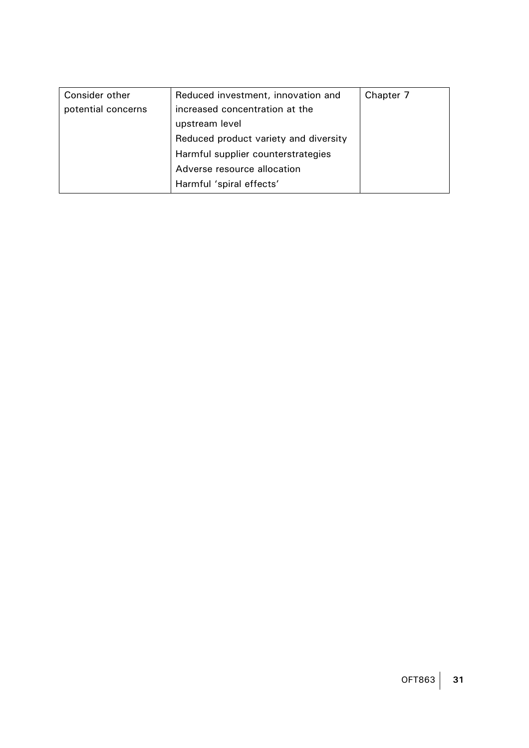| | | |
|---|---|---|
| Consider other potential concerns | Reduced investment, innovation and increased concentration at the upstream level<br>Reduced product variety and diversity<br>Harmful supplier counterstrategies<br>Adverse resource allocation<br>Harmful 'spiral effects' | Chapter 7 |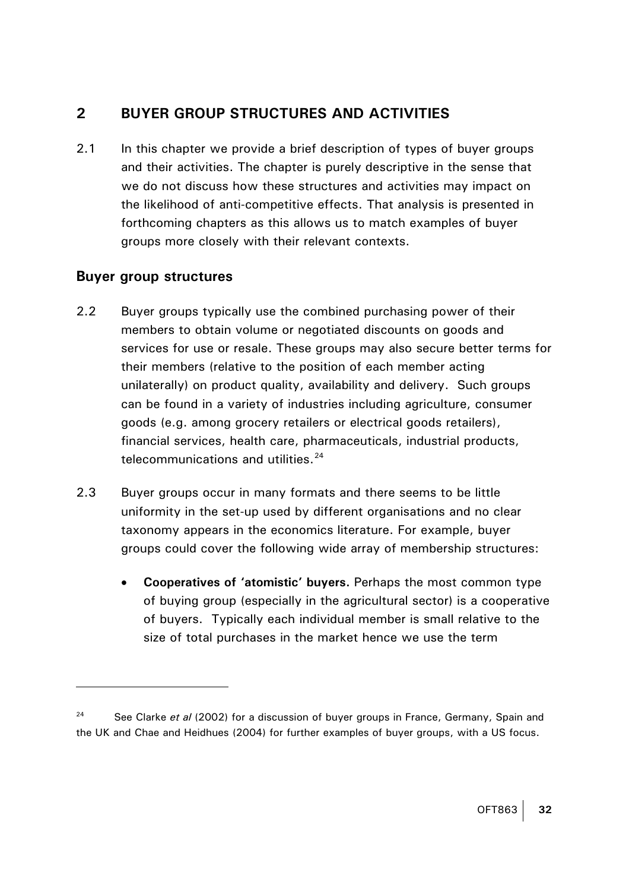# 2 BUYER GROUP STRUCTURES AND ACTIVITIES

2.1 In this chapter we provide a brief description of types of buyer groups and their activities. The chapter is purely descriptive in the sense that we do not discuss how these structures and activities may impact on the likelihood of anti-competitive effects. That analysis is presented in forthcoming chapters as this allows us to match examples of buyer groups more closely with their relevant contexts.

## Buyer group structures

2.2 Buyer groups typically use the combined purchasing power of their members to obtain volume or negotiated discounts on goods and services for use or resale. These groups may also secure better terms for their members (relative to the position of each member acting unilaterally) on product quality, availability and delivery. Such groups can be found in a variety of industries including agriculture, consumer goods (e.g. among grocery retailers or electrical goods retailers), financial services, health care, pharmaceuticals, industrial products, telecommunications and utilities.[24]

2.3 Buyer groups occur in many formats and there seems to be little uniformity in the set-up used by different organisations and no clear taxonomy appears in the economics literature. For example, buyer groups could cover the following wide array of membership structures:

- **Cooperatives of 'atomistic' buyers.** Perhaps the most common type of buying group (especially in the agricultural sector) is a cooperative of buyers. Typically each individual member is small relative to the size of total purchases in the market hence we use the term

---

[24] See Clarke *et al* (2002) for a discussion of buyer groups in France, Germany, Spain and the UK and Chae and Heidhues (2004) for further examples of buyer groups, with a US focus.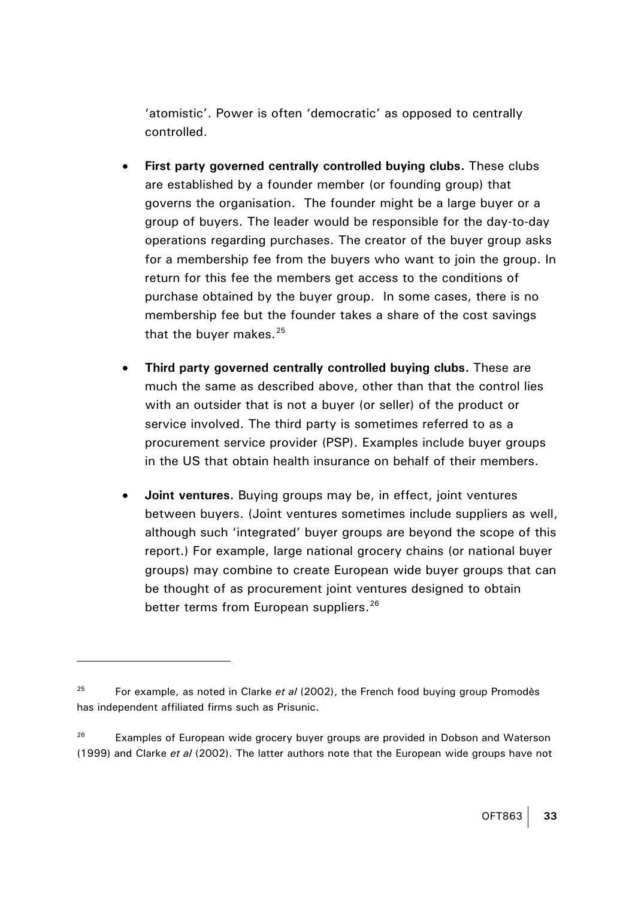'atomistic'. Power is often 'democratic' as opposed to centrally controlled.

- **First party governed centrally controlled buying clubs.** These clubs are established by a founder member (or founding group) that governs the organisation. The founder might be a large buyer or a group of buyers. The leader would be responsible for the day-to-day operations regarding purchases. The creator of the buyer group asks for a membership fee from the buyers who want to join the group. In return for this fee the members get access to the conditions of purchase obtained by the buyer group. In some cases, there is no membership fee but the founder takes a share of the cost savings that the buyer makes.[25]

- **Third party governed centrally controlled buying clubs.** These are much the same as described above, other than that the control lies with an outsider that is not a buyer (or seller) of the product or service involved. The third party is sometimes referred to as a procurement service provider (PSP). Examples include buyer groups in the US that obtain health insurance on behalf of their members.

- **Joint ventures.** Buying groups may be, in effect, joint ventures between buyers. (Joint ventures sometimes include suppliers as well, although such 'integrated' buyer groups are beyond the scope of this report.) For example, large national grocery chains (or national buyer groups) may combine to create European wide buyer groups that can be thought of as procurement joint ventures designed to obtain better terms from European suppliers.[26]

---

[25] For example, as noted in Clarke *et al* (2002), the French food buying group Promodès has independent affiliated firms such as Prisunic.

[26] Examples of European wide grocery buyer groups are provided in Dobson and Waterson (1999) and Clarke *et al* (2002). The latter authors note that the European wide groups have not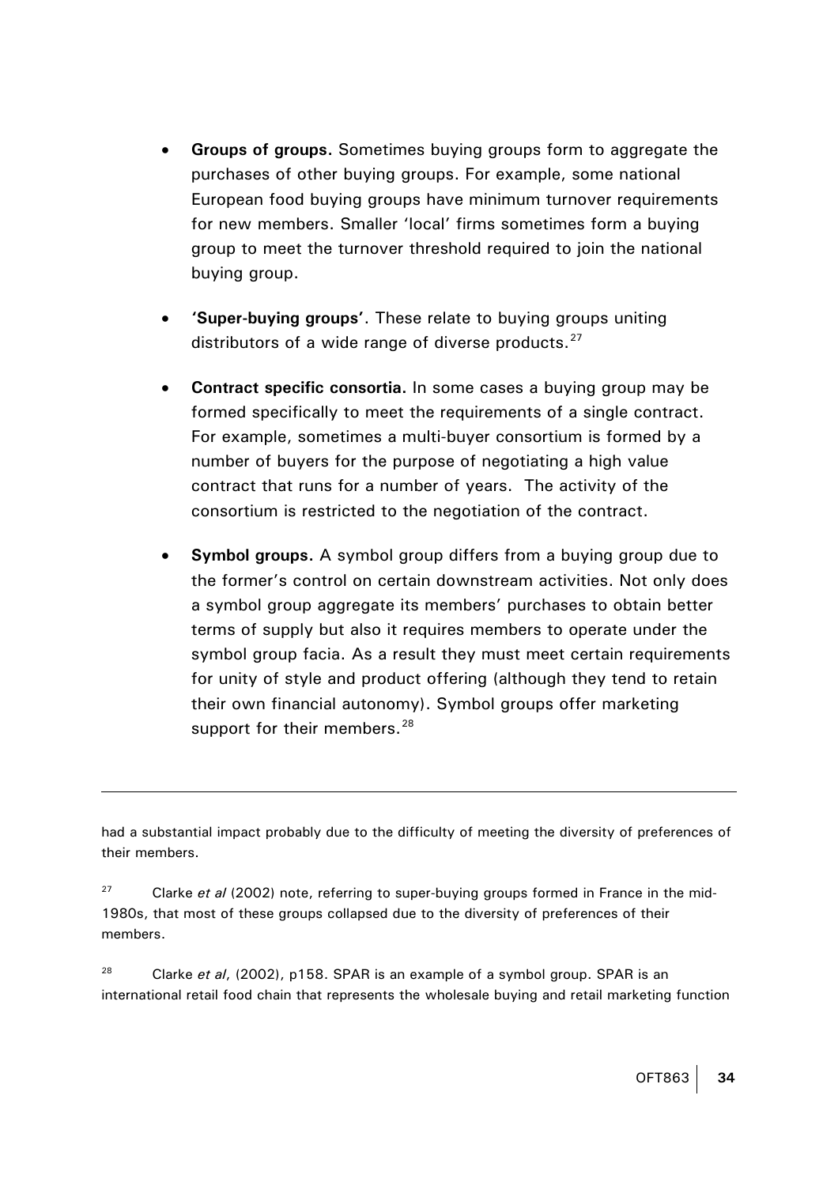- **Groups of groups.** Sometimes buying groups form to aggregate the purchases of other buying groups. For example, some national European food buying groups have minimum turnover requirements for new members. Smaller 'local' firms sometimes form a buying group to meet the turnover threshold required to join the national buying group.

- **'Super-buying groups'**. These relate to buying groups uniting distributors of a wide range of diverse products.[27]

- **Contract specific consortia.** In some cases a buying group may be formed specifically to meet the requirements of a single contract. For example, sometimes a multi-buyer consortium is formed by a number of buyers for the purpose of negotiating a high value contract that runs for a number of years. The activity of the consortium is restricted to the negotiation of the contract.

- **Symbol groups.** A symbol group differs from a buying group due to the former's control on certain downstream activities. Not only does a symbol group aggregate its members' purchases to obtain better terms of supply but also it requires members to operate under the symbol group facia. As a result they must meet certain requirements for unity of style and product offering (although they tend to retain their own financial autonomy). Symbol groups offer marketing support for their members.[28]

---

had a substantial impact probably due to the difficulty of meeting the diversity of preferences of their members.

[27] Clarke *et al* (2002) note, referring to super-buying groups formed in France in the mid-1980s, that most of these groups collapsed due to the diversity of preferences of their members.

[28] Clarke *et al*, (2002), p158. SPAR is an example of a symbol group. SPAR is an international retail food chain that represents the wholesale buying and retail marketing function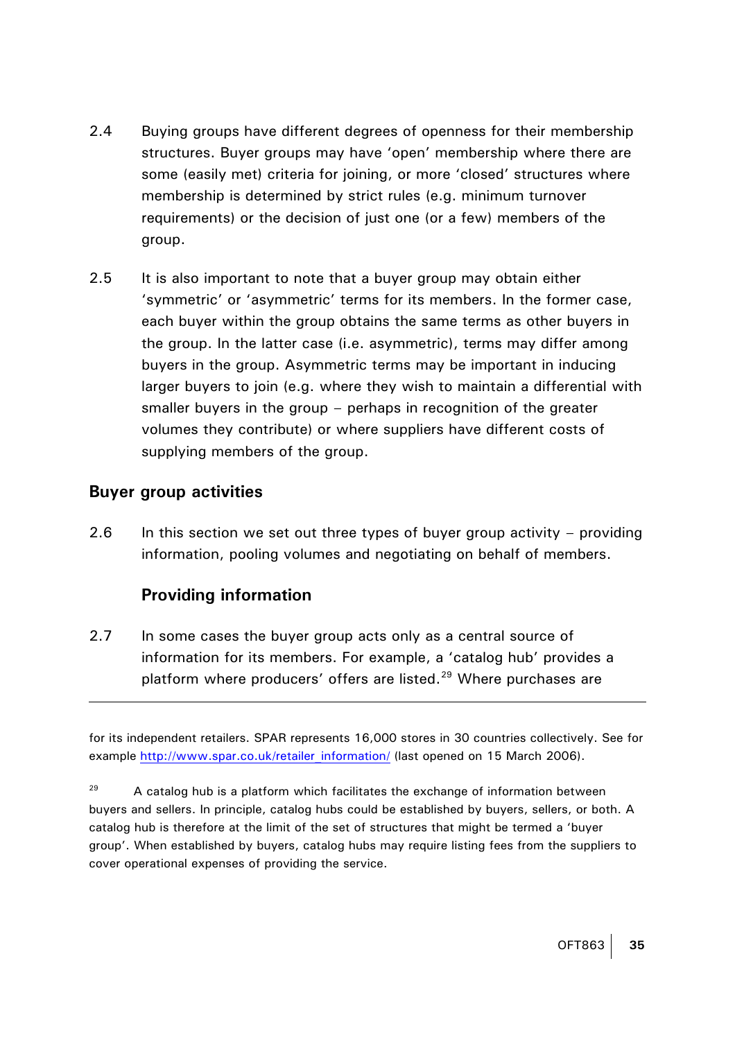2.4 Buying groups have different degrees of openness for their membership structures. Buyer groups may have 'open' membership where there are some (easily met) criteria for joining, or more 'closed' structures where membership is determined by strict rules (e.g. minimum turnover requirements) or the decision of just one (or a few) members of the group.

2.5 It is also important to note that a buyer group may obtain either 'symmetric' or 'asymmetric' terms for its members. In the former case, each buyer within the group obtains the same terms as other buyers in the group. In the latter case (i.e. asymmetric), terms may differ among buyers in the group. Asymmetric terms may be important in inducing larger buyers to join (e.g. where they wish to maintain a differential with smaller buyers in the group – perhaps in recognition of the greater volumes they contribute) or where suppliers have different costs of supplying members of the group.

## Buyer group activities

2.6 In this section we set out three types of buyer group activity – providing information, pooling volumes and negotiating on behalf of members.

### Providing information

2.7 In some cases the buyer group acts only as a central source of information for its members. For example, a 'catalog hub' provides a platform where producers' offers are listed.[29] Where purchases are

---

for its independent retailers. SPAR represents 16,000 stores in 30 countries collectively. See for example http://www.spar.co.uk/retailer_information/ (last opened on 15 March 2006).

[29] A catalog hub is a platform which facilitates the exchange of information between buyers and sellers. In principle, catalog hubs could be established by buyers, sellers, or both. A catalog hub is therefore at the limit of the set of structures that might be termed a 'buyer group'. When established by buyers, catalog hubs may require listing fees from the suppliers to cover operational expenses of providing the service.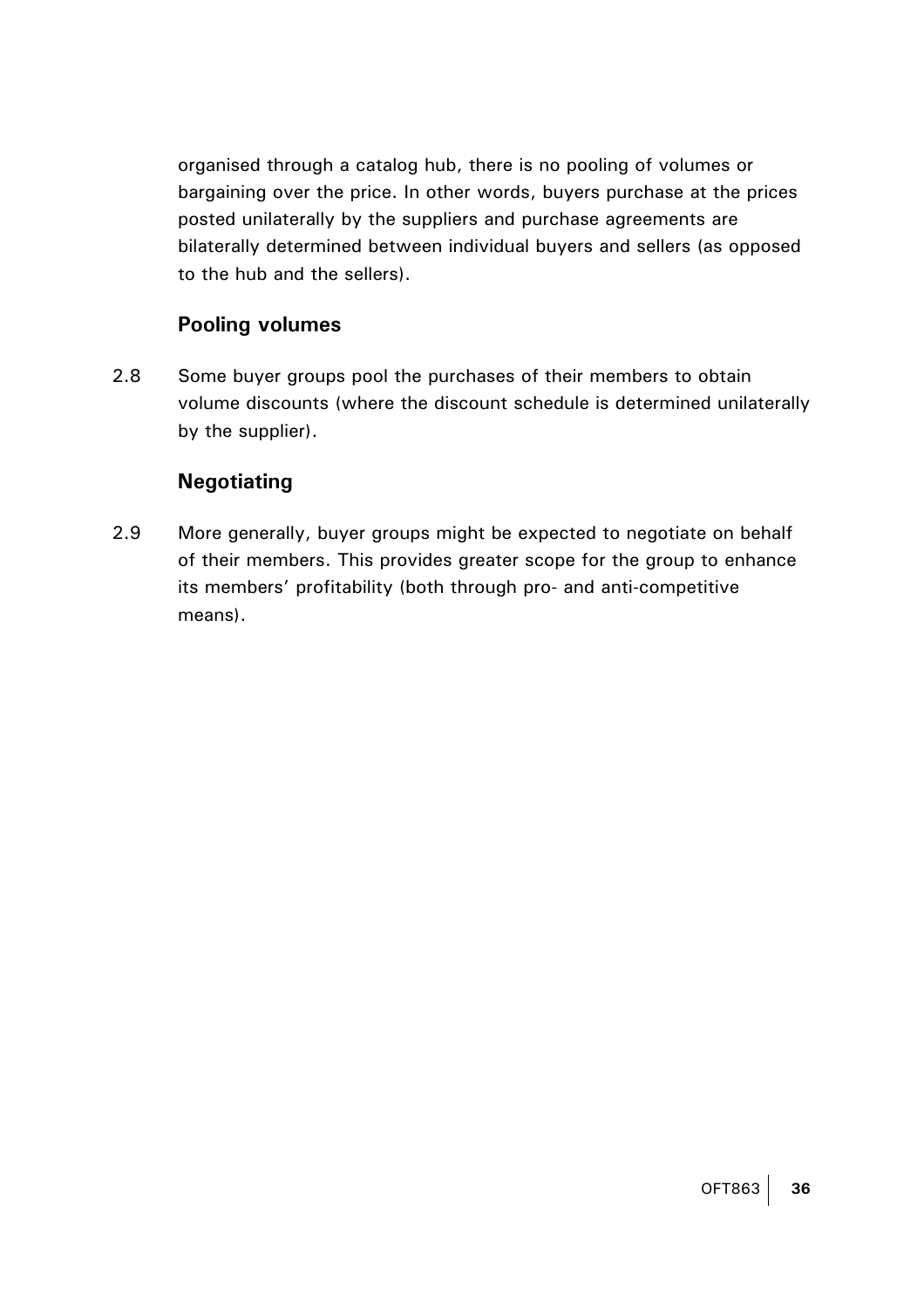organised through a catalog hub, there is no pooling of volumes or bargaining over the price. In other words, buyers purchase at the prices posted unilaterally by the suppliers and purchase agreements are bilaterally determined between individual buyers and sellers (as opposed to the hub and the sellers).

### Pooling volumes

2.8 Some buyer groups pool the purchases of their members to obtain volume discounts (where the discount schedule is determined unilaterally by the supplier).

### Negotiating

2.9 More generally, buyer groups might be expected to negotiate on behalf of their members. This provides greater scope for the group to enhance its members' profitability (both through pro- and anti-competitive means).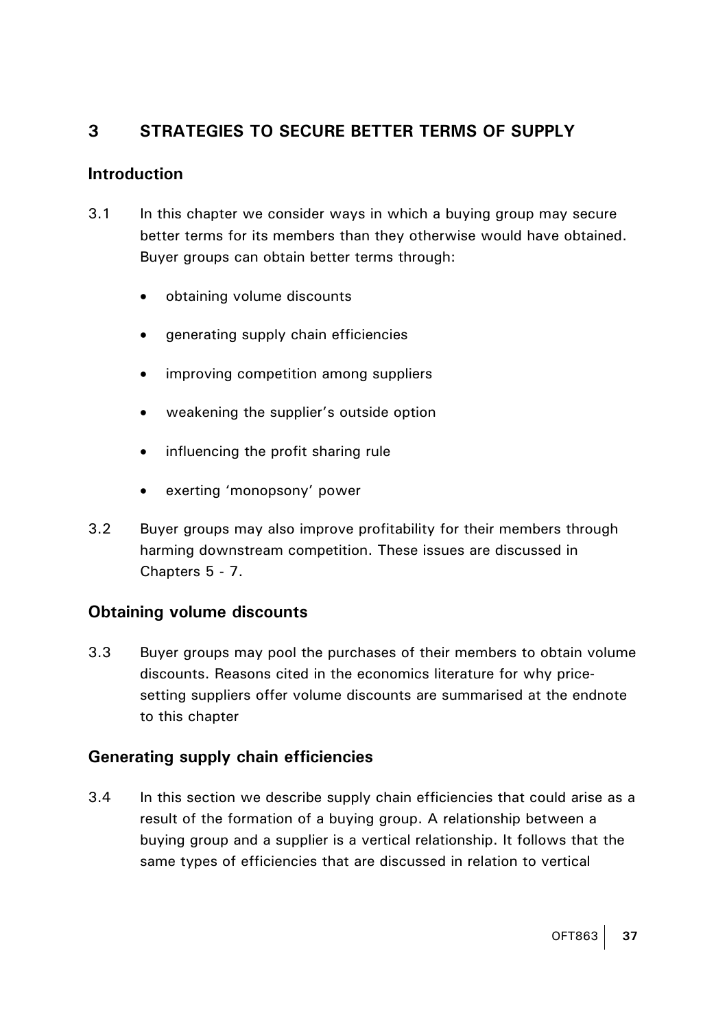## 3 STRATEGIES TO SECURE BETTER TERMS OF SUPPLY

### Introduction

3.1 In this chapter we consider ways in which a buying group may secure better terms for its members than they otherwise would have obtained. Buyer groups can obtain better terms through:

- obtaining volume discounts
- generating supply chain efficiencies
- improving competition among suppliers
- weakening the supplier's outside option
- influencing the profit sharing rule
- exerting 'monopsony' power

3.2 Buyer groups may also improve profitability for their members through harming downstream competition. These issues are discussed in Chapters 5 - 7.

### Obtaining volume discounts

3.3 Buyer groups may pool the purchases of their members to obtain volume discounts. Reasons cited in the economics literature for why price-setting suppliers offer volume discounts are summarised at the endnote to this chapter

### Generating supply chain efficiencies

3.4 In this section we describe supply chain efficiencies that could arise as a result of the formation of a buying group. A relationship between a buying group and a supplier is a vertical relationship. It follows that the same types of efficiencies that are discussed in relation to vertical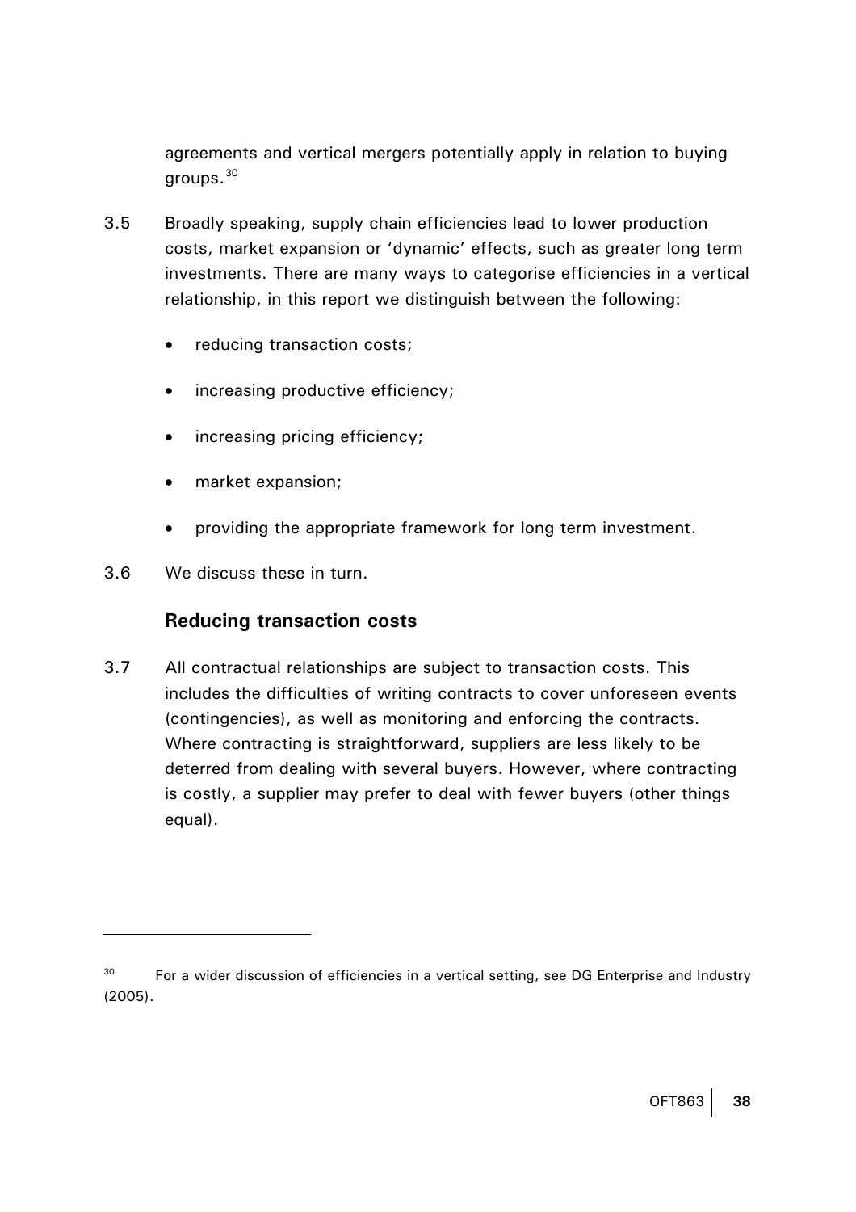agreements and vertical mergers potentially apply in relation to buying groups.[30]

3.5 Broadly speaking, supply chain efficiencies lead to lower production costs, market expansion or 'dynamic' effects, such as greater long term investments. There are many ways to categorise efficiencies in a vertical relationship, in this report we distinguish between the following:

- reducing transaction costs;
- increasing productive efficiency;
- increasing pricing efficiency;
- market expansion;
- providing the appropriate framework for long term investment.

3.6 We discuss these in turn.

### Reducing transaction costs

3.7 All contractual relationships are subject to transaction costs. This includes the difficulties of writing contracts to cover unforeseen events (contingencies), as well as monitoring and enforcing the contracts. Where contracting is straightforward, suppliers are less likely to be deterred from dealing with several buyers. However, where contracting is costly, a supplier may prefer to deal with fewer buyers (other things equal).

---

[30] For a wider discussion of efficiencies in a vertical setting, see DG Enterprise and Industry (2005).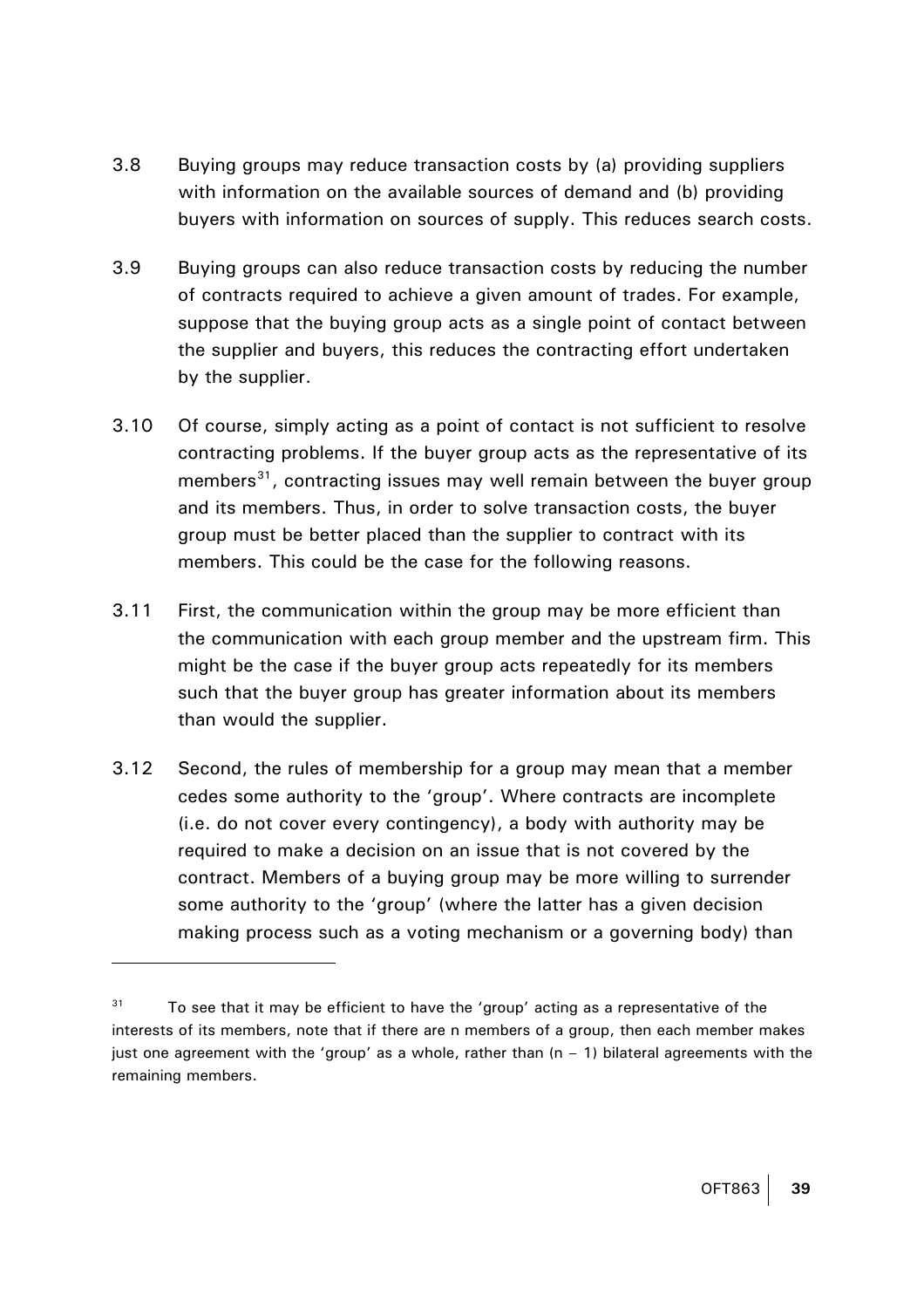3.8 Buying groups may reduce transaction costs by (a) providing suppliers with information on the available sources of demand and (b) providing buyers with information on sources of supply. This reduces search costs.

3.9 Buying groups can also reduce transaction costs by reducing the number of contracts required to achieve a given amount of trades. For example, suppose that the buying group acts as a single point of contact between the supplier and buyers, this reduces the contracting effort undertaken by the supplier.

3.10 Of course, simply acting as a point of contact is not sufficient to resolve contracting problems. If the buyer group acts as the representative of its members[31], contracting issues may well remain between the buyer group and its members. Thus, in order to solve transaction costs, the buyer group must be better placed than the supplier to contract with its members. This could be the case for the following reasons.

3.11 First, the communication within the group may be more efficient than the communication with each group member and the upstream firm. This might be the case if the buyer group acts repeatedly for its members such that the buyer group has greater information about its members than would the supplier.

3.12 Second, the rules of membership for a group may mean that a member cedes some authority to the 'group'. Where contracts are incomplete (i.e. do not cover every contingency), a body with authority may be required to make a decision on an issue that is not covered by the contract. Members of a buying group may be more willing to surrender some authority to the 'group' (where the latter has a given decision making process such as a voting mechanism or a governing body) than

---

[31] To see that it may be efficient to have the 'group' acting as a representative of the interests of its members, note that if there are n members of a group, then each member makes just one agreement with the 'group' as a whole, rather than $(n - 1)$ bilateral agreements with the remaining members.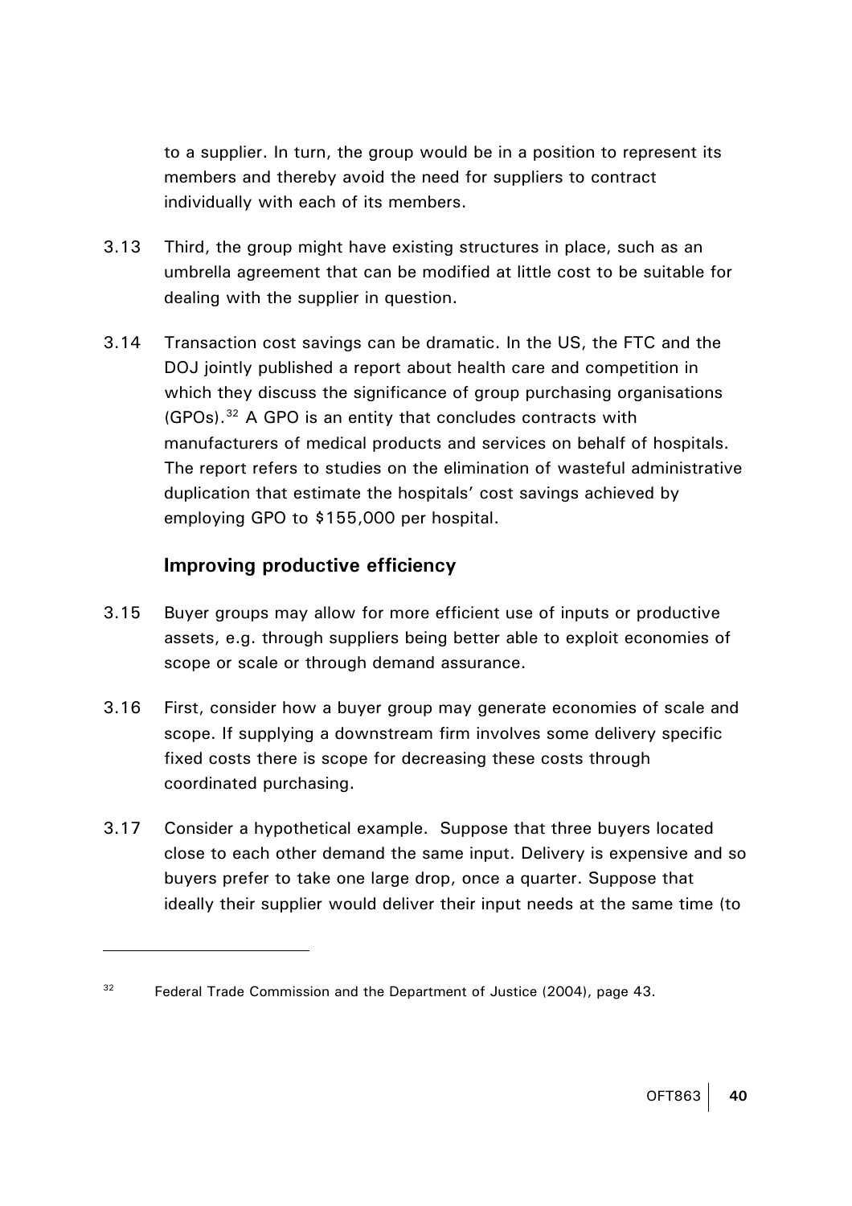to a supplier. In turn, the group would be in a position to represent its members and thereby avoid the need for suppliers to contract individually with each of its members.

3.13 Third, the group might have existing structures in place, such as an umbrella agreement that can be modified at little cost to be suitable for dealing with the supplier in question.

3.14 Transaction cost savings can be dramatic. In the US, the FTC and the DOJ jointly published a report about health care and competition in which they discuss the significance of group purchasing organisations (GPOs).[32] A GPO is an entity that concludes contracts with manufacturers of medical products and services on behalf of hospitals. The report refers to studies on the elimination of wasteful administrative duplication that estimate the hospitals' cost savings achieved by employing GPO to $155,000 per hospital.

### Improving productive efficiency

3.15 Buyer groups may allow for more efficient use of inputs or productive assets, e.g. through suppliers being better able to exploit economies of scope or scale or through demand assurance.

3.16 First, consider how a buyer group may generate economies of scale and scope. If supplying a downstream firm involves some delivery specific fixed costs there is scope for decreasing these costs through coordinated purchasing.

3.17 Consider a hypothetical example. Suppose that three buyers located close to each other demand the same input. Delivery is expensive and so buyers prefer to take one large drop, once a quarter. Suppose that ideally their supplier would deliver their input needs at the same time (to

[32] Federal Trade Commission and the Department of Justice (2004), page 43.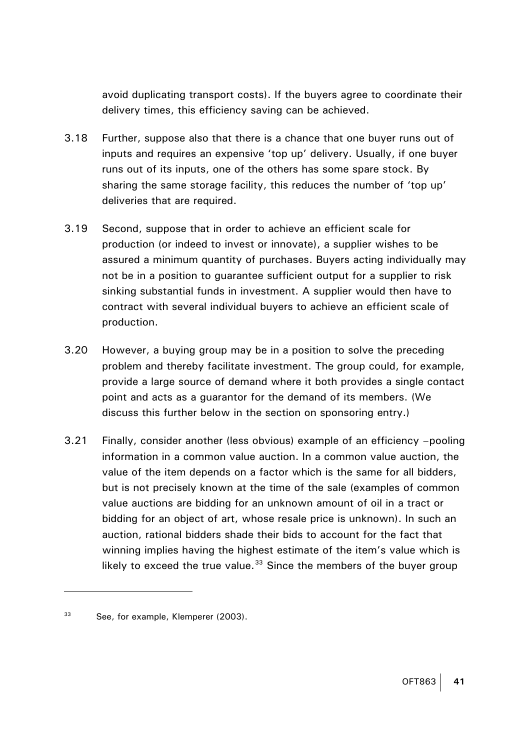avoid duplicating transport costs). If the buyers agree to coordinate their delivery times, this efficiency saving can be achieved.

3.18 Further, suppose also that there is a chance that one buyer runs out of inputs and requires an expensive 'top up' delivery. Usually, if one buyer runs out of its inputs, one of the others has some spare stock. By sharing the same storage facility, this reduces the number of 'top up' deliveries that are required.

3.19 Second, suppose that in order to achieve an efficient scale for production (or indeed to invest or innovate), a supplier wishes to be assured a minimum quantity of purchases. Buyers acting individually may not be in a position to guarantee sufficient output for a supplier to risk sinking substantial funds in investment. A supplier would then have to contract with several individual buyers to achieve an efficient scale of production.

3.20 However, a buying group may be in a position to solve the preceding problem and thereby facilitate investment. The group could, for example, provide a large source of demand where it both provides a single contact point and acts as a guarantor for the demand of its members. (We discuss this further below in the section on sponsoring entry.)

3.21 Finally, consider another (less obvious) example of an efficiency –pooling information in a common value auction. In a common value auction, the value of the item depends on a factor which is the same for all bidders, but is not precisely known at the time of the sale (examples of common value auctions are bidding for an unknown amount of oil in a tract or bidding for an object of art, whose resale price is unknown). In such an auction, rational bidders shade their bids to account for the fact that winning implies having the highest estimate of the item's value which is likely to exceed the true value.[33] Since the members of the buyer group

---

[33] See, for example, Klemperer (2003).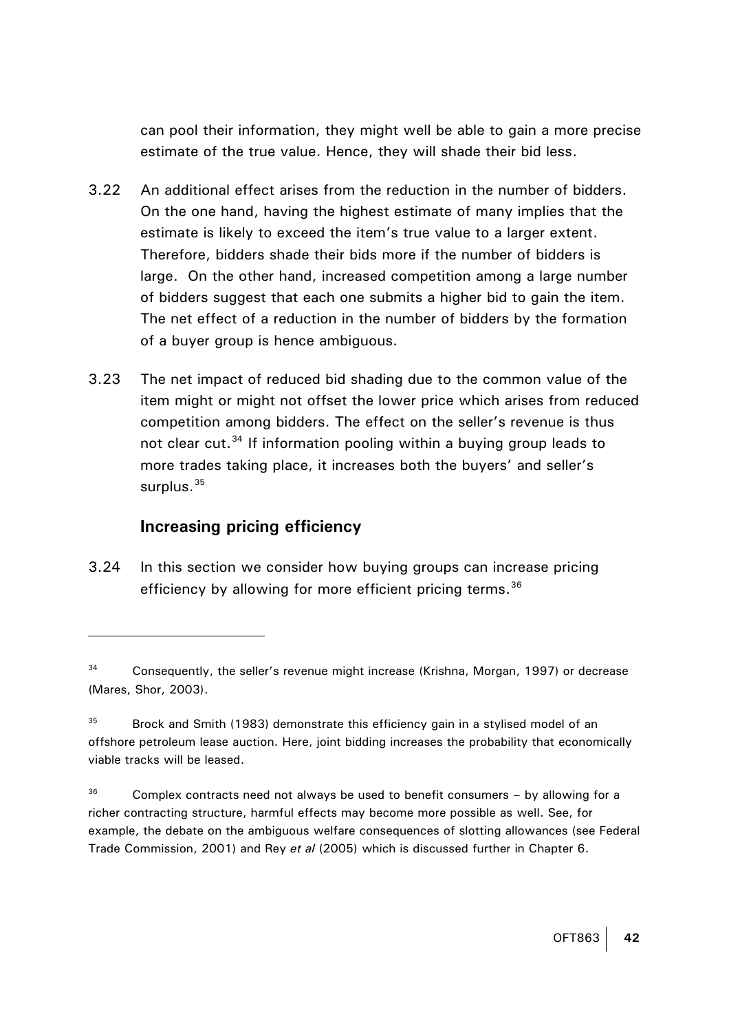can pool their information, they might well be able to gain a more precise estimate of the true value. Hence, they will shade their bid less.

3.22 An additional effect arises from the reduction in the number of bidders. On the one hand, having the highest estimate of many implies that the estimate is likely to exceed the item's true value to a larger extent. Therefore, bidders shade their bids more if the number of bidders is large. On the other hand, increased competition among a large number of bidders suggest that each one submits a higher bid to gain the item. The net effect of a reduction in the number of bidders by the formation of a buyer group is hence ambiguous.

3.23 The net impact of reduced bid shading due to the common value of the item might or might not offset the lower price which arises from reduced competition among bidders. The effect on the seller's revenue is thus not clear cut.[34] If information pooling within a buying group leads to more trades taking place, it increases both the buyers' and seller's surplus.[35]

### Increasing pricing efficiency

3.24 In this section we consider how buying groups can increase pricing efficiency by allowing for more efficient pricing terms.[36]

---

[34] Consequently, the seller's revenue might increase (Krishna, Morgan, 1997) or decrease (Mares, Shor, 2003).

[35] Brock and Smith (1983) demonstrate this efficiency gain in a stylised model of an offshore petroleum lease auction. Here, joint bidding increases the probability that economically viable tracks will be leased.

[36] Complex contracts need not always be used to benefit consumers – by allowing for a richer contracting structure, harmful effects may become more possible as well. See, for example, the debate on the ambiguous welfare consequences of slotting allowances (see Federal Trade Commission, 2001) and Rey *et al* (2005) which is discussed further in Chapter 6.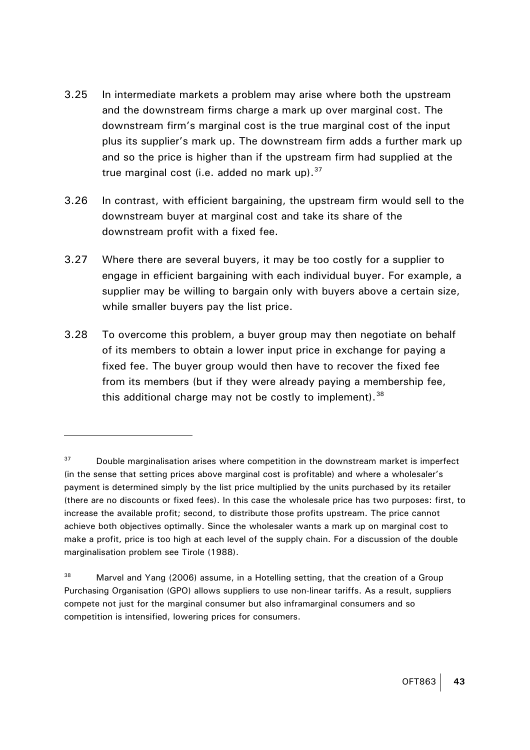3.25 In intermediate markets a problem may arise where both the upstream and the downstream firms charge a mark up over marginal cost. The downstream firm's marginal cost is the true marginal cost of the input plus its supplier's mark up. The downstream firm adds a further mark up and so the price is higher than if the upstream firm had supplied at the true marginal cost (i.e. added no mark up).[37]

3.26 In contrast, with efficient bargaining, the upstream firm would sell to the downstream buyer at marginal cost and take its share of the downstream profit with a fixed fee.

3.27 Where there are several buyers, it may be too costly for a supplier to engage in efficient bargaining with each individual buyer. For example, a supplier may be willing to bargain only with buyers above a certain size, while smaller buyers pay the list price.

3.28 To overcome this problem, a buyer group may then negotiate on behalf of its members to obtain a lower input price in exchange for paying a fixed fee. The buyer group would then have to recover the fixed fee from its members (but if they were already paying a membership fee, this additional charge may not be costly to implement).[38]

---

[37] Double marginalisation arises where competition in the downstream market is imperfect (in the sense that setting prices above marginal cost is profitable) and where a wholesaler's payment is determined simply by the list price multiplied by the units purchased by its retailer (there are no discounts or fixed fees). In this case the wholesale price has two purposes: first, to increase the available profit; second, to distribute those profits upstream. The price cannot achieve both objectives optimally. Since the wholesaler wants a mark up on marginal cost to make a profit, price is too high at each level of the supply chain. For a discussion of the double marginalisation problem see Tirole (1988).

[38] Marvel and Yang (2006) assume, in a Hotelling setting, that the creation of a Group Purchasing Organisation (GPO) allows suppliers to use non-linear tariffs. As a result, suppliers compete not just for the marginal consumer but also inframarginal consumers and so competition is intensified, lowering prices for consumers.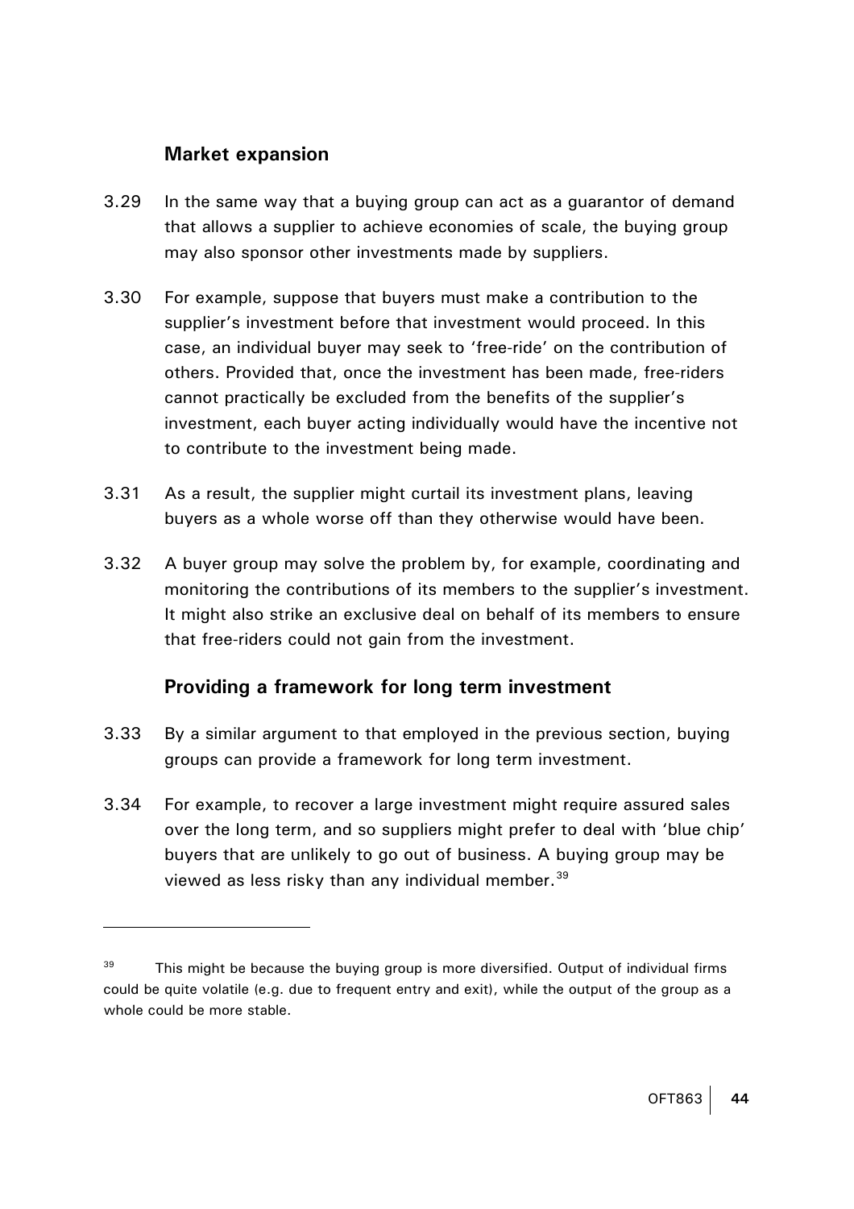### Market expansion

3.29 In the same way that a buying group can act as a guarantor of demand that allows a supplier to achieve economies of scale, the buying group may also sponsor other investments made by suppliers.

3.30 For example, suppose that buyers must make a contribution to the supplier's investment before that investment would proceed. In this case, an individual buyer may seek to 'free-ride' on the contribution of others. Provided that, once the investment has been made, free-riders cannot practically be excluded from the benefits of the supplier's investment, each buyer acting individually would have the incentive not to contribute to the investment being made.

3.31 As a result, the supplier might curtail its investment plans, leaving buyers as a whole worse off than they otherwise would have been.

3.32 A buyer group may solve the problem by, for example, coordinating and monitoring the contributions of its members to the supplier's investment. It might also strike an exclusive deal on behalf of its members to ensure that free-riders could not gain from the investment.

### Providing a framework for long term investment

3.33 By a similar argument to that employed in the previous section, buying groups can provide a framework for long term investment.

3.34 For example, to recover a large investment might require assured sales over the long term, and so suppliers might prefer to deal with 'blue chip' buyers that are unlikely to go out of business. A buying group may be viewed as less risky than any individual member.[39]

---

[39] This might be because the buying group is more diversified. Output of individual firms could be quite volatile (e.g. due to frequent entry and exit), while the output of the group as a whole could be more stable.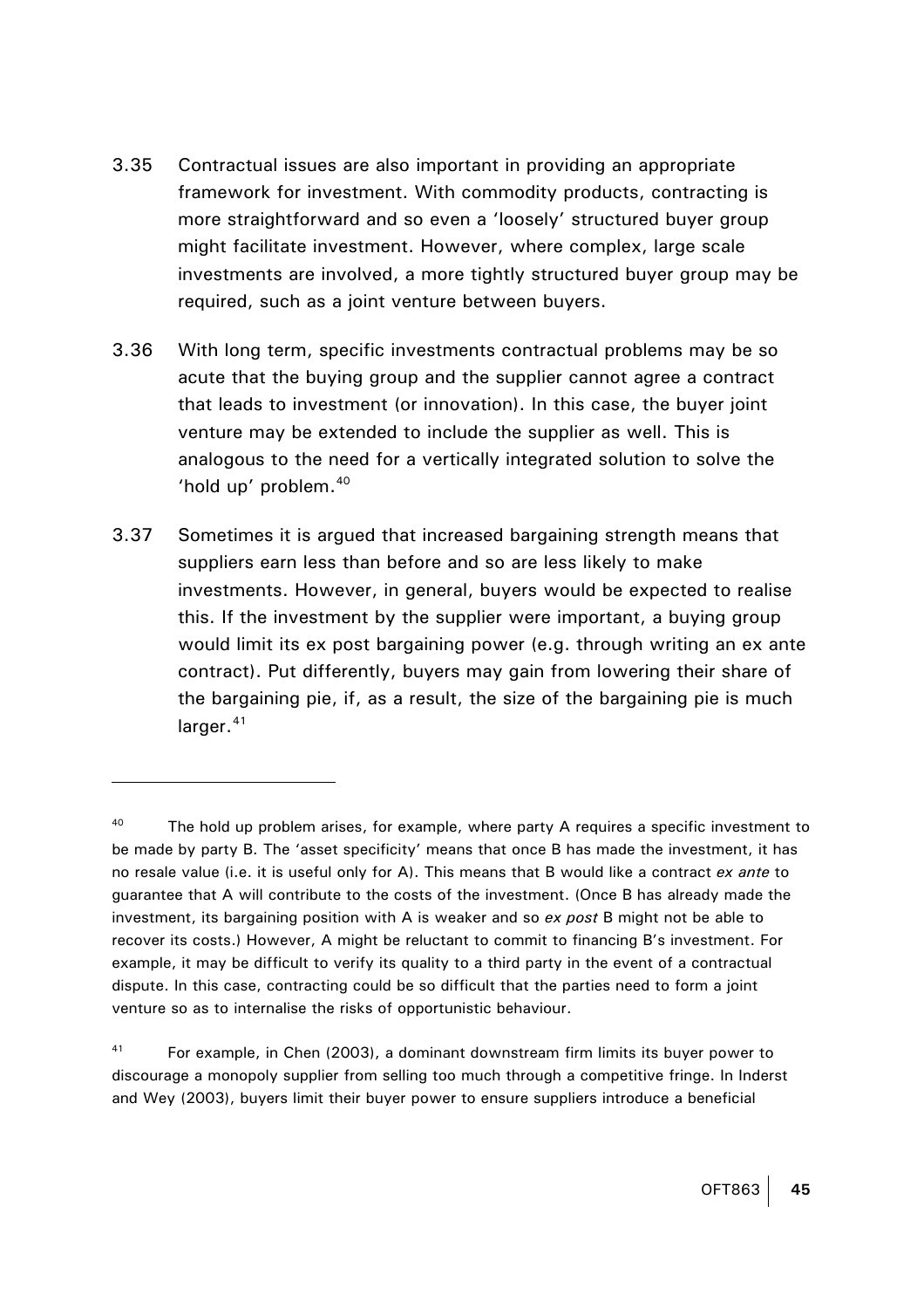3.35 Contractual issues are also important in providing an appropriate framework for investment. With commodity products, contracting is more straightforward and so even a 'loosely' structured buyer group might facilitate investment. However, where complex, large scale investments are involved, a more tightly structured buyer group may be required, such as a joint venture between buyers.

3.36 With long term, specific investments contractual problems may be so acute that the buying group and the supplier cannot agree a contract that leads to investment (or innovation). In this case, the buyer joint venture may be extended to include the supplier as well. This is analogous to the need for a vertically integrated solution to solve the 'hold up' problem.[40]

3.37 Sometimes it is argued that increased bargaining strength means that suppliers earn less than before and so are less likely to make investments. However, in general, buyers would be expected to realise this. If the investment by the supplier were important, a buying group would limit its ex post bargaining power (e.g. through writing an ex ante contract). Put differently, buyers may gain from lowering their share of the bargaining pie, if, as a result, the size of the bargaining pie is much larger.[41]

---

[40] The hold up problem arises, for example, where party A requires a specific investment to be made by party B. The 'asset specificity' means that once B has made the investment, it has no resale value (i.e. it is useful only for A). This means that B would like a contract *ex ante* to guarantee that A will contribute to the costs of the investment. (Once B has already made the investment, its bargaining position with A is weaker and so *ex post* B might not be able to recover its costs.) However, A might be reluctant to commit to financing B's investment. For example, it may be difficult to verify its quality to a third party in the event of a contractual dispute. In this case, contracting could be so difficult that the parties need to form a joint venture so as to internalise the risks of opportunistic behaviour.

[41] For example, in Chen (2003), a dominant downstream firm limits its buyer power to discourage a monopoly supplier from selling too much through a competitive fringe. In Inderst and Wey (2003), buyers limit their buyer power to ensure suppliers introduce a beneficial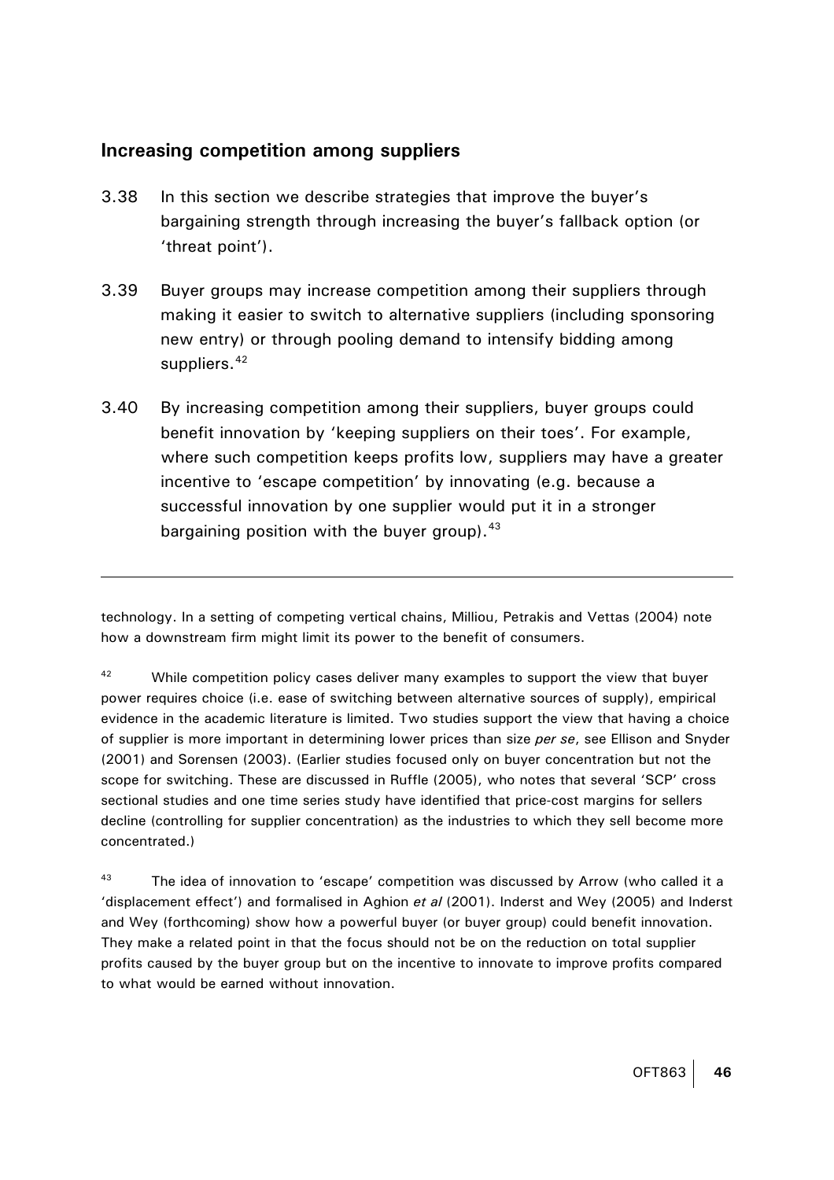## Increasing competition among suppliers

3.38 In this section we describe strategies that improve the buyer's bargaining strength through increasing the buyer's fallback option (or 'threat point').

3.39 Buyer groups may increase competition among their suppliers through making it easier to switch to alternative suppliers (including sponsoring new entry) or through pooling demand to intensify bidding among suppliers.[42]

3.40 By increasing competition among their suppliers, buyer groups could benefit innovation by 'keeping suppliers on their toes'. For example, where such competition keeps profits low, suppliers may have a greater incentive to 'escape competition' by innovating (e.g. because a successful innovation by one supplier would put it in a stronger bargaining position with the buyer group).[43]

---

technology. In a setting of competing vertical chains, Milliou, Petrakis and Vettas (2004) note how a downstream firm might limit its power to the benefit of consumers.

[42] While competition policy cases deliver many examples to support the view that buyer power requires choice (i.e. ease of switching between alternative sources of supply), empirical evidence in the academic literature is limited. Two studies support the view that having a choice of supplier is more important in determining lower prices than size *per se*, see Ellison and Snyder (2001) and Sorensen (2003). (Earlier studies focused only on buyer concentration but not the scope for switching. These are discussed in Ruffle (2005), who notes that several 'SCP' cross sectional studies and one time series study have identified that price-cost margins for sellers decline (controlling for supplier concentration) as the industries to which they sell become more concentrated.)

[43] The idea of innovation to 'escape' competition was discussed by Arrow (who called it a 'displacement effect') and formalised in Aghion *et al* (2001). Inderst and Wey (2005) and Inderst and Wey (forthcoming) show how a powerful buyer (or buyer group) could benefit innovation. They make a related point in that the focus should not be on the reduction on total supplier profits caused by the buyer group but on the incentive to innovate to improve profits compared to what would be earned without innovation.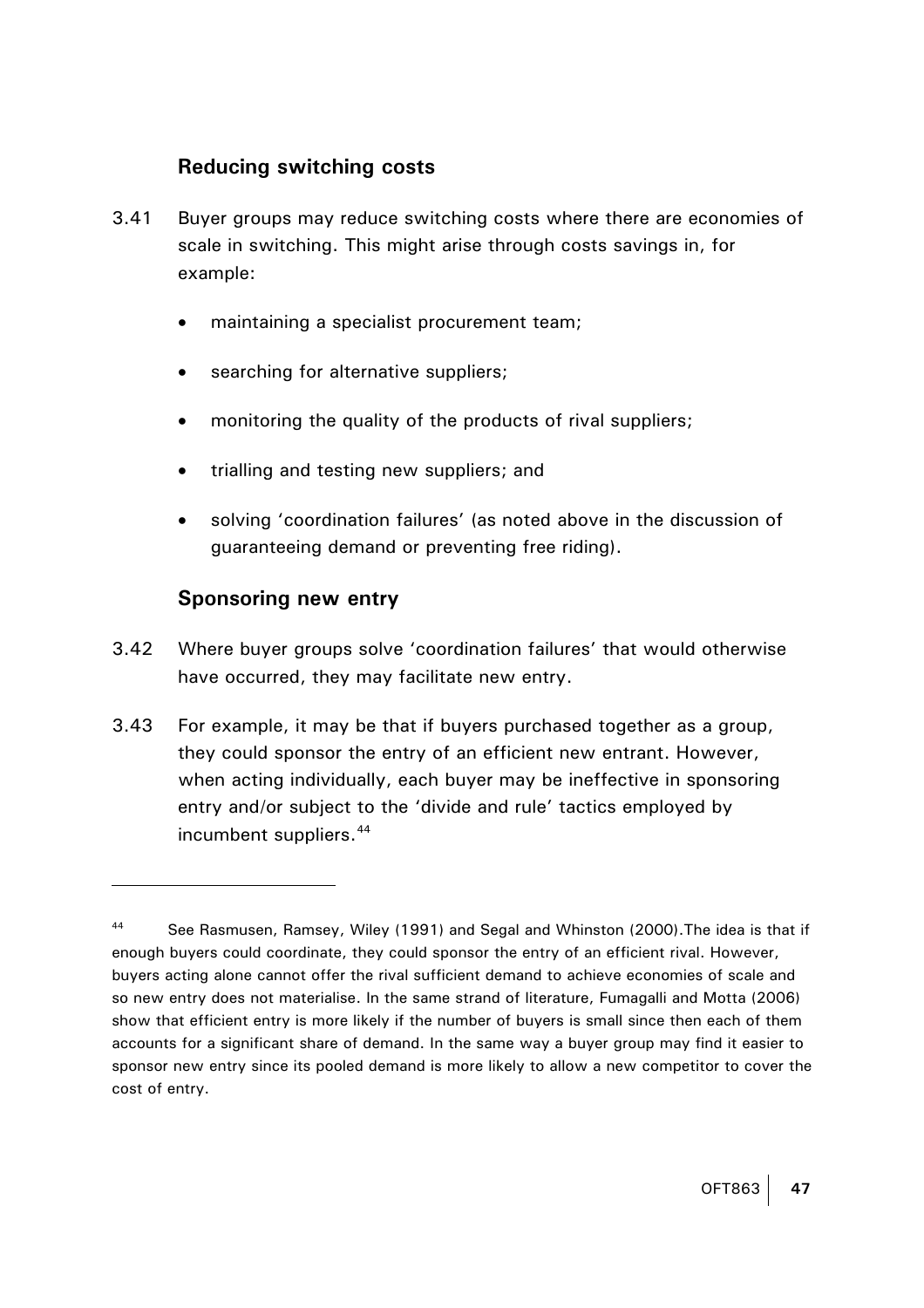### Reducing switching costs

3.41 Buyer groups may reduce switching costs where there are economies of scale in switching. This might arise through costs savings in, for example:

- maintaining a specialist procurement team;
- searching for alternative suppliers;
- monitoring the quality of the products of rival suppliers;
- trialling and testing new suppliers; and
- solving 'coordination failures' (as noted above in the discussion of guaranteeing demand or preventing free riding).

### Sponsoring new entry

3.42 Where buyer groups solve 'coordination failures' that would otherwise have occurred, they may facilitate new entry.

3.43 For example, it may be that if buyers purchased together as a group, they could sponsor the entry of an efficient new entrant. However, when acting individually, each buyer may be ineffective in sponsoring entry and/or subject to the 'divide and rule' tactics employed by incumbent suppliers.[44]

---

[44] See Rasmusen, Ramsey, Wiley (1991) and Segal and Whinston (2000).The idea is that if enough buyers could coordinate, they could sponsor the entry of an efficient rival. However, buyers acting alone cannot offer the rival sufficient demand to achieve economies of scale and so new entry does not materialise. In the same strand of literature, Fumagalli and Motta (2006) show that efficient entry is more likely if the number of buyers is small since then each of them accounts for a significant share of demand. In the same way a buyer group may find it easier to sponsor new entry since its pooled demand is more likely to allow a new competitor to cover the cost of entry.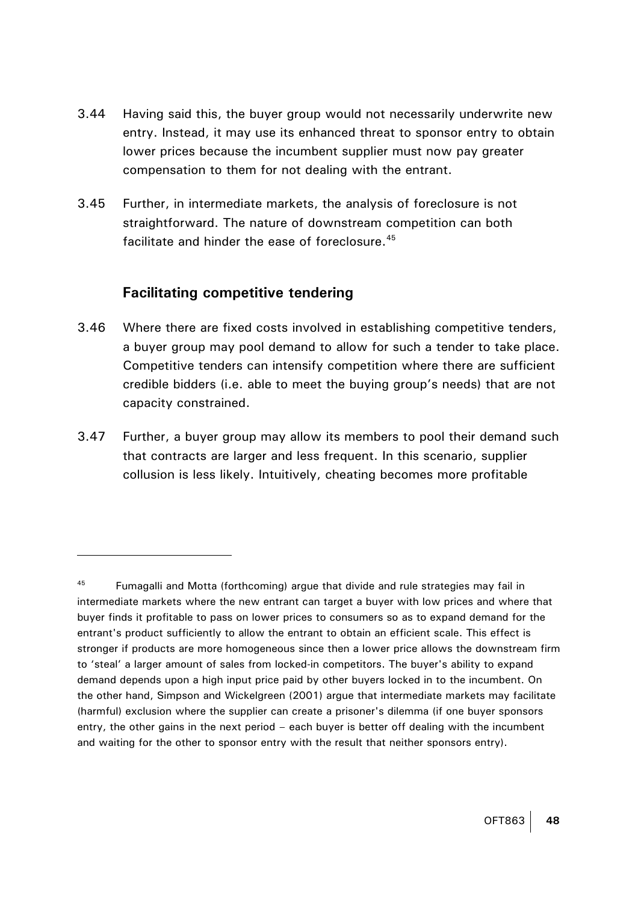3.44 Having said this, the buyer group would not necessarily underwrite new entry. Instead, it may use its enhanced threat to sponsor entry to obtain lower prices because the incumbent supplier must now pay greater compensation to them for not dealing with the entrant.

3.45 Further, in intermediate markets, the analysis of foreclosure is not straightforward. The nature of downstream competition can both facilitate and hinder the ease of foreclosure.[45]

### Facilitating competitive tendering

3.46 Where there are fixed costs involved in establishing competitive tenders, a buyer group may pool demand to allow for such a tender to take place. Competitive tenders can intensify competition where there are sufficient credible bidders (i.e. able to meet the buying group's needs) that are not capacity constrained.

3.47 Further, a buyer group may allow its members to pool their demand such that contracts are larger and less frequent. In this scenario, supplier collusion is less likely. Intuitively, cheating becomes more profitable

---

[45] Fumagalli and Motta (forthcoming) argue that divide and rule strategies may fail in intermediate markets where the new entrant can target a buyer with low prices and where that buyer finds it profitable to pass on lower prices to consumers so as to expand demand for the entrant's product sufficiently to allow the entrant to obtain an efficient scale. This effect is stronger if products are more homogeneous since then a lower price allows the downstream firm to 'steal' a larger amount of sales from locked-in competitors. The buyer's ability to expand demand depends upon a high input price paid by other buyers locked in to the incumbent. On the other hand, Simpson and Wickelgreen (2001) argue that intermediate markets may facilitate (harmful) exclusion where the supplier can create a prisoner's dilemma (if one buyer sponsors entry, the other gains in the next period – each buyer is better off dealing with the incumbent and waiting for the other to sponsor entry with the result that neither sponsors entry).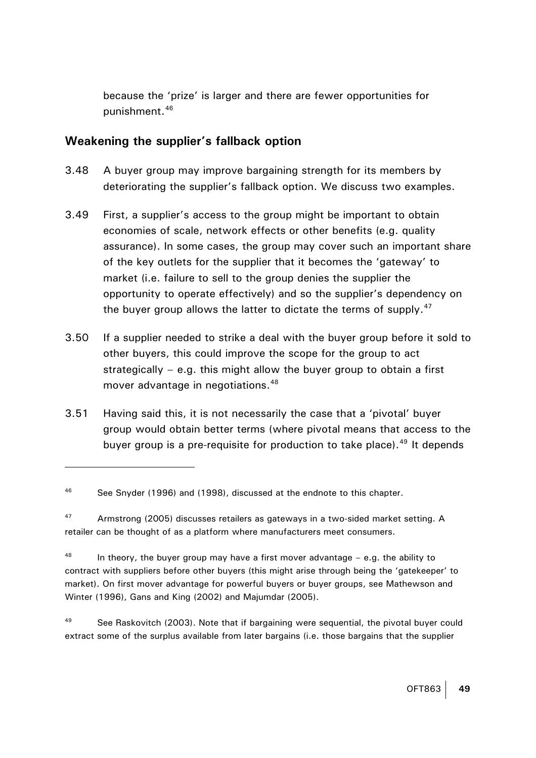because the 'prize' is larger and there are fewer opportunities for punishment.[46]

## Weakening the supplier's fallback option

3.48 A buyer group may improve bargaining strength for its members by deteriorating the supplier's fallback option. We discuss two examples.

3.49 First, a supplier's access to the group might be important to obtain economies of scale, network effects or other benefits (e.g. quality assurance). In some cases, the group may cover such an important share of the key outlets for the supplier that it becomes the 'gateway' to market (i.e. failure to sell to the group denies the supplier the opportunity to operate effectively) and so the supplier's dependency on the buyer group allows the latter to dictate the terms of supply.[47]

3.50 If a supplier needed to strike a deal with the buyer group before it sold to other buyers, this could improve the scope for the group to act strategically – e.g. this might allow the buyer group to obtain a first mover advantage in negotiations.[48]

3.51 Having said this, it is not necessarily the case that a 'pivotal' buyer group would obtain better terms (where pivotal means that access to the buyer group is a pre-requisite for production to take place).[49] It depends

---

[46] See Snyder (1996) and (1998), discussed at the endnote to this chapter.

[47] Armstrong (2005) discusses retailers as gateways in a two-sided market setting. A retailer can be thought of as a platform where manufacturers meet consumers.

[48] In theory, the buyer group may have a first mover advantage – e.g. the ability to contract with suppliers before other buyers (this might arise through being the 'gatekeeper' to market). On first mover advantage for powerful buyers or buyer groups, see Mathewson and Winter (1996), Gans and King (2002) and Majumdar (2005).

[49] See Raskovitch (2003). Note that if bargaining were sequential, the pivotal buyer could extract some of the surplus available from later bargains (i.e. those bargains that the supplier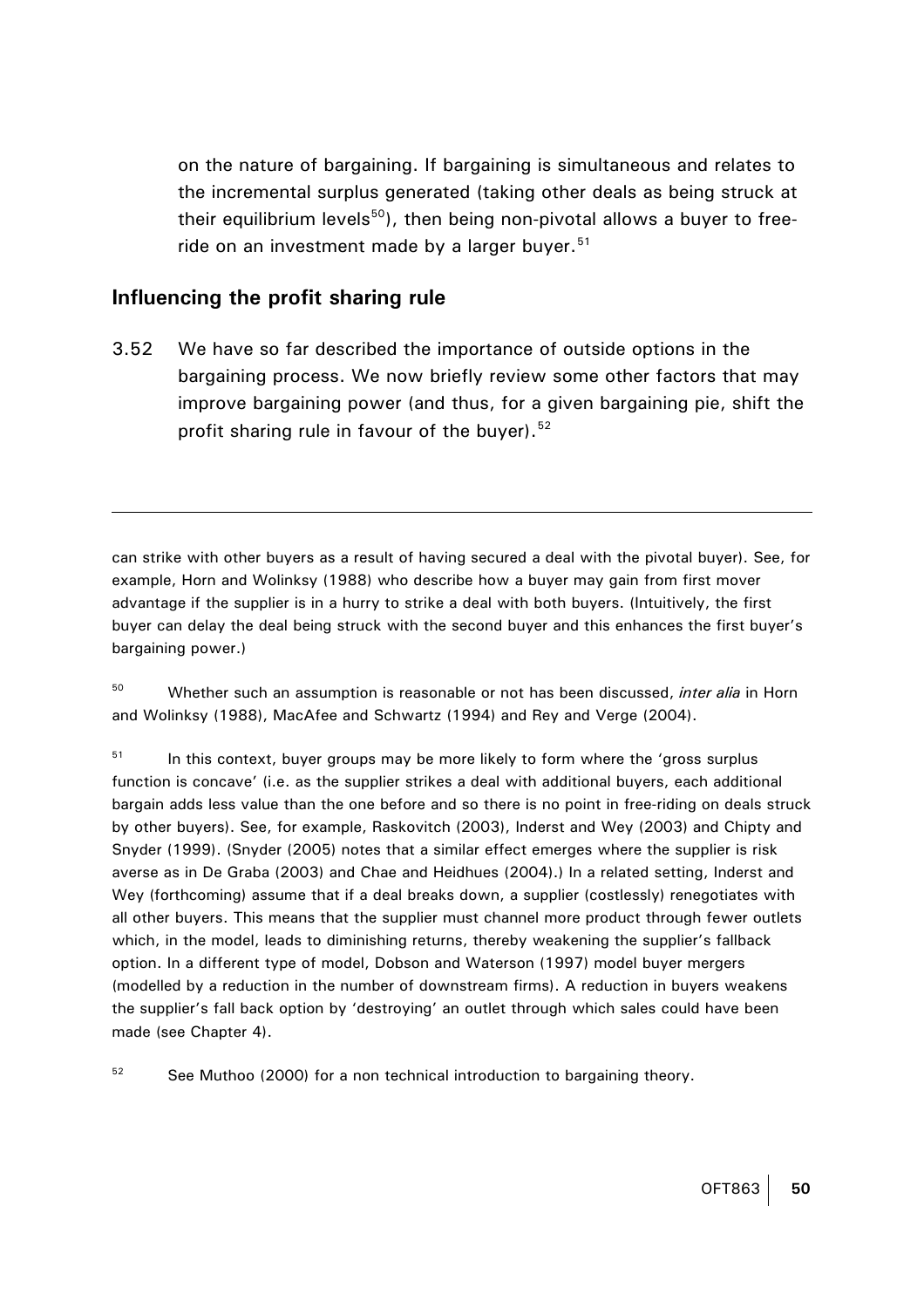on the nature of bargaining. If bargaining is simultaneous and relates to the incremental surplus generated (taking other deals as being struck at their equilibrium levels[50]), then being non-pivotal allows a buyer to free-ride on an investment made by a larger buyer.[51]

## Influencing the profit sharing rule

3.52 We have so far described the importance of outside options in the bargaining process. We now briefly review some other factors that may improve bargaining power (and thus, for a given bargaining pie, shift the profit sharing rule in favour of the buyer).[52]

---

can strike with other buyers as a result of having secured a deal with the pivotal buyer). See, for example, Horn and Wolinksy (1988) who describe how a buyer may gain from first mover advantage if the supplier is in a hurry to strike a deal with both buyers. (Intuitively, the first buyer can delay the deal being struck with the second buyer and this enhances the first buyer's bargaining power.)

[50] Whether such an assumption is reasonable or not has been discussed, *inter alia* in Horn and Wolinksy (1988), MacAfee and Schwartz (1994) and Rey and Verge (2004).

[51] In this context, buyer groups may be more likely to form where the 'gross surplus function is concave' (i.e. as the supplier strikes a deal with additional buyers, each additional bargain adds less value than the one before and so there is no point in free-riding on deals struck by other buyers). See, for example, Raskovitch (2003), Inderst and Wey (2003) and Chipty and Snyder (1999). (Snyder (2005) notes that a similar effect emerges where the supplier is risk averse as in De Graba (2003) and Chae and Heidhues (2004).) In a related setting, Inderst and Wey (forthcoming) assume that if a deal breaks down, a supplier (costlessly) renegotiates with all other buyers. This means that the supplier must channel more product through fewer outlets which, in the model, leads to diminishing returns, thereby weakening the supplier's fallback option. In a different type of model, Dobson and Waterson (1997) model buyer mergers (modelled by a reduction in the number of downstream firms). A reduction in buyers weakens the supplier's fall back option by 'destroying' an outlet through which sales could have been made (see Chapter 4).

[52] See Muthoo (2000) for a non technical introduction to bargaining theory.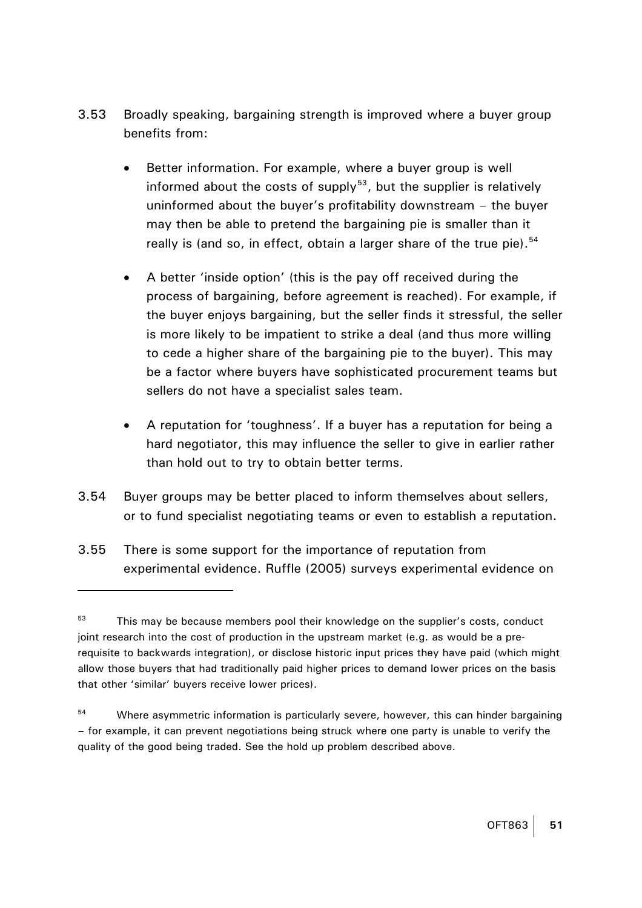3.53 Broadly speaking, bargaining strength is improved where a buyer group benefits from:

- Better information. For example, where a buyer group is well informed about the costs of supply[53], but the supplier is relatively uninformed about the buyer's profitability downstream – the buyer may then be able to pretend the bargaining pie is smaller than it really is (and so, in effect, obtain a larger share of the true pie).[54]

- A better 'inside option' (this is the pay off received during the process of bargaining, before agreement is reached). For example, if the buyer enjoys bargaining, but the seller finds it stressful, the seller is more likely to be impatient to strike a deal (and thus more willing to cede a higher share of the bargaining pie to the buyer). This may be a factor where buyers have sophisticated procurement teams but sellers do not have a specialist sales team.

- A reputation for 'toughness'. If a buyer has a reputation for being a hard negotiator, this may influence the seller to give in earlier rather than hold out to try to obtain better terms.

3.54 Buyer groups may be better placed to inform themselves about sellers, or to fund specialist negotiating teams or even to establish a reputation.

3.55 There is some support for the importance of reputation from experimental evidence. Ruffle (2005) surveys experimental evidence on

---

[53] This may be because members pool their knowledge on the supplier's costs, conduct joint research into the cost of production in the upstream market (e.g. as would be a pre-requisite to backwards integration), or disclose historic input prices they have paid (which might allow those buyers that had traditionally paid higher prices to demand lower prices on the basis that other 'similar' buyers receive lower prices).

[54] Where asymmetric information is particularly severe, however, this can hinder bargaining – for example, it can prevent negotiations being struck where one party is unable to verify the quality of the good being traded. See the hold up problem described above.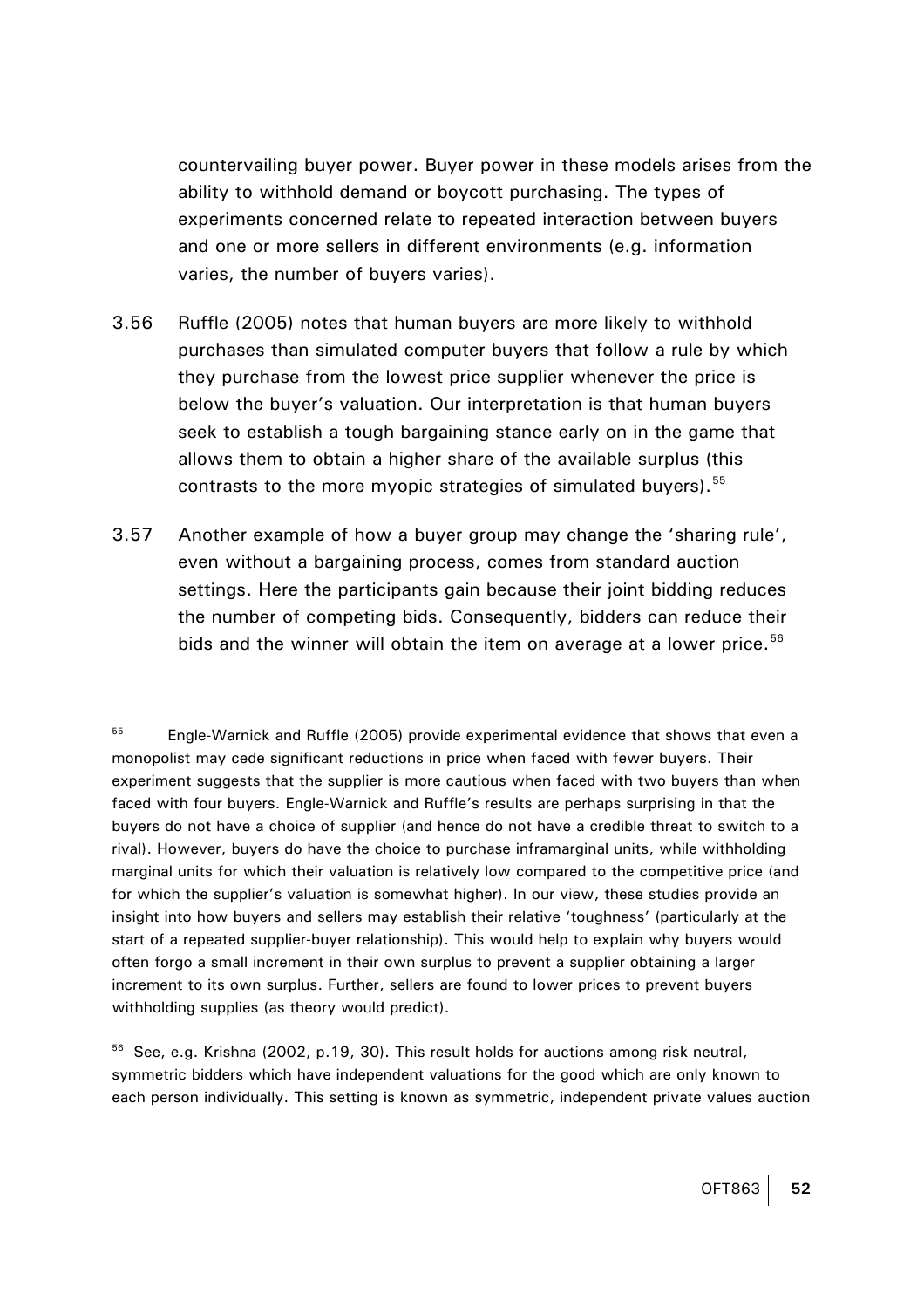countervailing buyer power. Buyer power in these models arises from the ability to withhold demand or boycott purchasing. The types of experiments concerned relate to repeated interaction between buyers and one or more sellers in different environments (e.g. information varies, the number of buyers varies).

3.56 Ruffle (2005) notes that human buyers are more likely to withhold purchases than simulated computer buyers that follow a rule by which they purchase from the lowest price supplier whenever the price is below the buyer's valuation. Our interpretation is that human buyers seek to establish a tough bargaining stance early on in the game that allows them to obtain a higher share of the available surplus (this contrasts to the more myopic strategies of simulated buyers).[55]

3.57 Another example of how a buyer group may change the 'sharing rule', even without a bargaining process, comes from standard auction settings. Here the participants gain because their joint bidding reduces the number of competing bids. Consequently, bidders can reduce their bids and the winner will obtain the item on average at a lower price.[56]

---

[55] Engle-Warnick and Ruffle (2005) provide experimental evidence that shows that even a monopolist may cede significant reductions in price when faced with fewer buyers. Their experiment suggests that the supplier is more cautious when faced with two buyers than when faced with four buyers. Engle-Warnick and Ruffle's results are perhaps surprising in that the buyers do not have a choice of supplier (and hence do not have a credible threat to switch to a rival). However, buyers do have the choice to purchase inframarginal units, while withholding marginal units for which their valuation is relatively low compared to the competitive price (and for which the supplier's valuation is somewhat higher). In our view, these studies provide an insight into how buyers and sellers may establish their relative 'toughness' (particularly at the start of a repeated supplier-buyer relationship). This would help to explain why buyers would often forgo a small increment in their own surplus to prevent a supplier obtaining a larger increment to its own surplus. Further, sellers are found to lower prices to prevent buyers withholding supplies (as theory would predict).

[56] See, e.g. Krishna (2002, p.19, 30). This result holds for auctions among risk neutral, symmetric bidders which have independent valuations for the good which are only known to each person individually. This setting is known as symmetric, independent private values auction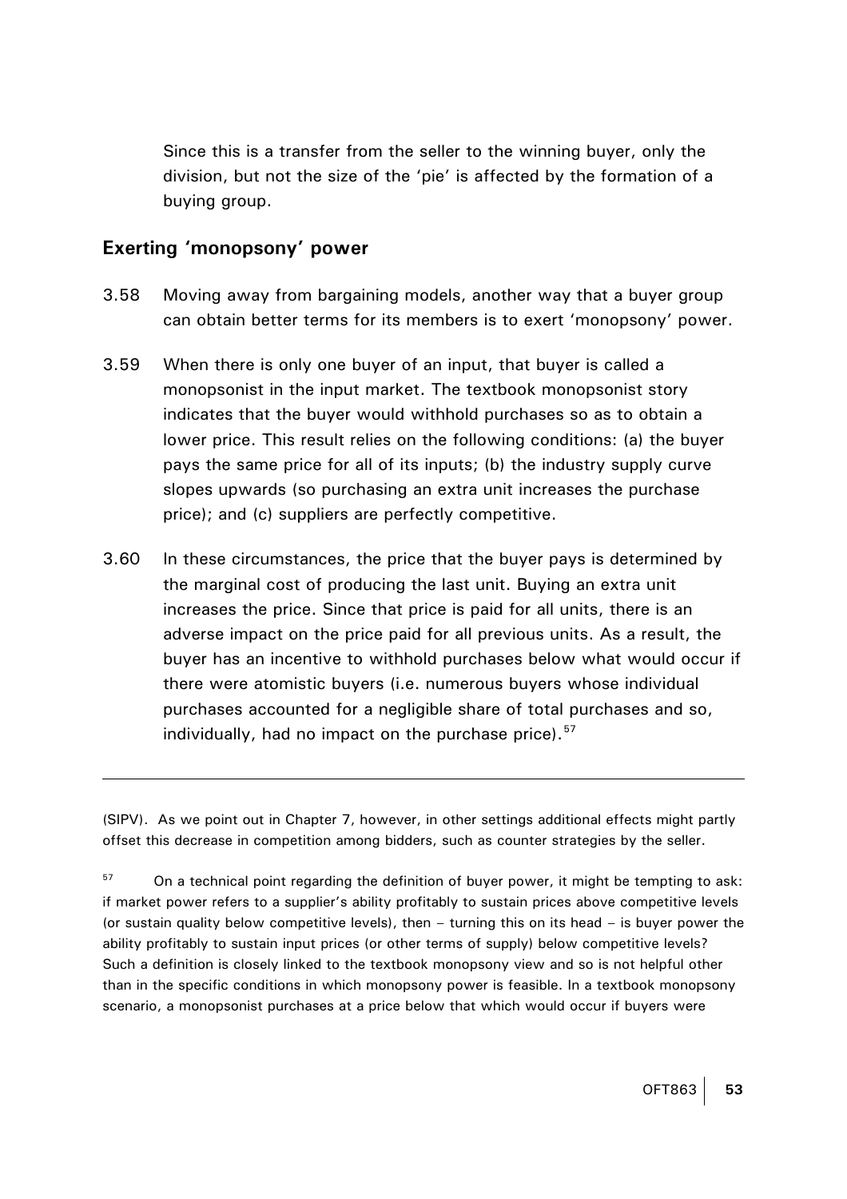Since this is a transfer from the seller to the winning buyer, only the division, but not the size of the 'pie' is affected by the formation of a buying group.

## Exerting 'monopsony' power

3.58 Moving away from bargaining models, another way that a buyer group can obtain better terms for its members is to exert 'monopsony' power.

3.59 When there is only one buyer of an input, that buyer is called a monopsonist in the input market. The textbook monopsonist story indicates that the buyer would withhold purchases so as to obtain a lower price. This result relies on the following conditions: (a) the buyer pays the same price for all of its inputs; (b) the industry supply curve slopes upwards (so purchasing an extra unit increases the purchase price); and (c) suppliers are perfectly competitive.

3.60 In these circumstances, the price that the buyer pays is determined by the marginal cost of producing the last unit. Buying an extra unit increases the price. Since that price is paid for all units, there is an adverse impact on the price paid for all previous units. As a result, the buyer has an incentive to withhold purchases below what would occur if there were atomistic buyers (i.e. numerous buyers whose individual purchases accounted for a negligible share of total purchases and so, individually, had no impact on the purchase price).[57]

---

(SIPV). As we point out in Chapter 7, however, in other settings additional effects might partly offset this decrease in competition among bidders, such as counter strategies by the seller.

[57] On a technical point regarding the definition of buyer power, it might be tempting to ask: if market power refers to a supplier's ability profitably to sustain prices above competitive levels (or sustain quality below competitive levels), then – turning this on its head – is buyer power the ability profitably to sustain input prices (or other terms of supply) below competitive levels? Such a definition is closely linked to the textbook monopsony view and so is not helpful other than in the specific conditions in which monopsony power is feasible. In a textbook monopsony scenario, a monopsonist purchases at a price below that which would occur if buyers were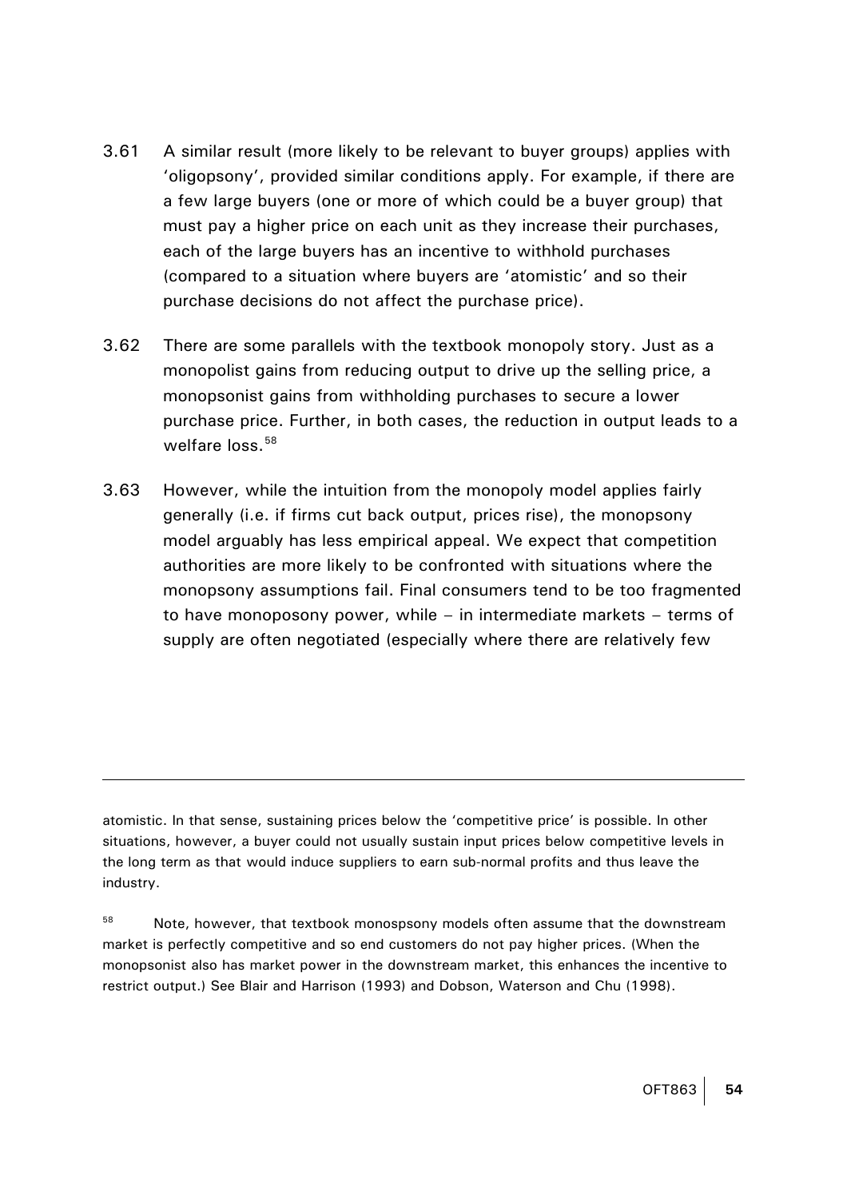3.61 A similar result (more likely to be relevant to buyer groups) applies with 'oligopsony', provided similar conditions apply. For example, if there are a few large buyers (one or more of which could be a buyer group) that must pay a higher price on each unit as they increase their purchases, each of the large buyers has an incentive to withhold purchases (compared to a situation where buyers are 'atomistic' and so their purchase decisions do not affect the purchase price).

3.62 There are some parallels with the textbook monopoly story. Just as a monopolist gains from reducing output to drive up the selling price, a monopsonist gains from withholding purchases to secure a lower purchase price. Further, in both cases, the reduction in output leads to a welfare loss.[58]

3.63 However, while the intuition from the monopoly model applies fairly generally (i.e. if firms cut back output, prices rise), the monopsony model arguably has less empirical appeal. We expect that competition authorities are more likely to be confronted with situations where the monopsony assumptions fail. Final consumers tend to be too fragmented to have monoposony power, while – in intermediate markets – terms of supply are often negotiated (especially where there are relatively few

---

atomistic. In that sense, sustaining prices below the 'competitive price' is possible. In other situations, however, a buyer could not usually sustain input prices below competitive levels in the long term as that would induce suppliers to earn sub-normal profits and thus leave the industry.

[58] Note, however, that textbook monospsony models often assume that the downstream market is perfectly competitive and so end customers do not pay higher prices. (When the monopsonist also has market power in the downstream market, this enhances the incentive to restrict output.) See Blair and Harrison (1993) and Dobson, Waterson and Chu (1998).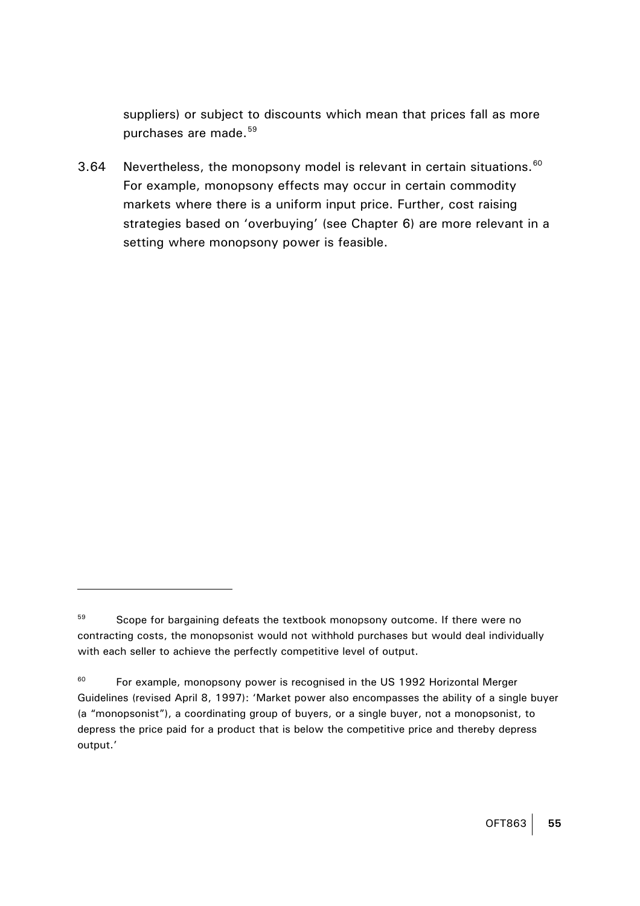suppliers) or subject to discounts which mean that prices fall as more purchases are made.[59]

3.64 Nevertheless, the monopsony model is relevant in certain situations.[60] For example, monopsony effects may occur in certain commodity markets where there is a uniform input price. Further, cost raising strategies based on 'overbuying' (see Chapter 6) are more relevant in a setting where monopsony power is feasible.

---

[59] Scope for bargaining defeats the textbook monopsony outcome. If there were no contracting costs, the monopsonist would not withhold purchases but would deal individually with each seller to achieve the perfectly competitive level of output.

[60] For example, monopsony power is recognised in the US 1992 Horizontal Merger Guidelines (revised April 8, 1997): 'Market power also encompasses the ability of a single buyer (a "monopsonist"), a coordinating group of buyers, or a single buyer, not a monopsonist, to depress the price paid for a product that is below the competitive price and thereby depress output.'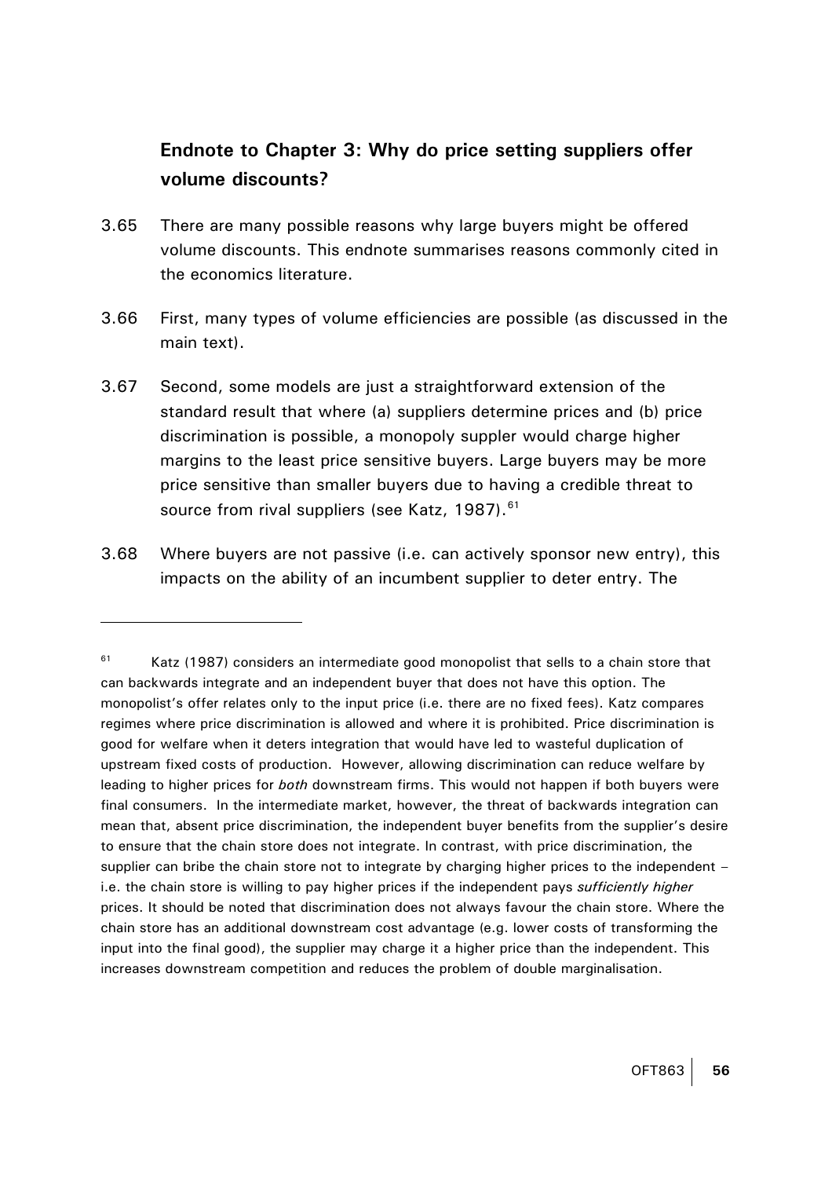## Endnote to Chapter 3: Why do price setting suppliers offer volume discounts?

3.65 There are many possible reasons why large buyers might be offered volume discounts. This endnote summarises reasons commonly cited in the economics literature.

3.66 First, many types of volume efficiencies are possible (as discussed in the main text).

3.67 Second, some models are just a straightforward extension of the standard result that where (a) suppliers determine prices and (b) price discrimination is possible, a monopoly suppler would charge higher margins to the least price sensitive buyers. Large buyers may be more price sensitive than smaller buyers due to having a credible threat to source from rival suppliers (see Katz, 1987).[61]

3.68 Where buyers are not passive (i.e. can actively sponsor new entry), this impacts on the ability of an incumbent supplier to deter entry. The

---

[61] Katz (1987) considers an intermediate good monopolist that sells to a chain store that can backwards integrate and an independent buyer that does not have this option. The monopolist's offer relates only to the input price (i.e. there are no fixed fees). Katz compares regimes where price discrimination is allowed and where it is prohibited. Price discrimination is good for welfare when it deters integration that would have led to wasteful duplication of upstream fixed costs of production. However, allowing discrimination can reduce welfare by leading to higher prices for *both* downstream firms. This would not happen if both buyers were final consumers. In the intermediate market, however, the threat of backwards integration can mean that, absent price discrimination, the independent buyer benefits from the supplier's desire to ensure that the chain store does not integrate. In contrast, with price discrimination, the supplier can bribe the chain store not to integrate by charging higher prices to the independent – i.e. the chain store is willing to pay higher prices if the independent pays *sufficiently higher* prices. It should be noted that discrimination does not always favour the chain store. Where the chain store has an additional downstream cost advantage (e.g. lower costs of transforming the input into the final good), the supplier may charge it a higher price than the independent. This increases downstream competition and reduces the problem of double marginalisation.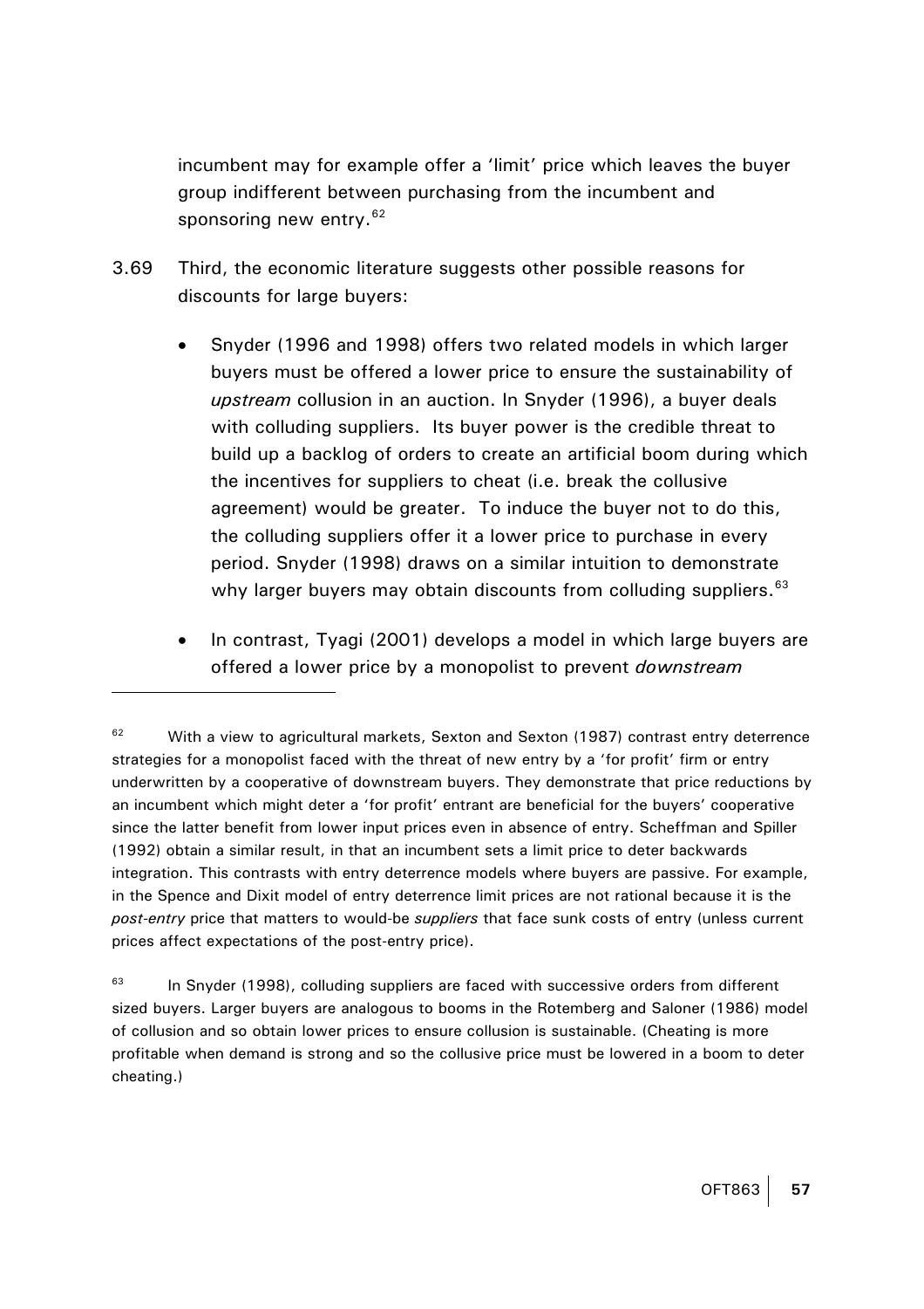incumbent may for example offer a 'limit' price which leaves the buyer group indifferent between purchasing from the incumbent and sponsoring new entry.[62]

3.69 Third, the economic literature suggests other possible reasons for discounts for large buyers:

- Snyder (1996 and 1998) offers two related models in which larger buyers must be offered a lower price to ensure the sustainability of *upstream* collusion in an auction. In Snyder (1996), a buyer deals with colluding suppliers. Its buyer power is the credible threat to build up a backlog of orders to create an artificial boom during which the incentives for suppliers to cheat (i.e. break the collusive agreement) would be greater. To induce the buyer not to do this, the colluding suppliers offer it a lower price to purchase in every period. Snyder (1998) draws on a similar intuition to demonstrate why larger buyers may obtain discounts from colluding suppliers.[63]

- In contrast, Tyagi (2001) develops a model in which large buyers are offered a lower price by a monopolist to prevent *downstream*

---

[62] With a view to agricultural markets, Sexton and Sexton (1987) contrast entry deterrence strategies for a monopolist faced with the threat of new entry by a 'for profit' firm or entry underwritten by a cooperative of downstream buyers. They demonstrate that price reductions by an incumbent which might deter a 'for profit' entrant are beneficial for the buyers' cooperative since the latter benefit from lower input prices even in absence of entry. Scheffman and Spiller (1992) obtain a similar result, in that an incumbent sets a limit price to deter backwards integration. This contrasts with entry deterrence models where buyers are passive. For example, in the Spence and Dixit model of entry deterrence limit prices are not rational because it is the *post-entry* price that matters to would-be *suppliers* that face sunk costs of entry (unless current prices affect expectations of the post-entry price).

[63] In Snyder (1998), colluding suppliers are faced with successive orders from different sized buyers. Larger buyers are analogous to booms in the Rotemberg and Saloner (1986) model of collusion and so obtain lower prices to ensure collusion is sustainable. (Cheating is more profitable when demand is strong and so the collusive price must be lowered in a boom to deter cheating.)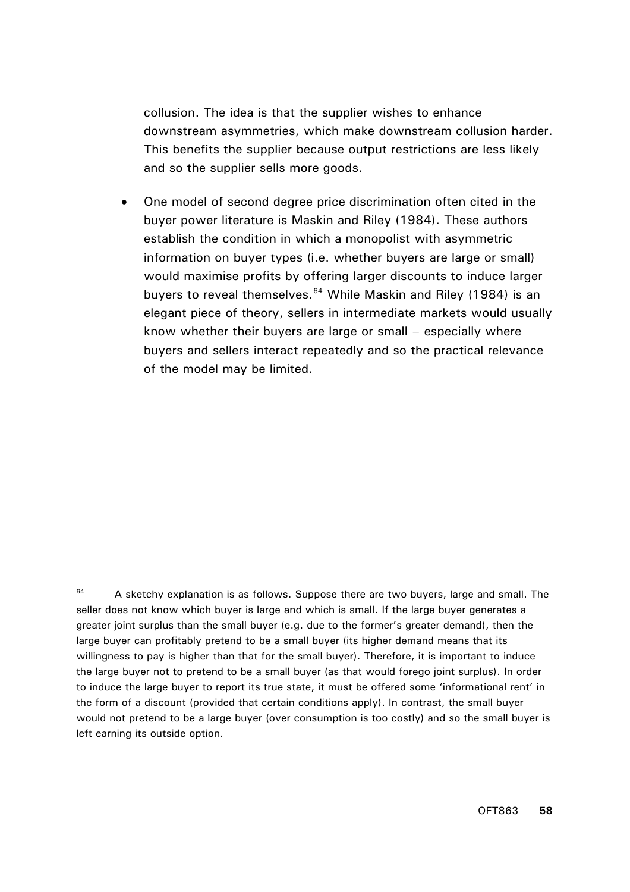collusion. The idea is that the supplier wishes to enhance downstream asymmetries, which make downstream collusion harder. This benefits the supplier because output restrictions are less likely and so the supplier sells more goods.

- One model of second degree price discrimination often cited in the buyer power literature is Maskin and Riley (1984). These authors establish the condition in which a monopolist with asymmetric information on buyer types (i.e. whether buyers are large or small) would maximise profits by offering larger discounts to induce larger buyers to reveal themselves.[64] While Maskin and Riley (1984) is an elegant piece of theory, sellers in intermediate markets would usually know whether their buyers are large or small – especially where buyers and sellers interact repeatedly and so the practical relevance of the model may be limited.

---

[64] A sketchy explanation is as follows. Suppose there are two buyers, large and small. The seller does not know which buyer is large and which is small. If the large buyer generates a greater joint surplus than the small buyer (e.g. due to the former's greater demand), then the large buyer can profitably pretend to be a small buyer (its higher demand means that its willingness to pay is higher than that for the small buyer). Therefore, it is important to induce the large buyer not to pretend to be a small buyer (as that would forego joint surplus). In order to induce the large buyer to report its true state, it must be offered some 'informational rent' in the form of a discount (provided that certain conditions apply). In contrast, the small buyer would not pretend to be a large buyer (over consumption is too costly) and so the small buyer is left earning its outside option.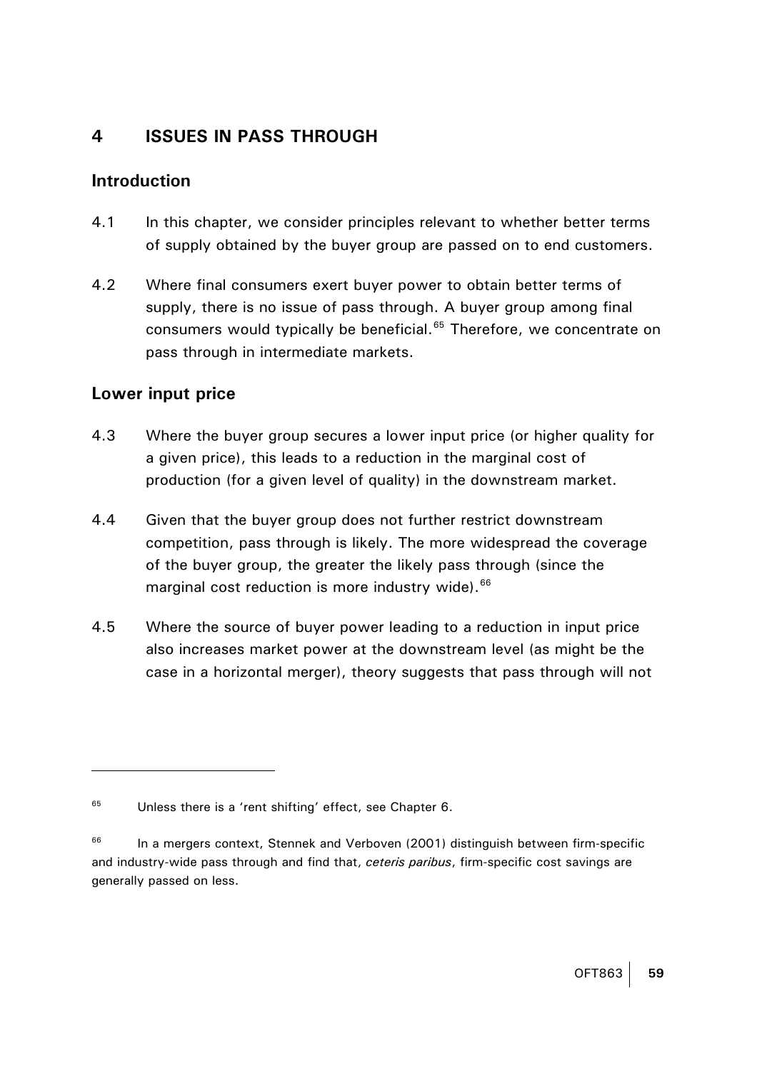## 4 ISSUES IN PASS THROUGH

### Introduction

4.1 In this chapter, we consider principles relevant to whether better terms of supply obtained by the buyer group are passed on to end customers.

4.2 Where final consumers exert buyer power to obtain better terms of supply, there is no issue of pass through. A buyer group among final consumers would typically be beneficial.[65] Therefore, we concentrate on pass through in intermediate markets.

### Lower input price

4.3 Where the buyer group secures a lower input price (or higher quality for a given price), this leads to a reduction in the marginal cost of production (for a given level of quality) in the downstream market.

4.4 Given that the buyer group does not further restrict downstream competition, pass through is likely. The more widespread the coverage of the buyer group, the greater the likely pass through (since the marginal cost reduction is more industry wide).[66]

4.5 Where the source of buyer power leading to a reduction in input price also increases market power at the downstream level (as might be the case in a horizontal merger), theory suggests that pass through will not

---

[65] Unless there is a 'rent shifting' effect, see Chapter 6.

[66] In a mergers context, Stennek and Verboven (2001) distinguish between firm-specific and industry-wide pass through and find that, *ceteris paribus*, firm-specific cost savings are generally passed on less.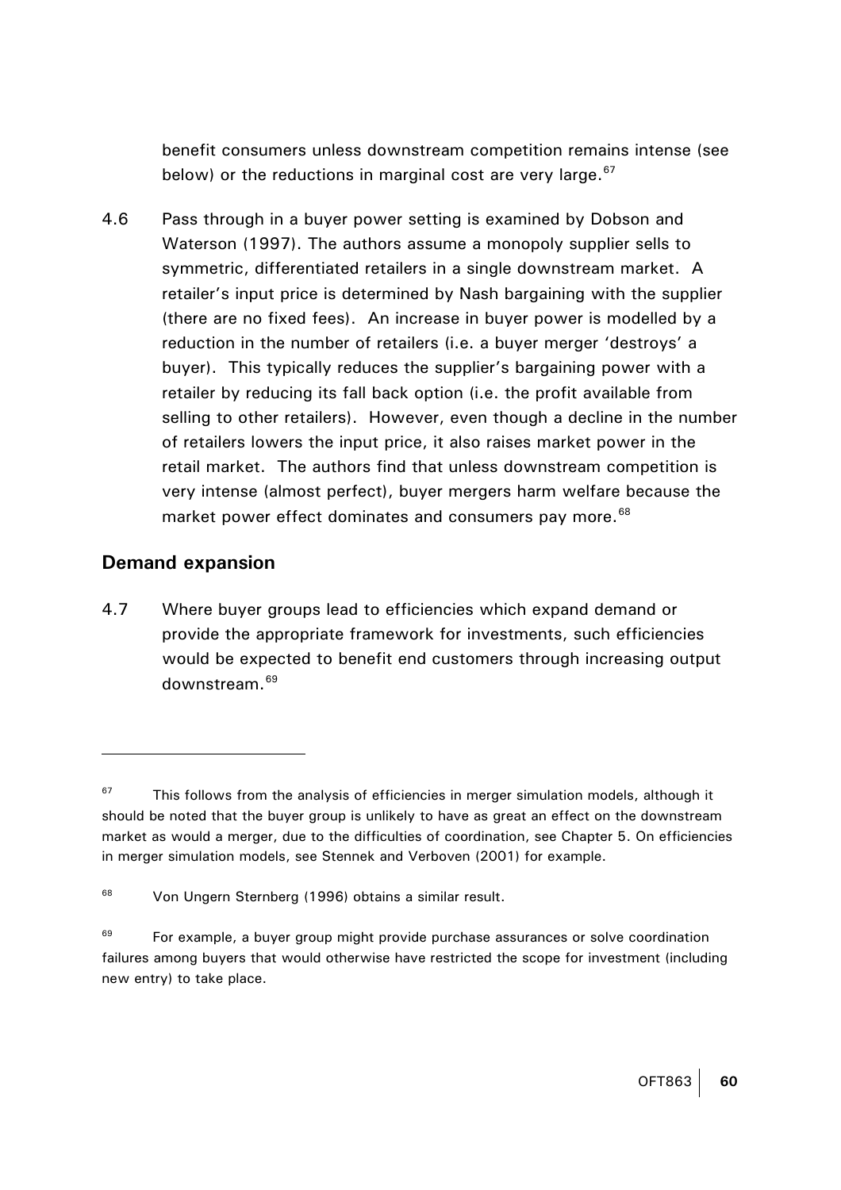benefit consumers unless downstream competition remains intense (see below) or the reductions in marginal cost are very large.[67]

4.6 Pass through in a buyer power setting is examined by Dobson and Waterson (1997). The authors assume a monopoly supplier sells to symmetric, differentiated retailers in a single downstream market. A retailer's input price is determined by Nash bargaining with the supplier (there are no fixed fees). An increase in buyer power is modelled by a reduction in the number of retailers (i.e. a buyer merger 'destroys' a buyer). This typically reduces the supplier's bargaining power with a retailer by reducing its fall back option (i.e. the profit available from selling to other retailers). However, even though a decline in the number of retailers lowers the input price, it also raises market power in the retail market. The authors find that unless downstream competition is very intense (almost perfect), buyer mergers harm welfare because the market power effect dominates and consumers pay more.[68]

## Demand expansion

4.7 Where buyer groups lead to efficiencies which expand demand or provide the appropriate framework for investments, such efficiencies would be expected to benefit end customers through increasing output downstream.[69]

---

[67] This follows from the analysis of efficiencies in merger simulation models, although it should be noted that the buyer group is unlikely to have as great an effect on the downstream market as would a merger, due to the difficulties of coordination, see Chapter 5. On efficiencies in merger simulation models, see Stennek and Verboven (2001) for example.

[68] Von Ungern Sternberg (1996) obtains a similar result.

[69] For example, a buyer group might provide purchase assurances or solve coordination failures among buyers that would otherwise have restricted the scope for investment (including new entry) to take place.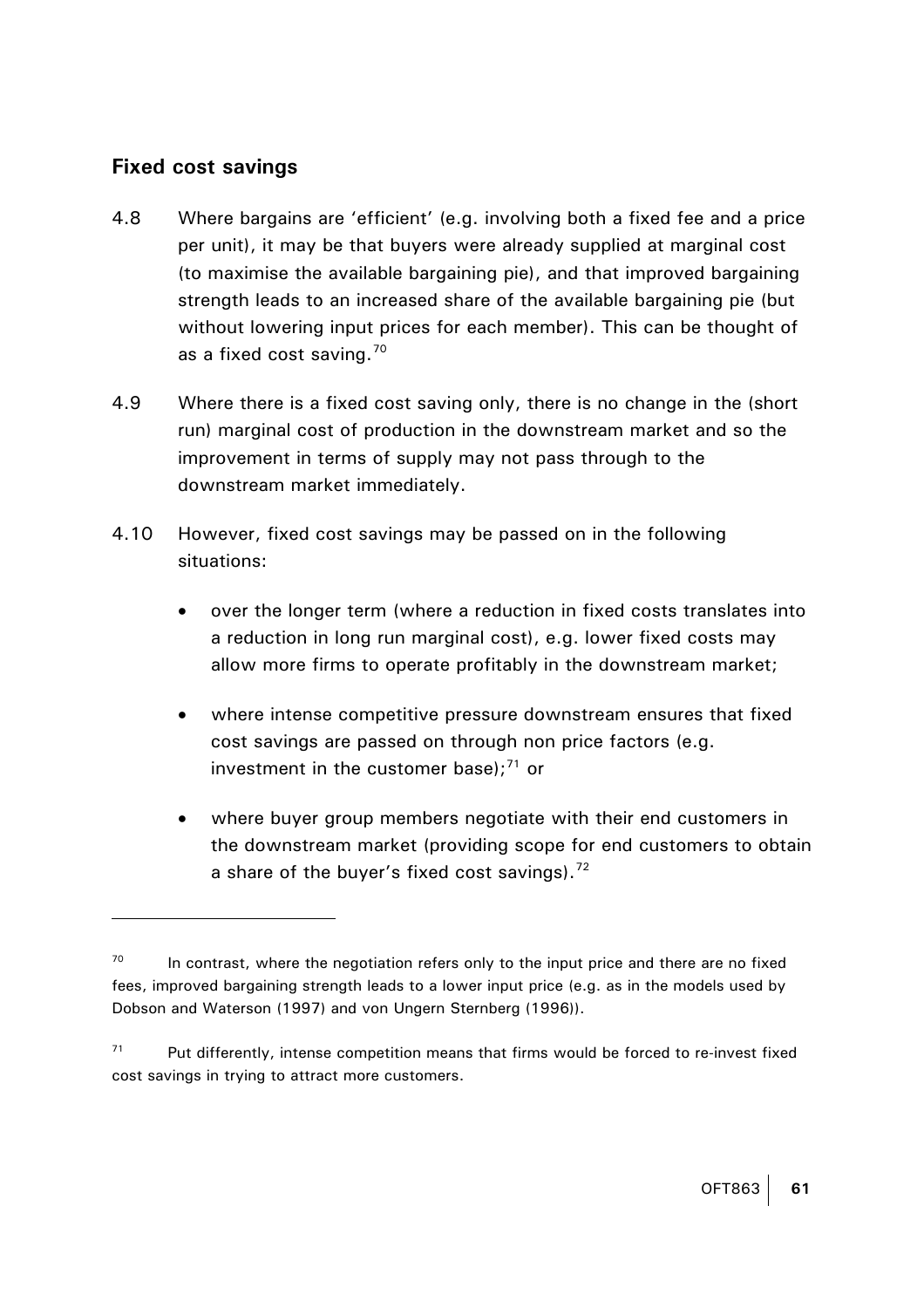## Fixed cost savings

4.8 Where bargains are 'efficient' (e.g. involving both a fixed fee and a price per unit), it may be that buyers were already supplied at marginal cost (to maximise the available bargaining pie), and that improved bargaining strength leads to an increased share of the available bargaining pie (but without lowering input prices for each member). This can be thought of as a fixed cost saving.[70]

4.9 Where there is a fixed cost saving only, there is no change in the (short run) marginal cost of production in the downstream market and so the improvement in terms of supply may not pass through to the downstream market immediately.

4.10 However, fixed cost savings may be passed on in the following situations:

- over the longer term (where a reduction in fixed costs translates into a reduction in long run marginal cost), e.g. lower fixed costs may allow more firms to operate profitably in the downstream market;
- where intense competitive pressure downstream ensures that fixed cost savings are passed on through non price factors (e.g. investment in the customer base);[71] or
- where buyer group members negotiate with their end customers in the downstream market (providing scope for end customers to obtain a share of the buyer's fixed cost savings).[72]

---

[70] In contrast, where the negotiation refers only to the input price and there are no fixed fees, improved bargaining strength leads to a lower input price (e.g. as in the models used by Dobson and Waterson (1997) and von Ungern Sternberg (1996)).

[71] Put differently, intense competition means that firms would be forced to re-invest fixed cost savings in trying to attract more customers.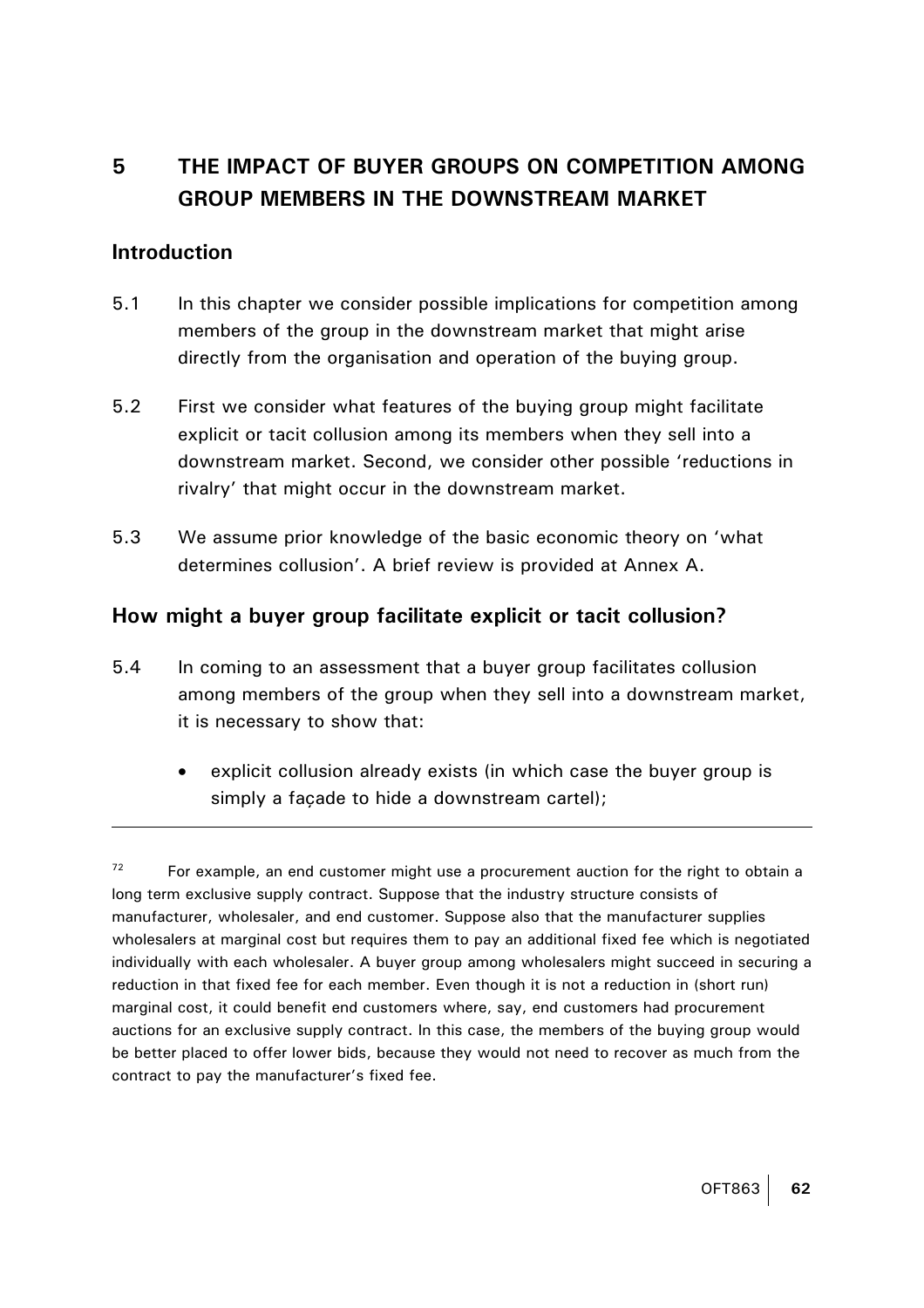# 5 THE IMPACT OF BUYER GROUPS ON COMPETITION AMONG GROUP MEMBERS IN THE DOWNSTREAM MARKET

## Introduction

5.1 In this chapter we consider possible implications for competition among members of the group in the downstream market that might arise directly from the organisation and operation of the buying group.

5.2 First we consider what features of the buying group might facilitate explicit or tacit collusion among its members when they sell into a downstream market. Second, we consider other possible 'reductions in rivalry' that might occur in the downstream market.

5.3 We assume prior knowledge of the basic economic theory on 'what determines collusion'. A brief review is provided at Annex A.

## How might a buyer group facilitate explicit or tacit collusion?

5.4 In coming to an assessment that a buyer group facilitates collusion among members of the group when they sell into a downstream market, it is necessary to show that:

- explicit collusion already exists (in which case the buyer group is simply a façade to hide a downstream cartel);

---

[72] For example, an end customer might use a procurement auction for the right to obtain a long term exclusive supply contract. Suppose that the industry structure consists of manufacturer, wholesaler, and end customer. Suppose also that the manufacturer supplies wholesalers at marginal cost but requires them to pay an additional fixed fee which is negotiated individually with each wholesaler. A buyer group among wholesalers might succeed in securing a reduction in that fixed fee for each member. Even though it is not a reduction in (short run) marginal cost, it could benefit end customers where, say, end customers had procurement auctions for an exclusive supply contract. In this case, the members of the buying group would be better placed to offer lower bids, because they would not need to recover as much from the contract to pay the manufacturer's fixed fee.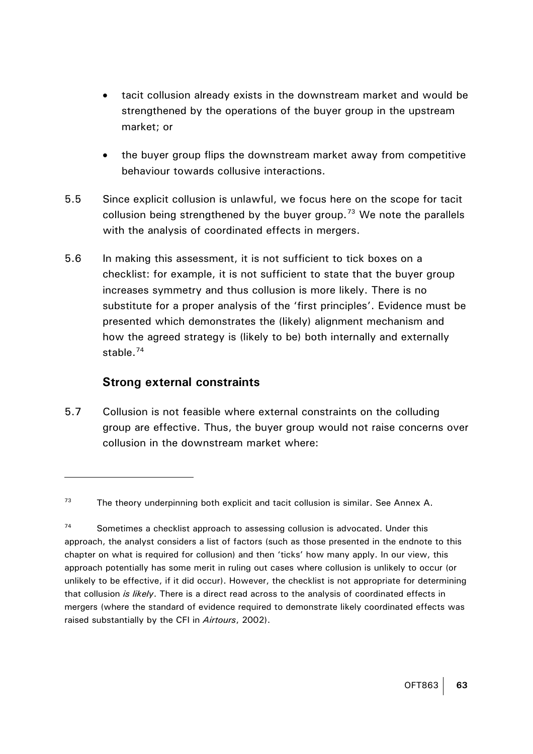- tacit collusion already exists in the downstream market and would be strengthened by the operations of the buyer group in the upstream market; or
- the buyer group flips the downstream market away from competitive behaviour towards collusive interactions.

5.5 Since explicit collusion is unlawful, we focus here on the scope for tacit collusion being strengthened by the buyer group.[73] We note the parallels with the analysis of coordinated effects in mergers.

5.6 In making this assessment, it is not sufficient to tick boxes on a checklist: for example, it is not sufficient to state that the buyer group increases symmetry and thus collusion is more likely. There is no substitute for a proper analysis of the 'first principles'. Evidence must be presented which demonstrates the (likely) alignment mechanism and how the agreed strategy is (likely to be) both internally and externally stable.[74]

### Strong external constraints

5.7 Collusion is not feasible where external constraints on the colluding group are effective. Thus, the buyer group would not raise concerns over collusion in the downstream market where:

---

[73] The theory underpinning both explicit and tacit collusion is similar. See Annex A.

[74] Sometimes a checklist approach to assessing collusion is advocated. Under this approach, the analyst considers a list of factors (such as those presented in the endnote to this chapter on what is required for collusion) and then 'ticks' how many apply. In our view, this approach potentially has some merit in ruling out cases where collusion is unlikely to occur (or unlikely to be effective, if it did occur). However, the checklist is not appropriate for determining that collusion *is likely*. There is a direct read across to the analysis of coordinated effects in mergers (where the standard of evidence required to demonstrate likely coordinated effects was raised substantially by the CFI in *Airtours*, 2002).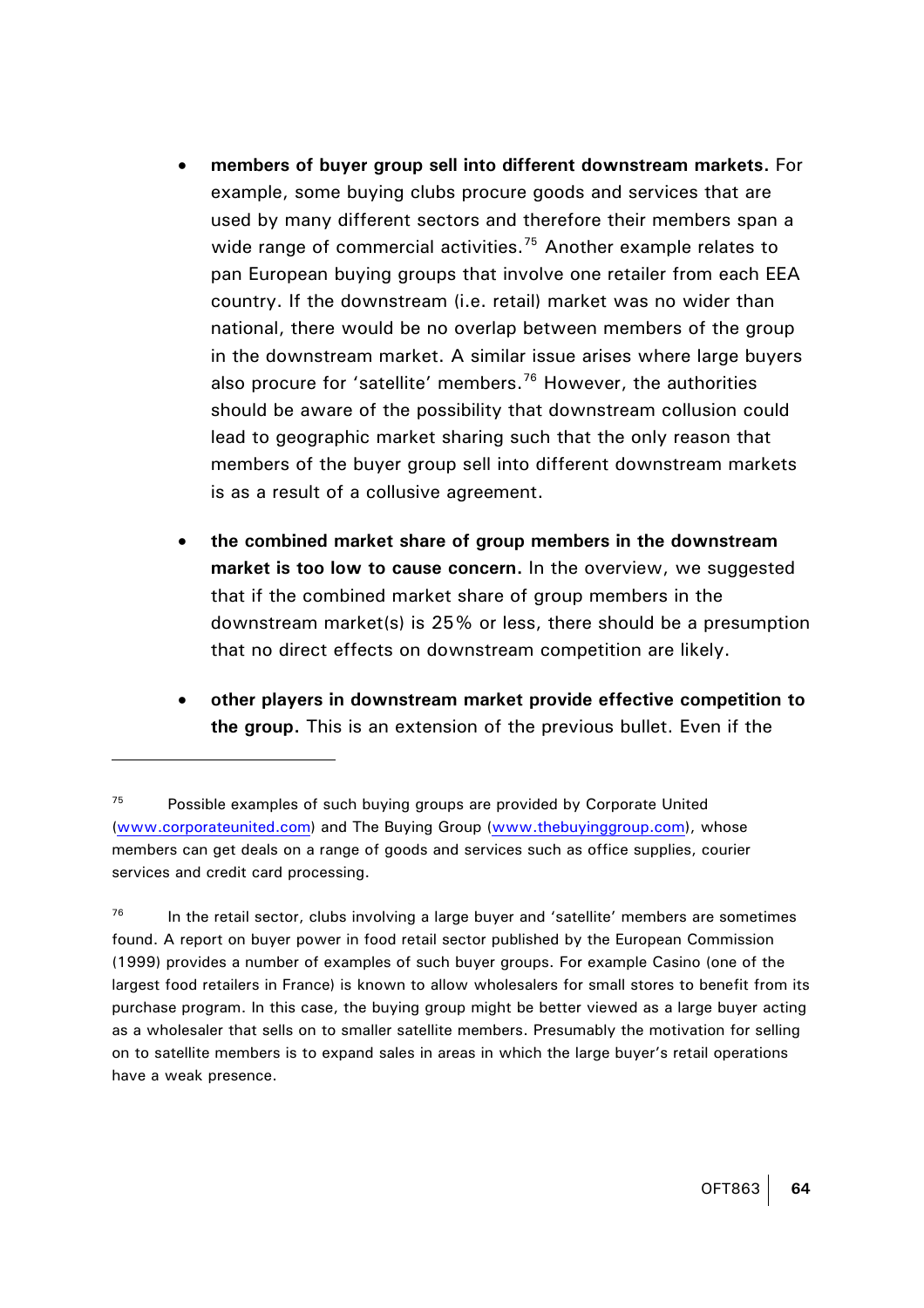- **members of buyer group sell into different downstream markets.** For example, some buying clubs procure goods and services that are used by many different sectors and therefore their members span a wide range of commercial activities.[75] Another example relates to pan European buying groups that involve one retailer from each EEA country. If the downstream (i.e. retail) market was no wider than national, there would be no overlap between members of the group in the downstream market. A similar issue arises where large buyers also procure for 'satellite' members.[76] However, the authorities should be aware of the possibility that downstream collusion could lead to geographic market sharing such that the only reason that members of the buyer group sell into different downstream markets is as a result of a collusive agreement.

- **the combined market share of group members in the downstream market is too low to cause concern.** In the overview, we suggested that if the combined market share of group members in the downstream market(s) is 25% or less, there should be a presumption that no direct effects on downstream competition are likely.

- **other players in downstream market provide effective competition to the group.** This is an extension of the previous bullet. Even if the

---

[75] Possible examples of such buying groups are provided by Corporate United (www.corporateunited.com) and The Buying Group (www.thebuyinggroup.com), whose members can get deals on a range of goods and services such as office supplies, courier services and credit card processing.

[76] In the retail sector, clubs involving a large buyer and 'satellite' members are sometimes found. A report on buyer power in food retail sector published by the European Commission (1999) provides a number of examples of such buyer groups. For example Casino (one of the largest food retailers in France) is known to allow wholesalers for small stores to benefit from its purchase program. In this case, the buying group might be better viewed as a large buyer acting as a wholesaler that sells on to smaller satellite members. Presumably the motivation for selling on to satellite members is to expand sales in areas in which the large buyer's retail operations have a weak presence.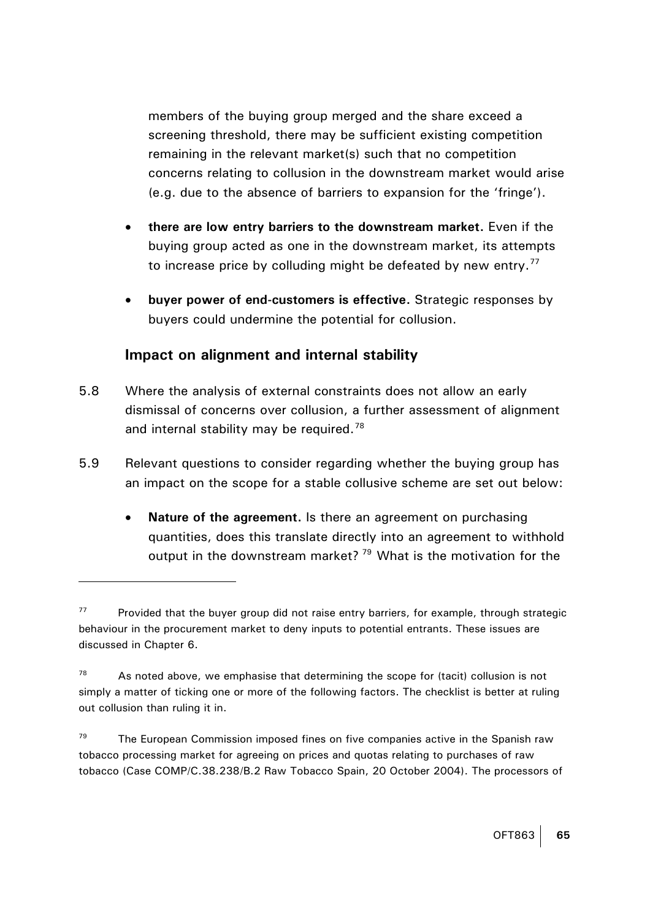members of the buying group merged and the share exceed a screening threshold, there may be sufficient existing competition remaining in the relevant market(s) such that no competition concerns relating to collusion in the downstream market would arise (e.g. due to the absence of barriers to expansion for the 'fringe').

- **there are low entry barriers to the downstream market.** Even if the buying group acted as one in the downstream market, its attempts to increase price by colluding might be defeated by new entry.[77]

- **buyer power of end-customers is effective.** Strategic responses by buyers could undermine the potential for collusion.

### Impact on alignment and internal stability

5.8 Where the analysis of external constraints does not allow an early dismissal of concerns over collusion, a further assessment of alignment and internal stability may be required.[78]

5.9 Relevant questions to consider regarding whether the buying group has an impact on the scope for a stable collusive scheme are set out below:

- **Nature of the agreement.** Is there an agreement on purchasing quantities, does this translate directly into an agreement to withhold output in the downstream market? [79] What is the motivation for the

---

[77] Provided that the buyer group did not raise entry barriers, for example, through strategic behaviour in the procurement market to deny inputs to potential entrants. These issues are discussed in Chapter 6.

[78] As noted above, we emphasise that determining the scope for (tacit) collusion is not simply a matter of ticking one or more of the following factors. The checklist is better at ruling out collusion than ruling it in.

[79] The European Commission imposed fines on five companies active in the Spanish raw tobacco processing market for agreeing on prices and quotas relating to purchases of raw tobacco (Case COMP/C.38.238/B.2 Raw Tobacco Spain, 20 October 2004). The processors of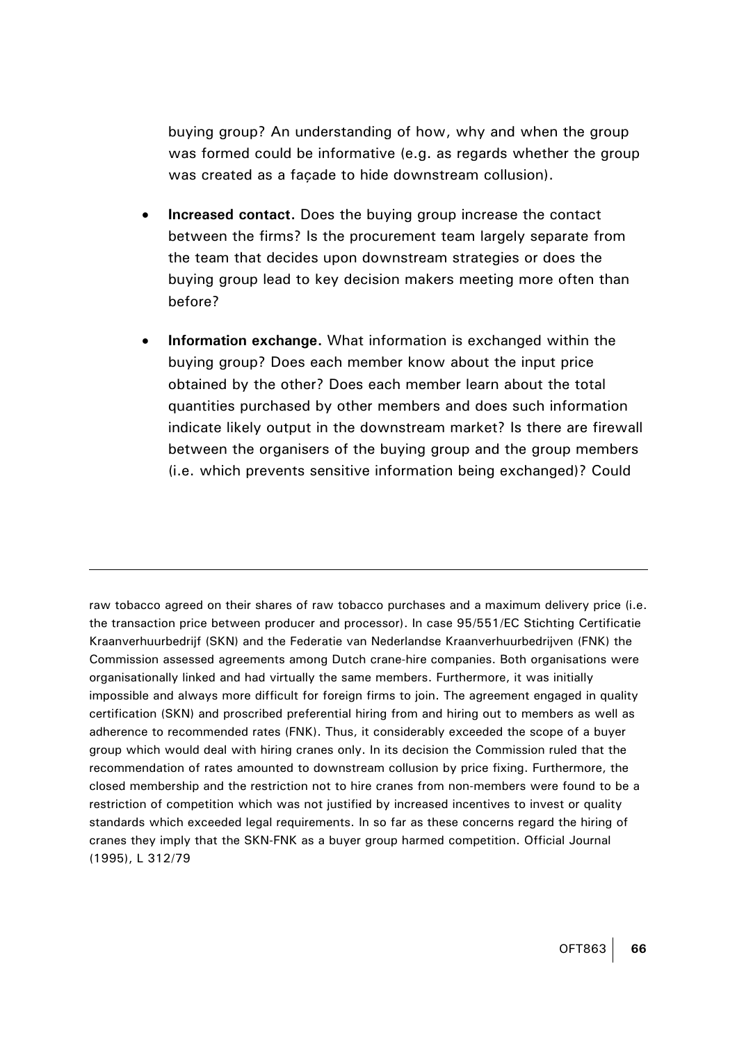buying group? An understanding of how, why and when the group was formed could be informative (e.g. as regards whether the group was created as a façade to hide downstream collusion).

- **Increased contact.** Does the buying group increase the contact between the firms? Is the procurement team largely separate from the team that decides upon downstream strategies or does the buying group lead to key decision makers meeting more often than before?

- **Information exchange.** What information is exchanged within the buying group? Does each member know about the input price obtained by the other? Does each member learn about the total quantities purchased by other members and does such information indicate likely output in the downstream market? Is there are firewall between the organisers of the buying group and the group members (i.e. which prevents sensitive information being exchanged)? Could

---

raw tobacco agreed on their shares of raw tobacco purchases and a maximum delivery price (i.e. the transaction price between producer and processor). In case 95/551/EC Stichting Certificatie Kraanverhuurbedrijf (SKN) and the Federatie van Nederlandse Kraanverhuurbedrijven (FNK) the Commission assessed agreements among Dutch crane-hire companies. Both organisations were organisationally linked and had virtually the same members. Furthermore, it was initially impossible and always more difficult for foreign firms to join. The agreement engaged in quality certification (SKN) and proscribed preferential hiring from and hiring out to members as well as adherence to recommended rates (FNK). Thus, it considerably exceeded the scope of a buyer group which would deal with hiring cranes only. In its decision the Commission ruled that the recommendation of rates amounted to downstream collusion by price fixing. Furthermore, the closed membership and the restriction not to hire cranes from non-members were found to be a restriction of competition which was not justified by increased incentives to invest or quality standards which exceeded legal requirements. In so far as these concerns regard the hiring of cranes they imply that the SKN-FNK as a buyer group harmed competition. Official Journal (1995), L 312/79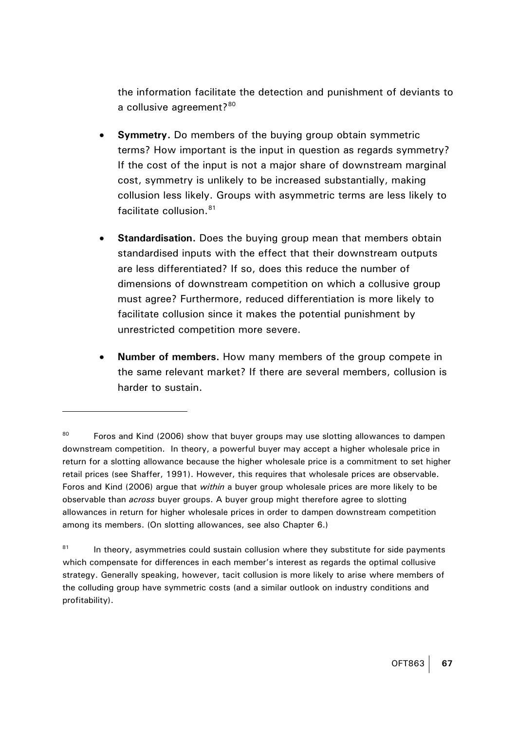the information facilitate the detection and punishment of deviants to a collusive agreement?[80]

- **Symmetry.** Do members of the buying group obtain symmetric terms? How important is the input in question as regards symmetry? If the cost of the input is not a major share of downstream marginal cost, symmetry is unlikely to be increased substantially, making collusion less likely. Groups with asymmetric terms are less likely to facilitate collusion.[81]

- **Standardisation.** Does the buying group mean that members obtain standardised inputs with the effect that their downstream outputs are less differentiated? If so, does this reduce the number of dimensions of downstream competition on which a collusive group must agree? Furthermore, reduced differentiation is more likely to facilitate collusion since it makes the potential punishment by unrestricted competition more severe.

- **Number of members.** How many members of the group compete in the same relevant market? If there are several members, collusion is harder to sustain.

---

[80] Foros and Kind (2006) show that buyer groups may use slotting allowances to dampen downstream competition. In theory, a powerful buyer may accept a higher wholesale price in return for a slotting allowance because the higher wholesale price is a commitment to set higher retail prices (see Shaffer, 1991). However, this requires that wholesale prices are observable. Foros and Kind (2006) argue that *within* a buyer group wholesale prices are more likely to be observable than *across* buyer groups. A buyer group might therefore agree to slotting allowances in return for higher wholesale prices in order to dampen downstream competition among its members. (On slotting allowances, see also Chapter 6.)

[81] In theory, asymmetries could sustain collusion where they substitute for side payments which compensate for differences in each member's interest as regards the optimal collusive strategy. Generally speaking, however, tacit collusion is more likely to arise where members of the colluding group have symmetric costs (and a similar outlook on industry conditions and profitability).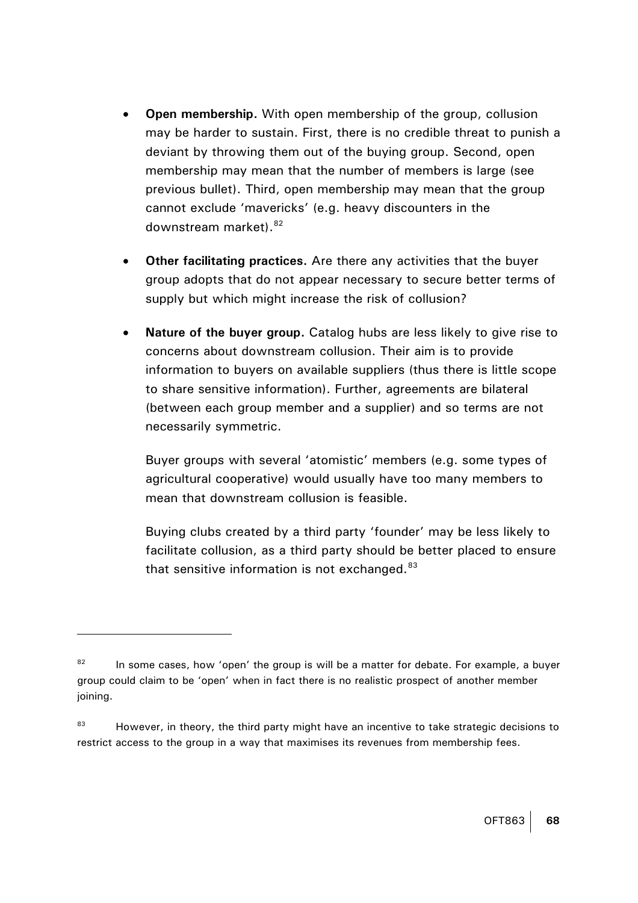- **Open membership.** With open membership of the group, collusion may be harder to sustain. First, there is no credible threat to punish a deviant by throwing them out of the buying group. Second, open membership may mean that the number of members is large (see previous bullet). Third, open membership may mean that the group cannot exclude 'mavericks' (e.g. heavy discounters in the downstream market).[82]

- **Other facilitating practices.** Are there any activities that the buyer group adopts that do not appear necessary to secure better terms of supply but which might increase the risk of collusion?

- **Nature of the buyer group.** Catalog hubs are less likely to give rise to concerns about downstream collusion. Their aim is to provide information to buyers on available suppliers (thus there is little scope to share sensitive information). Further, agreements are bilateral (between each group member and a supplier) and so terms are not necessarily symmetric.

  Buyer groups with several 'atomistic' members (e.g. some types of agricultural cooperative) would usually have too many members to mean that downstream collusion is feasible.

  Buying clubs created by a third party 'founder' may be less likely to facilitate collusion, as a third party should be better placed to ensure that sensitive information is not exchanged.[83]

---

[82] In some cases, how 'open' the group is will be a matter for debate. For example, a buyer group could claim to be 'open' when in fact there is no realistic prospect of another member joining.

[83] However, in theory, the third party might have an incentive to take strategic decisions to restrict access to the group in a way that maximises its revenues from membership fees.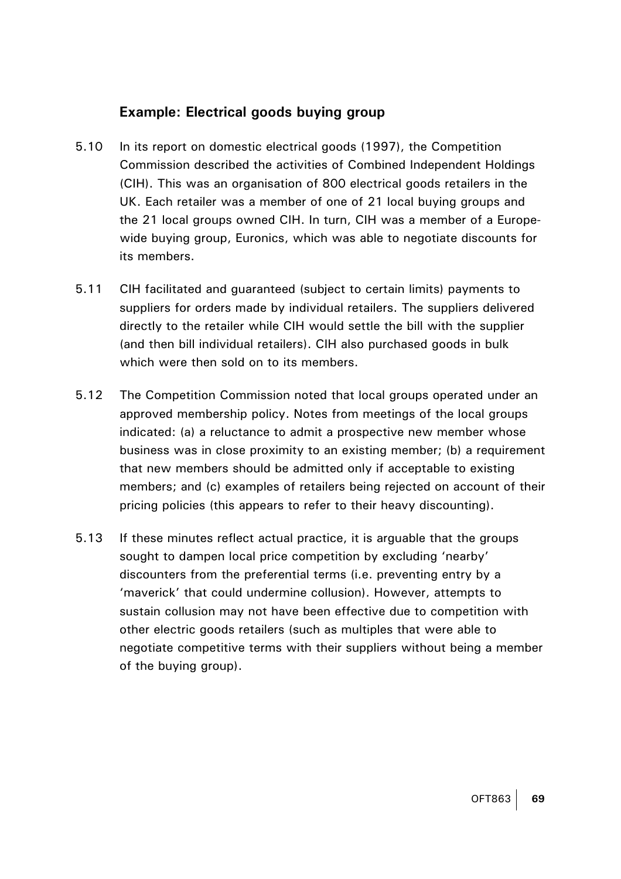### Example: Electrical goods buying group

5.10 In its report on domestic electrical goods (1997), the Competition Commission described the activities of Combined Independent Holdings (CIH). This was an organisation of 800 electrical goods retailers in the UK. Each retailer was a member of one of 21 local buying groups and the 21 local groups owned CIH. In turn, CIH was a member of a Europe-wide buying group, Euronics, which was able to negotiate discounts for its members.

5.11 CIH facilitated and guaranteed (subject to certain limits) payments to suppliers for orders made by individual retailers. The suppliers delivered directly to the retailer while CIH would settle the bill with the supplier (and then bill individual retailers). CIH also purchased goods in bulk which were then sold on to its members.

5.12 The Competition Commission noted that local groups operated under an approved membership policy. Notes from meetings of the local groups indicated: (a) a reluctance to admit a prospective new member whose business was in close proximity to an existing member; (b) a requirement that new members should be admitted only if acceptable to existing members; and (c) examples of retailers being rejected on account of their pricing policies (this appears to refer to their heavy discounting).

5.13 If these minutes reflect actual practice, it is arguable that the groups sought to dampen local price competition by excluding 'nearby' discounters from the preferential terms (i.e. preventing entry by a 'maverick' that could undermine collusion). However, attempts to sustain collusion may not have been effective due to competition with other electric goods retailers (such as multiples that were able to negotiate competitive terms with their suppliers without being a member of the buying group).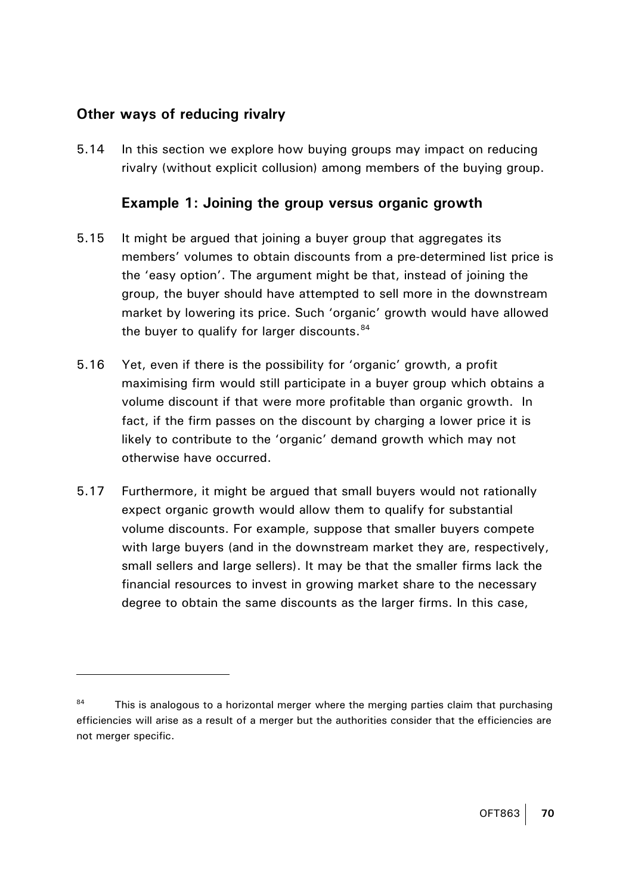## Other ways of reducing rivalry

5.14 In this section we explore how buying groups may impact on reducing rivalry (without explicit collusion) among members of the buying group.

### Example 1: Joining the group versus organic growth

5.15 It might be argued that joining a buyer group that aggregates its members' volumes to obtain discounts from a pre-determined list price is the 'easy option'. The argument might be that, instead of joining the group, the buyer should have attempted to sell more in the downstream market by lowering its price. Such 'organic' growth would have allowed the buyer to qualify for larger discounts.[84]

5.16 Yet, even if there is the possibility for 'organic' growth, a profit maximising firm would still participate in a buyer group which obtains a volume discount if that were more profitable than organic growth. In fact, if the firm passes on the discount by charging a lower price it is likely to contribute to the 'organic' demand growth which may not otherwise have occurred.

5.17 Furthermore, it might be argued that small buyers would not rationally expect organic growth would allow them to qualify for substantial volume discounts. For example, suppose that smaller buyers compete with large buyers (and in the downstream market they are, respectively, small sellers and large sellers). It may be that the smaller firms lack the financial resources to invest in growing market share to the necessary degree to obtain the same discounts as the larger firms. In this case,

---

[84] This is analogous to a horizontal merger where the merging parties claim that purchasing efficiencies will arise as a result of a merger but the authorities consider that the efficiencies are not merger specific.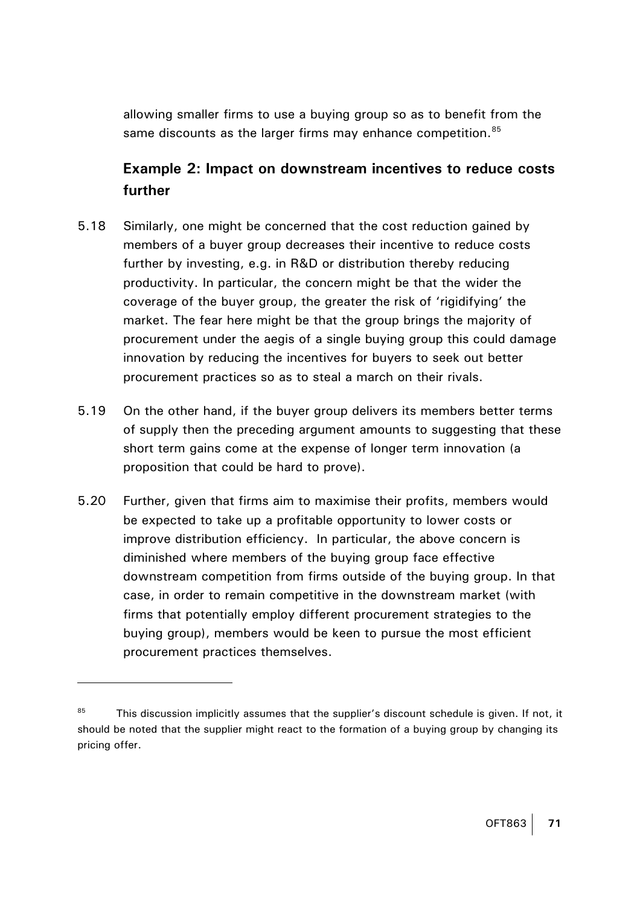allowing smaller firms to use a buying group so as to benefit from the same discounts as the larger firms may enhance competition.[85]

### Example 2: Impact on downstream incentives to reduce costs further

5.18 Similarly, one might be concerned that the cost reduction gained by members of a buyer group decreases their incentive to reduce costs further by investing, e.g. in R&D or distribution thereby reducing productivity. In particular, the concern might be that the wider the coverage of the buyer group, the greater the risk of 'rigidifying' the market. The fear here might be that the group brings the majority of procurement under the aegis of a single buying group this could damage innovation by reducing the incentives for buyers to seek out better procurement practices so as to steal a march on their rivals.

5.19 On the other hand, if the buyer group delivers its members better terms of supply then the preceding argument amounts to suggesting that these short term gains come at the expense of longer term innovation (a proposition that could be hard to prove).

5.20 Further, given that firms aim to maximise their profits, members would be expected to take up a profitable opportunity to lower costs or improve distribution efficiency. In particular, the above concern is diminished where members of the buying group face effective downstream competition from firms outside of the buying group. In that case, in order to remain competitive in the downstream market (with firms that potentially employ different procurement strategies to the buying group), members would be keen to pursue the most efficient procurement practices themselves.

---

[85] This discussion implicitly assumes that the supplier's discount schedule is given. If not, it should be noted that the supplier might react to the formation of a buying group by changing its pricing offer.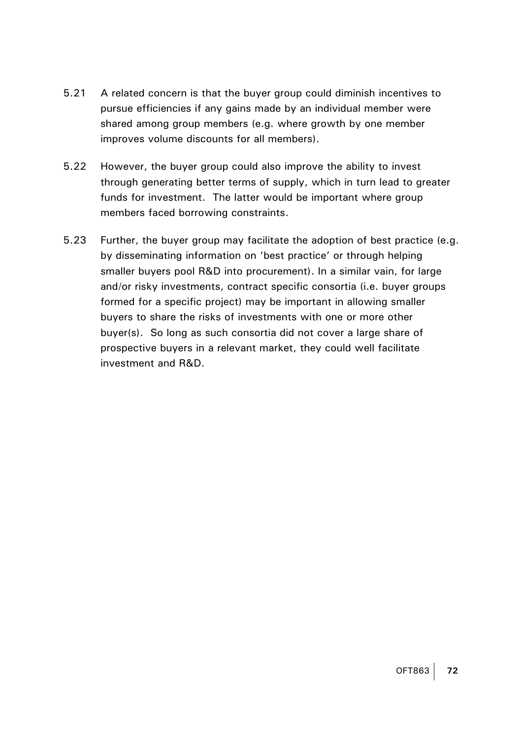5.21 A related concern is that the buyer group could diminish incentives to pursue efficiencies if any gains made by an individual member were shared among group members (e.g. where growth by one member improves volume discounts for all members).

5.22 However, the buyer group could also improve the ability to invest through generating better terms of supply, which in turn lead to greater funds for investment. The latter would be important where group members faced borrowing constraints.

5.23 Further, the buyer group may facilitate the adoption of best practice (e.g. by disseminating information on 'best practice' or through helping smaller buyers pool R&D into procurement). In a similar vain, for large and/or risky investments, contract specific consortia (i.e. buyer groups formed for a specific project) may be important in allowing smaller buyers to share the risks of investments with one or more other buyer(s). So long as such consortia did not cover a large share of prospective buyers in a relevant market, they could well facilitate investment and R&D.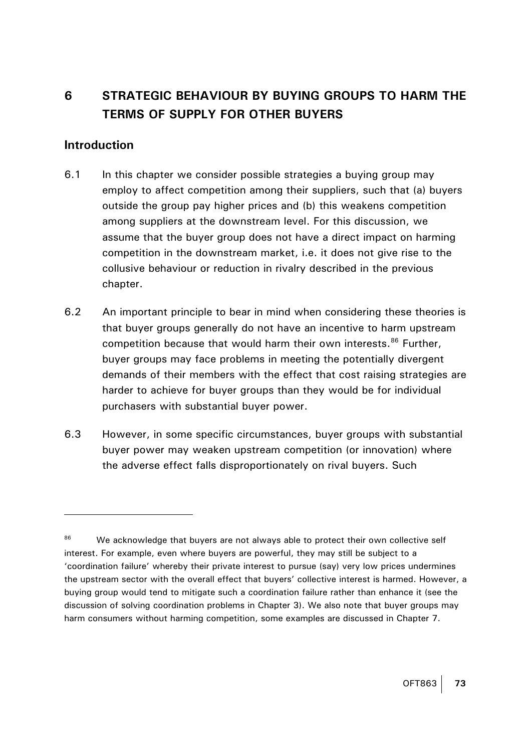# 6 STRATEGIC BEHAVIOUR BY BUYING GROUPS TO HARM THE TERMS OF SUPPLY FOR OTHER BUYERS

## Introduction

6.1 In this chapter we consider possible strategies a buying group may employ to affect competition among their suppliers, such that (a) buyers outside the group pay higher prices and (b) this weakens competition among suppliers at the downstream level. For this discussion, we assume that the buyer group does not have a direct impact on harming competition in the downstream market, i.e. it does not give rise to the collusive behaviour or reduction in rivalry described in the previous chapter.

6.2 An important principle to bear in mind when considering these theories is that buyer groups generally do not have an incentive to harm upstream competition because that would harm their own interests.[86] Further, buyer groups may face problems in meeting the potentially divergent demands of their members with the effect that cost raising strategies are harder to achieve for buyer groups than they would be for individual purchasers with substantial buyer power.

6.3 However, in some specific circumstances, buyer groups with substantial buyer power may weaken upstream competition (or innovation) where the adverse effect falls disproportionately on rival buyers. Such

---

[86] We acknowledge that buyers are not always able to protect their own collective self interest. For example, even where buyers are powerful, they may still be subject to a 'coordination failure' whereby their private interest to pursue (say) very low prices undermines the upstream sector with the overall effect that buyers' collective interest is harmed. However, a buying group would tend to mitigate such a coordination failure rather than enhance it (see the discussion of solving coordination problems in Chapter 3). We also note that buyer groups may harm consumers without harming competition, some examples are discussed in Chapter 7.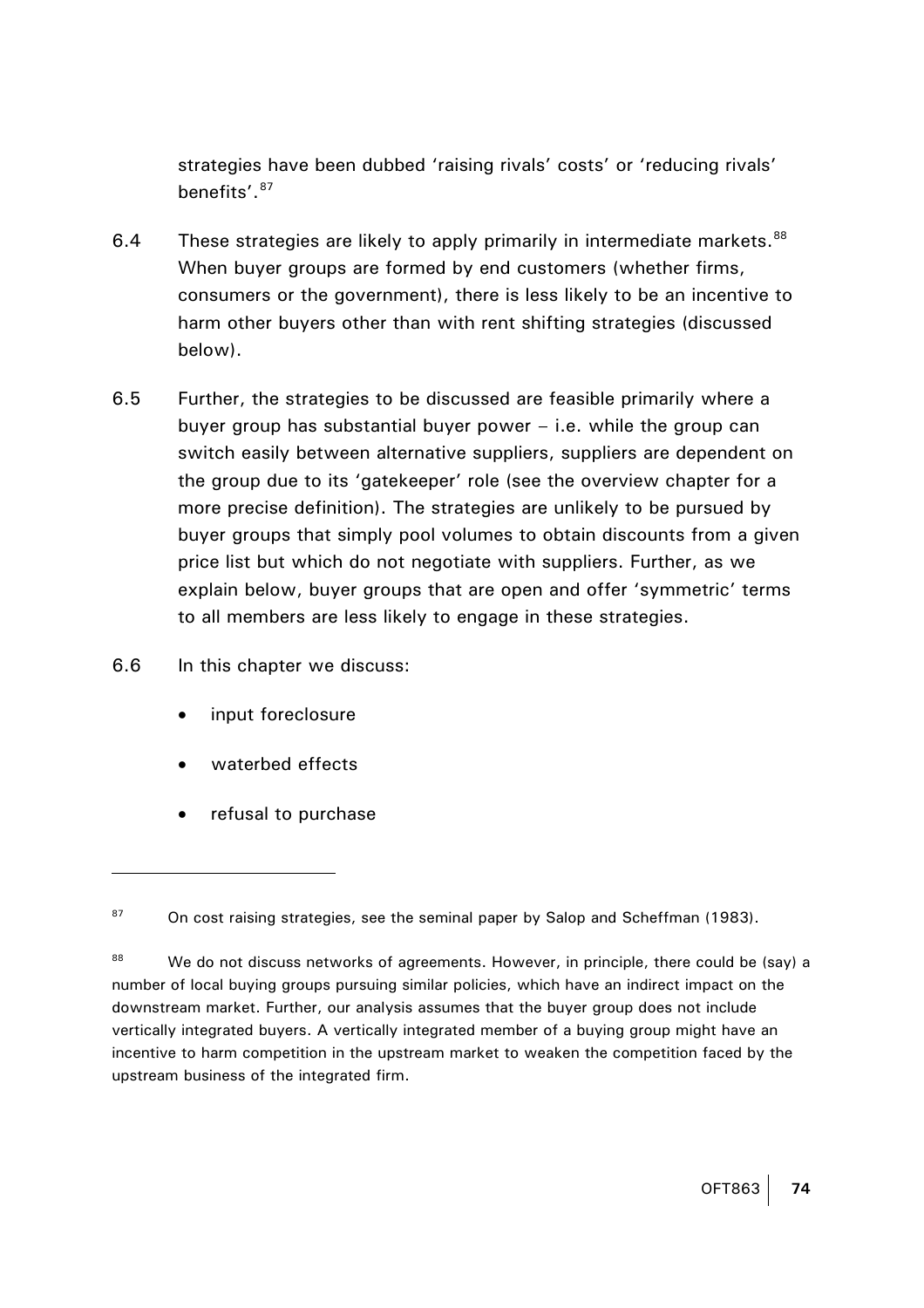strategies have been dubbed 'raising rivals' costs' or 'reducing rivals' benefits'.[87]

6.4 These strategies are likely to apply primarily in intermediate markets.[88] When buyer groups are formed by end customers (whether firms, consumers or the government), there is less likely to be an incentive to harm other buyers other than with rent shifting strategies (discussed below).

6.5 Further, the strategies to be discussed are feasible primarily where a buyer group has substantial buyer power – i.e. while the group can switch easily between alternative suppliers, suppliers are dependent on the group due to its 'gatekeeper' role (see the overview chapter for a more precise definition). The strategies are unlikely to be pursued by buyer groups that simply pool volumes to obtain discounts from a given price list but which do not negotiate with suppliers. Further, as we explain below, buyer groups that are open and offer 'symmetric' terms to all members are less likely to engage in these strategies.

6.6 In this chapter we discuss:

- input foreclosure
- waterbed effects
- refusal to purchase

---

[87] On cost raising strategies, see the seminal paper by Salop and Scheffman (1983).

[88] We do not discuss networks of agreements. However, in principle, there could be (say) a number of local buying groups pursuing similar policies, which have an indirect impact on the downstream market. Further, our analysis assumes that the buyer group does not include vertically integrated buyers. A vertically integrated member of a buying group might have an incentive to harm competition in the upstream market to weaken the competition faced by the upstream business of the integrated firm.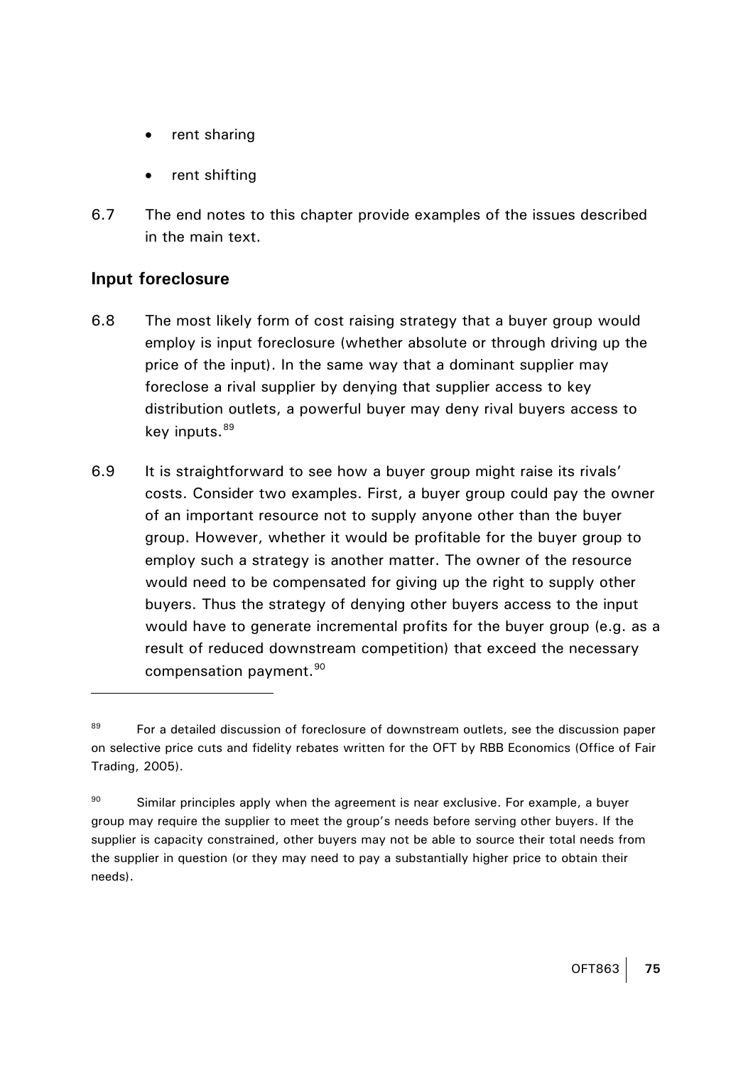- rent sharing
- rent shifting

6.7 The end notes to this chapter provide examples of the issues described in the main text.

## Input foreclosure

6.8 The most likely form of cost raising strategy that a buyer group would employ is input foreclosure (whether absolute or through driving up the price of the input). In the same way that a dominant supplier may foreclose a rival supplier by denying that supplier access to key distribution outlets, a powerful buyer may deny rival buyers access to key inputs.[89]

6.9 It is straightforward to see how a buyer group might raise its rivals' costs. Consider two examples. First, a buyer group could pay the owner of an important resource not to supply anyone other than the buyer group. However, whether it would be profitable for the buyer group to employ such a strategy is another matter. The owner of the resource would need to be compensated for giving up the right to supply other buyers. Thus the strategy of denying other buyers access to the input would have to generate incremental profits for the buyer group (e.g. as a result of reduced downstream competition) that exceed the necessary compensation payment.[90]

---

[89] For a detailed discussion of foreclosure of downstream outlets, see the discussion paper on selective price cuts and fidelity rebates written for the OFT by RBB Economics (Office of Fair Trading, 2005).

[90] Similar principles apply when the agreement is near exclusive. For example, a buyer group may require the supplier to meet the group's needs before serving other buyers. If the supplier is capacity constrained, other buyers may not be able to source their total needs from the supplier in question (or they may need to pay a substantially higher price to obtain their needs).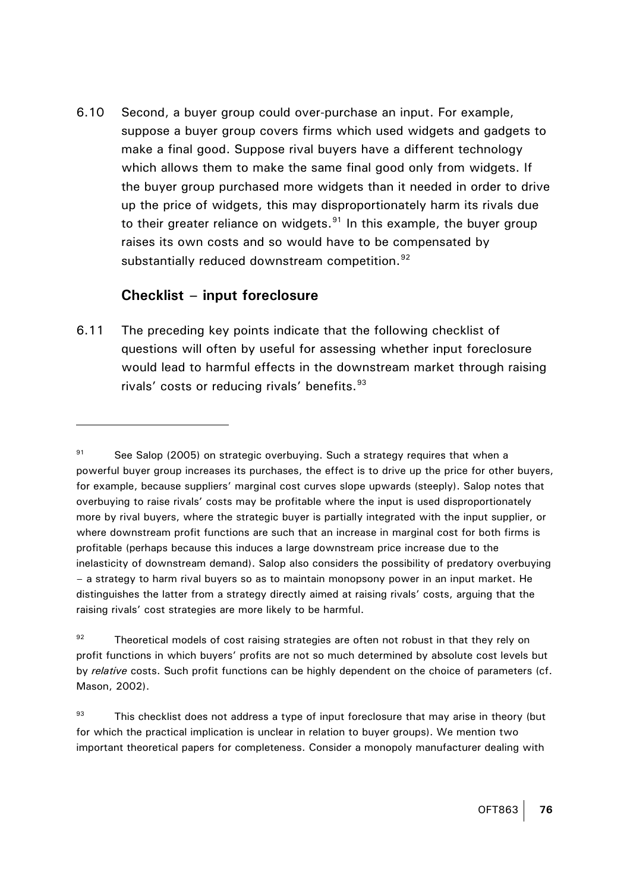6.10 Second, a buyer group could over-purchase an input. For example, suppose a buyer group covers firms which used widgets and gadgets to make a final good. Suppose rival buyers have a different technology which allows them to make the same final good only from widgets. If the buyer group purchased more widgets than it needed in order to drive up the price of widgets, this may disproportionately harm its rivals due to their greater reliance on widgets.[91] In this example, the buyer group raises its own costs and so would have to be compensated by substantially reduced downstream competition.[92]

### Checklist – input foreclosure

6.11 The preceding key points indicate that the following checklist of questions will often by useful for assessing whether input foreclosure would lead to harmful effects in the downstream market through raising rivals' costs or reducing rivals' benefits.[93]

---

[91] See Salop (2005) on strategic overbuying. Such a strategy requires that when a powerful buyer group increases its purchases, the effect is to drive up the price for other buyers, for example, because suppliers' marginal cost curves slope upwards (steeply). Salop notes that overbuying to raise rivals' costs may be profitable where the input is used disproportionately more by rival buyers, where the strategic buyer is partially integrated with the input supplier, or where downstream profit functions are such that an increase in marginal cost for both firms is profitable (perhaps because this induces a large downstream price increase due to the inelasticity of downstream demand). Salop also considers the possibility of predatory overbuying – a strategy to harm rival buyers so as to maintain monopsony power in an input market. He distinguishes the latter from a strategy directly aimed at raising rivals' costs, arguing that the raising rivals' cost strategies are more likely to be harmful.

[92] Theoretical models of cost raising strategies are often not robust in that they rely on profit functions in which buyers' profits are not so much determined by absolute cost levels but by *relative* costs. Such profit functions can be highly dependent on the choice of parameters (cf. Mason, 2002).

[93] This checklist does not address a type of input foreclosure that may arise in theory (but for which the practical implication is unclear in relation to buyer groups). We mention two important theoretical papers for completeness. Consider a monopoly manufacturer dealing with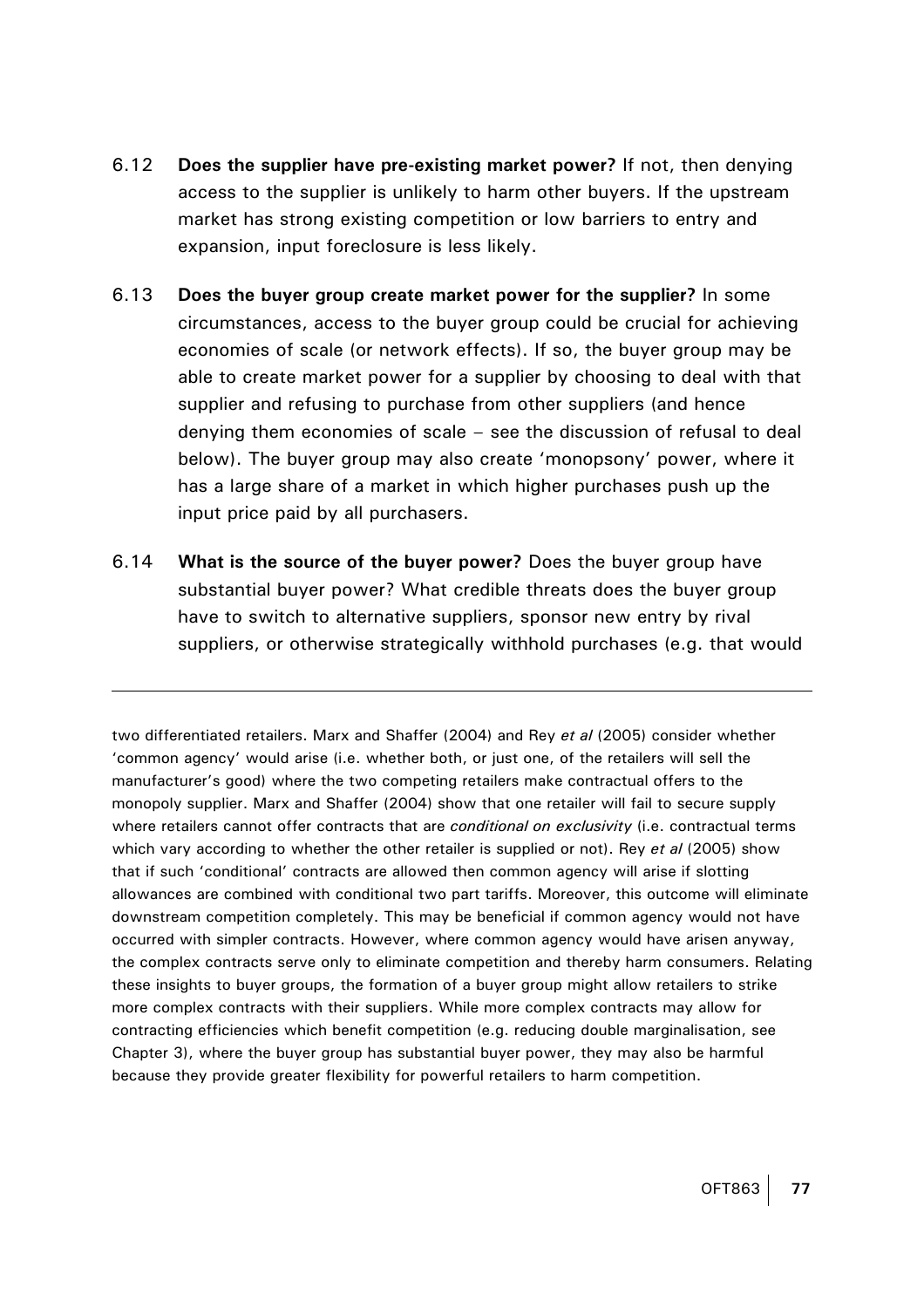6.12 **Does the supplier have pre-existing market power?** If not, then denying access to the supplier is unlikely to harm other buyers. If the upstream market has strong existing competition or low barriers to entry and expansion, input foreclosure is less likely.

6.13 **Does the buyer group create market power for the supplier?** In some circumstances, access to the buyer group could be crucial for achieving economies of scale (or network effects). If so, the buyer group may be able to create market power for a supplier by choosing to deal with that supplier and refusing to purchase from other suppliers (and hence denying them economies of scale – see the discussion of refusal to deal below). The buyer group may also create 'monopsony' power, where it has a large share of a market in which higher purchases push up the input price paid by all purchasers.

6.14 **What is the source of the buyer power?** Does the buyer group have substantial buyer power? What credible threats does the buyer group have to switch to alternative suppliers, sponsor new entry by rival suppliers, or otherwise strategically withhold purchases (e.g. that would

---

two differentiated retailers. Marx and Shaffer (2004) and Rey *et al* (2005) consider whether 'common agency' would arise (i.e. whether both, or just one, of the retailers will sell the manufacturer's good) where the two competing retailers make contractual offers to the monopoly supplier. Marx and Shaffer (2004) show that one retailer will fail to secure supply where retailers cannot offer contracts that are *conditional on exclusivity* (i.e. contractual terms which vary according to whether the other retailer is supplied or not). Rey *et al* (2005) show that if such 'conditional' contracts are allowed then common agency will arise if slotting allowances are combined with conditional two part tariffs. Moreover, this outcome will eliminate downstream competition completely. This may be beneficial if common agency would not have occurred with simpler contracts. However, where common agency would have arisen anyway, the complex contracts serve only to eliminate competition and thereby harm consumers. Relating these insights to buyer groups, the formation of a buyer group might allow retailers to strike more complex contracts with their suppliers. While more complex contracts may allow for contracting efficiencies which benefit competition (e.g. reducing double marginalisation, see Chapter 3), where the buyer group has substantial buyer power, they may also be harmful because they provide greater flexibility for powerful retailers to harm competition.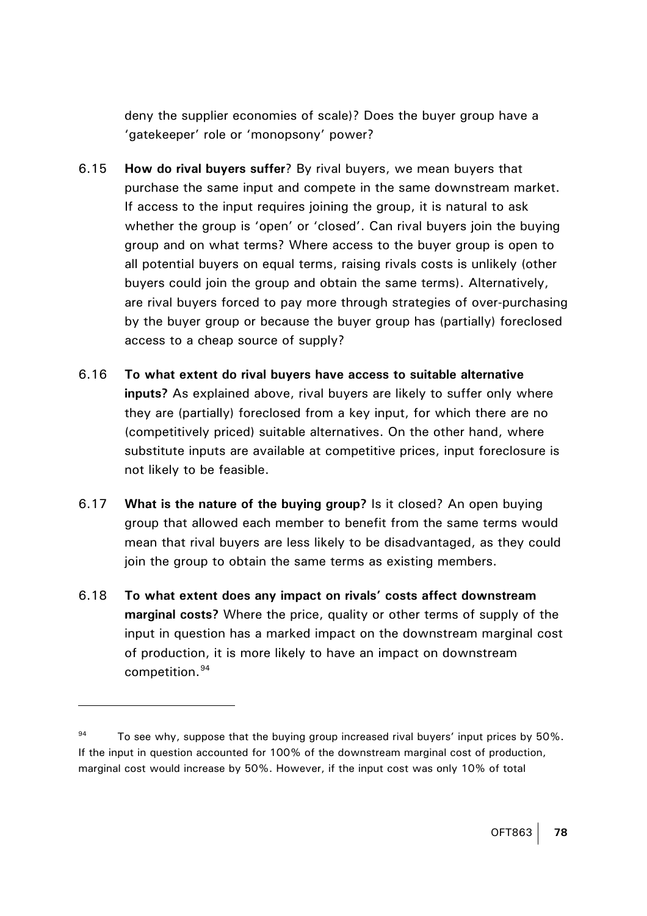deny the supplier economies of scale)? Does the buyer group have a 'gatekeeper' role or 'monopsony' power?

6.15 **How do rival buyers suffer**? By rival buyers, we mean buyers that purchase the same input and compete in the same downstream market. If access to the input requires joining the group, it is natural to ask whether the group is 'open' or 'closed'. Can rival buyers join the buying group and on what terms? Where access to the buyer group is open to all potential buyers on equal terms, raising rivals costs is unlikely (other buyers could join the group and obtain the same terms). Alternatively, are rival buyers forced to pay more through strategies of over-purchasing by the buyer group or because the buyer group has (partially) foreclosed access to a cheap source of supply?

6.16 **To what extent do rival buyers have access to suitable alternative inputs?** As explained above, rival buyers are likely to suffer only where they are (partially) foreclosed from a key input, for which there are no (competitively priced) suitable alternatives. On the other hand, where substitute inputs are available at competitive prices, input foreclosure is not likely to be feasible.

6.17 **What is the nature of the buying group?** Is it closed? An open buying group that allowed each member to benefit from the same terms would mean that rival buyers are less likely to be disadvantaged, as they could join the group to obtain the same terms as existing members.

6.18 **To what extent does any impact on rivals' costs affect downstream marginal costs?** Where the price, quality or other terms of supply of the input in question has a marked impact on the downstream marginal cost of production, it is more likely to have an impact on downstream competition.[94]

---

[94] To see why, suppose that the buying group increased rival buyers' input prices by 50%. If the input in question accounted for 100% of the downstream marginal cost of production, marginal cost would increase by 50%. However, if the input cost was only 10% of total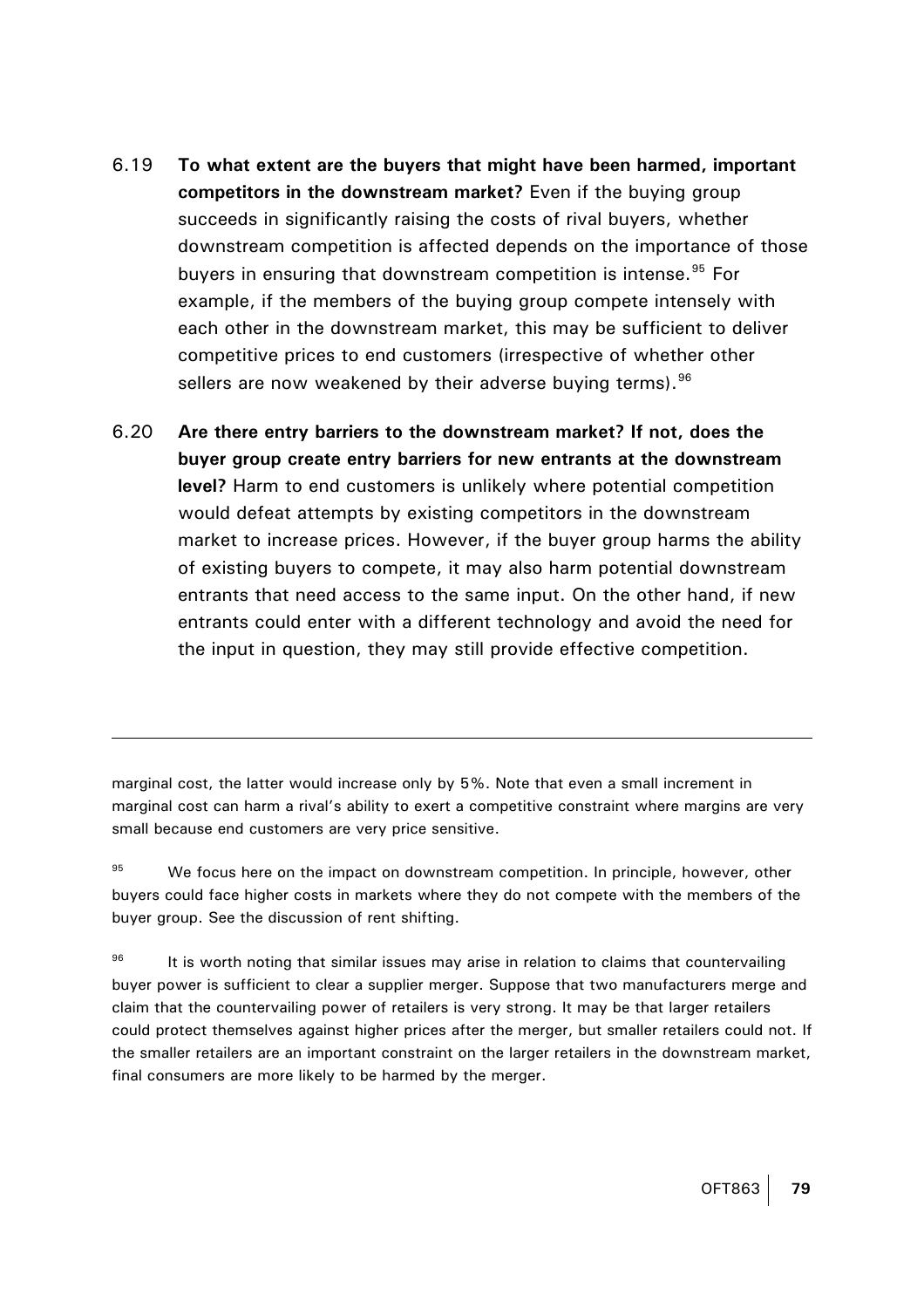6.19 **To what extent are the buyers that might have been harmed, important competitors in the downstream market?** Even if the buying group succeeds in significantly raising the costs of rival buyers, whether downstream competition is affected depends on the importance of those buyers in ensuring that downstream competition is intense.[95] For example, if the members of the buying group compete intensely with each other in the downstream market, this may be sufficient to deliver competitive prices to end customers (irrespective of whether other sellers are now weakened by their adverse buying terms).[96]

6.20 **Are there entry barriers to the downstream market? If not, does the buyer group create entry barriers for new entrants at the downstream level?** Harm to end customers is unlikely where potential competition would defeat attempts by existing competitors in the downstream market to increase prices. However, if the buyer group harms the ability of existing buyers to compete, it may also harm potential downstream entrants that need access to the same input. On the other hand, if new entrants could enter with a different technology and avoid the need for the input in question, they may still provide effective competition.

---

marginal cost, the latter would increase only by 5%. Note that even a small increment in marginal cost can harm a rival's ability to exert a competitive constraint where margins are very small because end customers are very price sensitive.

[95] We focus here on the impact on downstream competition. In principle, however, other buyers could face higher costs in markets where they do not compete with the members of the buyer group. See the discussion of rent shifting.

[96] It is worth noting that similar issues may arise in relation to claims that countervailing buyer power is sufficient to clear a supplier merger. Suppose that two manufacturers merge and claim that the countervailing power of retailers is very strong. It may be that larger retailers could protect themselves against higher prices after the merger, but smaller retailers could not. If the smaller retailers are an important constraint on the larger retailers in the downstream market, final consumers are more likely to be harmed by the merger.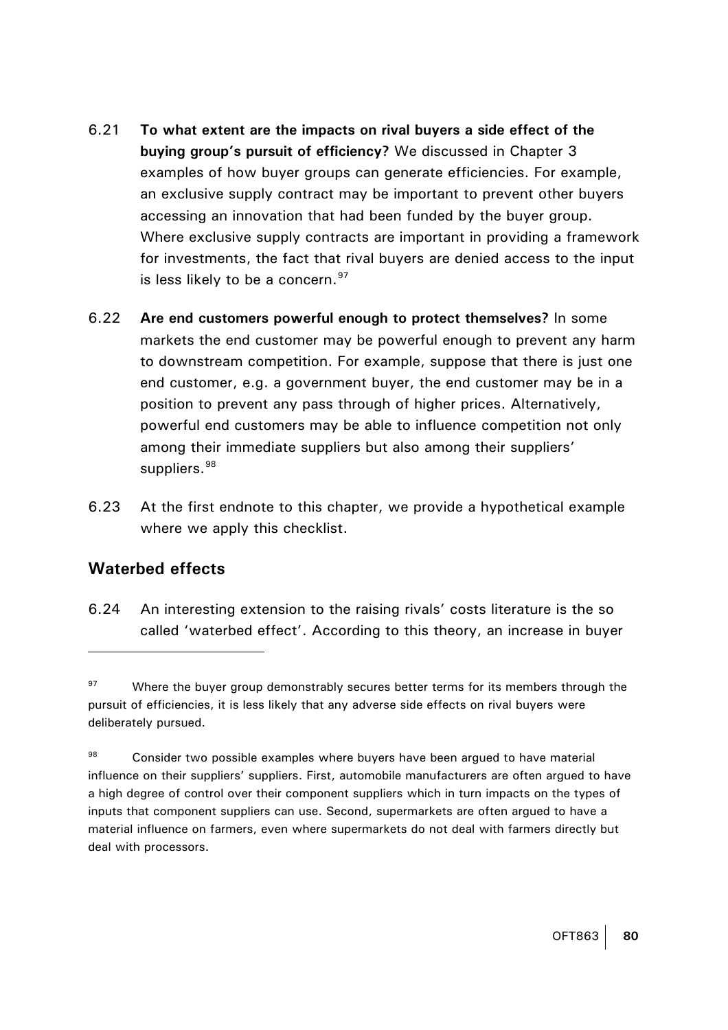6.21 **To what extent are the impacts on rival buyers a side effect of the buying group's pursuit of efficiency?** We discussed in Chapter 3 examples of how buyer groups can generate efficiencies. For example, an exclusive supply contract may be important to prevent other buyers accessing an innovation that had been funded by the buyer group. Where exclusive supply contracts are important in providing a framework for investments, the fact that rival buyers are denied access to the input is less likely to be a concern.[97]

6.22 **Are end customers powerful enough to protect themselves?** In some markets the end customer may be powerful enough to prevent any harm to downstream competition. For example, suppose that there is just one end customer, e.g. a government buyer, the end customer may be in a position to prevent any pass through of higher prices. Alternatively, powerful end customers may be able to influence competition not only among their immediate suppliers but also among their suppliers' suppliers.[98]

6.23 At the first endnote to this chapter, we provide a hypothetical example where we apply this checklist.

## Waterbed effects

6.24 An interesting extension to the raising rivals' costs literature is the so called 'waterbed effect'. According to this theory, an increase in buyer

---

[97] Where the buyer group demonstrably secures better terms for its members through the pursuit of efficiencies, it is less likely that any adverse side effects on rival buyers were deliberately pursued.

[98] Consider two possible examples where buyers have been argued to have material influence on their suppliers' suppliers. First, automobile manufacturers are often argued to have a high degree of control over their component suppliers which in turn impacts on the types of inputs that component suppliers can use. Second, supermarkets are often argued to have a material influence on farmers, even where supermarkets do not deal with farmers directly but deal with processors.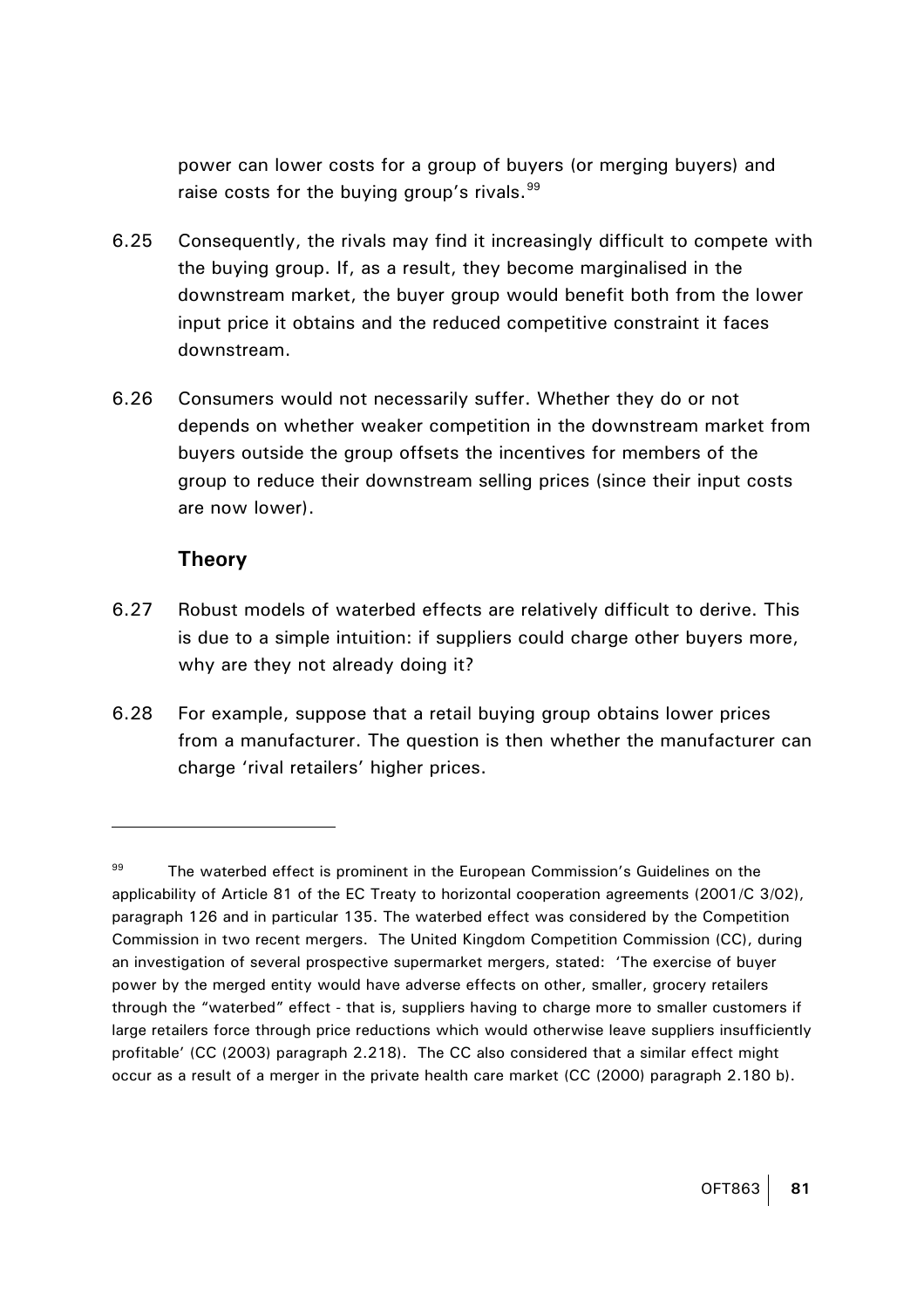power can lower costs for a group of buyers (or merging buyers) and raise costs for the buying group's rivals.[99]

6.25 Consequently, the rivals may find it increasingly difficult to compete with the buying group. If, as a result, they become marginalised in the downstream market, the buyer group would benefit both from the lower input price it obtains and the reduced competitive constraint it faces downstream.

6.26 Consumers would not necessarily suffer. Whether they do or not depends on whether weaker competition in the downstream market from buyers outside the group offsets the incentives for members of the group to reduce their downstream selling prices (since their input costs are now lower).

### Theory

6.27 Robust models of waterbed effects are relatively difficult to derive. This is due to a simple intuition: if suppliers could charge other buyers more, why are they not already doing it?

6.28 For example, suppose that a retail buying group obtains lower prices from a manufacturer. The question is then whether the manufacturer can charge 'rival retailers' higher prices.

---

[99] The waterbed effect is prominent in the European Commission's Guidelines on the applicability of Article 81 of the EC Treaty to horizontal cooperation agreements (2001/C 3/02), paragraph 126 and in particular 135. The waterbed effect was considered by the Competition Commission in two recent mergers. The United Kingdom Competition Commission (CC), during an investigation of several prospective supermarket mergers, stated: 'The exercise of buyer power by the merged entity would have adverse effects on other, smaller, grocery retailers through the "waterbed" effect - that is, suppliers having to charge more to smaller customers if large retailers force through price reductions which would otherwise leave suppliers insufficiently profitable' (CC (2003) paragraph 2.218). The CC also considered that a similar effect might occur as a result of a merger in the private health care market (CC (2000) paragraph 2.180 b).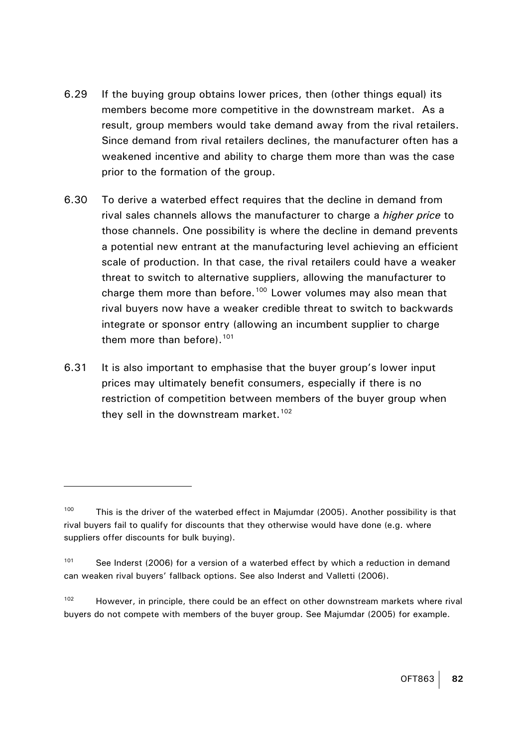6.29 If the buying group obtains lower prices, then (other things equal) its members become more competitive in the downstream market. As a result, group members would take demand away from the rival retailers. Since demand from rival retailers declines, the manufacturer often has a weakened incentive and ability to charge them more than was the case prior to the formation of the group.

6.30 To derive a waterbed effect requires that the decline in demand from rival sales channels allows the manufacturer to charge a *higher price* to those channels. One possibility is where the decline in demand prevents a potential new entrant at the manufacturing level achieving an efficient scale of production. In that case, the rival retailers could have a weaker threat to switch to alternative suppliers, allowing the manufacturer to charge them more than before.[100] Lower volumes may also mean that rival buyers now have a weaker credible threat to switch to backwards integrate or sponsor entry (allowing an incumbent supplier to charge them more than before).[101]

6.31 It is also important to emphasise that the buyer group's lower input prices may ultimately benefit consumers, especially if there is no restriction of competition between members of the buyer group when they sell in the downstream market.[102]

---

[100] This is the driver of the waterbed effect in Majumdar (2005). Another possibility is that rival buyers fail to qualify for discounts that they otherwise would have done (e.g. where suppliers offer discounts for bulk buying).

[101] See Inderst (2006) for a version of a waterbed effect by which a reduction in demand can weaken rival buyers' fallback options. See also Inderst and Valletti (2006).

[102] However, in principle, there could be an effect on other downstream markets where rival buyers do not compete with members of the buyer group. See Majumdar (2005) for example.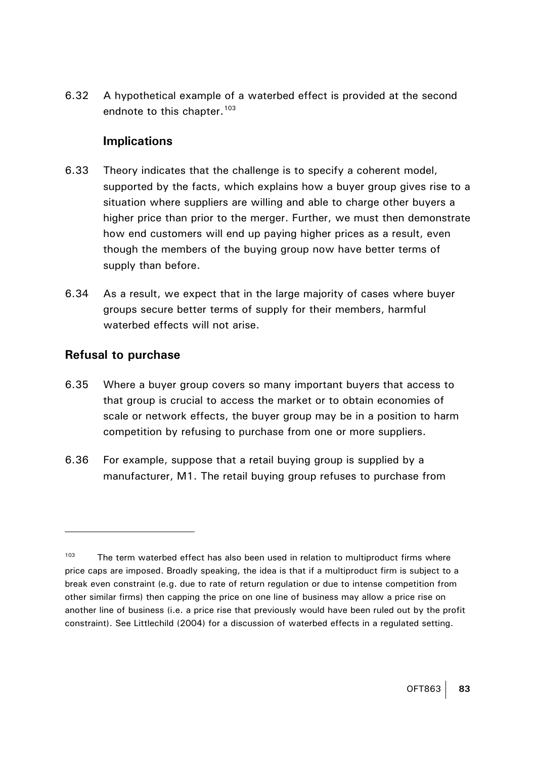6.32 A hypothetical example of a waterbed effect is provided at the second endnote to this chapter.[103]

### Implications

6.33 Theory indicates that the challenge is to specify a coherent model, supported by the facts, which explains how a buyer group gives rise to a situation where suppliers are willing and able to charge other buyers a higher price than prior to the merger. Further, we must then demonstrate how end customers will end up paying higher prices as a result, even though the members of the buying group now have better terms of supply than before.

6.34 As a result, we expect that in the large majority of cases where buyer groups secure better terms of supply for their members, harmful waterbed effects will not arise.

## Refusal to purchase

6.35 Where a buyer group covers so many important buyers that access to that group is crucial to access the market or to obtain economies of scale or network effects, the buyer group may be in a position to harm competition by refusing to purchase from one or more suppliers.

6.36 For example, suppose that a retail buying group is supplied by a manufacturer, M1. The retail buying group refuses to purchase from

---

[103] The term waterbed effect has also been used in relation to multiproduct firms where price caps are imposed. Broadly speaking, the idea is that if a multiproduct firm is subject to a break even constraint (e.g. due to rate of return regulation or due to intense competition from other similar firms) then capping the price on one line of business may allow a price rise on another line of business (i.e. a price rise that previously would have been ruled out by the profit constraint). See Littlechild (2004) for a discussion of waterbed effects in a regulated setting.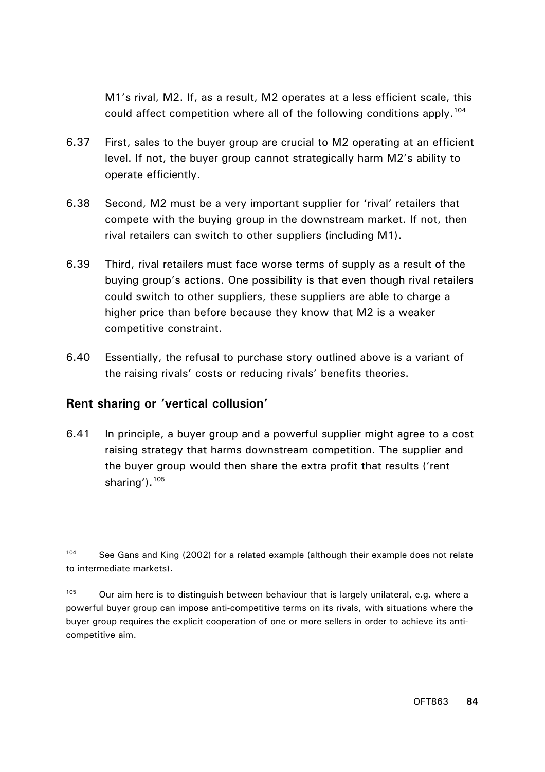M1's rival, M2. If, as a result, M2 operates at a less efficient scale, this could affect competition where all of the following conditions apply.[104]

6.37 First, sales to the buyer group are crucial to M2 operating at an efficient level. If not, the buyer group cannot strategically harm M2's ability to operate efficiently.

6.38 Second, M2 must be a very important supplier for 'rival' retailers that compete with the buying group in the downstream market. If not, then rival retailers can switch to other suppliers (including M1).

6.39 Third, rival retailers must face worse terms of supply as a result of the buying group's actions. One possibility is that even though rival retailers could switch to other suppliers, these suppliers are able to charge a higher price than before because they know that M2 is a weaker competitive constraint.

6.40 Essentially, the refusal to purchase story outlined above is a variant of the raising rivals' costs or reducing rivals' benefits theories.

## Rent sharing or 'vertical collusion'

6.41 In principle, a buyer group and a powerful supplier might agree to a cost raising strategy that harms downstream competition. The supplier and the buyer group would then share the extra profit that results ('rent sharing').[105]

---

[104] See Gans and King (2002) for a related example (although their example does not relate to intermediate markets).

[105] Our aim here is to distinguish between behaviour that is largely unilateral, e.g. where a powerful buyer group can impose anti-competitive terms on its rivals, with situations where the buyer group requires the explicit cooperation of one or more sellers in order to achieve its anti-competitive aim.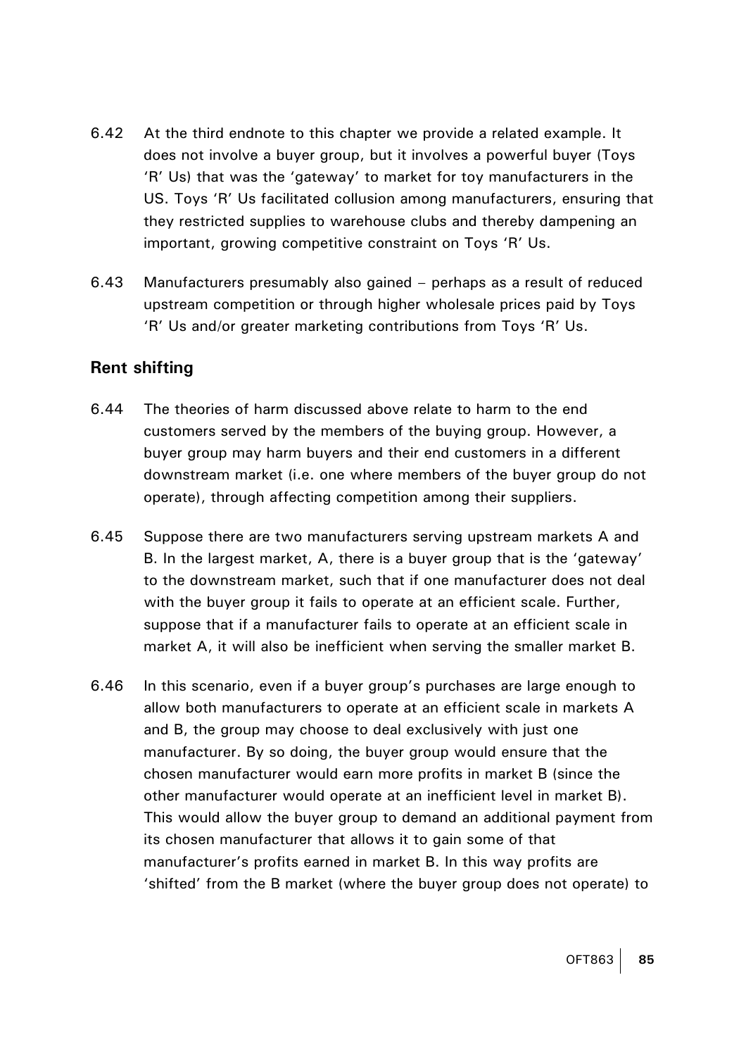6.42 At the third endnote to this chapter we provide a related example. It does not involve a buyer group, but it involves a powerful buyer (Toys 'R' Us) that was the 'gateway' to market for toy manufacturers in the US. Toys 'R' Us facilitated collusion among manufacturers, ensuring that they restricted supplies to warehouse clubs and thereby dampening an important, growing competitive constraint on Toys 'R' Us.

6.43 Manufacturers presumably also gained – perhaps as a result of reduced upstream competition or through higher wholesale prices paid by Toys 'R' Us and/or greater marketing contributions from Toys 'R' Us.

### Rent shifting

6.44 The theories of harm discussed above relate to harm to the end customers served by the members of the buying group. However, a buyer group may harm buyers and their end customers in a different downstream market (i.e. one where members of the buyer group do not operate), through affecting competition among their suppliers.

6.45 Suppose there are two manufacturers serving upstream markets A and B. In the largest market, A, there is a buyer group that is the 'gateway' to the downstream market, such that if one manufacturer does not deal with the buyer group it fails to operate at an efficient scale. Further, suppose that if a manufacturer fails to operate at an efficient scale in market A, it will also be inefficient when serving the smaller market B.

6.46 In this scenario, even if a buyer group's purchases are large enough to allow both manufacturers to operate at an efficient scale in markets A and B, the group may choose to deal exclusively with just one manufacturer. By so doing, the buyer group would ensure that the chosen manufacturer would earn more profits in market B (since the other manufacturer would operate at an inefficient level in market B). This would allow the buyer group to demand an additional payment from its chosen manufacturer that allows it to gain some of that manufacturer's profits earned in market B. In this way profits are 'shifted' from the B market (where the buyer group does not operate) to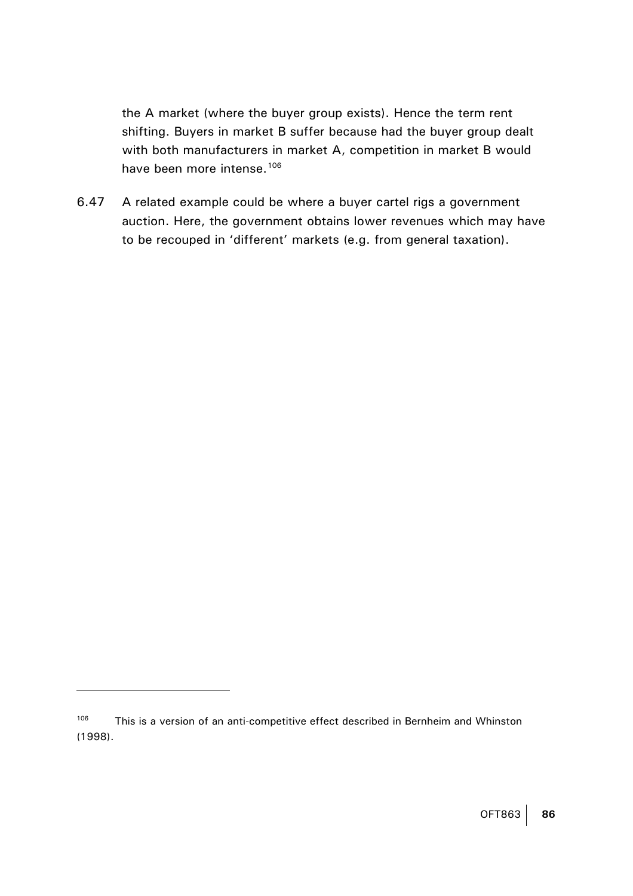the A market (where the buyer group exists). Hence the term rent shifting. Buyers in market B suffer because had the buyer group dealt with both manufacturers in market A, competition in market B would have been more intense.[106]

6.47 A related example could be where a buyer cartel rigs a government auction. Here, the government obtains lower revenues which may have to be recouped in 'different' markets (e.g. from general taxation).

---

[106] This is a version of an anti-competitive effect described in Bernheim and Whinston (1998).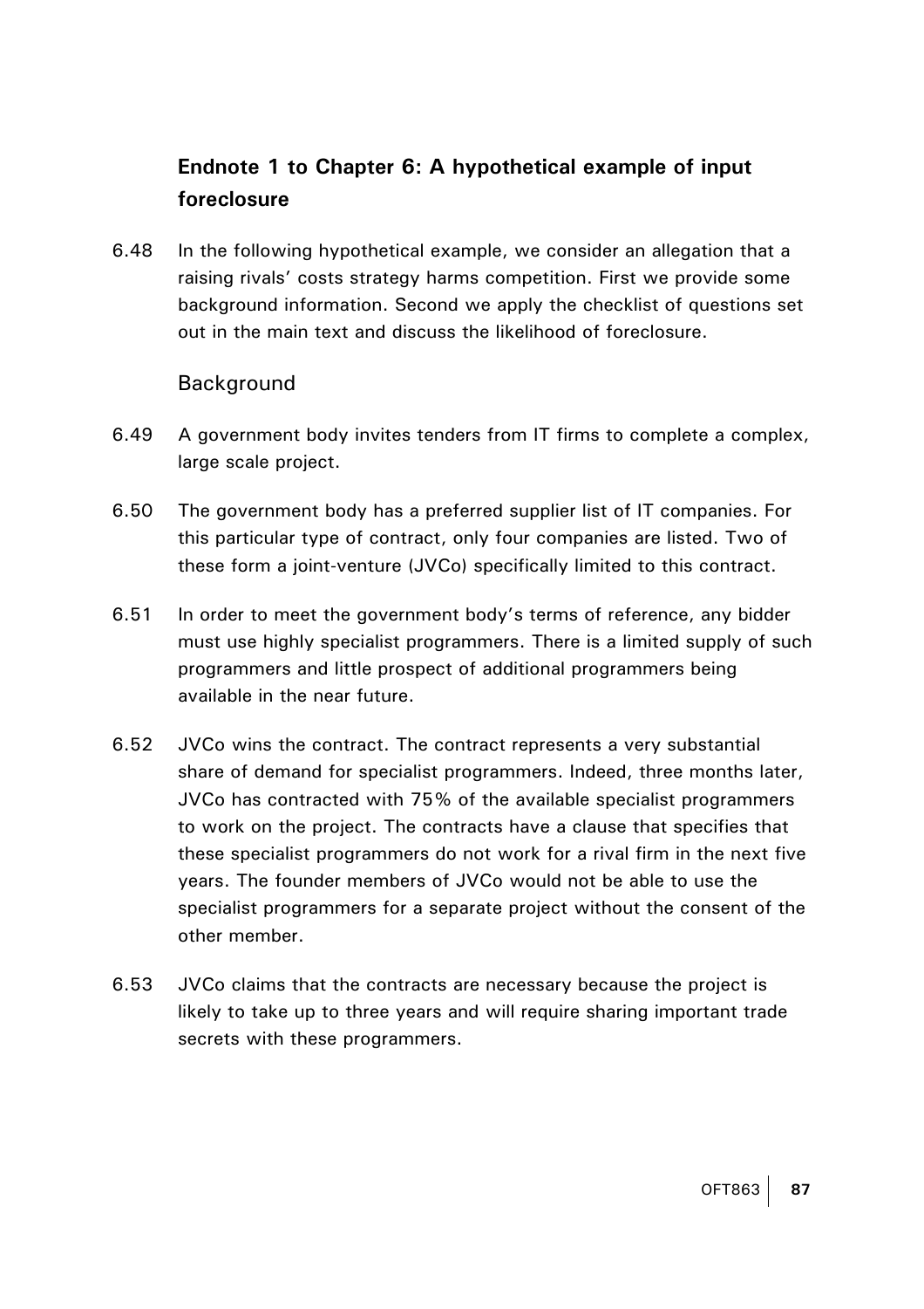## Endnote 1 to Chapter 6: A hypothetical example of input foreclosure

6.48 In the following hypothetical example, we consider an allegation that a raising rivals' costs strategy harms competition. First we provide some background information. Second we apply the checklist of questions set out in the main text and discuss the likelihood of foreclosure.

### Background

6.49 A government body invites tenders from IT firms to complete a complex, large scale project.

6.50 The government body has a preferred supplier list of IT companies. For this particular type of contract, only four companies are listed. Two of these form a joint-venture (JVCo) specifically limited to this contract.

6.51 In order to meet the government body's terms of reference, any bidder must use highly specialist programmers. There is a limited supply of such programmers and little prospect of additional programmers being available in the near future.

6.52 JVCo wins the contract. The contract represents a very substantial share of demand for specialist programmers. Indeed, three months later, JVCo has contracted with 75% of the available specialist programmers to work on the project. The contracts have a clause that specifies that these specialist programmers do not work for a rival firm in the next five years. The founder members of JVCo would not be able to use the specialist programmers for a separate project without the consent of the other member.

6.53 JVCo claims that the contracts are necessary because the project is likely to take up to three years and will require sharing important trade secrets with these programmers.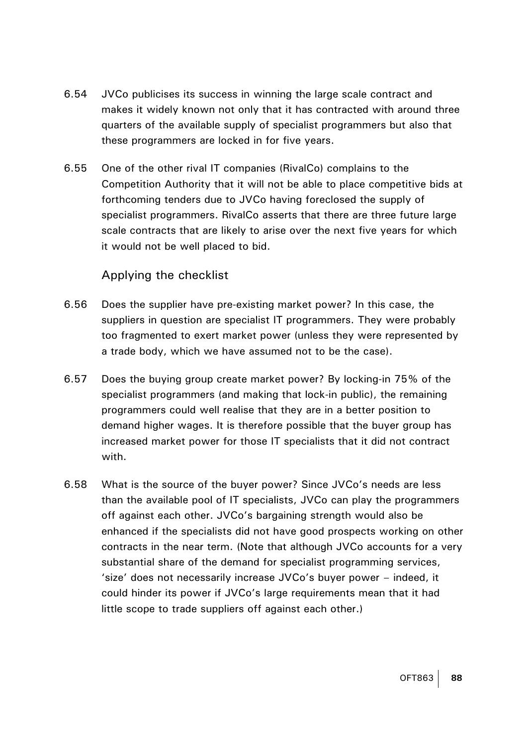6.54 JVCo publicises its success in winning the large scale contract and makes it widely known not only that it has contracted with around three quarters of the available supply of specialist programmers but also that these programmers are locked in for five years.

6.55 One of the other rival IT companies (RivalCo) complains to the Competition Authority that it will not be able to place competitive bids at forthcoming tenders due to JVCo having foreclosed the supply of specialist programmers. RivalCo asserts that there are three future large scale contracts that are likely to arise over the next five years for which it would not be well placed to bid.

### Applying the checklist

6.56 Does the supplier have pre-existing market power? In this case, the suppliers in question are specialist IT programmers. They were probably too fragmented to exert market power (unless they were represented by a trade body, which we have assumed not to be the case).

6.57 Does the buying group create market power? By locking-in 75% of the specialist programmers (and making that lock-in public), the remaining programmers could well realise that they are in a better position to demand higher wages. It is therefore possible that the buyer group has increased market power for those IT specialists that it did not contract with.

6.58 What is the source of the buyer power? Since JVCo's needs are less than the available pool of IT specialists, JVCo can play the programmers off against each other. JVCo's bargaining strength would also be enhanced if the specialists did not have good prospects working on other contracts in the near term. (Note that although JVCo accounts for a very substantial share of the demand for specialist programming services, 'size' does not necessarily increase JVCo's buyer power – indeed, it could hinder its power if JVCo's large requirements mean that it had little scope to trade suppliers off against each other.)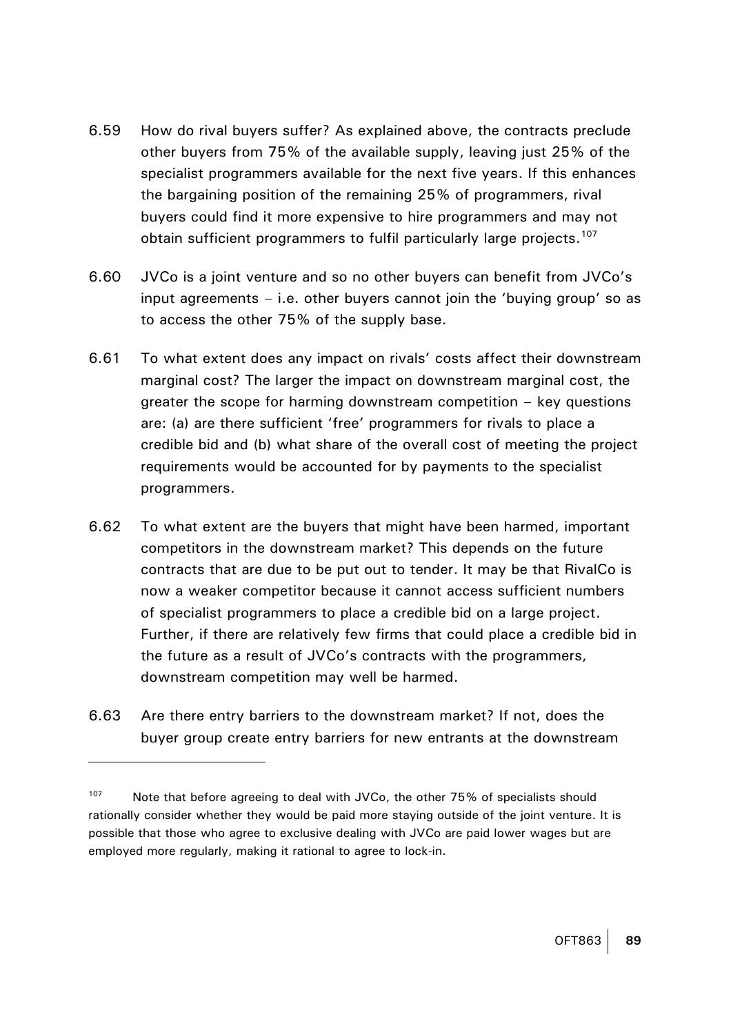6.59 How do rival buyers suffer? As explained above, the contracts preclude other buyers from 75% of the available supply, leaving just 25% of the specialist programmers available for the next five years. If this enhances the bargaining position of the remaining 25% of programmers, rival buyers could find it more expensive to hire programmers and may not obtain sufficient programmers to fulfil particularly large projects.[107]

6.60 JVCo is a joint venture and so no other buyers can benefit from JVCo's input agreements – i.e. other buyers cannot join the 'buying group' so as to access the other 75% of the supply base.

6.61 To what extent does any impact on rivals' costs affect their downstream marginal cost? The larger the impact on downstream marginal cost, the greater the scope for harming downstream competition – key questions are: (a) are there sufficient 'free' programmers for rivals to place a credible bid and (b) what share of the overall cost of meeting the project requirements would be accounted for by payments to the specialist programmers.

6.62 To what extent are the buyers that might have been harmed, important competitors in the downstream market? This depends on the future contracts that are due to be put out to tender. It may be that RivalCo is now a weaker competitor because it cannot access sufficient numbers of specialist programmers to place a credible bid on a large project. Further, if there are relatively few firms that could place a credible bid in the future as a result of JVCo's contracts with the programmers, downstream competition may well be harmed.

6.63 Are there entry barriers to the downstream market? If not, does the buyer group create entry barriers for new entrants at the downstream

[107] Note that before agreeing to deal with JVCo, the other 75% of specialists should rationally consider whether they would be paid more staying outside of the joint venture. It is possible that those who agree to exclusive dealing with JVCo are paid lower wages but are employed more regularly, making it rational to agree to lock-in.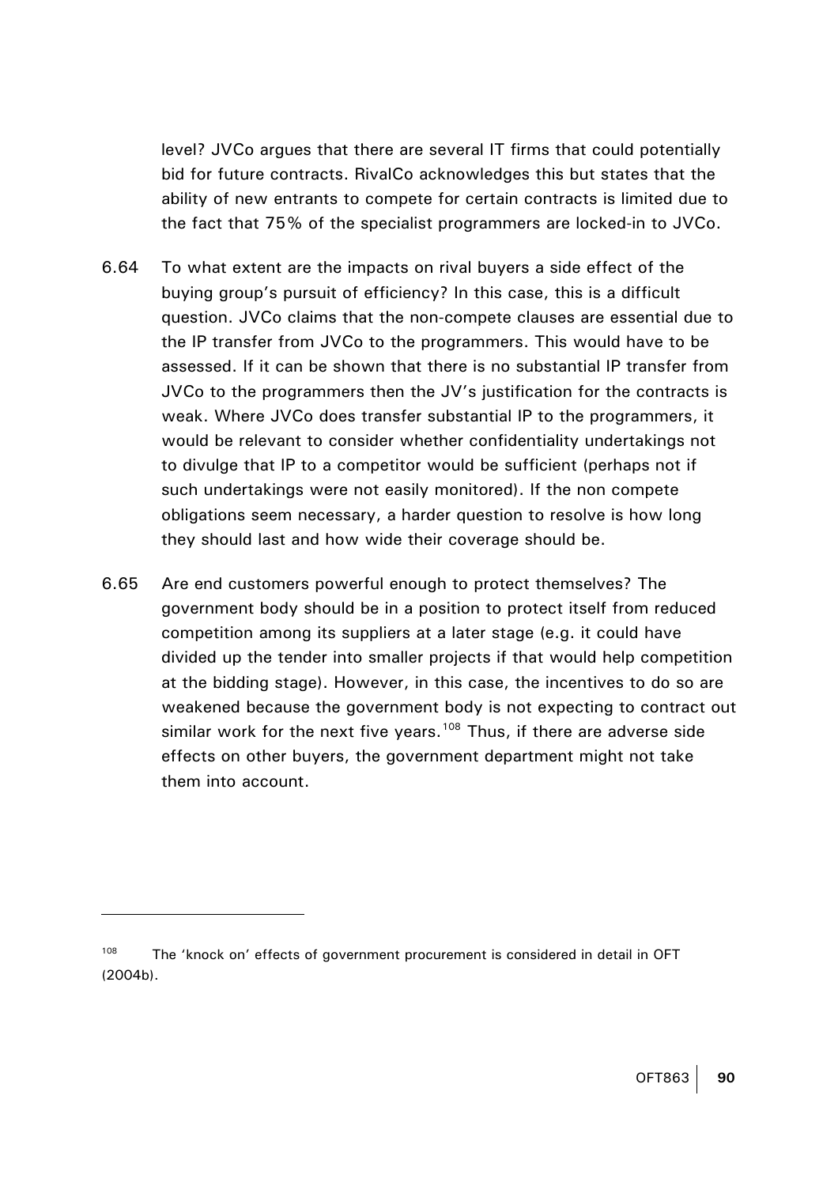level? JVCo argues that there are several IT firms that could potentially bid for future contracts. RivalCo acknowledges this but states that the ability of new entrants to compete for certain contracts is limited due to the fact that 75% of the specialist programmers are locked-in to JVCo.

6.64 To what extent are the impacts on rival buyers a side effect of the buying group's pursuit of efficiency? In this case, this is a difficult question. JVCo claims that the non-compete clauses are essential due to the IP transfer from JVCo to the programmers. This would have to be assessed. If it can be shown that there is no substantial IP transfer from JVCo to the programmers then the JV's justification for the contracts is weak. Where JVCo does transfer substantial IP to the programmers, it would be relevant to consider whether confidentiality undertakings not to divulge that IP to a competitor would be sufficient (perhaps not if such undertakings were not easily monitored). If the non compete obligations seem necessary, a harder question to resolve is how long they should last and how wide their coverage should be.

6.65 Are end customers powerful enough to protect themselves? The government body should be in a position to protect itself from reduced competition among its suppliers at a later stage (e.g. it could have divided up the tender into smaller projects if that would help competition at the bidding stage). However, in this case, the incentives to do so are weakened because the government body is not expecting to contract out similar work for the next five years.[108] Thus, if there are adverse side effects on other buyers, the government department might not take them into account.

---

[108] The 'knock on' effects of government procurement is considered in detail in OFT (2004b).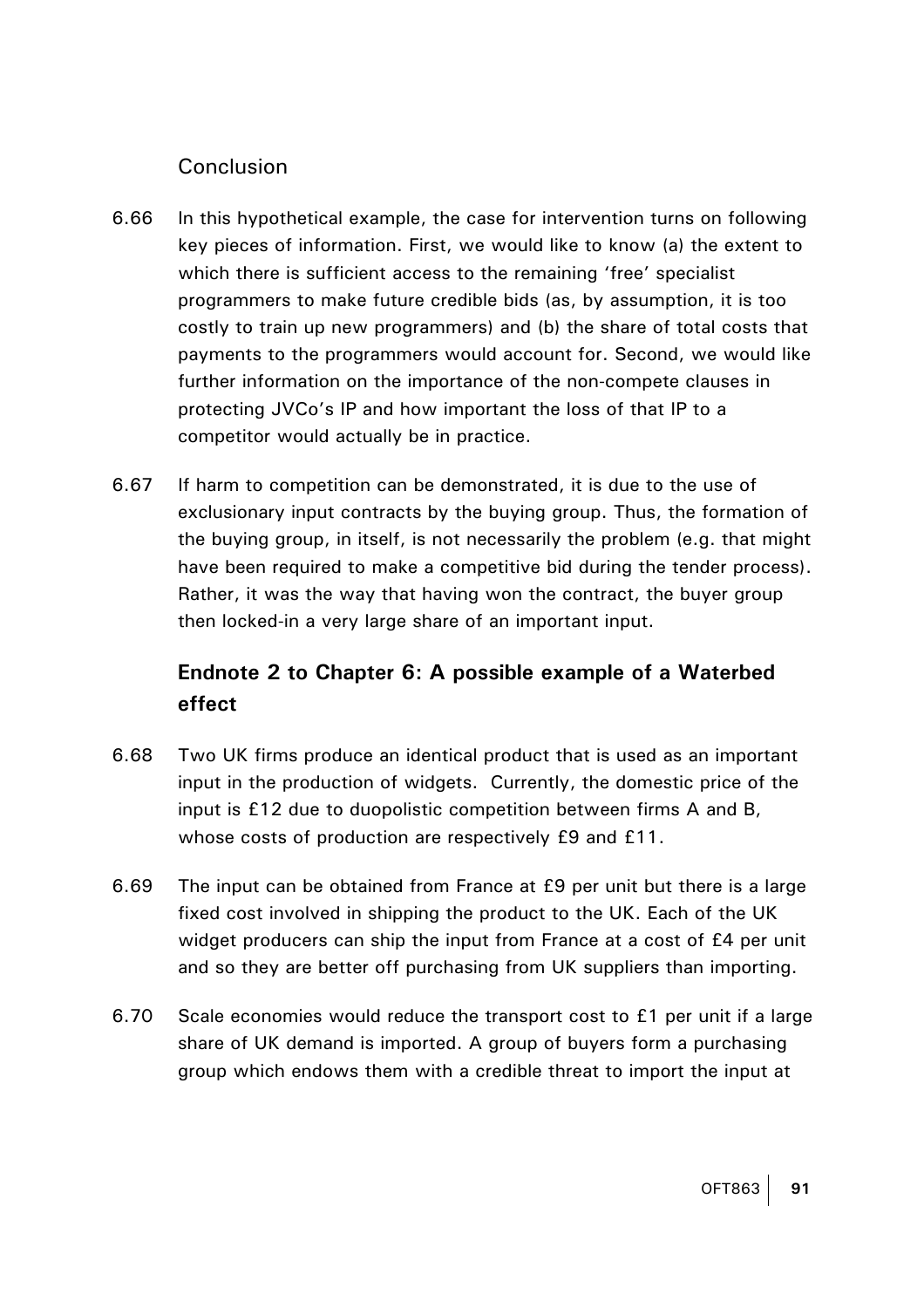### Conclusion

6.66 In this hypothetical example, the case for intervention turns on following key pieces of information. First, we would like to know (a) the extent to which there is sufficient access to the remaining 'free' specialist programmers to make future credible bids (as, by assumption, it is too costly to train up new programmers) and (b) the share of total costs that payments to the programmers would account for. Second, we would like further information on the importance of the non-compete clauses in protecting JVCo's IP and how important the loss of that IP to a competitor would actually be in practice.

6.67 If harm to competition can be demonstrated, it is due to the use of exclusionary input contracts by the buying group. Thus, the formation of the buying group, in itself, is not necessarily the problem (e.g. that might have been required to make a competitive bid during the tender process). Rather, it was the way that having won the contract, the buyer group then locked-in a very large share of an important input.

## Endnote 2 to Chapter 6: A possible example of a Waterbed effect

6.68 Two UK firms produce an identical product that is used as an important input in the production of widgets. Currently, the domestic price of the input is £12 due to duopolistic competition between firms A and B, whose costs of production are respectively £9 and £11.

6.69 The input can be obtained from France at £9 per unit but there is a large fixed cost involved in shipping the product to the UK. Each of the UK widget producers can ship the input from France at a cost of £4 per unit and so they are better off purchasing from UK suppliers than importing.

6.70 Scale economies would reduce the transport cost to £1 per unit if a large share of UK demand is imported. A group of buyers form a purchasing group which endows them with a credible threat to import the input at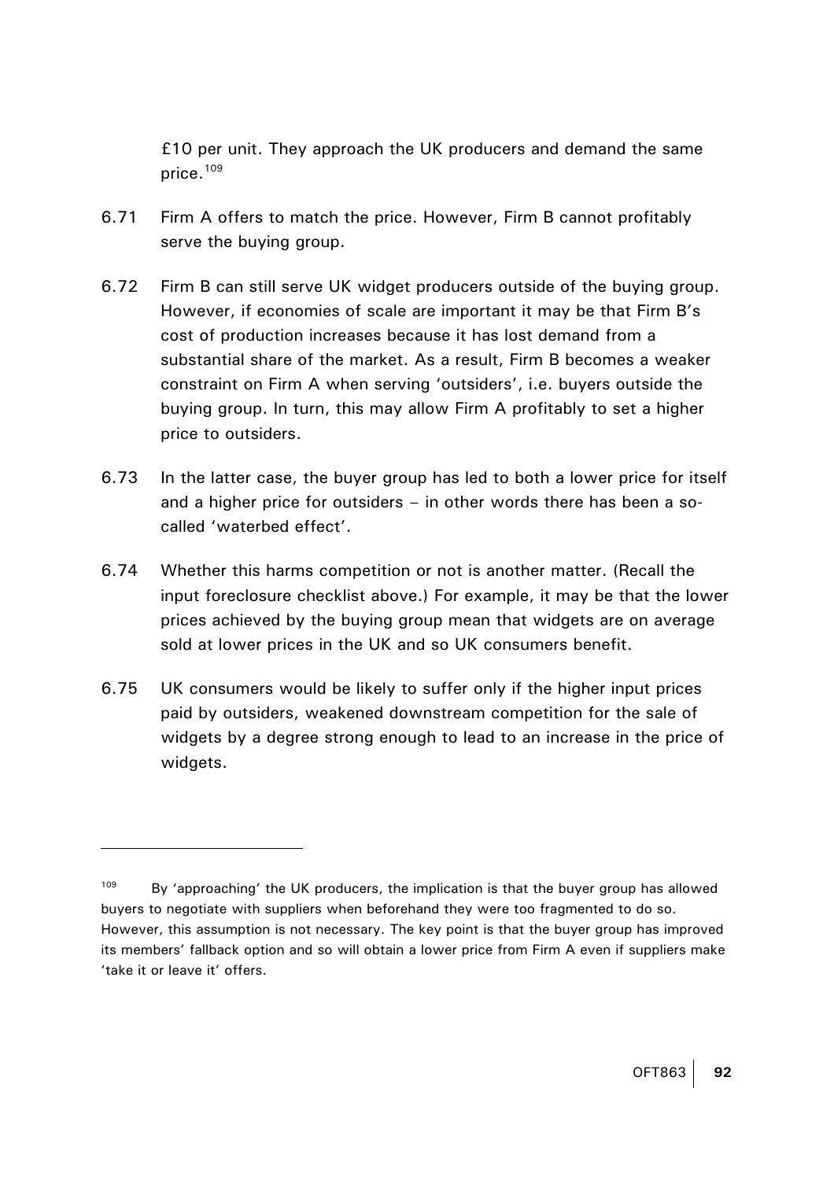£10 per unit. They approach the UK producers and demand the same price.[109]

6.71 Firm A offers to match the price. However, Firm B cannot profitably serve the buying group.

6.72 Firm B can still serve UK widget producers outside of the buying group. However, if economies of scale are important it may be that Firm B's cost of production increases because it has lost demand from a substantial share of the market. As a result, Firm B becomes a weaker constraint on Firm A when serving 'outsiders', i.e. buyers outside the buying group. In turn, this may allow Firm A profitably to set a higher price to outsiders.

6.73 In the latter case, the buyer group has led to both a lower price for itself and a higher price for outsiders – in other words there has been a so-called 'waterbed effect'.

6.74 Whether this harms competition or not is another matter. (Recall the input foreclosure checklist above.) For example, it may be that the lower prices achieved by the buying group mean that widgets are on average sold at lower prices in the UK and so UK consumers benefit.

6.75 UK consumers would be likely to suffer only if the higher input prices paid by outsiders, weakened downstream competition for the sale of widgets by a degree strong enough to lead to an increase in the price of widgets.

---

[109] By 'approaching' the UK producers, the implication is that the buyer group has allowed buyers to negotiate with suppliers when beforehand they were too fragmented to do so. However, this assumption is not necessary. The key point is that the buyer group has improved its members' fallback option and so will obtain a lower price from Firm A even if suppliers make 'take it or leave it' offers.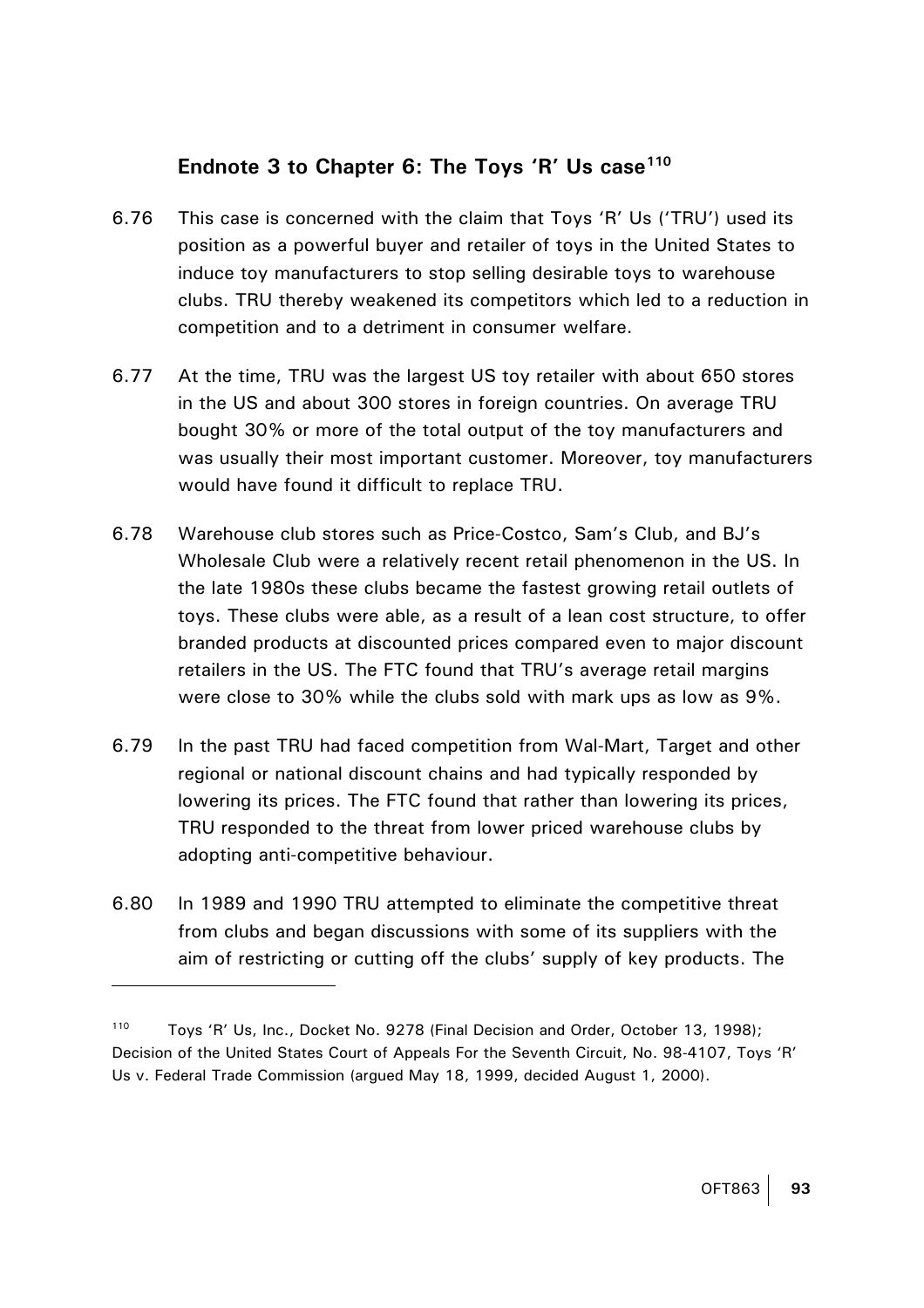## Endnote 3 to Chapter 6: The Toys 'R' Us case[110]

6.76 This case is concerned with the claim that Toys 'R' Us ('TRU') used its position as a powerful buyer and retailer of toys in the United States to induce toy manufacturers to stop selling desirable toys to warehouse clubs. TRU thereby weakened its competitors which led to a reduction in competition and to a detriment in consumer welfare.

6.77 At the time, TRU was the largest US toy retailer with about 650 stores in the US and about 300 stores in foreign countries. On average TRU bought 30% or more of the total output of the toy manufacturers and was usually their most important customer. Moreover, toy manufacturers would have found it difficult to replace TRU.

6.78 Warehouse club stores such as Price-Costco, Sam's Club, and BJ's Wholesale Club were a relatively recent retail phenomenon in the US. In the late 1980s these clubs became the fastest growing retail outlets of toys. These clubs were able, as a result of a lean cost structure, to offer branded products at discounted prices compared even to major discount retailers in the US. The FTC found that TRU's average retail margins were close to 30% while the clubs sold with mark ups as low as 9%.

6.79 In the past TRU had faced competition from Wal-Mart, Target and other regional or national discount chains and had typically responded by lowering its prices. The FTC found that rather than lowering its prices, TRU responded to the threat from lower priced warehouse clubs by adopting anti-competitive behaviour.

6.80 In 1989 and 1990 TRU attempted to eliminate the competitive threat from clubs and began discussions with some of its suppliers with the aim of restricting or cutting off the clubs' supply of key products. The

---

[110] Toys 'R' Us, Inc., Docket No. 9278 (Final Decision and Order, October 13, 1998); Decision of the United States Court of Appeals For the Seventh Circuit, No. 98-4107, Toys 'R' Us v. Federal Trade Commission (argued May 18, 1999, decided August 1, 2000).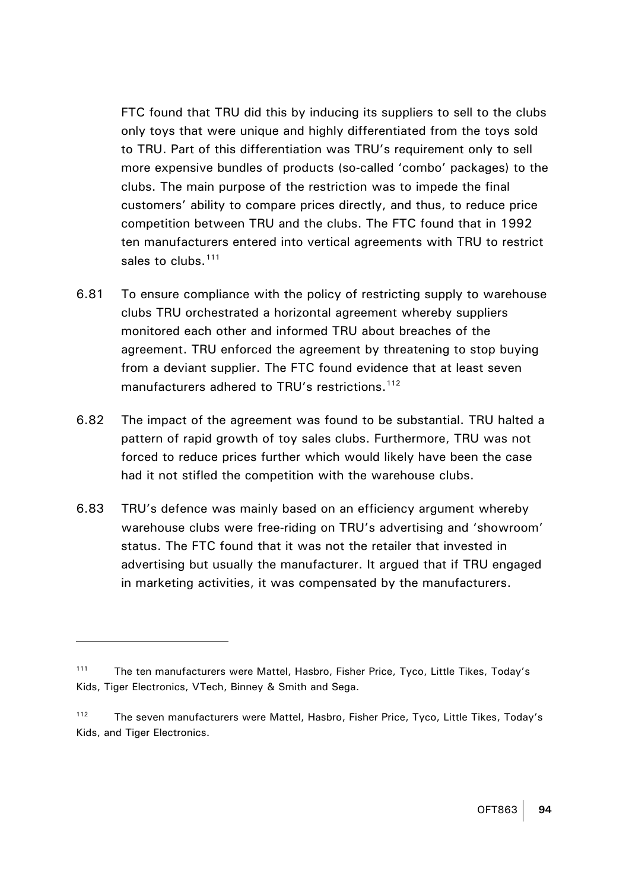FTC found that TRU did this by inducing its suppliers to sell to the clubs only toys that were unique and highly differentiated from the toys sold to TRU. Part of this differentiation was TRU's requirement only to sell more expensive bundles of products (so-called 'combo' packages) to the clubs. The main purpose of the restriction was to impede the final customers' ability to compare prices directly, and thus, to reduce price competition between TRU and the clubs. The FTC found that in 1992 ten manufacturers entered into vertical agreements with TRU to restrict sales to clubs.[111]

6.81 To ensure compliance with the policy of restricting supply to warehouse clubs TRU orchestrated a horizontal agreement whereby suppliers monitored each other and informed TRU about breaches of the agreement. TRU enforced the agreement by threatening to stop buying from a deviant supplier. The FTC found evidence that at least seven manufacturers adhered to TRU's restrictions.[112]

6.82 The impact of the agreement was found to be substantial. TRU halted a pattern of rapid growth of toy sales clubs. Furthermore, TRU was not forced to reduce prices further which would likely have been the case had it not stifled the competition with the warehouse clubs.

6.83 TRU's defence was mainly based on an efficiency argument whereby warehouse clubs were free-riding on TRU's advertising and 'showroom' status. The FTC found that it was not the retailer that invested in advertising but usually the manufacturer. It argued that if TRU engaged in marketing activities, it was compensated by the manufacturers.

---

[111] The ten manufacturers were Mattel, Hasbro, Fisher Price, Tyco, Little Tikes, Today's Kids, Tiger Electronics, VTech, Binney & Smith and Sega.

[112] The seven manufacturers were Mattel, Hasbro, Fisher Price, Tyco, Little Tikes, Today's Kids, and Tiger Electronics.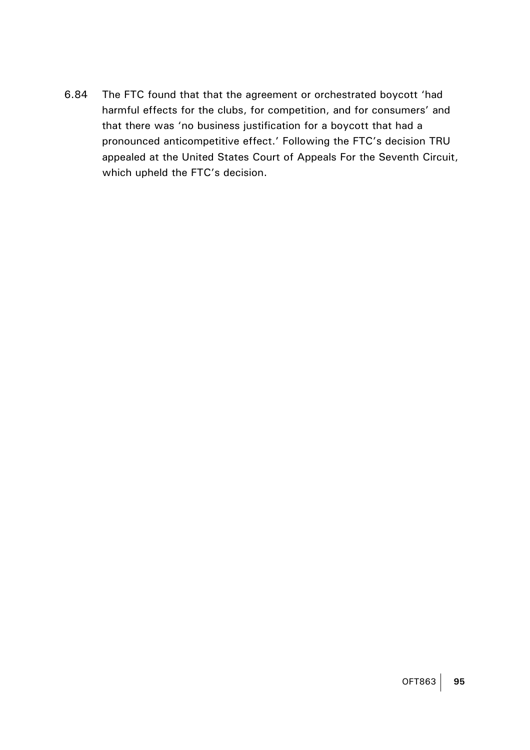6.84 The FTC found that that the agreement or orchestrated boycott 'had harmful effects for the clubs, for competition, and for consumers' and that there was 'no business justification for a boycott that had a pronounced anticompetitive effect.' Following the FTC's decision TRU appealed at the United States Court of Appeals For the Seventh Circuit, which upheld the FTC's decision.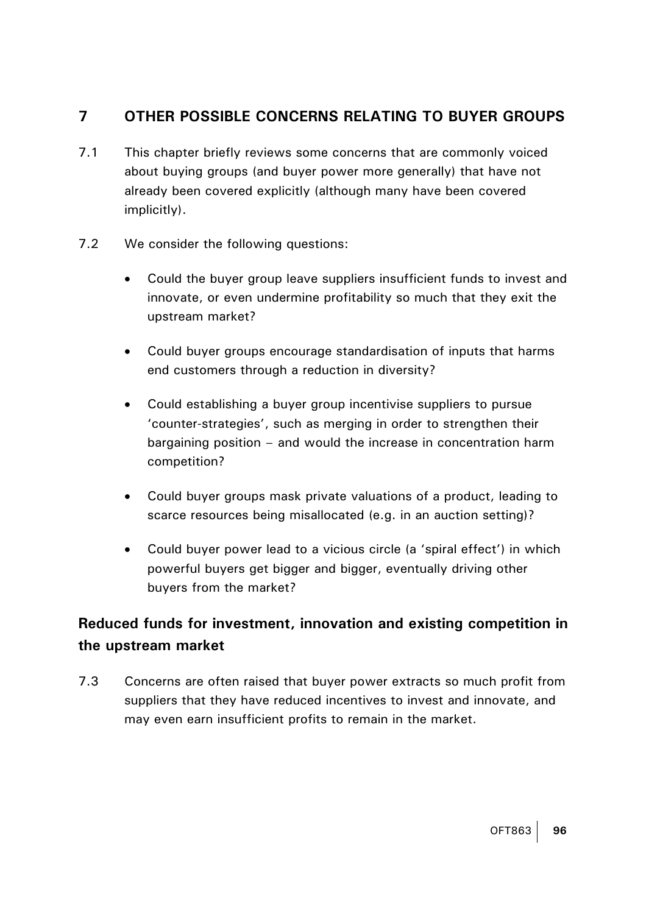# 7 OTHER POSSIBLE CONCERNS RELATING TO BUYER GROUPS

7.1 This chapter briefly reviews some concerns that are commonly voiced about buying groups (and buyer power more generally) that have not already been covered explicitly (although many have been covered implicitly).

7.2 We consider the following questions:

- Could the buyer group leave suppliers insufficient funds to invest and innovate, or even undermine profitability so much that they exit the upstream market?
- Could buyer groups encourage standardisation of inputs that harms end customers through a reduction in diversity?
- Could establishing a buyer group incentivise suppliers to pursue 'counter-strategies', such as merging in order to strengthen their bargaining position – and would the increase in concentration harm competition?
- Could buyer groups mask private valuations of a product, leading to scarce resources being misallocated (e.g. in an auction setting)?
- Could buyer power lead to a vicious circle (a 'spiral effect') in which powerful buyers get bigger and bigger, eventually driving other buyers from the market?

## Reduced funds for investment, innovation and existing competition in the upstream market

7.3 Concerns are often raised that buyer power extracts so much profit from suppliers that they have reduced incentives to invest and innovate, and may even earn insufficient profits to remain in the market.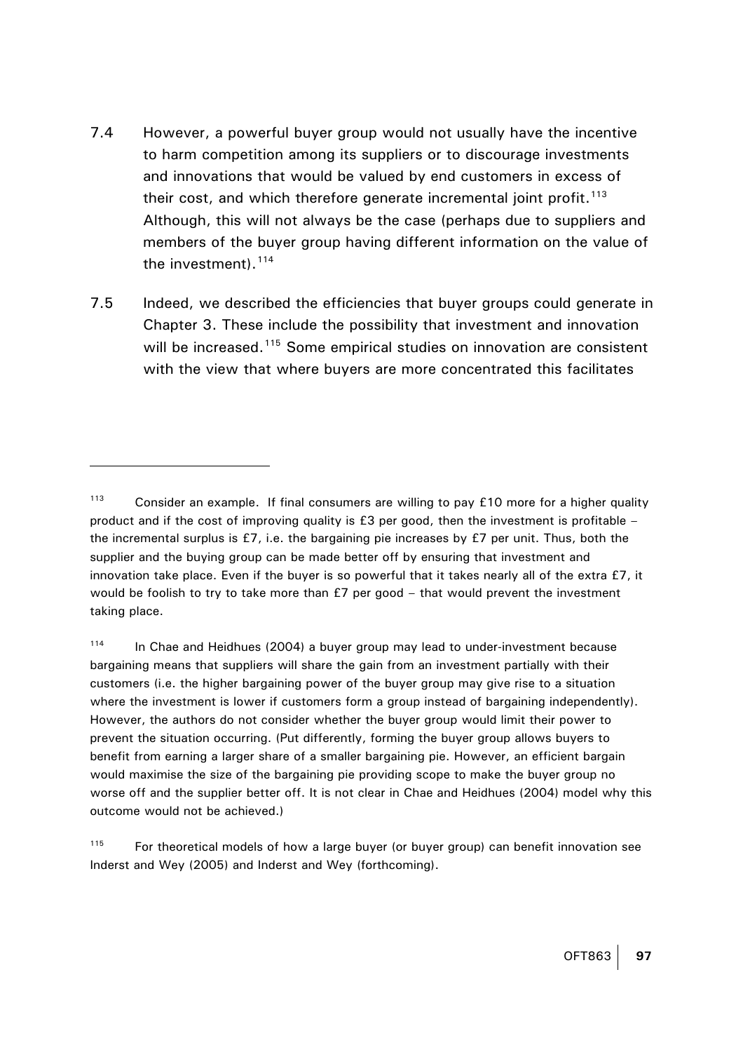7.4 However, a powerful buyer group would not usually have the incentive to harm competition among its suppliers or to discourage investments and innovations that would be valued by end customers in excess of their cost, and which therefore generate incremental joint profit.[113] Although, this will not always be the case (perhaps due to suppliers and members of the buyer group having different information on the value of the investment).[114]

7.5 Indeed, we described the efficiencies that buyer groups could generate in Chapter 3. These include the possibility that investment and innovation will be increased.[115] Some empirical studies on innovation are consistent with the view that where buyers are more concentrated this facilitates

---

[113] Consider an example. If final consumers are willing to pay £10 more for a higher quality product and if the cost of improving quality is £3 per good, then the investment is profitable – the incremental surplus is £7, i.e. the bargaining pie increases by £7 per unit. Thus, both the supplier and the buying group can be made better off by ensuring that investment and innovation take place. Even if the buyer is so powerful that it takes nearly all of the extra £7, it would be foolish to try to take more than £7 per good – that would prevent the investment taking place.

[114] In Chae and Heidhues (2004) a buyer group may lead to under-investment because bargaining means that suppliers will share the gain from an investment partially with their customers (i.e. the higher bargaining power of the buyer group may give rise to a situation where the investment is lower if customers form a group instead of bargaining independently). However, the authors do not consider whether the buyer group would limit their power to prevent the situation occurring. (Put differently, forming the buyer group allows buyers to benefit from earning a larger share of a smaller bargaining pie. However, an efficient bargain would maximise the size of the bargaining pie providing scope to make the buyer group no worse off and the supplier better off. It is not clear in Chae and Heidhues (2004) model why this outcome would not be achieved.)

[115] For theoretical models of how a large buyer (or buyer group) can benefit innovation see Inderst and Wey (2005) and Inderst and Wey (forthcoming).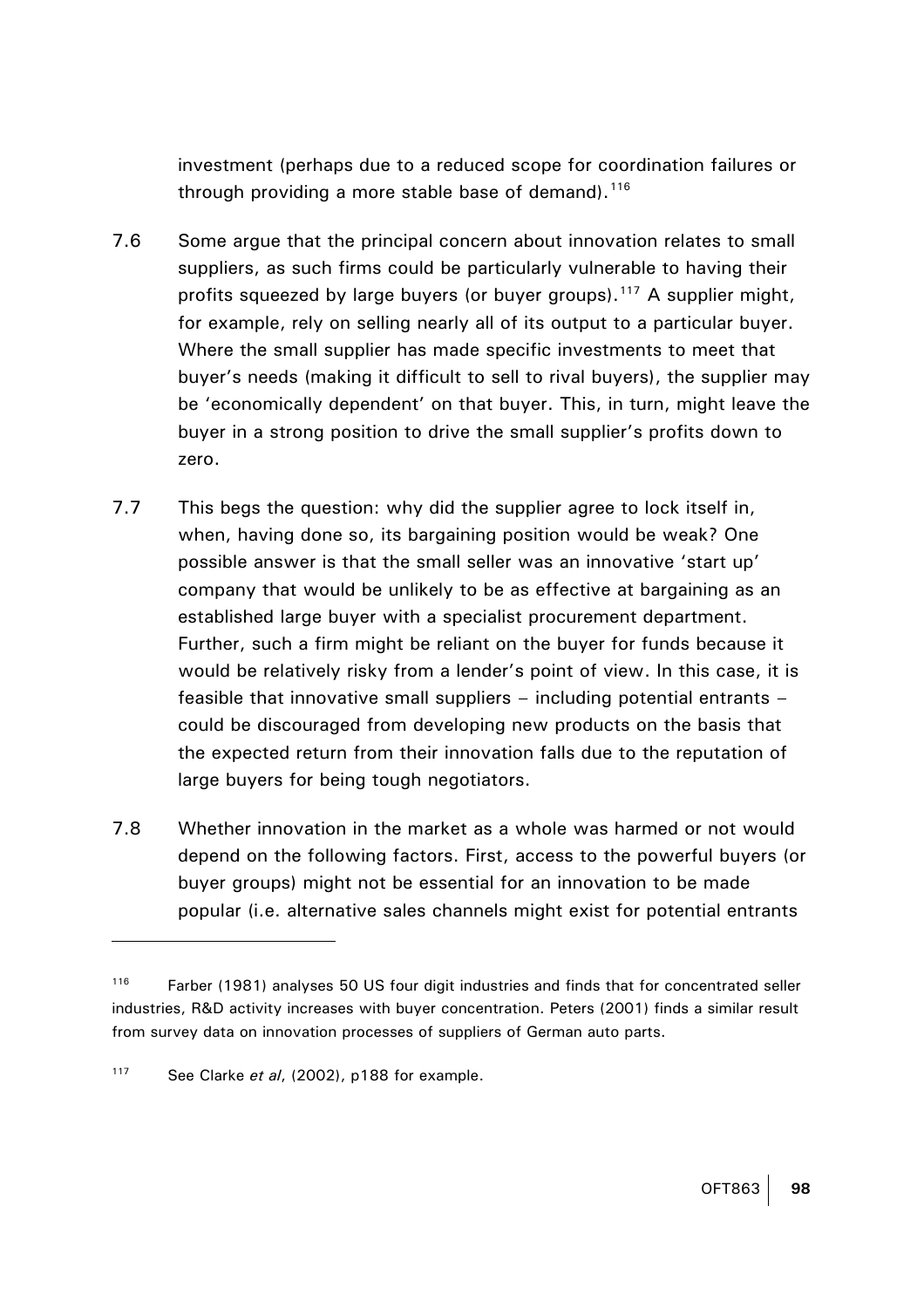investment (perhaps due to a reduced scope for coordination failures or through providing a more stable base of demand).[116]

7.6 Some argue that the principal concern about innovation relates to small suppliers, as such firms could be particularly vulnerable to having their profits squeezed by large buyers (or buyer groups).[117] A supplier might, for example, rely on selling nearly all of its output to a particular buyer. Where the small supplier has made specific investments to meet that buyer's needs (making it difficult to sell to rival buyers), the supplier may be 'economically dependent' on that buyer. This, in turn, might leave the buyer in a strong position to drive the small supplier's profits down to zero.

7.7 This begs the question: why did the supplier agree to lock itself in, when, having done so, its bargaining position would be weak? One possible answer is that the small seller was an innovative 'start up' company that would be unlikely to be as effective at bargaining as an established large buyer with a specialist procurement department. Further, such a firm might be reliant on the buyer for funds because it would be relatively risky from a lender's point of view. In this case, it is feasible that innovative small suppliers – including potential entrants – could be discouraged from developing new products on the basis that the expected return from their innovation falls due to the reputation of large buyers for being tough negotiators.

7.8 Whether innovation in the market as a whole was harmed or not would depend on the following factors. First, access to the powerful buyers (or buyer groups) might not be essential for an innovation to be made popular (i.e. alternative sales channels might exist for potential entrants

---

[116] Farber (1981) analyses 50 US four digit industries and finds that for concentrated seller industries, R&D activity increases with buyer concentration. Peters (2001) finds a similar result from survey data on innovation processes of suppliers of German auto parts.

[117] See Clarke *et al*, (2002), p188 for example.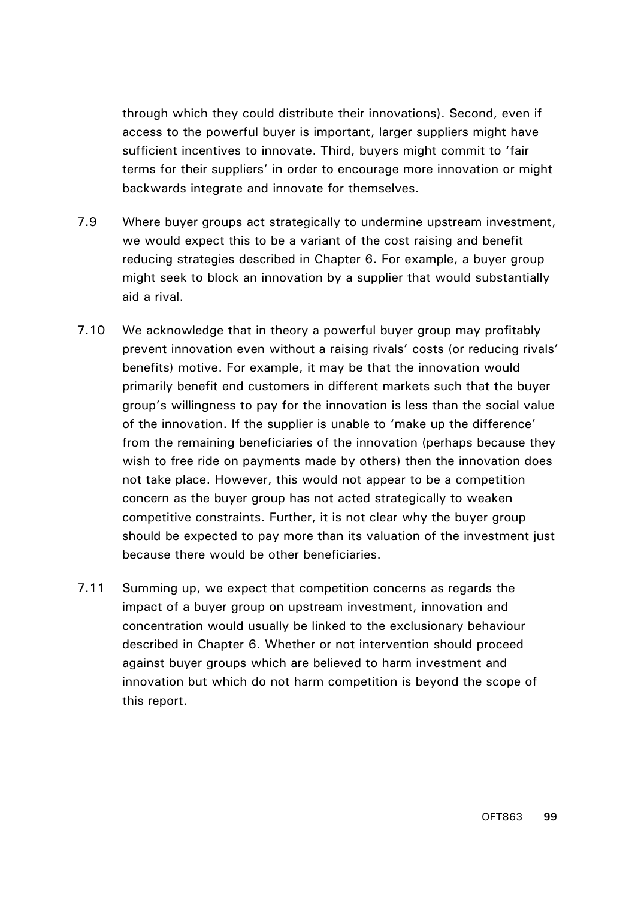through which they could distribute their innovations). Second, even if access to the powerful buyer is important, larger suppliers might have sufficient incentives to innovate. Third, buyers might commit to 'fair terms for their suppliers' in order to encourage more innovation or might backwards integrate and innovate for themselves.

7.9 Where buyer groups act strategically to undermine upstream investment, we would expect this to be a variant of the cost raising and benefit reducing strategies described in Chapter 6. For example, a buyer group might seek to block an innovation by a supplier that would substantially aid a rival.

7.10 We acknowledge that in theory a powerful buyer group may profitably prevent innovation even without a raising rivals' costs (or reducing rivals' benefits) motive. For example, it may be that the innovation would primarily benefit end customers in different markets such that the buyer group's willingness to pay for the innovation is less than the social value of the innovation. If the supplier is unable to 'make up the difference' from the remaining beneficiaries of the innovation (perhaps because they wish to free ride on payments made by others) then the innovation does not take place. However, this would not appear to be a competition concern as the buyer group has not acted strategically to weaken competitive constraints. Further, it is not clear why the buyer group should be expected to pay more than its valuation of the investment just because there would be other beneficiaries.

7.11 Summing up, we expect that competition concerns as regards the impact of a buyer group on upstream investment, innovation and concentration would usually be linked to the exclusionary behaviour described in Chapter 6. Whether or not intervention should proceed against buyer groups which are believed to harm investment and innovation but which do not harm competition is beyond the scope of this report.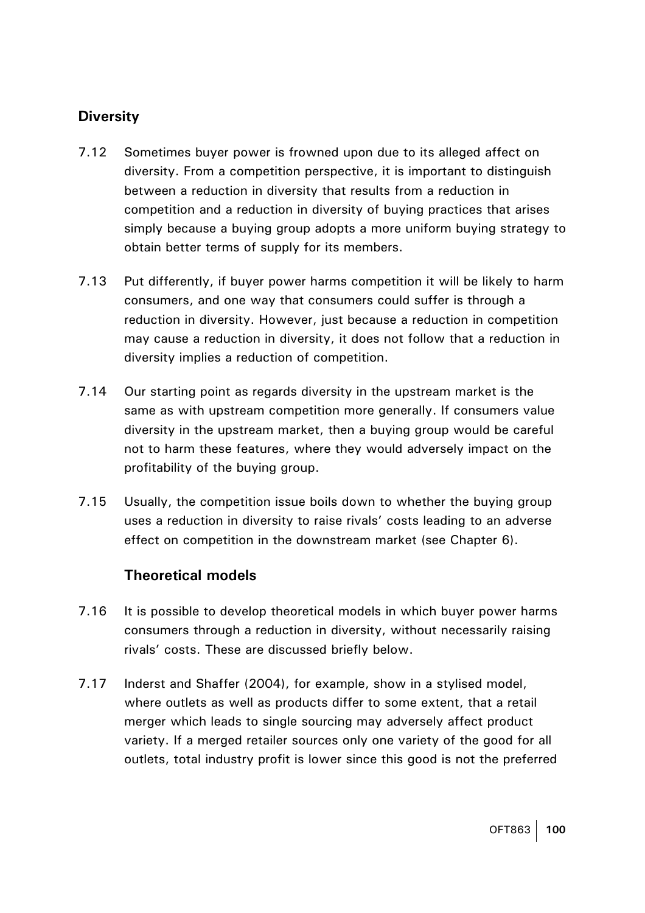## Diversity

7.12 Sometimes buyer power is frowned upon due to its alleged affect on diversity. From a competition perspective, it is important to distinguish between a reduction in diversity that results from a reduction in competition and a reduction in diversity of buying practices that arises simply because a buying group adopts a more uniform buying strategy to obtain better terms of supply for its members.

7.13 Put differently, if buyer power harms competition it will be likely to harm consumers, and one way that consumers could suffer is through a reduction in diversity. However, just because a reduction in competition may cause a reduction in diversity, it does not follow that a reduction in diversity implies a reduction of competition.

7.14 Our starting point as regards diversity in the upstream market is the same as with upstream competition more generally. If consumers value diversity in the upstream market, then a buying group would be careful not to harm these features, where they would adversely impact on the profitability of the buying group.

7.15 Usually, the competition issue boils down to whether the buying group uses a reduction in diversity to raise rivals' costs leading to an adverse effect on competition in the downstream market (see Chapter 6).

### Theoretical models

7.16 It is possible to develop theoretical models in which buyer power harms consumers through a reduction in diversity, without necessarily raising rivals' costs. These are discussed briefly below.

7.17 Inderst and Shaffer (2004), for example, show in a stylised model, where outlets as well as products differ to some extent, that a retail merger which leads to single sourcing may adversely affect product variety. If a merged retailer sources only one variety of the good for all outlets, total industry profit is lower since this good is not the preferred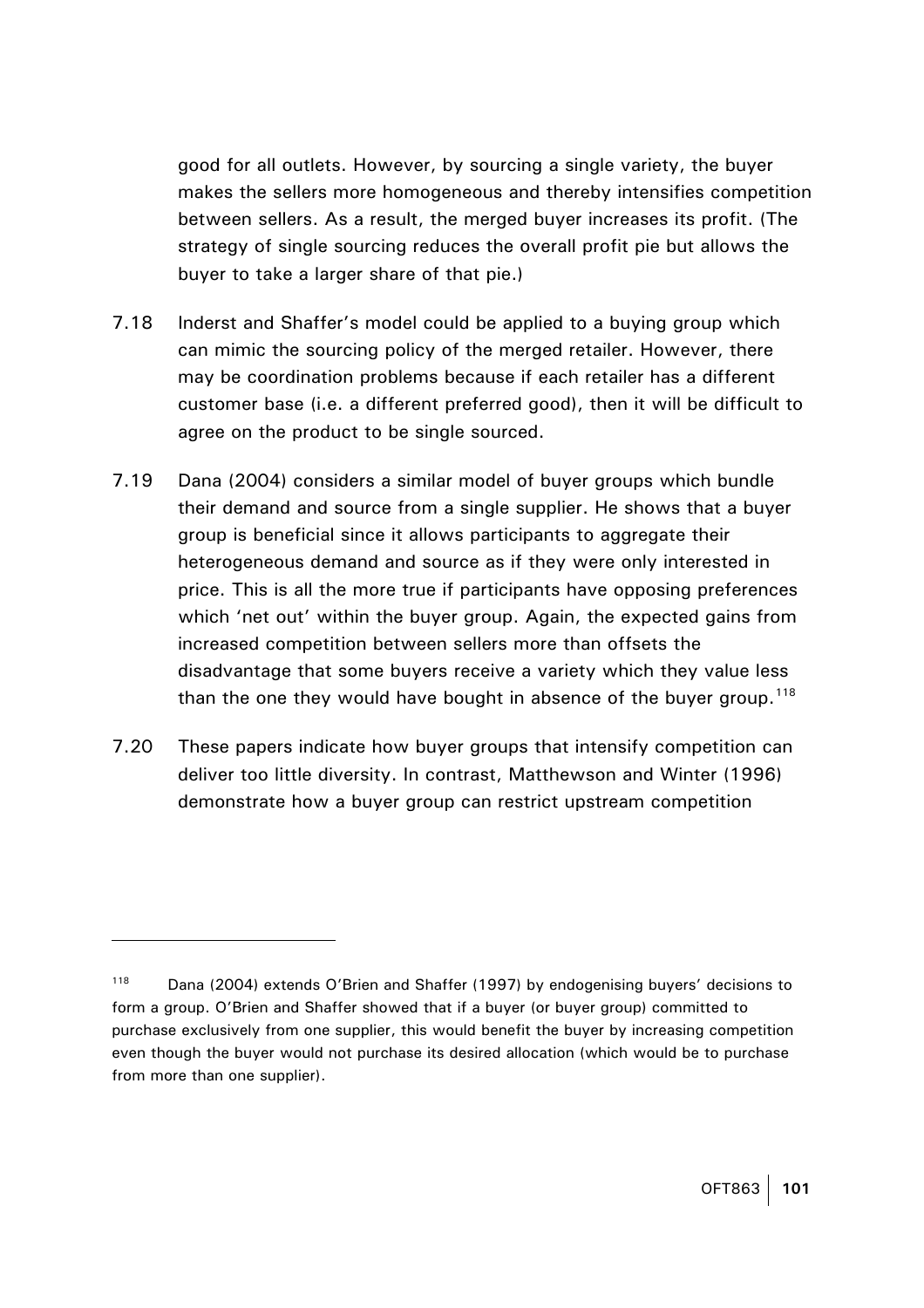good for all outlets. However, by sourcing a single variety, the buyer makes the sellers more homogeneous and thereby intensifies competition between sellers. As a result, the merged buyer increases its profit. (The strategy of single sourcing reduces the overall profit pie but allows the buyer to take a larger share of that pie.)

7.18 Inderst and Shaffer's model could be applied to a buying group which can mimic the sourcing policy of the merged retailer. However, there may be coordination problems because if each retailer has a different customer base (i.e. a different preferred good), then it will be difficult to agree on the product to be single sourced.

7.19 Dana (2004) considers a similar model of buyer groups which bundle their demand and source from a single supplier. He shows that a buyer group is beneficial since it allows participants to aggregate their heterogeneous demand and source as if they were only interested in price. This is all the more true if participants have opposing preferences which 'net out' within the buyer group. Again, the expected gains from increased competition between sellers more than offsets the disadvantage that some buyers receive a variety which they value less than the one they would have bought in absence of the buyer group.[118]

7.20 These papers indicate how buyer groups that intensify competition can deliver too little diversity. In contrast, Matthewson and Winter (1996) demonstrate how a buyer group can restrict upstream competition

---

[118] Dana (2004) extends O'Brien and Shaffer (1997) by endogenising buyers' decisions to form a group. O'Brien and Shaffer showed that if a buyer (or buyer group) committed to purchase exclusively from one supplier, this would benefit the buyer by increasing competition even though the buyer would not purchase its desired allocation (which would be to purchase from more than one supplier).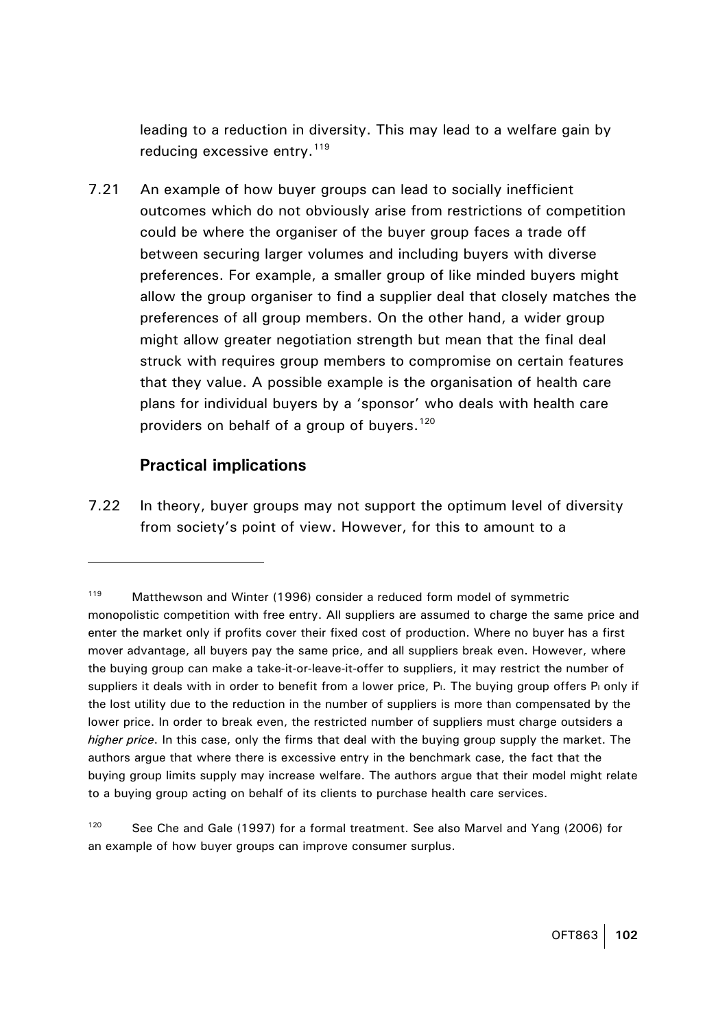leading to a reduction in diversity. This may lead to a welfare gain by reducing excessive entry.[119]

7.21 An example of how buyer groups can lead to socially inefficient outcomes which do not obviously arise from restrictions of competition could be where the organiser of the buyer group faces a trade off between securing larger volumes and including buyers with diverse preferences. For example, a smaller group of like minded buyers might allow the group organiser to find a supplier deal that closely matches the preferences of all group members. On the other hand, a wider group might allow greater negotiation strength but mean that the final deal struck with requires group members to compromise on certain features that they value. A possible example is the organisation of health care plans for individual buyers by a 'sponsor' who deals with health care providers on behalf of a group of buyers.[120]

### Practical implications

7.22 In theory, buyer groups may not support the optimum level of diversity from society's point of view. However, for this to amount to a

---

[119] Matthewson and Winter (1996) consider a reduced form model of symmetric monopolistic competition with free entry. All suppliers are assumed to charge the same price and enter the market only if profits cover their fixed cost of production. Where no buyer has a first mover advantage, all buyers pay the same price, and all suppliers break even. However, where the buying group can make a take-it-or-leave-it-offer to suppliers, it may restrict the number of suppliers it deals with in order to benefit from a lower price, $P_l$. The buying group offers $P_l$ only if the lost utility due to the reduction in the number of suppliers is more than compensated by the lower price. In order to break even, the restricted number of suppliers must charge outsiders a *higher price*. In this case, only the firms that deal with the buying group supply the market. The authors argue that where there is excessive entry in the benchmark case, the fact that the buying group limits supply may increase welfare. The authors argue that their model might relate to a buying group acting on behalf of its clients to purchase health care services.

[120] See Che and Gale (1997) for a formal treatment. See also Marvel and Yang (2006) for an example of how buyer groups can improve consumer surplus.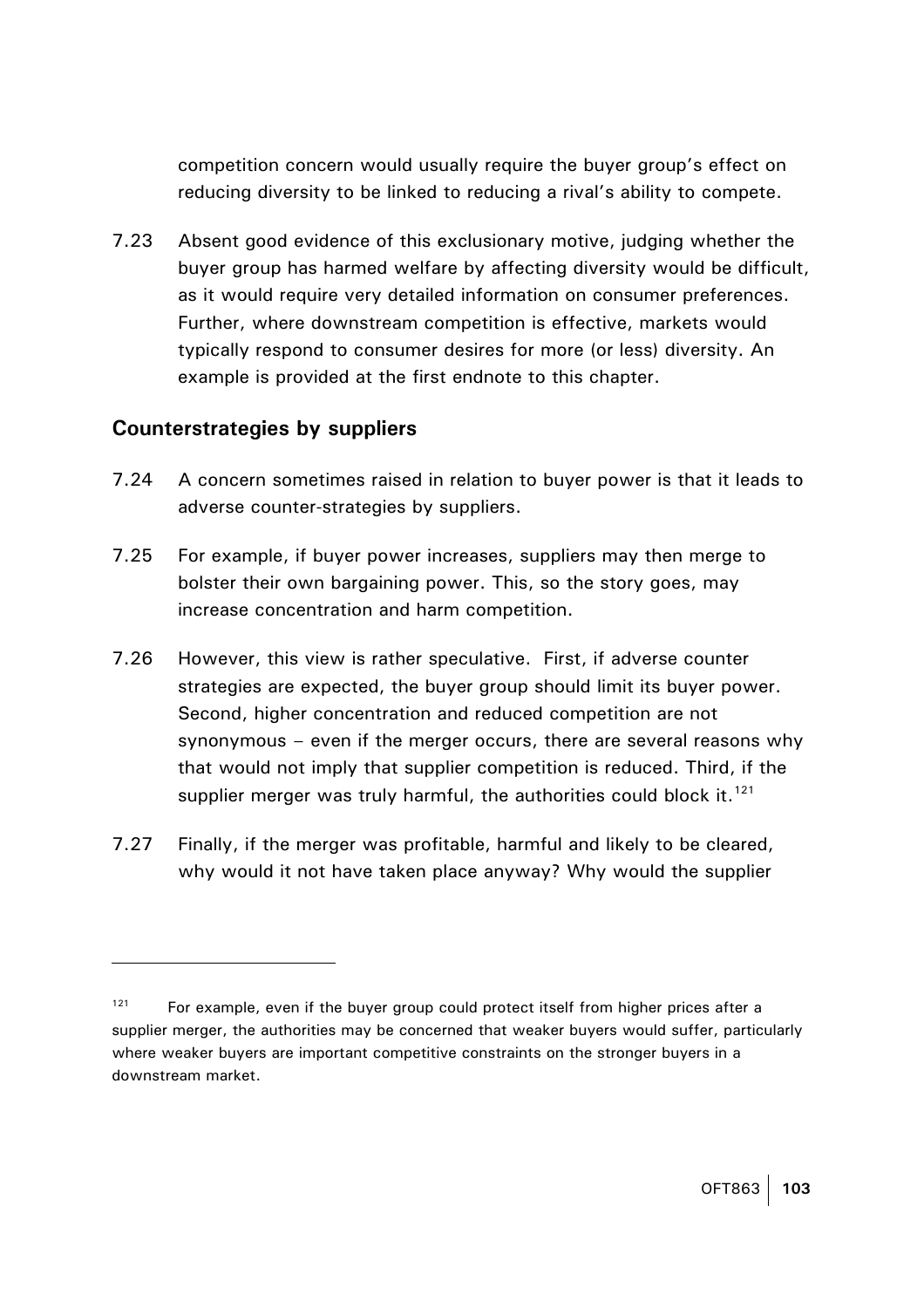competition concern would usually require the buyer group's effect on reducing diversity to be linked to reducing a rival's ability to compete.

7.23 Absent good evidence of this exclusionary motive, judging whether the buyer group has harmed welfare by affecting diversity would be difficult, as it would require very detailed information on consumer preferences. Further, where downstream competition is effective, markets would typically respond to consumer desires for more (or less) diversity. An example is provided at the first endnote to this chapter.

## Counterstrategies by suppliers

7.24 A concern sometimes raised in relation to buyer power is that it leads to adverse counter-strategies by suppliers.

7.25 For example, if buyer power increases, suppliers may then merge to bolster their own bargaining power. This, so the story goes, may increase concentration and harm competition.

7.26 However, this view is rather speculative. First, if adverse counter strategies are expected, the buyer group should limit its buyer power. Second, higher concentration and reduced competition are not synonymous – even if the merger occurs, there are several reasons why that would not imply that supplier competition is reduced. Third, if the supplier merger was truly harmful, the authorities could block it.[121]

7.27 Finally, if the merger was profitable, harmful and likely to be cleared, why would it not have taken place anyway? Why would the supplier

---

[121] For example, even if the buyer group could protect itself from higher prices after a supplier merger, the authorities may be concerned that weaker buyers would suffer, particularly where weaker buyers are important competitive constraints on the stronger buyers in a downstream market.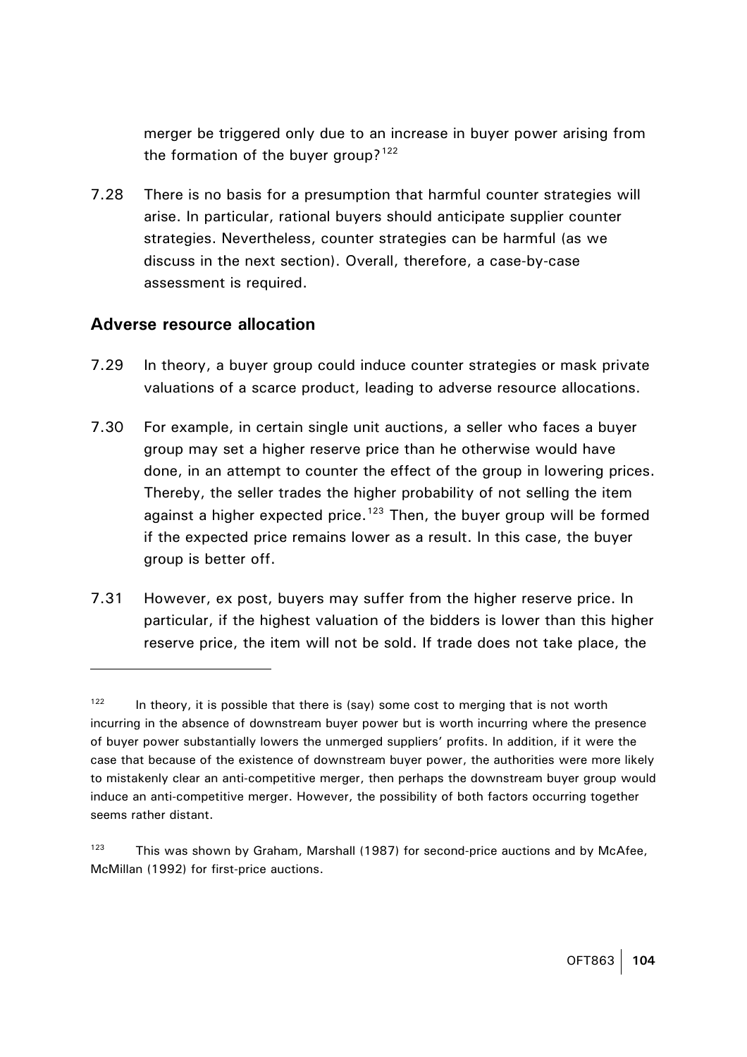merger be triggered only due to an increase in buyer power arising from the formation of the buyer group?[122]

7.28 There is no basis for a presumption that harmful counter strategies will arise. In particular, rational buyers should anticipate supplier counter strategies. Nevertheless, counter strategies can be harmful (as we discuss in the next section). Overall, therefore, a case-by-case assessment is required.

## Adverse resource allocation

7.29 In theory, a buyer group could induce counter strategies or mask private valuations of a scarce product, leading to adverse resource allocations.

7.30 For example, in certain single unit auctions, a seller who faces a buyer group may set a higher reserve price than he otherwise would have done, in an attempt to counter the effect of the group in lowering prices. Thereby, the seller trades the higher probability of not selling the item against a higher expected price.[123] Then, the buyer group will be formed if the expected price remains lower as a result. In this case, the buyer group is better off.

7.31 However, ex post, buyers may suffer from the higher reserve price. In particular, if the highest valuation of the bidders is lower than this higher reserve price, the item will not be sold. If trade does not take place, the

---

[122] In theory, it is possible that there is (say) some cost to merging that is not worth incurring in the absence of downstream buyer power but is worth incurring where the presence of buyer power substantially lowers the unmerged suppliers' profits. In addition, if it were the case that because of the existence of downstream buyer power, the authorities were more likely to mistakenly clear an anti-competitive merger, then perhaps the downstream buyer group would induce an anti-competitive merger. However, the possibility of both factors occurring together seems rather distant.

[123] This was shown by Graham, Marshall (1987) for second-price auctions and by McAfee, McMillan (1992) for first-price auctions.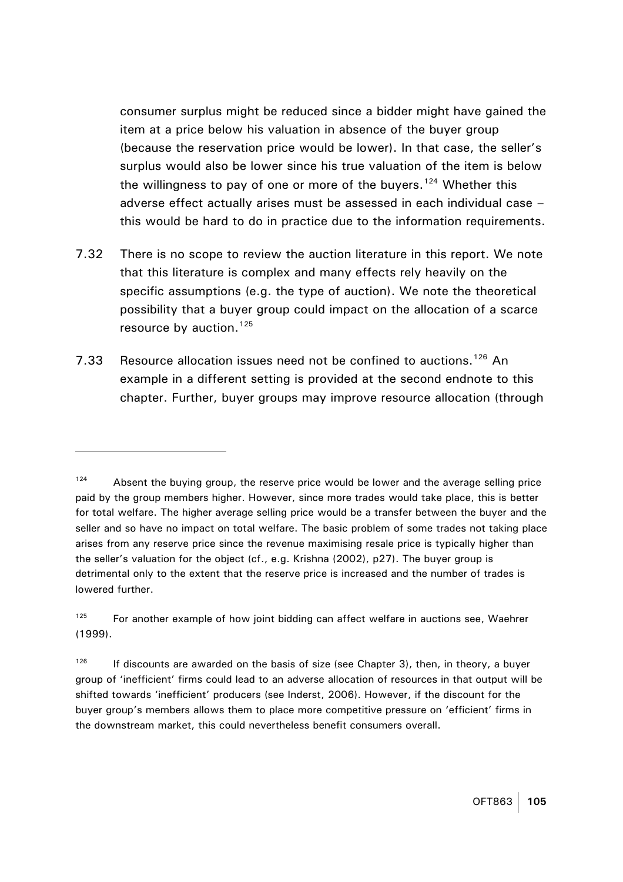consumer surplus might be reduced since a bidder might have gained the item at a price below his valuation in absence of the buyer group (because the reservation price would be lower). In that case, the seller's surplus would also be lower since his true valuation of the item is below the willingness to pay of one or more of the buyers.[124] Whether this adverse effect actually arises must be assessed in each individual case – this would be hard to do in practice due to the information requirements.

7.32 There is no scope to review the auction literature in this report. We note that this literature is complex and many effects rely heavily on the specific assumptions (e.g. the type of auction). We note the theoretical possibility that a buyer group could impact on the allocation of a scarce resource by auction.[125]

7.33 Resource allocation issues need not be confined to auctions.[126] An example in a different setting is provided at the second endnote to this chapter. Further, buyer groups may improve resource allocation (through

---

[124] Absent the buying group, the reserve price would be lower and the average selling price paid by the group members higher. However, since more trades would take place, this is better for total welfare. The higher average selling price would be a transfer between the buyer and the seller and so have no impact on total welfare. The basic problem of some trades not taking place arises from any reserve price since the revenue maximising resale price is typically higher than the seller's valuation for the object (cf., e.g. Krishna (2002), p27). The buyer group is detrimental only to the extent that the reserve price is increased and the number of trades is lowered further.

[125] For another example of how joint bidding can affect welfare in auctions see, Waehrer (1999).

[126] If discounts are awarded on the basis of size (see Chapter 3), then, in theory, a buyer group of 'inefficient' firms could lead to an adverse allocation of resources in that output will be shifted towards 'inefficient' producers (see Inderst, 2006). However, if the discount for the buyer group's members allows them to place more competitive pressure on 'efficient' firms in the downstream market, this could nevertheless benefit consumers overall.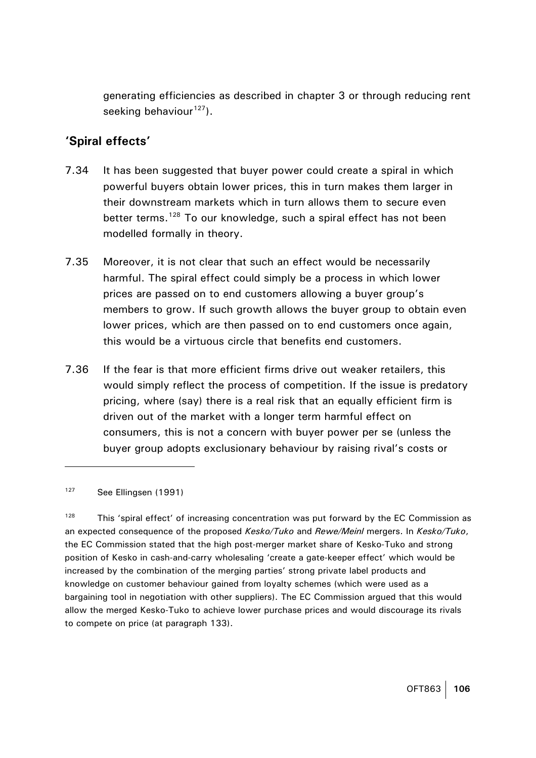generating efficiencies as described in chapter 3 or through reducing rent seeking behaviour[127]).

## 'Spiral effects'

7.34 It has been suggested that buyer power could create a spiral in which powerful buyers obtain lower prices, this in turn makes them larger in their downstream markets which in turn allows them to secure even better terms.[128] To our knowledge, such a spiral effect has not been modelled formally in theory.

7.35 Moreover, it is not clear that such an effect would be necessarily harmful. The spiral effect could simply be a process in which lower prices are passed on to end customers allowing a buyer group's members to grow. If such growth allows the buyer group to obtain even lower prices, which are then passed on to end customers once again, this would be a virtuous circle that benefits end customers.

7.36 If the fear is that more efficient firms drive out weaker retailers, this would simply reflect the process of competition. If the issue is predatory pricing, where (say) there is a real risk that an equally efficient firm is driven out of the market with a longer term harmful effect on consumers, this is not a concern with buyer power per se (unless the buyer group adopts exclusionary behaviour by raising rival's costs or

---

[127] See Ellingsen (1991)

[128] This 'spiral effect' of increasing concentration was put forward by the EC Commission as an expected consequence of the proposed *Kesko/Tuko* and *Rewe/Meinl* mergers. In *Kesko/Tuko*, the EC Commission stated that the high post-merger market share of Kesko-Tuko and strong position of Kesko in cash-and-carry wholesaling 'create a gate-keeper effect' which would be increased by the combination of the merging parties' strong private label products and knowledge on customer behaviour gained from loyalty schemes (which were used as a bargaining tool in negotiation with other suppliers). The EC Commission argued that this would allow the merged Kesko-Tuko to achieve lower purchase prices and would discourage its rivals to compete on price (at paragraph 133).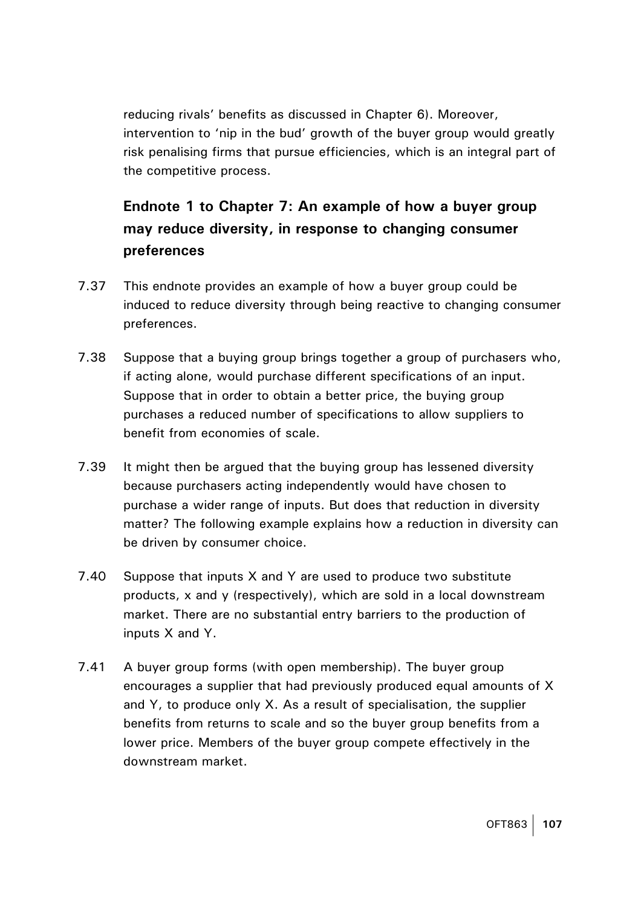reducing rivals' benefits as discussed in Chapter 6). Moreover, intervention to 'nip in the bud' growth of the buyer group would greatly risk penalising firms that pursue efficiencies, which is an integral part of the competitive process.

## Endnote 1 to Chapter 7: An example of how a buyer group may reduce diversity, in response to changing consumer preferences

7.37 This endnote provides an example of how a buyer group could be induced to reduce diversity through being reactive to changing consumer preferences.

7.38 Suppose that a buying group brings together a group of purchasers who, if acting alone, would purchase different specifications of an input. Suppose that in order to obtain a better price, the buying group purchases a reduced number of specifications to allow suppliers to benefit from economies of scale.

7.39 It might then be argued that the buying group has lessened diversity because purchasers acting independently would have chosen to purchase a wider range of inputs. But does that reduction in diversity matter? The following example explains how a reduction in diversity can be driven by consumer choice.

7.40 Suppose that inputs X and Y are used to produce two substitute products, x and y (respectively), which are sold in a local downstream market. There are no substantial entry barriers to the production of inputs X and Y.

7.41 A buyer group forms (with open membership). The buyer group encourages a supplier that had previously produced equal amounts of X and Y, to produce only X. As a result of specialisation, the supplier benefits from returns to scale and so the buyer group benefits from a lower price. Members of the buyer group compete effectively in the downstream market.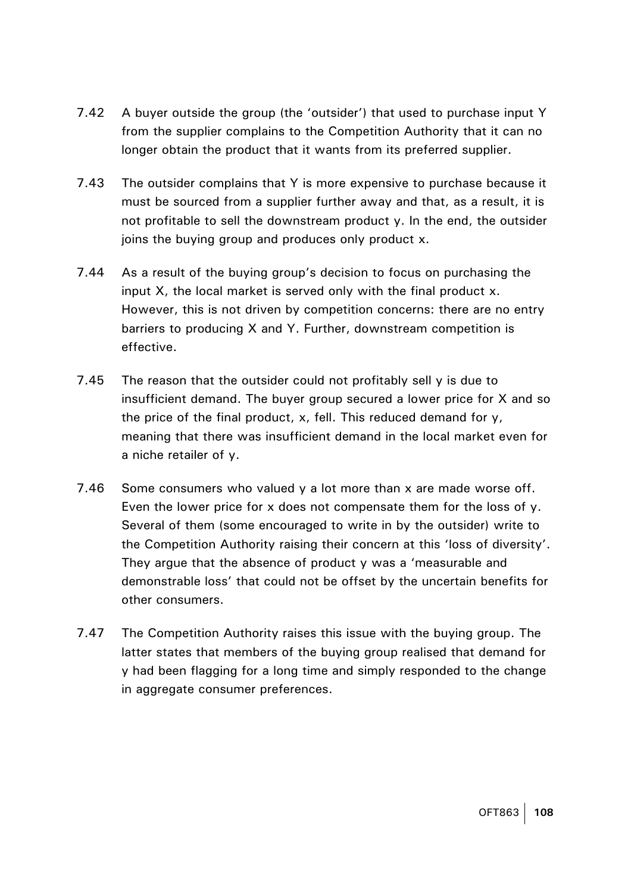7.42 A buyer outside the group (the 'outsider') that used to purchase input Y from the supplier complains to the Competition Authority that it can no longer obtain the product that it wants from its preferred supplier.

7.43 The outsider complains that Y is more expensive to purchase because it must be sourced from a supplier further away and that, as a result, it is not profitable to sell the downstream product y. In the end, the outsider joins the buying group and produces only product x.

7.44 As a result of the buying group's decision to focus on purchasing the input X, the local market is served only with the final product x. However, this is not driven by competition concerns: there are no entry barriers to producing X and Y. Further, downstream competition is effective.

7.45 The reason that the outsider could not profitably sell y is due to insufficient demand. The buyer group secured a lower price for X and so the price of the final product, x, fell. This reduced demand for y, meaning that there was insufficient demand in the local market even for a niche retailer of y.

7.46 Some consumers who valued y a lot more than x are made worse off. Even the lower price for x does not compensate them for the loss of y. Several of them (some encouraged to write in by the outsider) write to the Competition Authority raising their concern at this 'loss of diversity'. They argue that the absence of product y was a 'measurable and demonstrable loss' that could not be offset by the uncertain benefits for other consumers.

7.47 The Competition Authority raises this issue with the buying group. The latter states that members of the buying group realised that demand for y had been flagging for a long time and simply responded to the change in aggregate consumer preferences.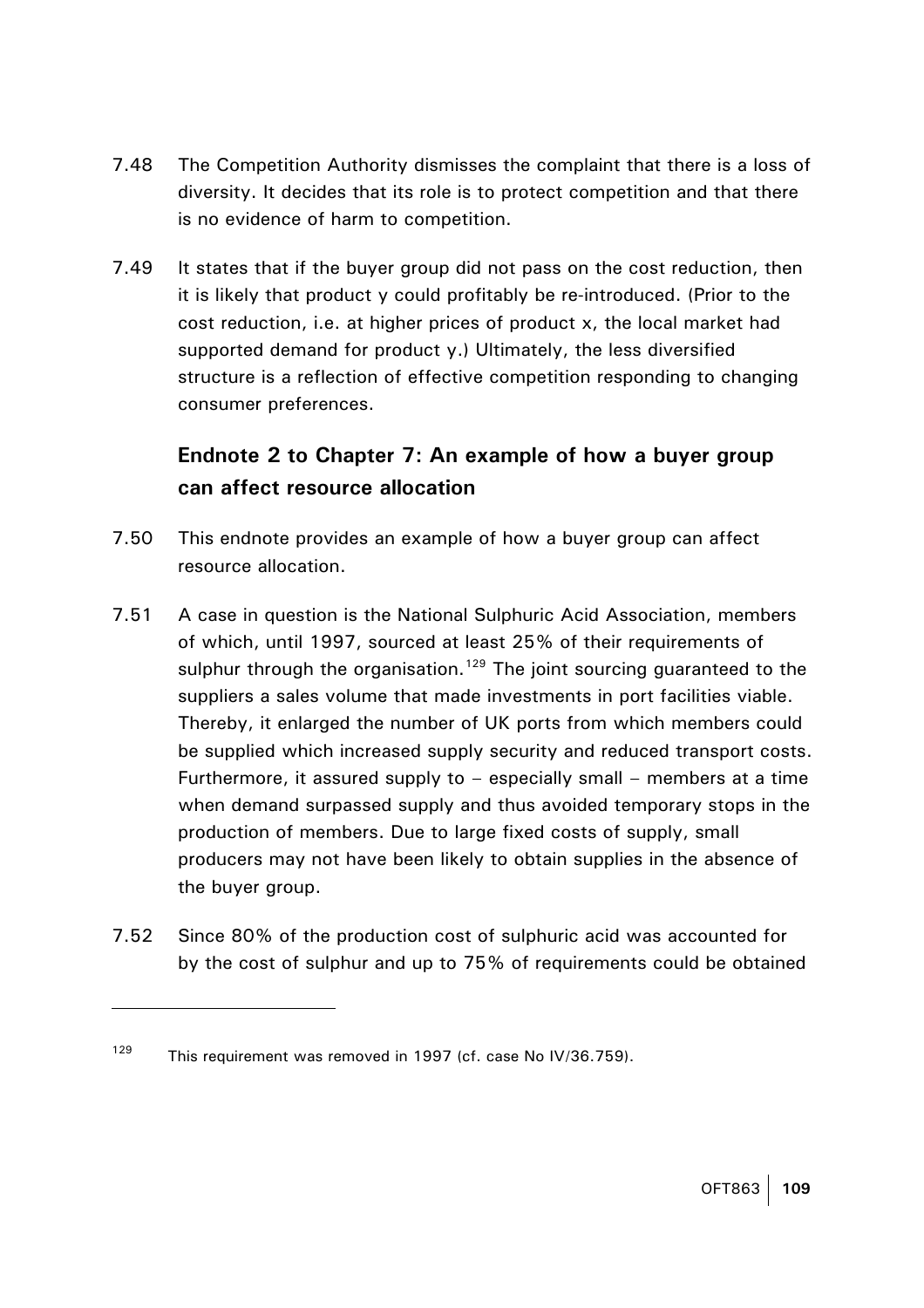7.48 The Competition Authority dismisses the complaint that there is a loss of diversity. It decides that its role is to protect competition and that there is no evidence of harm to competition.

7.49 It states that if the buyer group did not pass on the cost reduction, then it is likely that product y could profitably be re-introduced. (Prior to the cost reduction, i.e. at higher prices of product x, the local market had supported demand for product y.) Ultimately, the less diversified structure is a reflection of effective competition responding to changing consumer preferences.

### Endnote 2 to Chapter 7: An example of how a buyer group can affect resource allocation

7.50 This endnote provides an example of how a buyer group can affect resource allocation.

7.51 A case in question is the National Sulphuric Acid Association, members of which, until 1997, sourced at least 25% of their requirements of sulphur through the organisation.[129] The joint sourcing guaranteed to the suppliers a sales volume that made investments in port facilities viable. Thereby, it enlarged the number of UK ports from which members could be supplied which increased supply security and reduced transport costs. Furthermore, it assured supply to – especially small – members at a time when demand surpassed supply and thus avoided temporary stops in the production of members. Due to large fixed costs of supply, small producers may not have been likely to obtain supplies in the absence of the buyer group.

7.52 Since 80% of the production cost of sulphuric acid was accounted for by the cost of sulphur and up to 75% of requirements could be obtained

---

[129] This requirement was removed in 1997 (cf. case No IV/36.759).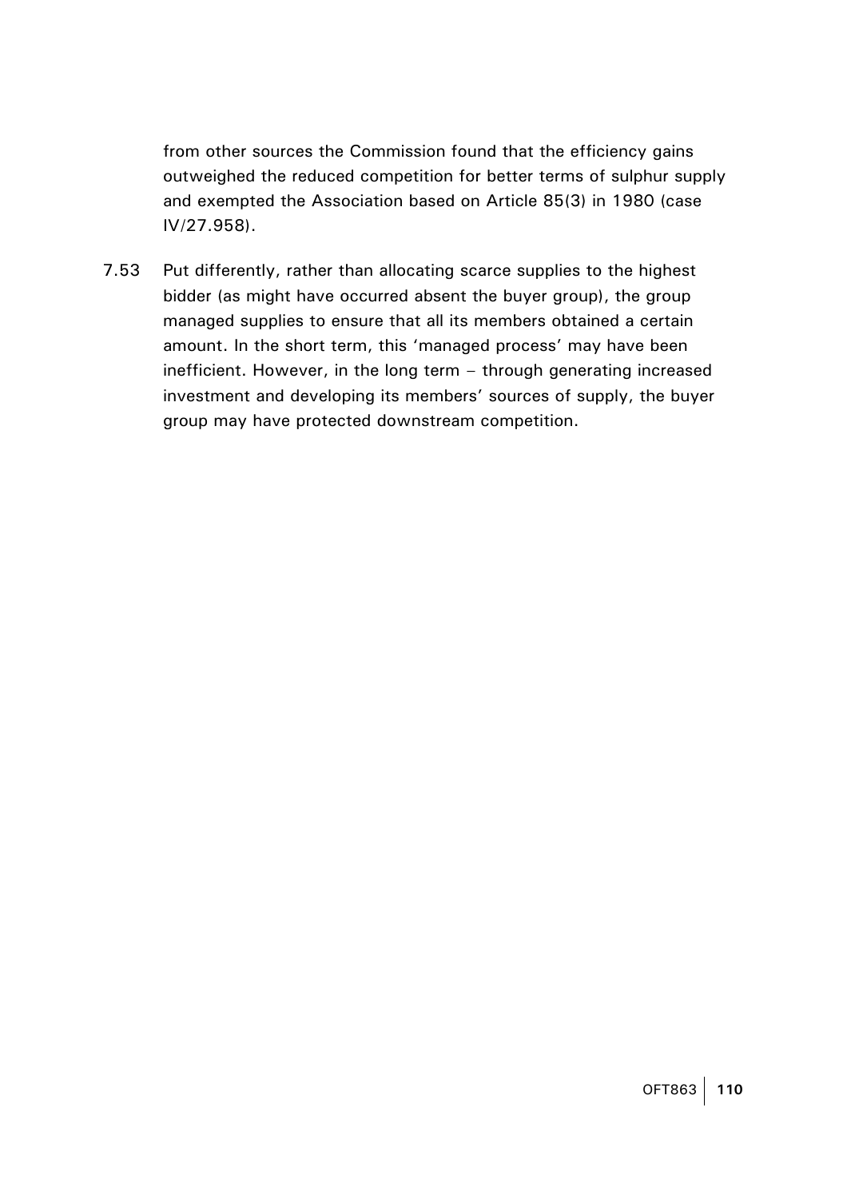from other sources the Commission found that the efficiency gains outweighed the reduced competition for better terms of sulphur supply and exempted the Association based on Article 85(3) in 1980 (case IV/27.958).

7.53 Put differently, rather than allocating scarce supplies to the highest bidder (as might have occurred absent the buyer group), the group managed supplies to ensure that all its members obtained a certain amount. In the short term, this 'managed process' may have been inefficient. However, in the long term – through generating increased investment and developing its members' sources of supply, the buyer group may have protected downstream competition.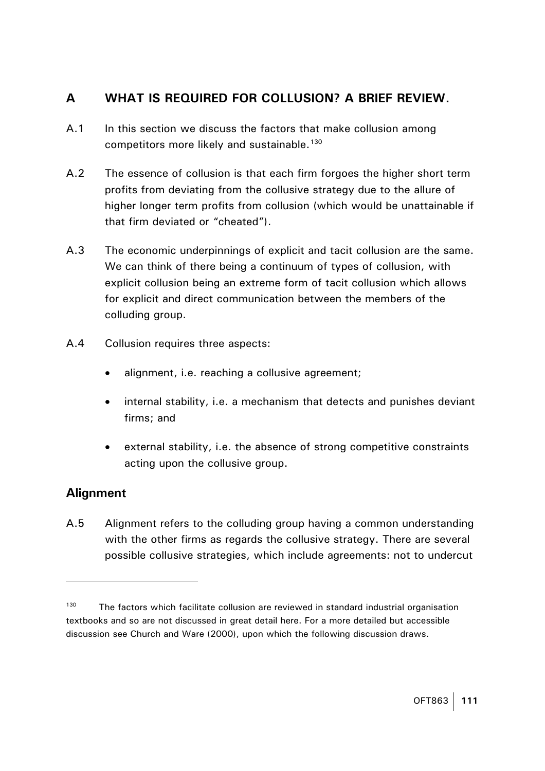# A WHAT IS REQUIRED FOR COLLUSION? A BRIEF REVIEW.

A.1 In this section we discuss the factors that make collusion among competitors more likely and sustainable.[130]

A.2 The essence of collusion is that each firm forgoes the higher short term profits from deviating from the collusive strategy due to the allure of higher longer term profits from collusion (which would be unattainable if that firm deviated or "cheated").

A.3 The economic underpinnings of explicit and tacit collusion are the same. We can think of there being a continuum of types of collusion, with explicit collusion being an extreme form of tacit collusion which allows for explicit and direct communication between the members of the colluding group.

A.4 Collusion requires three aspects:

- alignment, i.e. reaching a collusive agreement;
- internal stability, i.e. a mechanism that detects and punishes deviant firms; and
- external stability, i.e. the absence of strong competitive constraints acting upon the collusive group.

## Alignment

A.5 Alignment refers to the colluding group having a common understanding with the other firms as regards the collusive strategy. There are several possible collusive strategies, which include agreements: not to undercut

---

[130] The factors which facilitate collusion are reviewed in standard industrial organisation textbooks and so are not discussed in great detail here. For a more detailed but accessible discussion see Church and Ware (2000), upon which the following discussion draws.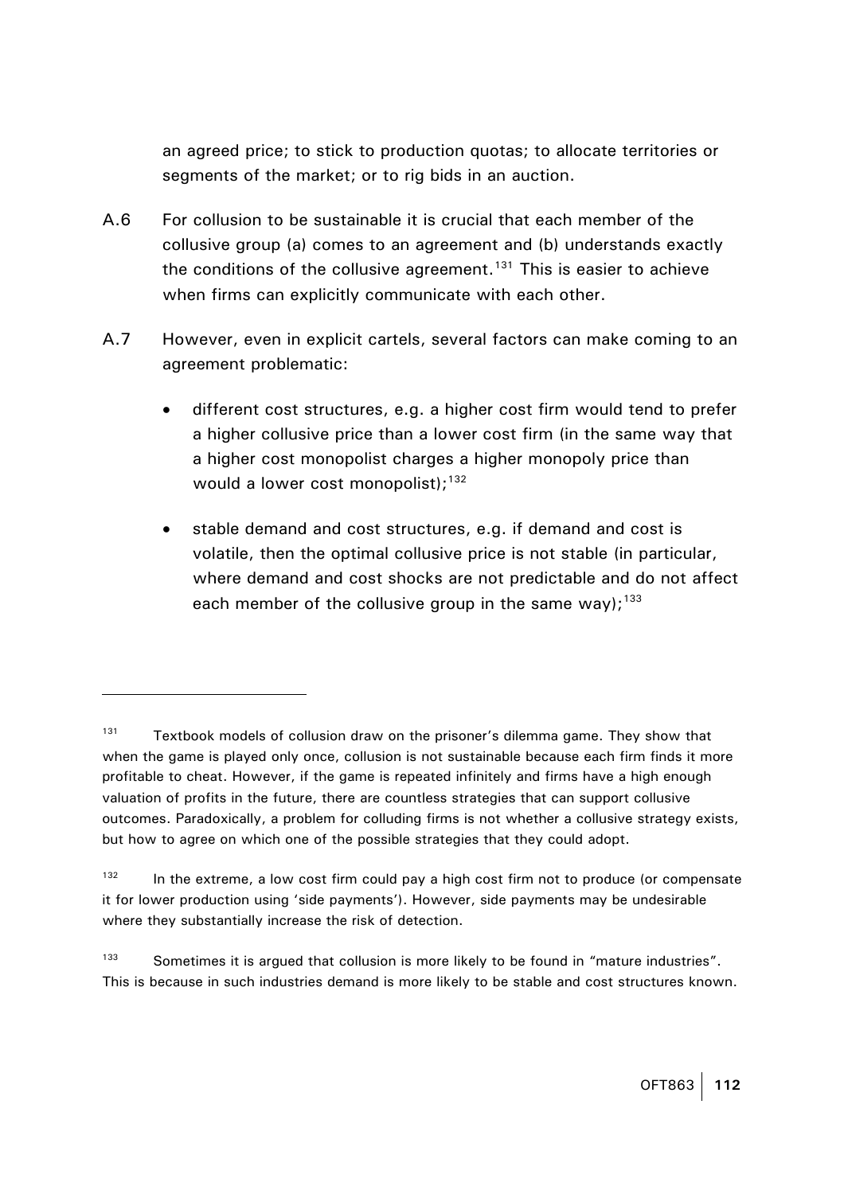an agreed price; to stick to production quotas; to allocate territories or segments of the market; or to rig bids in an auction.

A.6 For collusion to be sustainable it is crucial that each member of the collusive group (a) comes to an agreement and (b) understands exactly the conditions of the collusive agreement.[131] This is easier to achieve when firms can explicitly communicate with each other.

A.7 However, even in explicit cartels, several factors can make coming to an agreement problematic:

- different cost structures, e.g. a higher cost firm would tend to prefer a higher collusive price than a lower cost firm (in the same way that a higher cost monopolist charges a higher monopoly price than would a lower cost monopolist);[132]

- stable demand and cost structures, e.g. if demand and cost is volatile, then the optimal collusive price is not stable (in particular, where demand and cost shocks are not predictable and do not affect each member of the collusive group in the same way);[133]

---

[131] Textbook models of collusion draw on the prisoner's dilemma game. They show that when the game is played only once, collusion is not sustainable because each firm finds it more profitable to cheat. However, if the game is repeated infinitely and firms have a high enough valuation of profits in the future, there are countless strategies that can support collusive outcomes. Paradoxically, a problem for colluding firms is not whether a collusive strategy exists, but how to agree on which one of the possible strategies that they could adopt.

[132] In the extreme, a low cost firm could pay a high cost firm not to produce (or compensate it for lower production using 'side payments'). However, side payments may be undesirable where they substantially increase the risk of detection.

[133] Sometimes it is argued that collusion is more likely to be found in "mature industries". This is because in such industries demand is more likely to be stable and cost structures known.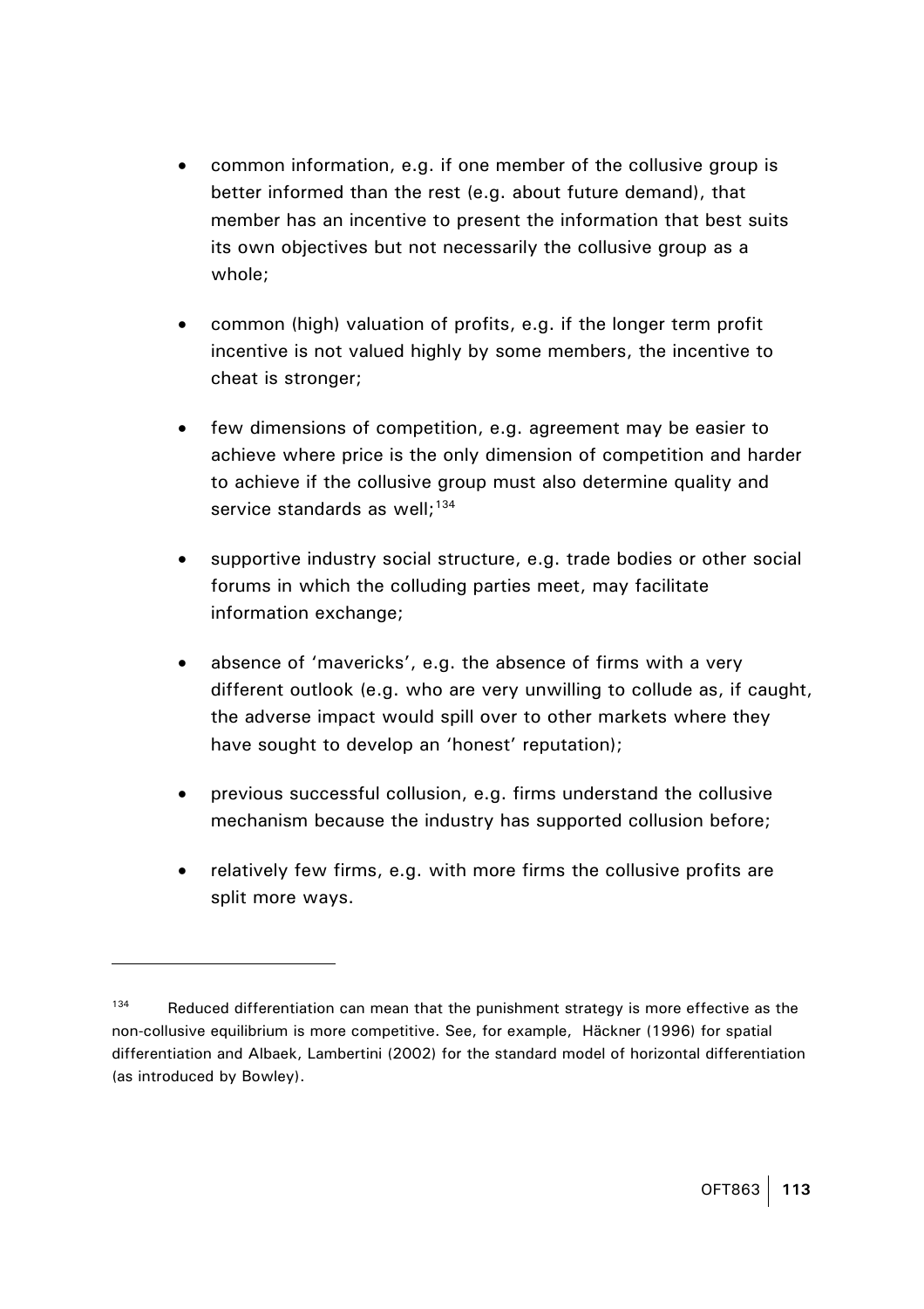- common information, e.g. if one member of the collusive group is better informed than the rest (e.g. about future demand), that member has an incentive to present the information that best suits its own objectives but not necessarily the collusive group as a whole;

- common (high) valuation of profits, e.g. if the longer term profit incentive is not valued highly by some members, the incentive to cheat is stronger;

- few dimensions of competition, e.g. agreement may be easier to achieve where price is the only dimension of competition and harder to achieve if the collusive group must also determine quality and service standards as well;[134]

- supportive industry social structure, e.g. trade bodies or other social forums in which the colluding parties meet, may facilitate information exchange;

- absence of 'mavericks', e.g. the absence of firms with a very different outlook (e.g. who are very unwilling to collude as, if caught, the adverse impact would spill over to other markets where they have sought to develop an 'honest' reputation);

- previous successful collusion, e.g. firms understand the collusive mechanism because the industry has supported collusion before;

- relatively few firms, e.g. with more firms the collusive profits are split more ways.

---

[134] Reduced differentiation can mean that the punishment strategy is more effective as the non-collusive equilibrium is more competitive. See, for example, Häckner (1996) for spatial differentiation and Albaek, Lambertini (2002) for the standard model of horizontal differentiation (as introduced by Bowley).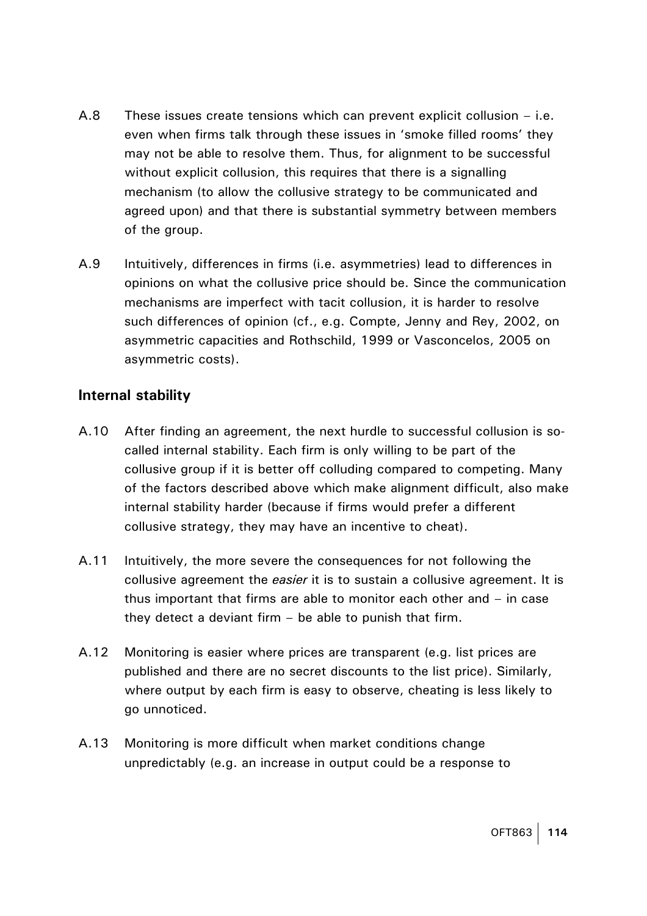A.8 These issues create tensions which can prevent explicit collusion – i.e. even when firms talk through these issues in 'smoke filled rooms' they may not be able to resolve them. Thus, for alignment to be successful without explicit collusion, this requires that there is a signalling mechanism (to allow the collusive strategy to be communicated and agreed upon) and that there is substantial symmetry between members of the group.

A.9 Intuitively, differences in firms (i.e. asymmetries) lead to differences in opinions on what the collusive price should be. Since the communication mechanisms are imperfect with tacit collusion, it is harder to resolve such differences of opinion (cf., e.g. Compte, Jenny and Rey, 2002, on asymmetric capacities and Rothschild, 1999 or Vasconcelos, 2005 on asymmetric costs).

## Internal stability

A.10 After finding an agreement, the next hurdle to successful collusion is so-called internal stability. Each firm is only willing to be part of the collusive group if it is better off colluding compared to competing. Many of the factors described above which make alignment difficult, also make internal stability harder (because if firms would prefer a different collusive strategy, they may have an incentive to cheat).

A.11 Intuitively, the more severe the consequences for not following the collusive agreement the *easier* it is to sustain a collusive agreement. It is thus important that firms are able to monitor each other and – in case they detect a deviant firm – be able to punish that firm.

A.12 Monitoring is easier where prices are transparent (e.g. list prices are published and there are no secret discounts to the list price). Similarly, where output by each firm is easy to observe, cheating is less likely to go unnoticed.

A.13 Monitoring is more difficult when market conditions change unpredictably (e.g. an increase in output could be a response to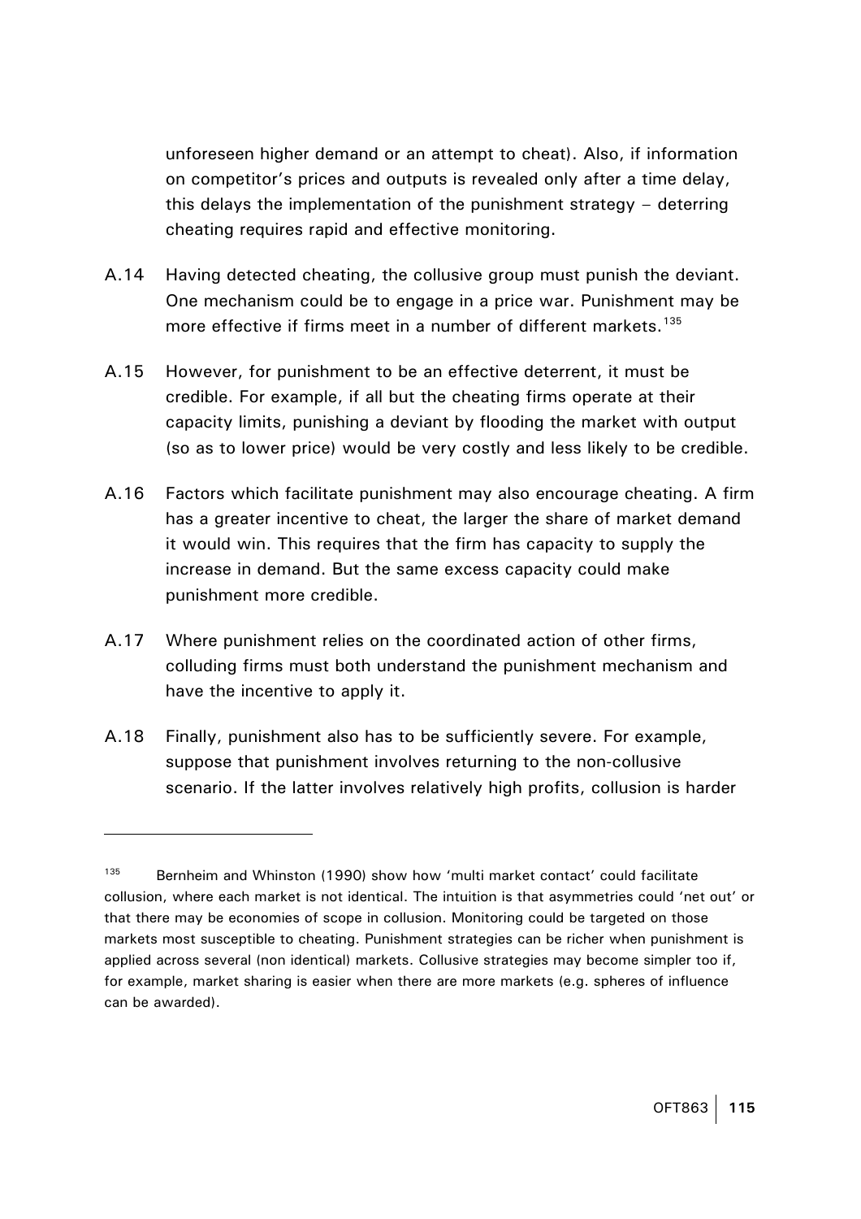unforeseen higher demand or an attempt to cheat). Also, if information on competitor's prices and outputs is revealed only after a time delay, this delays the implementation of the punishment strategy – deterring cheating requires rapid and effective monitoring.

A.14 Having detected cheating, the collusive group must punish the deviant. One mechanism could be to engage in a price war. Punishment may be more effective if firms meet in a number of different markets.[135]

A.15 However, for punishment to be an effective deterrent, it must be credible. For example, if all but the cheating firms operate at their capacity limits, punishing a deviant by flooding the market with output (so as to lower price) would be very costly and less likely to be credible.

A.16 Factors which facilitate punishment may also encourage cheating. A firm has a greater incentive to cheat, the larger the share of market demand it would win. This requires that the firm has capacity to supply the increase in demand. But the same excess capacity could make punishment more credible.

A.17 Where punishment relies on the coordinated action of other firms, colluding firms must both understand the punishment mechanism and have the incentive to apply it.

A.18 Finally, punishment also has to be sufficiently severe. For example, suppose that punishment involves returning to the non-collusive scenario. If the latter involves relatively high profits, collusion is harder

---

[135] Bernheim and Whinston (1990) show how 'multi market contact' could facilitate collusion, where each market is not identical. The intuition is that asymmetries could 'net out' or that there may be economies of scope in collusion. Monitoring could be targeted on those markets most susceptible to cheating. Punishment strategies can be richer when punishment is applied across several (non identical) markets. Collusive strategies may become simpler too if, for example, market sharing is easier when there are more markets (e.g. spheres of influence can be awarded).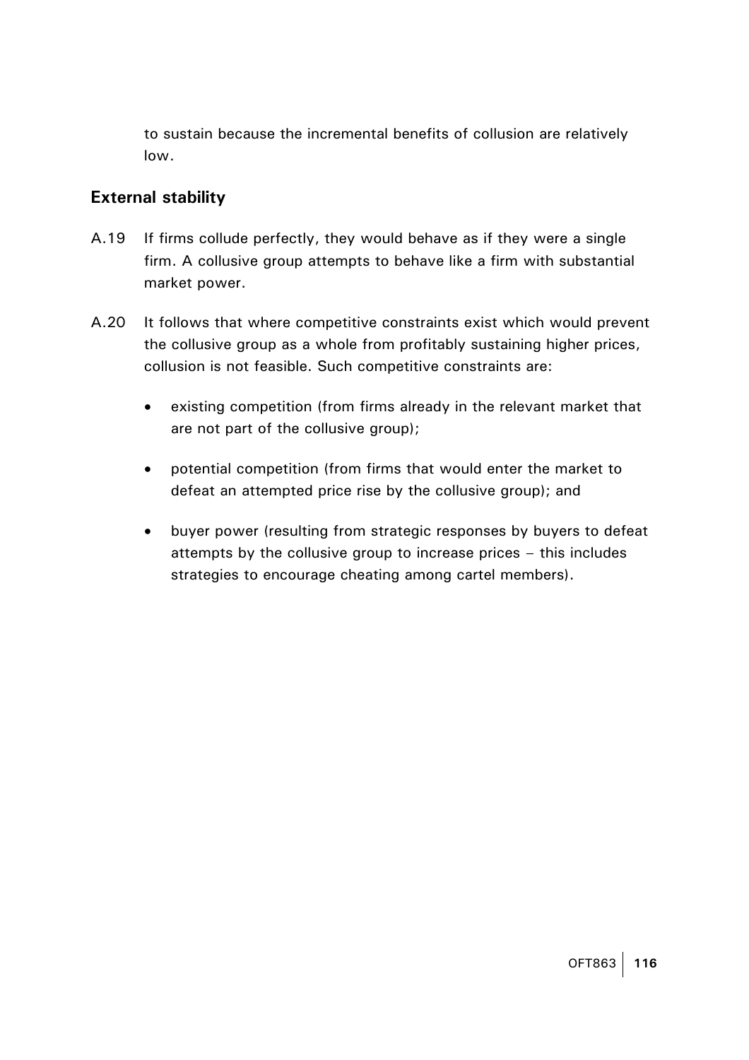to sustain because the incremental benefits of collusion are relatively low.

## External stability

A.19 If firms collude perfectly, they would behave as if they were a single firm. A collusive group attempts to behave like a firm with substantial market power.

A.20 It follows that where competitive constraints exist which would prevent the collusive group as a whole from profitably sustaining higher prices, collusion is not feasible. Such competitive constraints are:

- existing competition (from firms already in the relevant market that are not part of the collusive group);
- potential competition (from firms that would enter the market to defeat an attempted price rise by the collusive group); and
- buyer power (resulting from strategic responses by buyers to defeat attempts by the collusive group to increase prices – this includes strategies to encourage cheating among cartel members).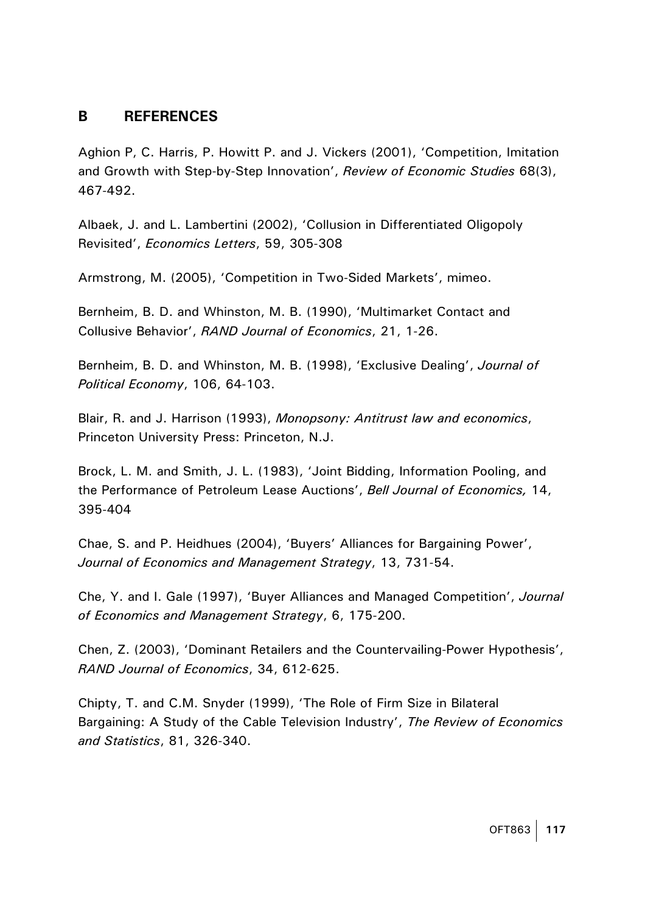## B REFERENCES

Aghion P, C. Harris, P. Howitt P. and J. Vickers (2001), 'Competition, Imitation and Growth with Step-by-Step Innovation', *Review of Economic Studies* 68(3), 467-492.

Albaek, J. and L. Lambertini (2002), 'Collusion in Differentiated Oligopoly Revisited', *Economics Letters*, 59, 305-308

Armstrong, M. (2005), 'Competition in Two-Sided Markets', mimeo.

Bernheim, B. D. and Whinston, M. B. (1990), 'Multimarket Contact and Collusive Behavior', *RAND Journal of Economics*, 21, 1-26.

Bernheim, B. D. and Whinston, M. B. (1998), 'Exclusive Dealing', *Journal of Political Economy*, 106, 64-103.

Blair, R. and J. Harrison (1993), *Monopsony: Antitrust law and economics*, Princeton University Press: Princeton, N.J.

Brock, L. M. and Smith, J. L. (1983), 'Joint Bidding, Information Pooling, and the Performance of Petroleum Lease Auctions', *Bell Journal of Economics,* 14, 395-404

Chae, S. and P. Heidhues (2004), 'Buyers' Alliances for Bargaining Power', *Journal of Economics and Management Strategy*, 13, 731-54.

Che, Y. and I. Gale (1997), 'Buyer Alliances and Managed Competition', *Journal of Economics and Management Strategy*, 6, 175-200.

Chen, Z. (2003), 'Dominant Retailers and the Countervailing-Power Hypothesis', *RAND Journal of Economics*, 34, 612-625.

Chipty, T. and C.M. Snyder (1999), 'The Role of Firm Size in Bilateral Bargaining: A Study of the Cable Television Industry', *The Review of Economics and Statistics*, 81, 326-340.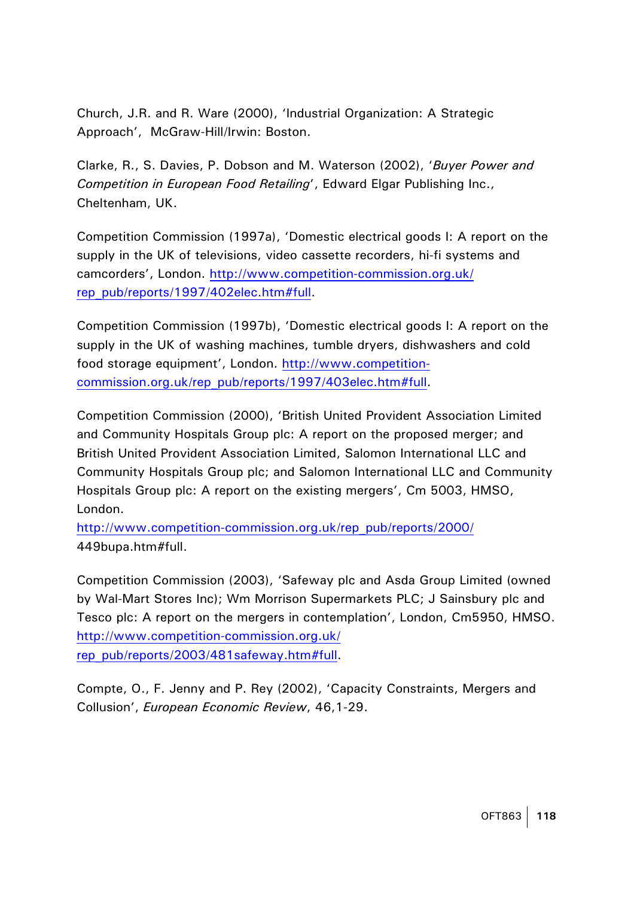Church, J.R. and R. Ware (2000), 'Industrial Organization: A Strategic Approach', McGraw-Hill/Irwin: Boston.

Clarke, R., S. Davies, P. Dobson and M. Waterson (2002), '*Buyer Power and Competition in European Food Retailing*', Edward Elgar Publishing Inc., Cheltenham, UK.

Competition Commission (1997a), 'Domestic electrical goods I: A report on the supply in the UK of televisions, video cassette recorders, hi-fi systems and camcorders', London. http://www.competition-commission.org.uk/rep_pub/reports/1997/402elec.htm#full.

Competition Commission (1997b), 'Domestic electrical goods I: A report on the supply in the UK of washing machines, tumble dryers, dishwashers and cold food storage equipment', London. http://www.competition-commission.org.uk/rep_pub/reports/1997/403elec.htm#full.

Competition Commission (2000), 'British United Provident Association Limited and Community Hospitals Group plc: A report on the proposed merger; and British United Provident Association Limited, Salomon International LLC and Community Hospitals Group plc; and Salomon International LLC and Community Hospitals Group plc: A report on the existing mergers', Cm 5003, HMSO, London.
http://www.competition-commission.org.uk/rep_pub/reports/2000/449bupa.htm#full.

Competition Commission (2003), 'Safeway plc and Asda Group Limited (owned by Wal-Mart Stores Inc); Wm Morrison Supermarkets PLC; J Sainsbury plc and Tesco plc: A report on the mergers in contemplation', London, Cm5950, HMSO. http://www.competition-commission.org.uk/rep_pub/reports/2003/481safeway.htm#full.

Compte, O., F. Jenny and P. Rey (2002), 'Capacity Constraints, Mergers and Collusion', *European Economic Review*, 46,1-29.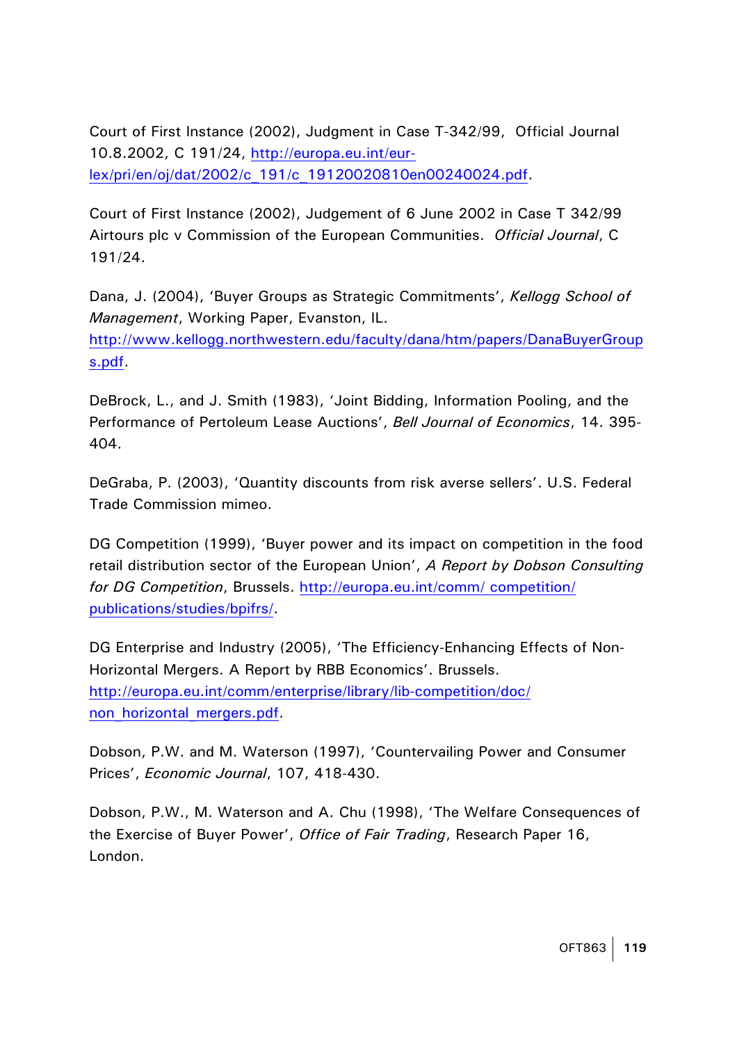Court of First Instance (2002), Judgment in Case T-342/99, Official Journal 10.8.2002, C 191/24, http://europa.eu.int/eur-lex/pri/en/oj/dat/2002/c_191/c_19120020810en00240024.pdf.

Court of First Instance (2002), Judgement of 6 June 2002 in Case T 342/99 Airtours plc v Commission of the European Communities. *Official Journal*, C 191/24.

Dana, J. (2004), 'Buyer Groups as Strategic Commitments', *Kellogg School of Management*, Working Paper, Evanston, IL. http://www.kellogg.northwestern.edu/faculty/dana/htm/papers/DanaBuyerGroups.pdf.

DeBrock, L., and J. Smith (1983), 'Joint Bidding, Information Pooling, and the Performance of Pertoleum Lease Auctions', *Bell Journal of Economics*, 14. 395-404.

DeGraba, P. (2003), 'Quantity discounts from risk averse sellers'. U.S. Federal Trade Commission mimeo.

DG Competition (1999), 'Buyer power and its impact on competition in the food retail distribution sector of the European Union', *A Report by Dobson Consulting for DG Competition*, Brussels. http://europa.eu.int/comm/ competition/ publications/studies/bpifrs/.

DG Enterprise and Industry (2005), 'The Efficiency-Enhancing Effects of Non-Horizontal Mergers. A Report by RBB Economics'. Brussels. http://europa.eu.int/comm/enterprise/library/lib-competition/doc/ non_horizontal_mergers.pdf.

Dobson, P.W. and M. Waterson (1997), 'Countervailing Power and Consumer Prices', *Economic Journal*, 107, 418-430.

Dobson, P.W., M. Waterson and A. Chu (1998), 'The Welfare Consequences of the Exercise of Buyer Power', *Office of Fair Trading*, Research Paper 16, London.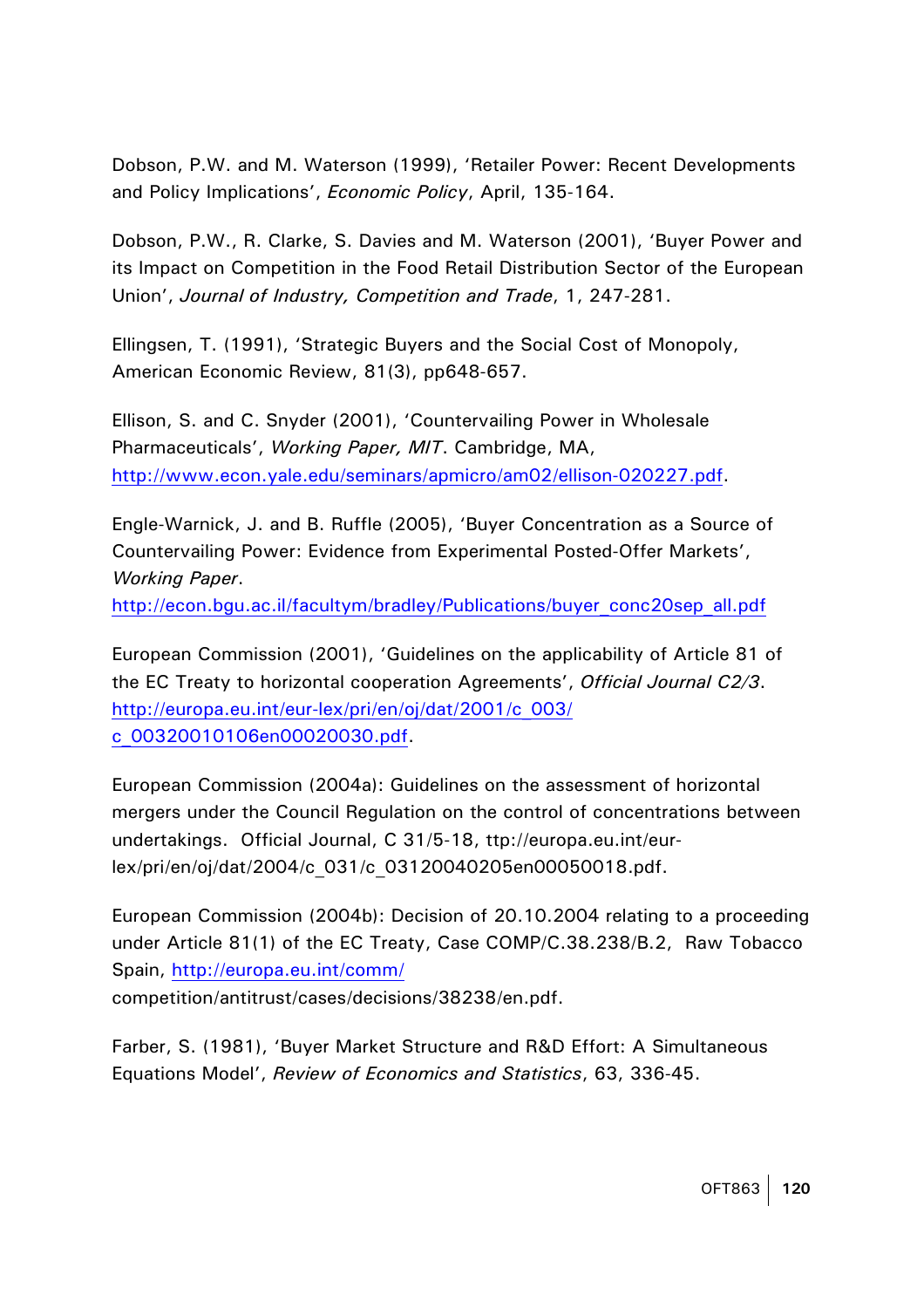Dobson, P.W. and M. Waterson (1999), 'Retailer Power: Recent Developments and Policy Implications', *Economic Policy*, April, 135-164.

Dobson, P.W., R. Clarke, S. Davies and M. Waterson (2001), 'Buyer Power and its Impact on Competition in the Food Retail Distribution Sector of the European Union', *Journal of Industry, Competition and Trade*, 1, 247-281.

Ellingsen, T. (1991), 'Strategic Buyers and the Social Cost of Monopoly, American Economic Review, 81(3), pp648-657.

Ellison, S. and C. Snyder (2001), 'Countervailing Power in Wholesale Pharmaceuticals', *Working Paper, MIT*. Cambridge, MA, http://www.econ.yale.edu/seminars/apmicro/am02/ellison-020227.pdf.

Engle-Warnick, J. and B. Ruffle (2005), 'Buyer Concentration as a Source of Countervailing Power: Evidence from Experimental Posted-Offer Markets', *Working Paper*.
http://econ.bgu.ac.il/facultym/bradley/Publications/buyer_conc20sep_all.pdf

European Commission (2001), 'Guidelines on the applicability of Article 81 of the EC Treaty to horizontal cooperation Agreements', *Official Journal C2/3*. http://europa.eu.int/eur-lex/pri/en/oj/dat/2001/c_003/c_00320010106en00020030.pdf.

European Commission (2004a): Guidelines on the assessment of horizontal mergers under the Council Regulation on the control of concentrations between undertakings. Official Journal, C 31/5-18, ttp://europa.eu.int/eur-lex/pri/en/oj/dat/2004/c_031/c_03120040205en00050018.pdf.

European Commission (2004b): Decision of 20.10.2004 relating to a proceeding under Article 81(1) of the EC Treaty, Case COMP/C.38.238/B.2, Raw Tobacco Spain, http://europa.eu.int/comm/competition/antitrust/cases/decisions/38238/en.pdf.

Farber, S. (1981), 'Buyer Market Structure and R&D Effort: A Simultaneous Equations Model', *Review of Economics and Statistics*, 63, 336-45.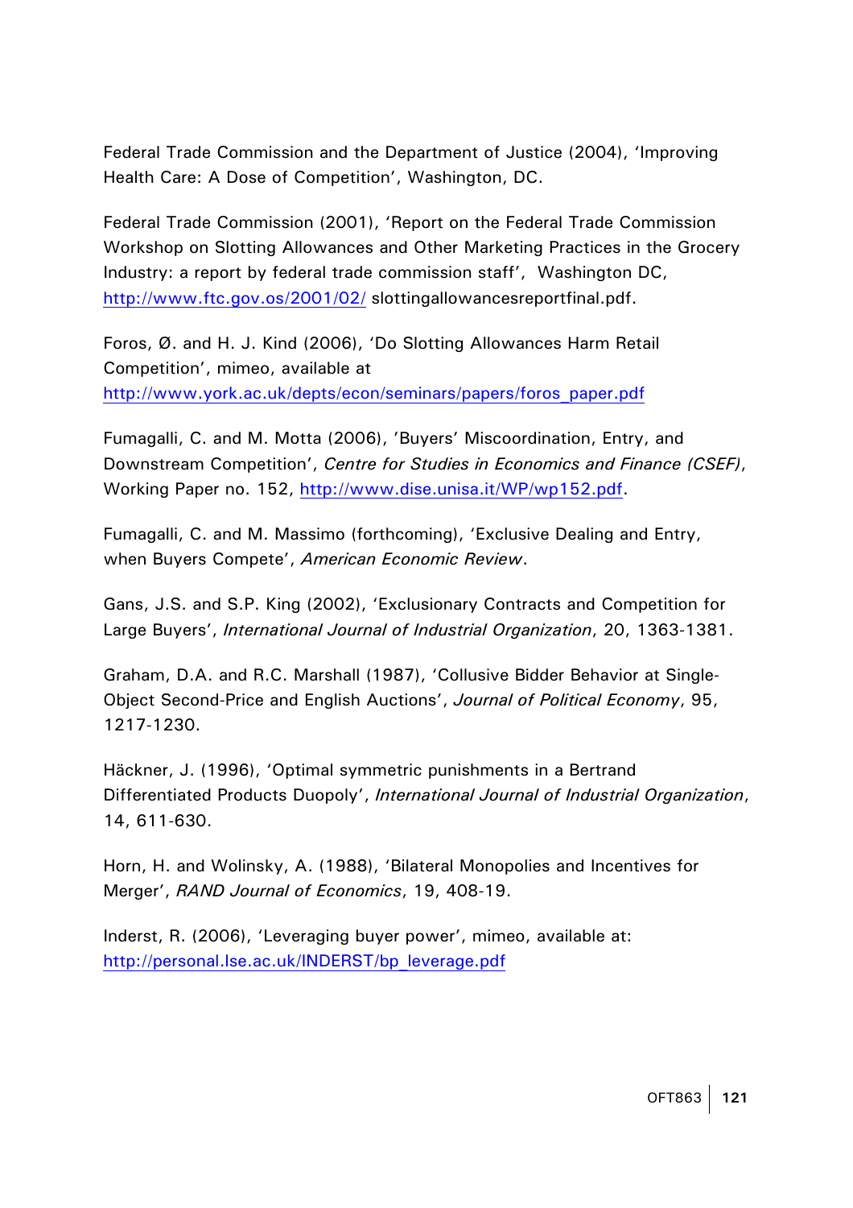Federal Trade Commission and the Department of Justice (2004), 'Improving Health Care: A Dose of Competition', Washington, DC.

Federal Trade Commission (2001), 'Report on the Federal Trade Commission Workshop on Slotting Allowances and Other Marketing Practices in the Grocery Industry: a report by federal trade commission staff', Washington DC, http://www.ftc.gov.os/2001/02/ slottingallowancesreportfinal.pdf.

Foros, Ø. and H. J. Kind (2006), 'Do Slotting Allowances Harm Retail Competition', mimeo, available at http://www.york.ac.uk/depts/econ/seminars/papers/foros_paper.pdf

Fumagalli, C. and M. Motta (2006), 'Buyers' Miscoordination, Entry, and Downstream Competition', *Centre for Studies in Economics and Finance (CSEF)*, Working Paper no. 152, http://www.dise.unisa.it/WP/wp152.pdf.

Fumagalli, C. and M. Massimo (forthcoming), 'Exclusive Dealing and Entry, when Buyers Compete', *American Economic Review*.

Gans, J.S. and S.P. King (2002), 'Exclusionary Contracts and Competition for Large Buyers', *International Journal of Industrial Organization*, 20, 1363-1381.

Graham, D.A. and R.C. Marshall (1987), 'Collusive Bidder Behavior at Single-Object Second-Price and English Auctions', *Journal of Political Economy*, 95, 1217-1230.

Häckner, J. (1996), 'Optimal symmetric punishments in a Bertrand Differentiated Products Duopoly', *International Journal of Industrial Organization*, 14, 611-630.

Horn, H. and Wolinsky, A. (1988), 'Bilateral Monopolies and Incentives for Merger', *RAND Journal of Economics*, 19, 408-19.

Inderst, R. (2006), 'Leveraging buyer power', mimeo, available at: http://personal.lse.ac.uk/INDERST/bp_leverage.pdf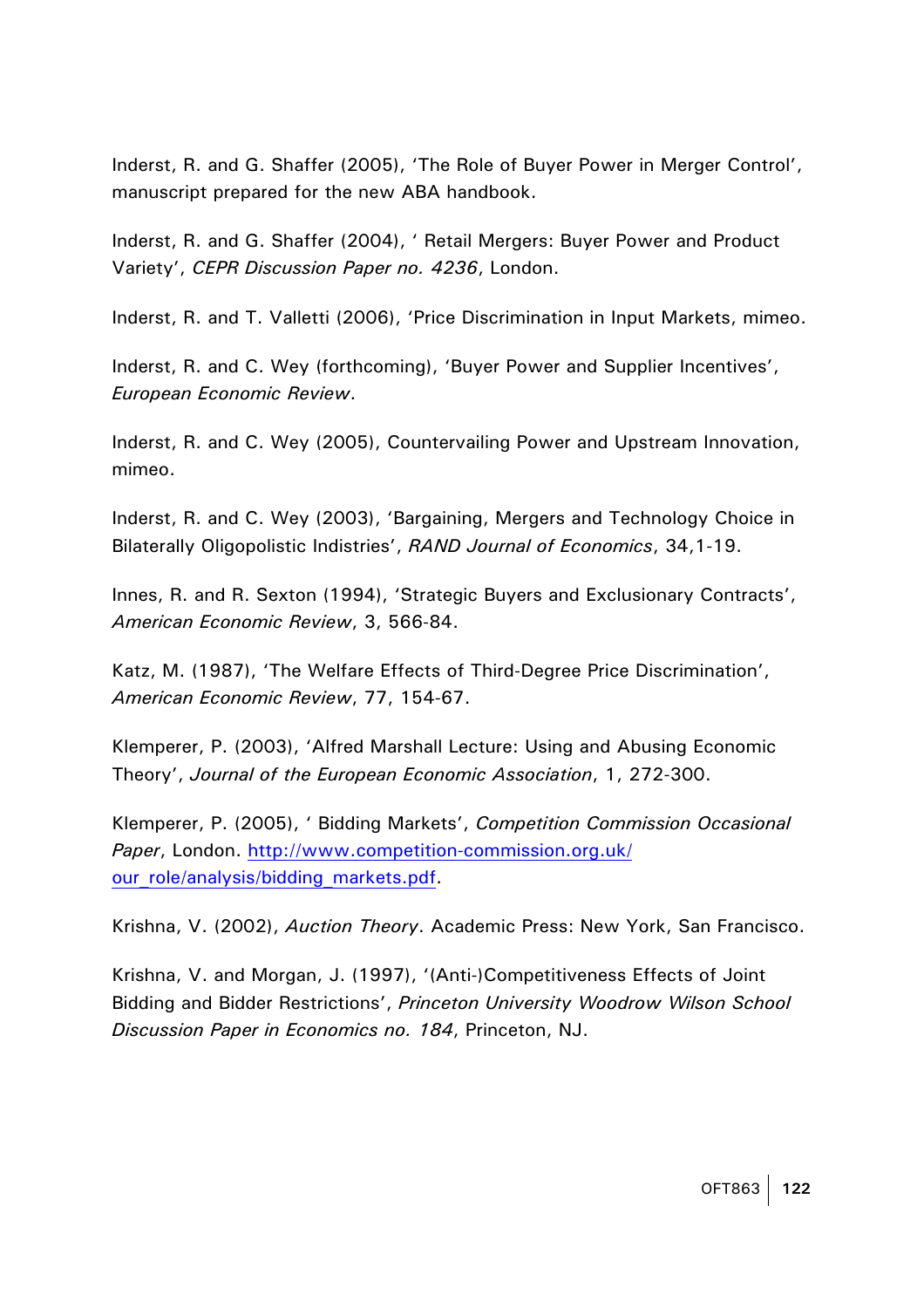Inderst, R. and G. Shaffer (2005), 'The Role of Buyer Power in Merger Control', manuscript prepared for the new ABA handbook.

Inderst, R. and G. Shaffer (2004), ' Retail Mergers: Buyer Power and Product Variety', *CEPR Discussion Paper no. 4236*, London.

Inderst, R. and T. Valletti (2006), 'Price Discrimination in Input Markets, mimeo.

Inderst, R. and C. Wey (forthcoming), 'Buyer Power and Supplier Incentives', *European Economic Review*.

Inderst, R. and C. Wey (2005), Countervailing Power and Upstream Innovation, mimeo.

Inderst, R. and C. Wey (2003), 'Bargaining, Mergers and Technology Choice in Bilaterally Oligopolistic Indistries', *RAND Journal of Economics*, 34,1-19.

Innes, R. and R. Sexton (1994), 'Strategic Buyers and Exclusionary Contracts', *American Economic Review*, 3, 566-84.

Katz, M. (1987), 'The Welfare Effects of Third-Degree Price Discrimination', *American Economic Review*, 77, 154-67.

Klemperer, P. (2003), 'Alfred Marshall Lecture: Using and Abusing Economic Theory', *Journal of the European Economic Association*, 1, 272-300.

Klemperer, P. (2005), ' Bidding Markets', *Competition Commission Occasional Paper*, London. http://www.competition-commission.org.uk/our_role/analysis/bidding_markets.pdf.

Krishna, V. (2002), *Auction Theory*. Academic Press: New York, San Francisco.

Krishna, V. and Morgan, J. (1997), '(Anti-)Competitiveness Effects of Joint Bidding and Bidder Restrictions', *Princeton University Woodrow Wilson School Discussion Paper in Economics no. 184*, Princeton, NJ.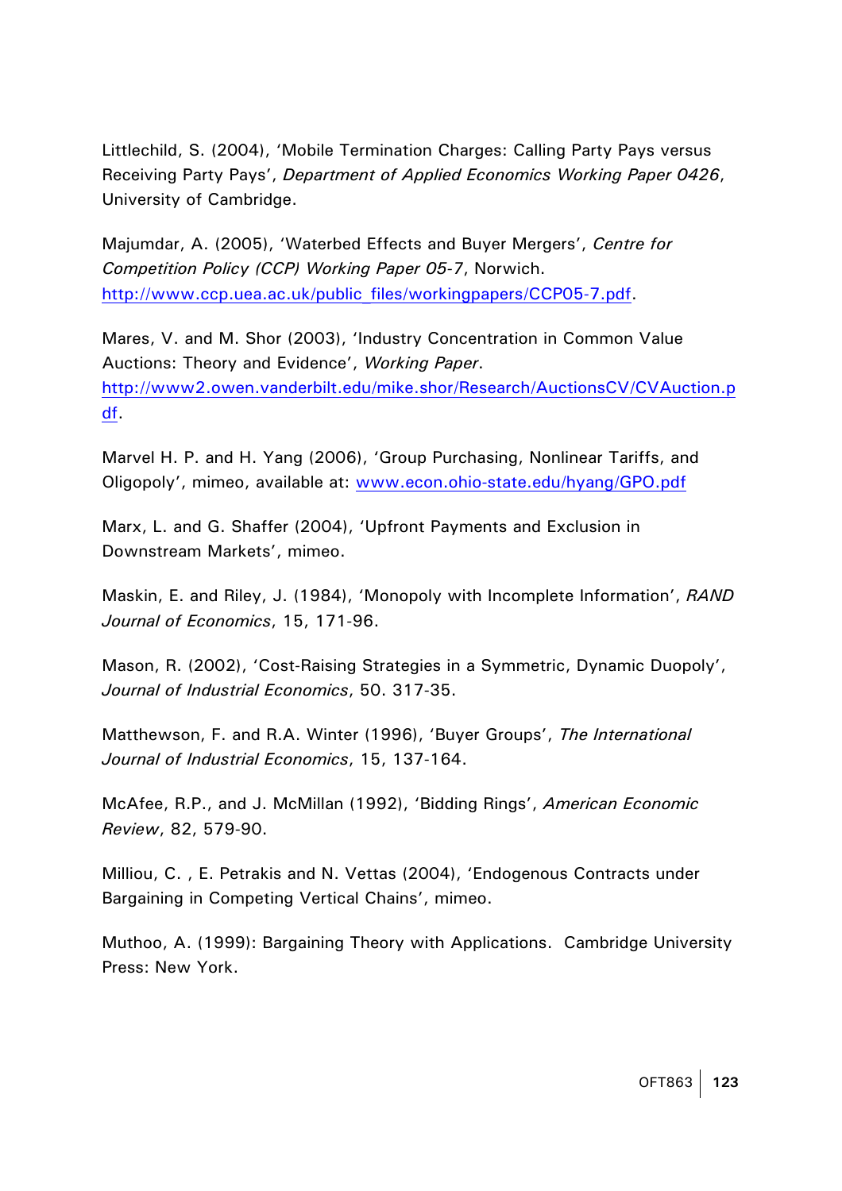Littlechild, S. (2004), 'Mobile Termination Charges: Calling Party Pays versus Receiving Party Pays', *Department of Applied Economics Working Paper 0426*, University of Cambridge.

Majumdar, A. (2005), 'Waterbed Effects and Buyer Mergers', *Centre for Competition Policy (CCP) Working Paper 05-7*, Norwich. http://www.ccp.uea.ac.uk/public_files/workingpapers/CCP05-7.pdf.

Mares, V. and M. Shor (2003), 'Industry Concentration in Common Value Auctions: Theory and Evidence', *Working Paper*. http://www2.owen.vanderbilt.edu/mike.shor/Research/AuctionsCV/CVAuction.pdf.

Marvel H. P. and H. Yang (2006), 'Group Purchasing, Nonlinear Tariffs, and Oligopoly', mimeo, available at: www.econ.ohio-state.edu/hyang/GPO.pdf

Marx, L. and G. Shaffer (2004), 'Upfront Payments and Exclusion in Downstream Markets', mimeo.

Maskin, E. and Riley, J. (1984), 'Monopoly with Incomplete Information', *RAND Journal of Economics*, 15, 171-96.

Mason, R. (2002), 'Cost-Raising Strategies in a Symmetric, Dynamic Duopoly', *Journal of Industrial Economics*, 50. 317-35.

Matthewson, F. and R.A. Winter (1996), 'Buyer Groups', *The International Journal of Industrial Economics*, 15, 137-164.

McAfee, R.P., and J. McMillan (1992), 'Bidding Rings', *American Economic Review*, 82, 579-90.

Milliou, C. , E. Petrakis and N. Vettas (2004), 'Endogenous Contracts under Bargaining in Competing Vertical Chains', mimeo.

Muthoo, A. (1999): Bargaining Theory with Applications. Cambridge University Press: New York.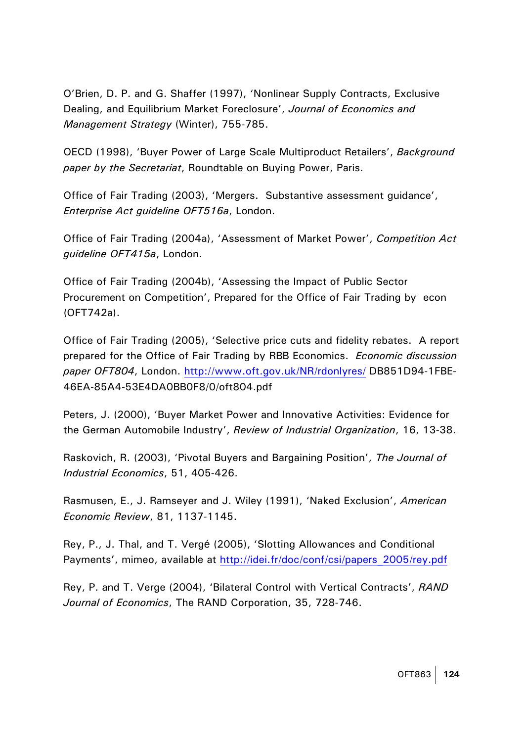O'Brien, D. P. and G. Shaffer (1997), 'Nonlinear Supply Contracts, Exclusive Dealing, and Equilibrium Market Foreclosure', *Journal of Economics and Management Strategy* (Winter), 755-785.

OECD (1998), 'Buyer Power of Large Scale Multiproduct Retailers', *Background paper by the Secretariat*, Roundtable on Buying Power, Paris.

Office of Fair Trading (2003), 'Mergers. Substantive assessment guidance', *Enterprise Act guideline OFT516a*, London.

Office of Fair Trading (2004a), 'Assessment of Market Power', *Competition Act guideline OFT415a*, London.

Office of Fair Trading (2004b), 'Assessing the Impact of Public Sector Procurement on Competition', Prepared for the Office of Fair Trading by econ (OFT742a).

Office of Fair Trading (2005), 'Selective price cuts and fidelity rebates. A report prepared for the Office of Fair Trading by RBB Economics. *Economic discussion paper OFT804*, London. http://www.oft.gov.uk/NR/rdonlyres/ DB851D94-1FBE-46EA-85A4-53E4DA0BB0F8/0/oft804.pdf

Peters, J. (2000), 'Buyer Market Power and Innovative Activities: Evidence for the German Automobile Industry', *Review of Industrial Organization*, 16, 13-38.

Raskovich, R. (2003), 'Pivotal Buyers and Bargaining Position', *The Journal of Industrial Economics*, 51, 405-426.

Rasmusen, E., J. Ramseyer and J. Wiley (1991), 'Naked Exclusion', *American Economic Review*, 81, 1137-1145.

Rey, P., J. Thal, and T. Vergé (2005), 'Slotting Allowances and Conditional Payments', mimeo, available at http://idei.fr/doc/conf/csi/papers_2005/rey.pdf

Rey, P. and T. Verge (2004), 'Bilateral Control with Vertical Contracts', *RAND Journal of Economics*, The RAND Corporation, 35, 728-746.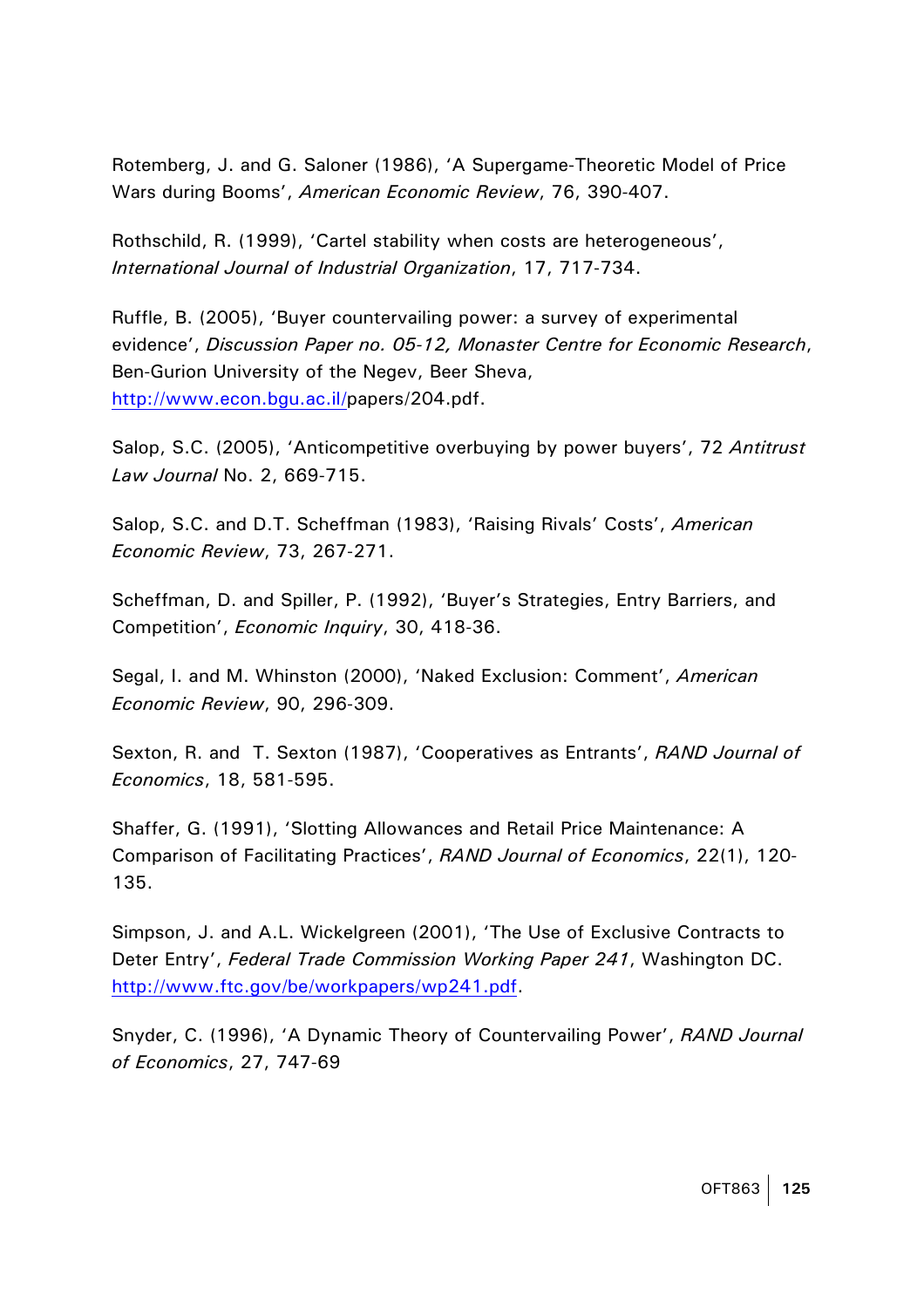Rotemberg, J. and G. Saloner (1986), 'A Supergame-Theoretic Model of Price Wars during Booms', *American Economic Review*, 76, 390-407.

Rothschild, R. (1999), 'Cartel stability when costs are heterogeneous', *International Journal of Industrial Organization*, 17, 717-734.

Ruffle, B. (2005), 'Buyer countervailing power: a survey of experimental evidence', *Discussion Paper no. 05-12, Monaster Centre for Economic Research*, Ben-Gurion University of the Negev, Beer Sheva, http://www.econ.bgu.ac.il/papers/204.pdf.

Salop, S.C. (2005), 'Anticompetitive overbuying by power buyers', 72 *Antitrust Law Journal* No. 2, 669-715.

Salop, S.C. and D.T. Scheffman (1983), 'Raising Rivals' Costs', *American Economic Review*, 73, 267-271.

Scheffman, D. and Spiller, P. (1992), 'Buyer's Strategies, Entry Barriers, and Competition', *Economic Inquiry*, 30, 418-36.

Segal, I. and M. Whinston (2000), 'Naked Exclusion: Comment', *American Economic Review*, 90, 296-309.

Sexton, R. and T. Sexton (1987), 'Cooperatives as Entrants', *RAND Journal of Economics*, 18, 581-595.

Shaffer, G. (1991), 'Slotting Allowances and Retail Price Maintenance: A Comparison of Facilitating Practices', *RAND Journal of Economics*, 22(1), 120-135.

Simpson, J. and A.L. Wickelgreen (2001), 'The Use of Exclusive Contracts to Deter Entry', *Federal Trade Commission Working Paper 241*, Washington DC. http://www.ftc.gov/be/workpapers/wp241.pdf.

Snyder, C. (1996), 'A Dynamic Theory of Countervailing Power', *RAND Journal of Economics*, 27, 747-69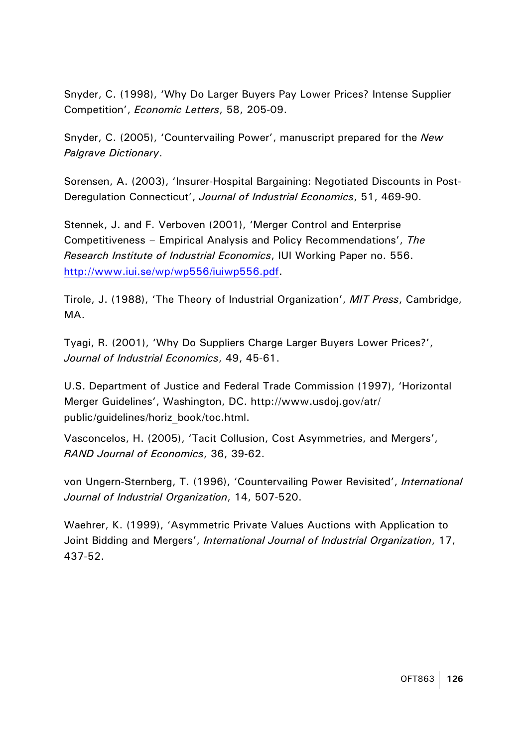Snyder, C. (1998), 'Why Do Larger Buyers Pay Lower Prices? Intense Supplier Competition', *Economic Letters*, 58, 205-09.

Snyder, C. (2005), 'Countervailing Power', manuscript prepared for the *New Palgrave Dictionary*.

Sorensen, A. (2003), 'Insurer-Hospital Bargaining: Negotiated Discounts in Post-Deregulation Connecticut', *Journal of Industrial Economics*, 51, 469-90.

Stennek, J. and F. Verboven (2001), 'Merger Control and Enterprise Competitiveness – Empirical Analysis and Policy Recommendations', *The Research Institute of Industrial Economics*, IUI Working Paper no. 556. http://www.iui.se/wp/wp556/iuiwp556.pdf.

Tirole, J. (1988), 'The Theory of Industrial Organization', *MIT Press*, Cambridge, MA.

Tyagi, R. (2001), 'Why Do Suppliers Charge Larger Buyers Lower Prices?', *Journal of Industrial Economics*, 49, 45-61.

U.S. Department of Justice and Federal Trade Commission (1997), 'Horizontal Merger Guidelines', Washington, DC. http://www.usdoj.gov/atr/public/guidelines/horiz_book/toc.html.

Vasconcelos, H. (2005), 'Tacit Collusion, Cost Asymmetries, and Mergers', *RAND Journal of Economics*, 36, 39-62.

von Ungern-Sternberg, T. (1996), 'Countervailing Power Revisited', *International Journal of Industrial Organization*, 14, 507-520.

Waehrer, K. (1999), 'Asymmetric Private Values Auctions with Application to Joint Bidding and Mergers', *International Journal of Industrial Organization*, 17, 437-52.